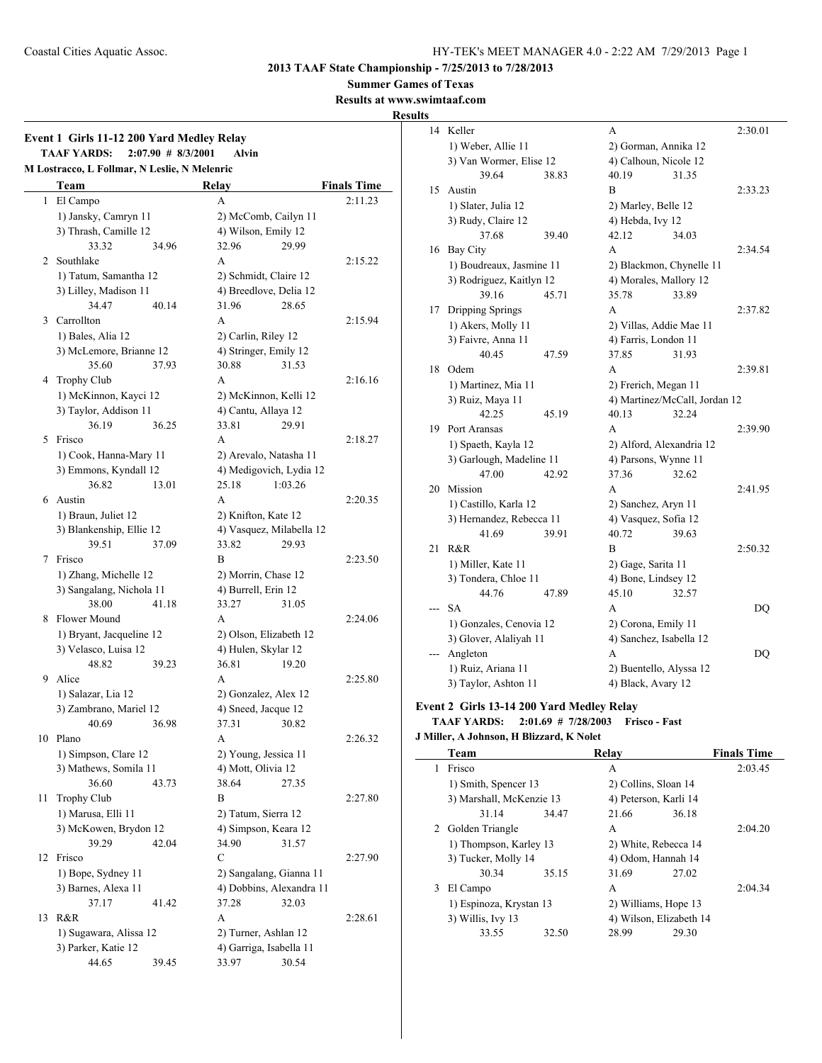## 2013 TAAF State Championship - 7/25/2013 to 7/28/2013

**Summer Games of Texas**

**Results at www.swimtaaf.com**

**Results**

### Event 1 Girls 11-12 200 Yard Medley Relay

**TAAF YARDS: 2:07.90 # 8/3/2001 Alvin**

**M Lostracco, L Follmar, N Leslie, N Melenric**

| | Team | Relay | Finals Time |
|---|---|---|---|
| 1 | El Campo | A | 2:11.23 |
| | 1) Jansky, Camryn 11; 2) McComb, Cailyn 11; 3) Thrash, Camille 12; 4) Wilson, Emily 12 | | |
| | 33.32 34.96 32.96 29.99 | | |
| 2 | Southlake | A | 2:15.22 |
| | 1) Tatum, Samantha 12; 2) Schmidt, Claire 12; 3) Lilley, Madison 11; 4) Breedlove, Delia 12 | | |
| | 34.47 40.14 31.96 28.65 | | |
| 3 | Carrollton | A | 2:15.94 |
| | 1) Bales, Alia 12; 2) Carlin, Riley 12; 3) McLemore, Brianne 12; 4) Stringer, Emily 12 | | |
| | 35.60 37.93 30.88 31.53 | | |
| 4 | Trophy Club | A | 2:16.16 |
| | 1) McKinnon, Kayci 12; 2) McKinnon, Kelli 12; 3) Taylor, Addison 11; 4) Cantu, Allaya 12 | | |
| | 36.19 36.25 33.81 29.91 | | |
| 5 | Frisco | A | 2:18.27 |
| | 1) Cook, Hanna-Mary 11; 2) Arevalo, Natasha 11; 3) Emmons, Kyndall 12; 4) Medigovich, Lydia 12 | | |
| | 36.82 13.01 25.18 1:03.26 | | |
| 6 | Austin | A | 2:20.35 |
| | 1) Braun, Juliet 12; 2) Knifton, Kate 12; 3) Blankenship, Ellie 12; 4) Vasquez, Milabella 12 | | |
| | 39.51 37.09 33.82 29.93 | | |
| 7 | Frisco | B | 2:23.50 |
| | 1) Zhang, Michelle 12; 2) Morrin, Chase 12; 3) Sangalang, Nichola 11; 4) Burrell, Erin 12 | | |
| | 38.00 41.18 33.27 31.05 | | |
| 8 | Flower Mound | A | 2:24.06 |
| | 1) Bryant, Jacqueline 12; 2) Olson, Elizabeth 12; 3) Velasco, Luisa 12; 4) Hulen, Skylar 12 | | |
| | 48.82 39.23 36.81 19.20 | | |
| 9 | Alice | A | 2:25.80 |
| | 1) Salazar, Lia 12; 2) Gonzalez, Alex 12; 3) Zambrano, Mariel 12; 4) Sneed, Jacque 12 | | |
| | 40.69 36.98 37.31 30.82 | | |
| 10 | Plano | A | 2:26.32 |
| | 1) Simpson, Clare 12; 2) Young, Jessica 11; 3) Mathews, Somila 11; 4) Mott, Olivia 12 | | |
| | 36.60 43.73 38.64 27.35 | | |
| 11 | Trophy Club | B | 2:27.80 |
| | 1) Marusa, Elli 11; 2) Tatum, Sierra 12; 3) McKowen, Brydon 12; 4) Simpson, Keara 12 | | |
| | 39.29 42.04 34.90 31.57 | | |
| 12 | Frisco | C | 2:27.90 |
| | 1) Bope, Sydney 11; 2) Sangalang, Gianna 11; 3) Barnes, Alexa 11; 4) Dobbins, Alexandria 11 | | |
| | 37.17 41.42 37.28 32.03 | | |
| 13 | R&R | A | 2:28.61 |
| | 1) Sugawara, Alissa 12; 2) Turner, Ashlan 12; 3) Parker, Katie 12; 4) Garriga, Isabella 11 | | |
| | 44.65 39.45 33.97 30.54 | | |
| 14 | Keller | A | 2:30.01 |
| | 1) Weber, Allie 11; 2) Gorman, Annika 12; 3) Van Wormer, Elise 12; 4) Calhoun, Nicole 12 | | |
| | 39.64 38.83 40.19 31.35 | | |
| 15 | Austin | B | 2:33.23 |
| | 1) Slater, Julia 12; 2) Marley, Belle 12; 3) Rudy, Claire 12; 4) Hebda, Ivy 12 | | |
| | 37.68 39.40 42.12 34.03 | | |
| 16 | Bay City | A | 2:34.54 |
| | 1) Boudreaux, Jasmine 11; 2) Blackmon, Chynelle 11; 3) Rodriguez, Kaitlyn 12; 4) Morales, Mallory 12 | | |
| | 39.16 45.71 35.78 33.89 | | |
| 17 | Dripping Springs | A | 2:37.82 |
| | 1) Akers, Molly 11; 2) Villas, Addie Mae 11; 3) Faivre, Anna 11; 4) Farris, London 11 | | |
| | 40.45 47.59 37.85 31.93 | | |
| 18 | Odem | A | 2:39.81 |
| | 1) Martinez, Mia 11; 2) Frerich, Megan 11; 3) Ruiz, Maya 11; 4) Martinez/McCall, Jordan 12 | | |
| | 42.25 45.19 40.13 32.24 | | |
| 19 | Port Aransas | A | 2:39.90 |
| | 1) Spaeth, Kayla 12; 2) Alford, Alexandria 12; 3) Garlough, Madeline 11; 4) Parsons, Wynne 11 | | |
| | 47.00 42.92 37.36 32.62 | | |
| 20 | Mission | A | 2:41.95 |
| | 1) Castillo, Karla 12; 2) Sanchez, Aryn 11; 3) Hernandez, Rebecca 11; 4) Vasquez, Sofia 12 | | |
| | 41.69 39.91 40.72 39.63 | | |
| 21 | R&R | B | 2:50.32 |
| | 1) Miller, Kate 11; 2) Gage, Sarita 11; 3) Tondera, Chloe 11; 4) Bone, Lindsey 12 | | |
| | 44.76 47.89 45.10 32.57 | | |
| --- | SA | A | DQ |
| | 1) Gonzales, Cenovia 12; 2) Corona, Emily 11; 3) Glover, Alaliyah 11; 4) Sanchez, Isabella 12 | | |
| --- | Angleton | A | DQ |
| | 1) Ruiz, Ariana 11; 2) Buentello, Alyssa 12; 3) Taylor, Ashton 11; 4) Black, Avary 12 | | |

### Event 2 Girls 13-14 200 Yard Medley Relay

**TAAF YARDS: 2:01.69 # 7/28/2003 Frisco - Fast**

**J Miller, A Johnson, H Blizzard, K Nolet**

| | Team | Relay | Finals Time |
|---|---|---|---|
| 1 | Frisco | A | 2:03.45 |
| | 1) Smith, Spencer 13; 2) Collins, Sloan 14; 3) Marshall, McKenzie 13; 4) Peterson, Karli 14 | | |
| | 31.14 34.47 21.66 36.18 | | |
| 2 | Golden Triangle | A | 2:04.20 |
| | 1) Thompson, Karley 13; 2) White, Rebecca 14; 3) Tucker, Molly 14; 4) Odom, Hannah 14 | | |
| | 30.34 35.15 31.69 27.02 | | |
| 3 | El Campo | A | 2:04.34 |
| | 1) Espinoza, Krystan 13; 2) Williams, Hope 13; 3) Willis, Ivy 13; 4) Wilson, Elizabeth 14 | | |
| | 33.55 32.50 28.99 29.30 | | |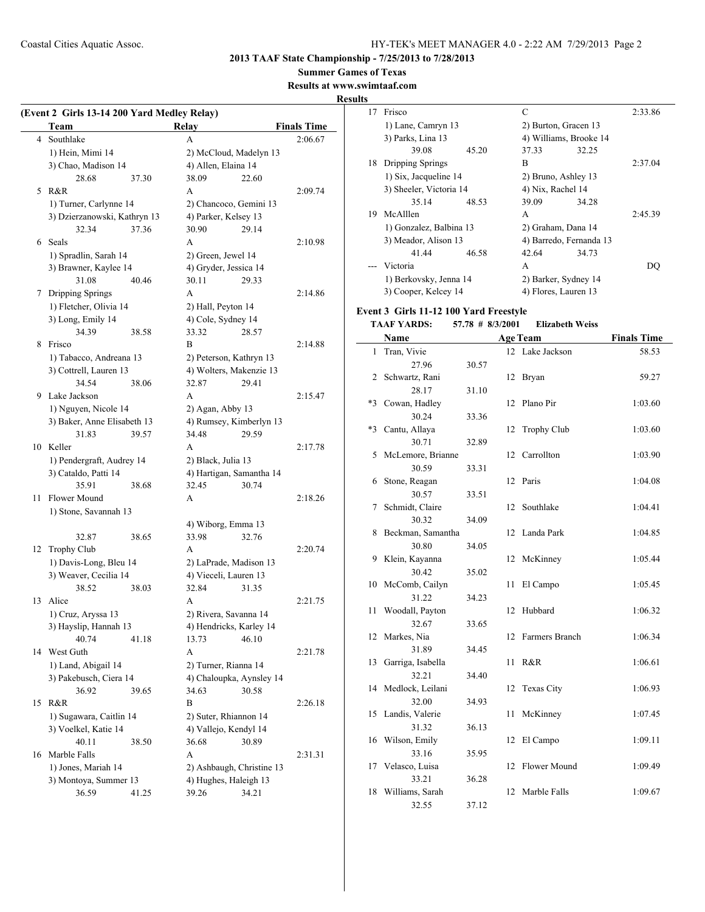## 2013 TAAF State Championship - 7/25/2013 to 7/28/2013

**Summer Games of Texas**

**Results at www.swimtaaf.com**

**Results**

### (Event 2 Girls 13-14 200 Yard Medley Relay)

| | Team | Relay | Finals Time |
|---|---|---|---|
| 4 | Southlake | A | 2:06.67 |
| | 1) Hein, Mimi 14 | 2) McCloud, Madelyn 13 | |
| | 3) Chao, Madison 14 | 4) Allen, Elaina 14 | |
| | 28.68 37.30 | 38.09 22.60 | |
| 5 | R&R | A | 2:09.74 |
| | 1) Turner, Carlynne 14 | 2) Chancoco, Gemini 13 | |
| | 3) Dzierzanowski, Kathryn 13 | 4) Parker, Kelsey 13 | |
| | 32.34 37.36 | 30.90 29.14 | |
| 6 | Seals | A | 2:10.98 |
| | 1) Spradlin, Sarah 14 | 2) Green, Jewel 14 | |
| | 3) Brawner, Kaylee 14 | 4) Gryder, Jessica 14 | |
| | 31.08 40.46 | 30.11 29.33 | |
| 7 | Dripping Springs | A | 2:14.86 |
| | 1) Fletcher, Olivia 14 | 2) Hall, Peyton 14 | |
| | 3) Long, Emily 14 | 4) Cole, Sydney 14 | |
| | 34.39 38.58 | 33.32 28.57 | |
| 8 | Frisco | B | 2:14.88 |
| | 1) Tabacco, Andreana 13 | 2) Peterson, Kathryn 13 | |
| | 3) Cottrell, Lauren 13 | 4) Wolters, Makenzie 13 | |
| | 34.54 38.06 | 32.87 29.41 | |
| 9 | Lake Jackson | A | 2:15.47 |
| | 1) Nguyen, Nicole 14 | 2) Agan, Abby 13 | |
| | 3) Baker, Anne Elisabeth 13 | 4) Rumsey, Kimberlyn 13 | |
| | 31.83 39.57 | 34.48 29.59 | |
| 10 | Keller | A | 2:17.78 |
| | 1) Pendergraft, Audrey 14 | 2) Black, Julia 13 | |
| | 3) Cataldo, Patti 14 | 4) Hartigan, Samantha 14 | |
| | 35.91 38.68 | 32.45 30.74 | |
| 11 | Flower Mound | A | 2:18.26 |
| | 1) Stone, Savannah 13 | | |
| | | 4) Wiborg, Emma 13 | |
| | 32.87 38.65 | 33.98 32.76 | |
| 12 | Trophy Club | A | 2:20.74 |
| | 1) Davis-Long, Bleu 14 | 2) LaPrade, Madison 13 | |
| | 3) Weaver, Cecilia 14 | 4) Vieceli, Lauren 13 | |
| | 38.52 38.03 | 32.84 31.35 | |
| 13 | Alice | A | 2:21.75 |
| | 1) Cruz, Aryssa 13 | 2) Rivera, Savanna 14 | |
| | 3) Hayslip, Hannah 13 | 4) Hendricks, Karley 14 | |
| | 40.74 41.18 | 13.73 46.10 | |
| 14 | West Guth | A | 2:21.78 |
| | 1) Land, Abigail 14 | 2) Turner, Rianna 14 | |
| | 3) Pakebusch, Ciera 14 | 4) Chaloupka, Aynsley 14 | |
| | 36.92 39.65 | 34.63 30.58 | |
| 15 | R&R | B | 2:26.18 |
| | 1) Sugawara, Caitlin 14 | 2) Suter, Rhiannon 14 | |
| | 3) Voelkel, Katie 14 | 4) Vallejo, Kendyl 14 | |
| | 40.11 38.50 | 36.68 30.89 | |
| 16 | Marble Falls | A | 2:31.31 |
| | 1) Jones, Mariah 14 | 2) Ashbaugh, Christine 13 | |
| | 3) Montoya, Summer 13 | 4) Hughes, Haleigh 13 | |
| | 36.59 41.25 | 39.26 34.21 | |
| 17 | Frisco | C | 2:33.86 |
| | 1) Lane, Camryn 13 | 2) Burton, Gracen 13 | |
| | 3) Parks, Lina 13 | 4) Williams, Brooke 14 | |
| | 39.08 45.20 | 37.33 32.25 | |
| 18 | Dripping Springs | B | 2:37.04 |
| | 1) Six, Jacqueline 14 | 2) Bruno, Ashley 13 | |
| | 3) Sheeler, Victoria 14 | 4) Nix, Rachel 14 | |
| | 35.14 48.53 | 39.09 34.28 | |
| 19 | McAlllen | A | 2:45.39 |
| | 1) Gonzalez, Balbina 13 | 2) Graham, Dana 14 | |
| | 3) Meador, Alison 13 | 4) Barredo, Fernanda 13 | |
| | 41.44 46.58 | 42.64 34.73 | |
| --- | Victoria | A | DQ |
| | 1) Berkovsky, Jenna 14 | 2) Barker, Sydney 14 | |
| | 3) Cooper, Kelcey 14 | 4) Flores, Lauren 13 | |

### Event 3 Girls 11-12 100 Yard Freestyle

**TAAF YARDS: 57.78 # 8/3/2001 Elizabeth Weiss**

| | Name | Age | Team | Finals Time |
|---|---|---|---|---|
| 1 | Tran, Vivie | 12 | Lake Jackson | 58.53 |
| | 27.96 30.57 | | | |
| 2 | Schwartz, Rani | 12 | Bryan | 59.27 |
| | 28.17 31.10 | | | |
| *3 | Cowan, Hadley | 12 | Plano Pir | 1:03.60 |
| | 30.24 33.36 | | | |
| *3 | Cantu, Allaya | 12 | Trophy Club | 1:03.60 |
| | 30.71 32.89 | | | |
| 5 | McLemore, Brianne | 12 | Carrollton | 1:03.90 |
| | 30.59 33.31 | | | |
| 6 | Stone, Reagan | 12 | Paris | 1:04.08 |
| | 30.57 33.51 | | | |
| 7 | Schmidt, Claire | 12 | Southlake | 1:04.41 |
| | 30.32 34.09 | | | |
| 8 | Beckman, Samantha | 12 | Landa Park | 1:04.85 |
| | 30.80 34.05 | | | |
| 9 | Klein, Kayanna | 12 | McKinney | 1:05.44 |
| | 30.42 35.02 | | | |
| 10 | McComb, Cailyn | 11 | El Campo | 1:05.45 |
| | 31.22 34.23 | | | |
| 11 | Woodall, Payton | 12 | Hubbard | 1:06.32 |
| | 32.67 33.65 | | | |
| 12 | Markes, Nia | 12 | Farmers Branch | 1:06.34 |
| | 31.89 34.45 | | | |
| 13 | Garriga, Isabella | 11 | R&R | 1:06.61 |
| | 32.21 34.40 | | | |
| 14 | Medlock, Leilani | 12 | Texas City | 1:06.93 |
| | 32.00 34.93 | | | |
| 15 | Landis, Valerie | 11 | McKinney | 1:07.45 |
| | 31.32 36.13 | | | |
| 16 | Wilson, Emily | 12 | El Campo | 1:09.11 |
| | 33.16 35.95 | | | |
| 17 | Velasco, Luisa | 12 | Flower Mound | 1:09.49 |
| | 33.21 36.28 | | | |
| 18 | Williams, Sarah | 12 | Marble Falls | 1:09.67 |
| | 32.55 37.12 | | | |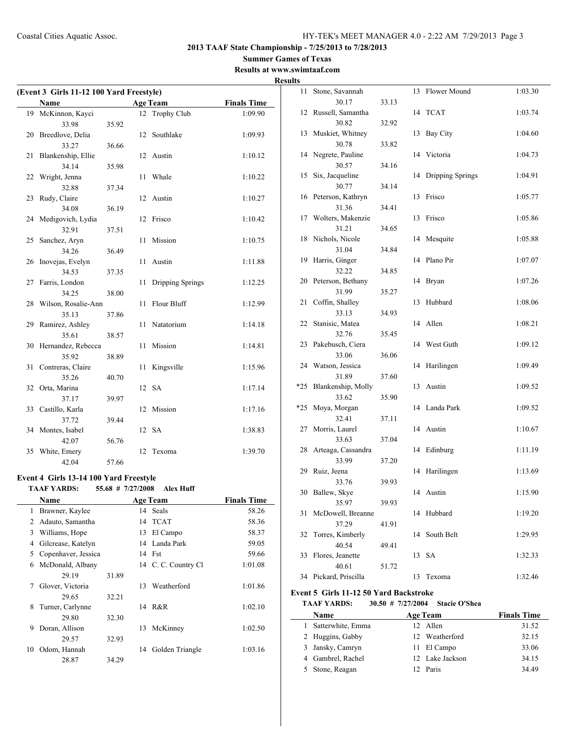## 2013 TAAF State Championship - 7/25/2013 to 7/28/2013

**Summer Games of Texas**

**Results at www.swimtaaf.com**

**Results**

### (Event 3 Girls 11-12 100 Yard Freestyle)

| | Name | Age | Team | Finals Time |
|---|---|---|---|---|
| 19 | McKinnon, Kayci | 12 | Trophy Club | 1:09.90 |
| | 33.98 | 35.92 | | |
| 20 | Breedlove, Delia | 12 | Southlake | 1:09.93 |
| | 33.27 | 36.66 | | |
| 21 | Blankenship, Ellie | 12 | Austin | 1:10.12 |
| | 34.14 | 35.98 | | |
| 22 | Wright, Jenna | 11 | Whale | 1:10.22 |
| | 32.88 | 37.34 | | |
| 23 | Rudy, Claire | 12 | Austin | 1:10.27 |
| | 34.08 | 36.19 | | |
| 24 | Medigovich, Lydia | 12 | Frisco | 1:10.42 |
| | 32.91 | 37.51 | | |
| 25 | Sanchez, Aryn | 11 | Mission | 1:10.75 |
| | 34.26 | 36.49 | | |
| 26 | Inovejas, Evelyn | 11 | Austin | 1:11.88 |
| | 34.53 | 37.35 | | |
| 27 | Farris, London | 11 | Dripping Springs | 1:12.25 |
| | 34.25 | 38.00 | | |
| 28 | Wilson, Rosalie-Ann | 11 | Flour Bluff | 1:12.99 |
| | 35.13 | 37.86 | | |
| 29 | Ramirez, Ashley | 11 | Natatorium | 1:14.18 |
| | 35.61 | 38.57 | | |
| 30 | Hernandez, Rebecca | 11 | Mission | 1:14.81 |
| | 35.92 | 38.89 | | |
| 31 | Contreras, Claire | 11 | Kingsville | 1:15.96 |
| | 35.26 | 40.70 | | |
| 32 | Orta, Marina | 12 | SA | 1:17.14 |
| | 37.17 | 39.97 | | |
| 33 | Castillo, Karla | 12 | Mission | 1:17.16 |
| | 37.72 | 39.44 | | |
| 34 | Montes, Isabel | 12 | SA | 1:38.83 |
| | 42.07 | 56.76 | | |
| 35 | White, Emery | 12 | Texoma | 1:39.70 |
| | 42.04 | 57.66 | | |

### Event 4 Girls 13-14 100 Yard Freestyle

**TAAF YARDS: 55.68 # 7/27/2008 Alex Huff**

| | Name | Age | Team | Finals Time |
|---|---|---|---|---|
| 1 | Brawner, Kaylee | 14 | Seals | 58.26 |
| 2 | Adauto, Samantha | 14 | TCAT | 58.36 |
| 3 | Williams, Hope | 13 | El Campo | 58.37 |
| 4 | Gilcrease, Katelyn | 14 | Landa Park | 59.05 |
| 5 | Copenhaver, Jessica | 14 | Fst | 59.66 |
| 6 | McDonald, Albany | 14 | C. C. Country Cl | 1:01.08 |
| | 29.19 | 31.89 | | |
| 7 | Glover, Victoria | 13 | Weatherford | 1:01.86 |
| | 29.65 | 32.21 | | |
| 8 | Turner, Carlynne | 14 | R&R | 1:02.10 |
| | 29.80 | 32.30 | | |
| 9 | Doran, Allison | 13 | McKinney | 1:02.50 |
| | 29.57 | 32.93 | | |
| 10 | Odom, Hannah | 14 | Golden Triangle | 1:03.16 |
| | 28.87 | 34.29 | | |
| 11 | Stone, Savannah | 13 | Flower Mound | 1:03.30 |
| | 30.17 | 33.13 | | |
| 12 | Russell, Samantha | 14 | TCAT | 1:03.74 |
| | 30.82 | 32.92 | | |
| 13 | Muskiet, Whitney | 13 | Bay City | 1:04.60 |
| | 30.78 | 33.82 | | |
| 14 | Negrete, Pauline | 14 | Victoria | 1:04.73 |
| | 30.57 | 34.16 | | |
| 15 | Six, Jacqueline | 14 | Dripping Springs | 1:04.91 |
| | 30.77 | 34.14 | | |
| 16 | Peterson, Kathryn | 13 | Frisco | 1:05.77 |
| | 31.36 | 34.41 | | |
| 17 | Wolters, Makenzie | 13 | Frisco | 1:05.86 |
| | 31.21 | 34.65 | | |
| 18 | Nichols, Nicole | 14 | Mesquite | 1:05.88 |
| | 31.04 | 34.84 | | |
| 19 | Harris, Ginger | 14 | Plano Pir | 1:07.07 |
| | 32.22 | 34.85 | | |
| 20 | Peterson, Bethany | 14 | Bryan | 1:07.26 |
| | 31.99 | 35.27 | | |
| 21 | Coffin, Shalley | 13 | Hubbard | 1:08.06 |
| | 33.13 | 34.93 | | |
| 22 | Stanisic, Matea | 14 | Allen | 1:08.21 |
| | 32.76 | 35.45 | | |
| 23 | Pakebusch, Ciera | 14 | West Guth | 1:09.12 |
| | 33.06 | 36.06 | | |
| 24 | Watson, Jessica | 14 | Harilingen | 1:09.49 |
| | 31.89 | 37.60 | | |
| *25 | Blankenship, Molly | 13 | Austin | 1:09.52 |
| | 33.62 | 35.90 | | |
| *25 | Moya, Morgan | 14 | Landa Park | 1:09.52 |
| | 32.41 | 37.11 | | |
| 27 | Morris, Laurel | 14 | Austin | 1:10.67 |
| | 33.63 | 37.04 | | |
| 28 | Arteaga, Cassandra | 14 | Edinburg | 1:11.19 |
| | 33.99 | 37.20 | | |
| 29 | Ruiz, Jeena | 14 | Harilingen | 1:13.69 |
| | 33.76 | 39.93 | | |
| 30 | Ballew, Skye | 14 | Austin | 1:15.90 |
| | 35.97 | 39.93 | | |
| 31 | McDowell, Breanne | 14 | Hubbard | 1:19.20 |
| | 37.29 | 41.91 | | |
| 32 | Torres, Kimberly | 14 | South Belt | 1:29.95 |
| | 40.54 | 49.41 | | |
| 33 | Flores, Jeanette | 13 | SA | 1:32.33 |
| | 40.61 | 51.72 | | |
| 34 | Pickard, Priscilla | 13 | Texoma | 1:32.46 |

### Event 5 Girls 11-12 50 Yard Backstroke

**TAAF YARDS: 30.50 # 7/27/2004 Stacie O'Shea**

| | Name | Age | Team | Finals Time |
|---|---|---|---|---|
| 1 | Satterwhite, Emma | 12 | Allen | 31.52 |
| 2 | Huggins, Gabby | 12 | Weatherford | 32.15 |
| 3 | Jansky, Camryn | 11 | El Campo | 33.06 |
| 4 | Gambrel, Rachel | 12 | Lake Jackson | 34.15 |
| 5 | Stone, Reagan | 12 | Paris | 34.49 |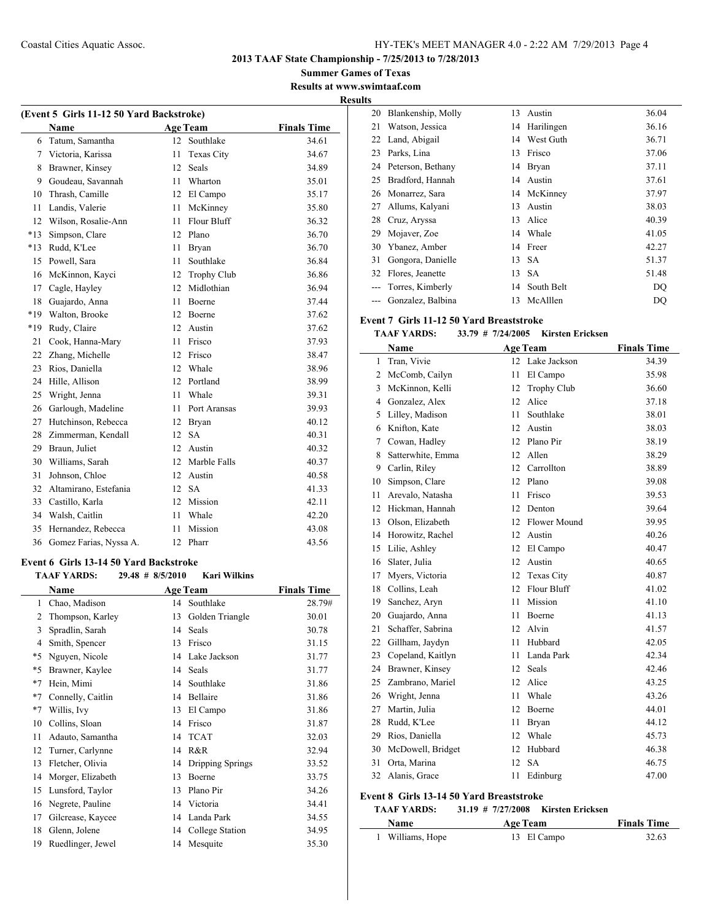**2013 TAAF State Championship - 7/25/2013 to 7/28/2013**

**Summer Games of Texas**

**Results at www.swimtaaf.com**

**Results**

**(Event 5 Girls 11-12 50 Yard Backstroke)**

| | Name | Age | Team | Finals Time |
|---|---|---|---|---|
| 6 | Tatum, Samantha | 12 | Southlake | 34.61 |
| 7 | Victoria, Karissa | 11 | Texas City | 34.67 |
| 8 | Brawner, Kinsey | 12 | Seals | 34.89 |
| 9 | Goudeau, Savannah | 11 | Wharton | 35.01 |
| 10 | Thrash, Camille | 12 | El Campo | 35.17 |
| 11 | Landis, Valerie | 11 | McKinney | 35.80 |
| 12 | Wilson, Rosalie-Ann | 11 | Flour Bluff | 36.32 |
| *13 | Simpson, Clare | 12 | Plano | 36.70 |
| *13 | Rudd, K'Lee | 11 | Bryan | 36.70 |
| 15 | Powell, Sara | 11 | Southlake | 36.84 |
| 16 | McKinnon, Kayci | 12 | Trophy Club | 36.86 |
| 17 | Cagle, Hayley | 12 | Midlothian | 36.94 |
| 18 | Guajardo, Anna | 11 | Boerne | 37.44 |
| *19 | Walton, Brooke | 12 | Boerne | 37.62 |
| *19 | Rudy, Claire | 12 | Austin | 37.62 |
| 21 | Cook, Hanna-Mary | 11 | Frisco | 37.93 |
| 22 | Zhang, Michelle | 12 | Frisco | 38.47 |
| 23 | Rios, Daniella | 12 | Whale | 38.96 |
| 24 | Hille, Allison | 12 | Portland | 38.99 |
| 25 | Wright, Jenna | 11 | Whale | 39.31 |
| 26 | Garlough, Madeline | 11 | Port Aransas | 39.93 |
| 27 | Hutchinson, Rebecca | 12 | Bryan | 40.12 |
| 28 | Zimmerman, Kendall | 12 | SA | 40.31 |
| 29 | Braun, Juliet | 12 | Austin | 40.32 |
| 30 | Williams, Sarah | 12 | Marble Falls | 40.37 |
| 31 | Johnson, Chloe | 12 | Austin | 40.58 |
| 32 | Altamirano, Estefania | 12 | SA | 41.33 |
| 33 | Castillo, Karla | 12 | Mission | 42.11 |
| 34 | Walsh, Caitlin | 11 | Whale | 42.20 |
| 35 | Hernandez, Rebecca | 11 | Mission | 43.08 |
| 36 | Gomez Farias, Nyssa A. | 12 | Pharr | 43.56 |

**Event 6 Girls 13-14 50 Yard Backstroke**

**TAAF YARDS:** 29.48 # 8/5/2010 **Kari Wilkins**

| | Name | Age | Team | Finals Time |
|---|---|---|---|---|
| 1 | Chao, Madison | 14 | Southlake | 28.79# |
| 2 | Thompson, Karley | 13 | Golden Triangle | 30.01 |
| 3 | Spradlin, Sarah | 14 | Seals | 30.78 |
| 4 | Smith, Spencer | 13 | Frisco | 31.15 |
| *5 | Nguyen, Nicole | 14 | Lake Jackson | 31.77 |
| *5 | Brawner, Kaylee | 14 | Seals | 31.77 |
| *7 | Hein, Mimi | 14 | Southlake | 31.86 |
| *7 | Connelly, Caitlin | 14 | Bellaire | 31.86 |
| *7 | Willis, Ivy | 13 | El Campo | 31.86 |
| 10 | Collins, Sloan | 14 | Frisco | 31.87 |
| 11 | Adauto, Samantha | 14 | TCAT | 32.03 |
| 12 | Turner, Carlynne | 14 | R&R | 32.94 |
| 13 | Fletcher, Olivia | 14 | Dripping Springs | 33.52 |
| 14 | Morger, Elizabeth | 13 | Boerne | 33.75 |
| 15 | Lunsford, Taylor | 13 | Plano Pir | 34.26 |
| 16 | Negrete, Pauline | 14 | Victoria | 34.41 |
| 17 | Gilcrease, Kaycee | 14 | Landa Park | 34.55 |
| 18 | Glenn, Jolene | 14 | College Station | 34.95 |
| 19 | Ruedlinger, Jewel | 14 | Mesquite | 35.30 |
| 20 | Blankenship, Molly | 13 | Austin | 36.04 |
| 21 | Watson, Jessica | 14 | Harilingen | 36.16 |
| 22 | Land, Abigail | 14 | West Guth | 36.71 |
| 23 | Parks, Lina | 13 | Frisco | 37.06 |
| 24 | Peterson, Bethany | 14 | Bryan | 37.11 |
| 25 | Bradford, Hannah | 14 | Austin | 37.61 |
| 26 | Monarrez, Sara | 14 | McKinney | 37.97 |
| 27 | Allums, Kalyani | 13 | Austin | 38.03 |
| 28 | Cruz, Aryssa | 13 | Alice | 40.39 |
| 29 | Mojaver, Zoe | 14 | Whale | 41.05 |
| 30 | Ybanez, Amber | 14 | Freer | 42.27 |
| 31 | Gongora, Danielle | 13 | SA | 51.37 |
| 32 | Flores, Jeanette | 13 | SA | 51.48 |
| --- | Torres, Kimberly | 14 | South Belt | DQ |
| --- | Gonzalez, Balbina | 13 | McAlllen | DQ |

**Event 7 Girls 11-12 50 Yard Breaststroke**

**TAAF YARDS:** 33.79 # 7/24/2005 **Kirsten Ericksen**

| | Name | Age | Team | Finals Time |
|---|---|---|---|---|
| 1 | Tran, Vivie | 12 | Lake Jackson | 34.39 |
| 2 | McComb, Cailyn | 11 | El Campo | 35.98 |
| 3 | McKinnon, Kelli | 12 | Trophy Club | 36.60 |
| 4 | Gonzalez, Alex | 12 | Alice | 37.18 |
| 5 | Lilley, Madison | 11 | Southlake | 38.01 |
| 6 | Knifton, Kate | 12 | Austin | 38.03 |
| 7 | Cowan, Hadley | 12 | Plano Pir | 38.19 |
| 8 | Satterwhite, Emma | 12 | Allen | 38.29 |
| 9 | Carlin, Riley | 12 | Carrollton | 38.89 |
| 10 | Simpson, Clare | 12 | Plano | 39.08 |
| 11 | Arevalo, Natasha | 11 | Frisco | 39.53 |
| 12 | Hickman, Hannah | 12 | Denton | 39.64 |
| 13 | Olson, Elizabeth | 12 | Flower Mound | 39.95 |
| 14 | Horowitz, Rachel | 12 | Austin | 40.26 |
| 15 | Lilie, Ashley | 12 | El Campo | 40.47 |
| 16 | Slater, Julia | 12 | Austin | 40.65 |
| 17 | Myers, Victoria | 12 | Texas City | 40.87 |
| 18 | Collins, Leah | 12 | Flour Bluff | 41.02 |
| 19 | Sanchez, Aryn | 11 | Mission | 41.10 |
| 20 | Guajardo, Anna | 11 | Boerne | 41.13 |
| 21 | Schaffer, Sabrina | 12 | Alvin | 41.57 |
| 22 | Gillham, Jaydyn | 11 | Hubbard | 42.05 |
| 23 | Copeland, Kaitlyn | 11 | Landa Park | 42.34 |
| 24 | Brawner, Kinsey | 12 | Seals | 42.46 |
| 25 | Zambrano, Mariel | 12 | Alice | 43.25 |
| 26 | Wright, Jenna | 11 | Whale | 43.26 |
| 27 | Martin, Julia | 12 | Boerne | 44.01 |
| 28 | Rudd, K'Lee | 11 | Bryan | 44.12 |
| 29 | Rios, Daniella | 12 | Whale | 45.73 |
| 30 | McDowell, Bridget | 12 | Hubbard | 46.38 |
| 31 | Orta, Marina | 12 | SA | 46.75 |
| 32 | Alanis, Grace | 11 | Edinburg | 47.00 |

**Event 8 Girls 13-14 50 Yard Breaststroke**

**TAAF YARDS:** 31.19 # 7/27/2008 **Kirsten Ericksen**

| | Name | Age | Team | Finals Time |
|---|---|---|---|---|
| 1 | Williams, Hope | 13 | El Campo | 32.63 |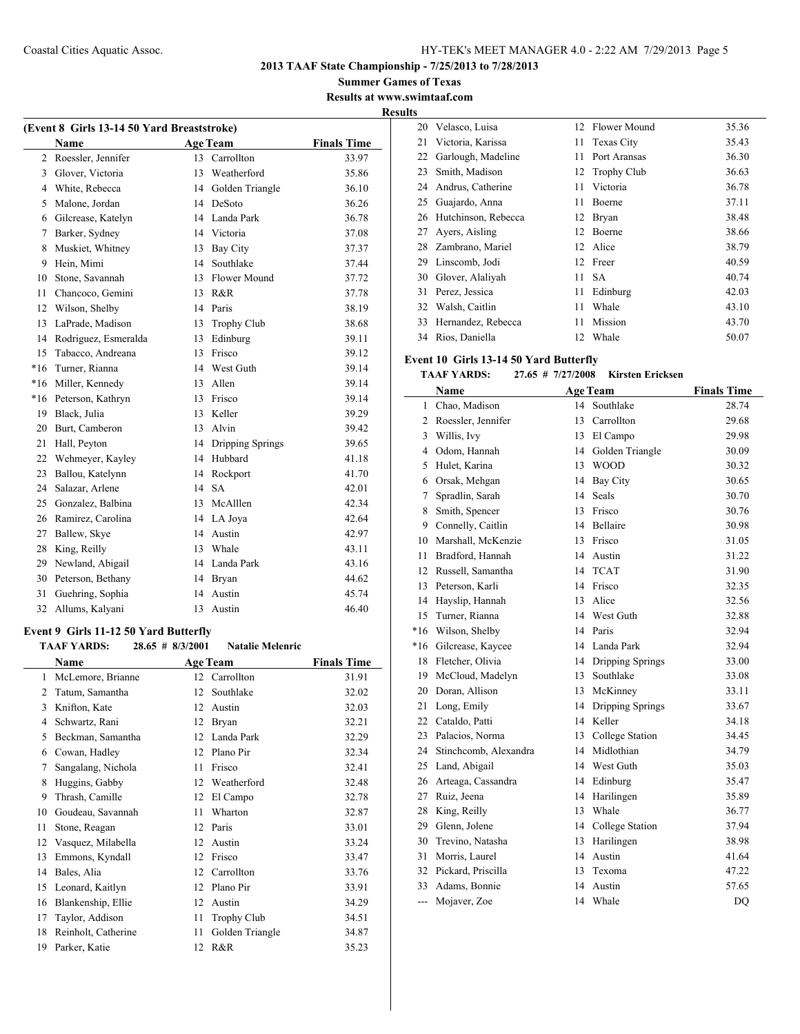## 2013 TAAF State Championship - 7/25/2013 to 7/28/2013

**Summer Games of Texas**

**Results at www.swimtaaf.com**

**Results**

### (Event 8 Girls 13-14 50 Yard Breaststroke)

| | Name | Age | Team | Finals Time |
|---|---|---|---|---|
| 2 | Roessler, Jennifer | 13 | Carrollton | 33.97 |
| 3 | Glover, Victoria | 13 | Weatherford | 35.86 |
| 4 | White, Rebecca | 14 | Golden Triangle | 36.10 |
| 5 | Malone, Jordan | 14 | DeSoto | 36.26 |
| 6 | Gilcrease, Katelyn | 14 | Landa Park | 36.78 |
| 7 | Barker, Sydney | 14 | Victoria | 37.08 |
| 8 | Muskiet, Whitney | 13 | Bay City | 37.37 |
| 9 | Hein, Mimi | 14 | Southlake | 37.44 |
| 10 | Stone, Savannah | 13 | Flower Mound | 37.72 |
| 11 | Chancoco, Gemini | 13 | R&R | 37.78 |
| 12 | Wilson, Shelby | 14 | Paris | 38.19 |
| 13 | LaPrade, Madison | 13 | Trophy Club | 38.68 |
| 14 | Rodriguez, Esmeralda | 13 | Edinburg | 39.11 |
| 15 | Tabacco, Andreana | 13 | Frisco | 39.12 |
| *16 | Turner, Rianna | 14 | West Guth | 39.14 |
| *16 | Miller, Kennedy | 13 | Allen | 39.14 |
| *16 | Peterson, Kathryn | 13 | Frisco | 39.14 |
| 19 | Black, Julia | 13 | Keller | 39.29 |
| 20 | Burt, Camberon | 13 | Alvin | 39.42 |
| 21 | Hall, Peyton | 14 | Dripping Springs | 39.65 |
| 22 | Wehmeyer, Kayley | 14 | Hubbard | 41.18 |
| 23 | Ballou, Katelynn | 14 | Rockport | 41.70 |
| 24 | Salazar, Arlene | 14 | SA | 42.01 |
| 25 | Gonzalez, Balbina | 13 | McAlllen | 42.34 |
| 26 | Ramirez, Carolina | 14 | LA Joya | 42.64 |
| 27 | Ballew, Skye | 14 | Austin | 42.97 |
| 28 | King, Reilly | 13 | Whale | 43.11 |
| 29 | Newland, Abigail | 14 | Landa Park | 43.16 |
| 30 | Peterson, Bethany | 14 | Bryan | 44.62 |
| 31 | Guehring, Sophia | 14 | Austin | 45.74 |
| 32 | Allums, Kalyani | 13 | Austin | 46.40 |

### Event 9 Girls 11-12 50 Yard Butterfly

**TAAF YARDS: 28.65 # 8/3/2001 Natalie Melenric**

| | Name | Age | Team | Finals Time |
|---|---|---|---|---|
| 1 | McLemore, Brianne | 12 | Carrollton | 31.91 |
| 2 | Tatum, Samantha | 12 | Southlake | 32.02 |
| 3 | Knifton, Kate | 12 | Austin | 32.03 |
| 4 | Schwartz, Rani | 12 | Bryan | 32.21 |
| 5 | Beckman, Samantha | 12 | Landa Park | 32.29 |
| 6 | Cowan, Hadley | 12 | Plano Pir | 32.34 |
| 7 | Sangalang, Nichola | 11 | Frisco | 32.41 |
| 8 | Huggins, Gabby | 12 | Weatherford | 32.48 |
| 9 | Thrash, Camille | 12 | El Campo | 32.78 |
| 10 | Goudeau, Savannah | 11 | Wharton | 32.87 |
| 11 | Stone, Reagan | 12 | Paris | 33.01 |
| 12 | Vasquez, Milabella | 12 | Austin | 33.24 |
| 13 | Emmons, Kyndall | 12 | Frisco | 33.47 |
| 14 | Bales, Alia | 12 | Carrollton | 33.76 |
| 15 | Leonard, Kaitlyn | 12 | Plano Pir | 33.91 |
| 16 | Blankenship, Ellie | 12 | Austin | 34.29 |
| 17 | Taylor, Addison | 11 | Trophy Club | 34.51 |
| 18 | Reinholt, Catherine | 11 | Golden Triangle | 34.87 |
| 19 | Parker, Katie | 12 | R&R | 35.23 |
| 20 | Velasco, Luisa | 12 | Flower Mound | 35.36 |
| 21 | Victoria, Karissa | 11 | Texas City | 35.43 |
| 22 | Garlough, Madeline | 11 | Port Aransas | 36.30 |
| 23 | Smith, Madison | 12 | Trophy Club | 36.63 |
| 24 | Andrus, Catherine | 11 | Victoria | 36.78 |
| 25 | Guajardo, Anna | 11 | Boerne | 37.11 |
| 26 | Hutchinson, Rebecca | 12 | Bryan | 38.48 |
| 27 | Ayers, Aisling | 12 | Boerne | 38.66 |
| 28 | Zambrano, Mariel | 12 | Alice | 38.79 |
| 29 | Linscomb, Jodi | 12 | Freer | 40.59 |
| 30 | Glover, Alaliyah | 11 | SA | 40.74 |
| 31 | Perez, Jessica | 11 | Edinburg | 42.03 |
| 32 | Walsh, Caitlin | 11 | Whale | 43.10 |
| 33 | Hernandez, Rebecca | 11 | Mission | 43.70 |
| 34 | Rios, Daniella | 12 | Whale | 50.07 |

### Event 10 Girls 13-14 50 Yard Butterfly

**TAAF YARDS: 27.65 # 7/27/2008 Kirsten Ericksen**

| | Name | Age | Team | Finals Time |
|---|---|---|---|---|
| 1 | Chao, Madison | 14 | Southlake | 28.74 |
| 2 | Roessler, Jennifer | 13 | Carrollton | 29.68 |
| 3 | Willis, Ivy | 13 | El Campo | 29.98 |
| 4 | Odom, Hannah | 14 | Golden Triangle | 30.09 |
| 5 | Hulet, Karina | 13 | WOOD | 30.32 |
| 6 | Orsak, Mehgan | 14 | Bay City | 30.65 |
| 7 | Spradlin, Sarah | 14 | Seals | 30.70 |
| 8 | Smith, Spencer | 13 | Frisco | 30.76 |
| 9 | Connelly, Caitlin | 14 | Bellaire | 30.98 |
| 10 | Marshall, McKenzie | 13 | Frisco | 31.05 |
| 11 | Bradford, Hannah | 14 | Austin | 31.22 |
| 12 | Russell, Samantha | 14 | TCAT | 31.90 |
| 13 | Peterson, Karli | 14 | Frisco | 32.35 |
| 14 | Hayslip, Hannah | 13 | Alice | 32.56 |
| 15 | Turner, Rianna | 14 | West Guth | 32.88 |
| *16 | Wilson, Shelby | 14 | Paris | 32.94 |
| *16 | Gilcrease, Kaycee | 14 | Landa Park | 32.94 |
| 18 | Fletcher, Olivia | 14 | Dripping Springs | 33.00 |
| 19 | McCloud, Madelyn | 13 | Southlake | 33.08 |
| 20 | Doran, Allison | 13 | McKinney | 33.11 |
| 21 | Long, Emily | 14 | Dripping Springs | 33.67 |
| 22 | Cataldo, Patti | 14 | Keller | 34.18 |
| 23 | Palacios, Norma | 13 | College Station | 34.45 |
| 24 | Stinchcomb, Alexandra | 14 | Midlothian | 34.79 |
| 25 | Land, Abigail | 14 | West Guth | 35.03 |
| 26 | Arteaga, Cassandra | 14 | Edinburg | 35.47 |
| 27 | Ruiz, Jeena | 14 | Harilingen | 35.89 |
| 28 | King, Reilly | 13 | Whale | 36.77 |
| 29 | Glenn, Jolene | 14 | College Station | 37.94 |
| 30 | Trevino, Natasha | 13 | Harilingen | 38.98 |
| 31 | Morris, Laurel | 14 | Austin | 41.64 |
| 32 | Pickard, Priscilla | 13 | Texoma | 47.22 |
| 33 | Adams, Bonnie | 14 | Austin | 57.65 |
| --- | Mojaver, Zoe | 14 | Whale | DQ |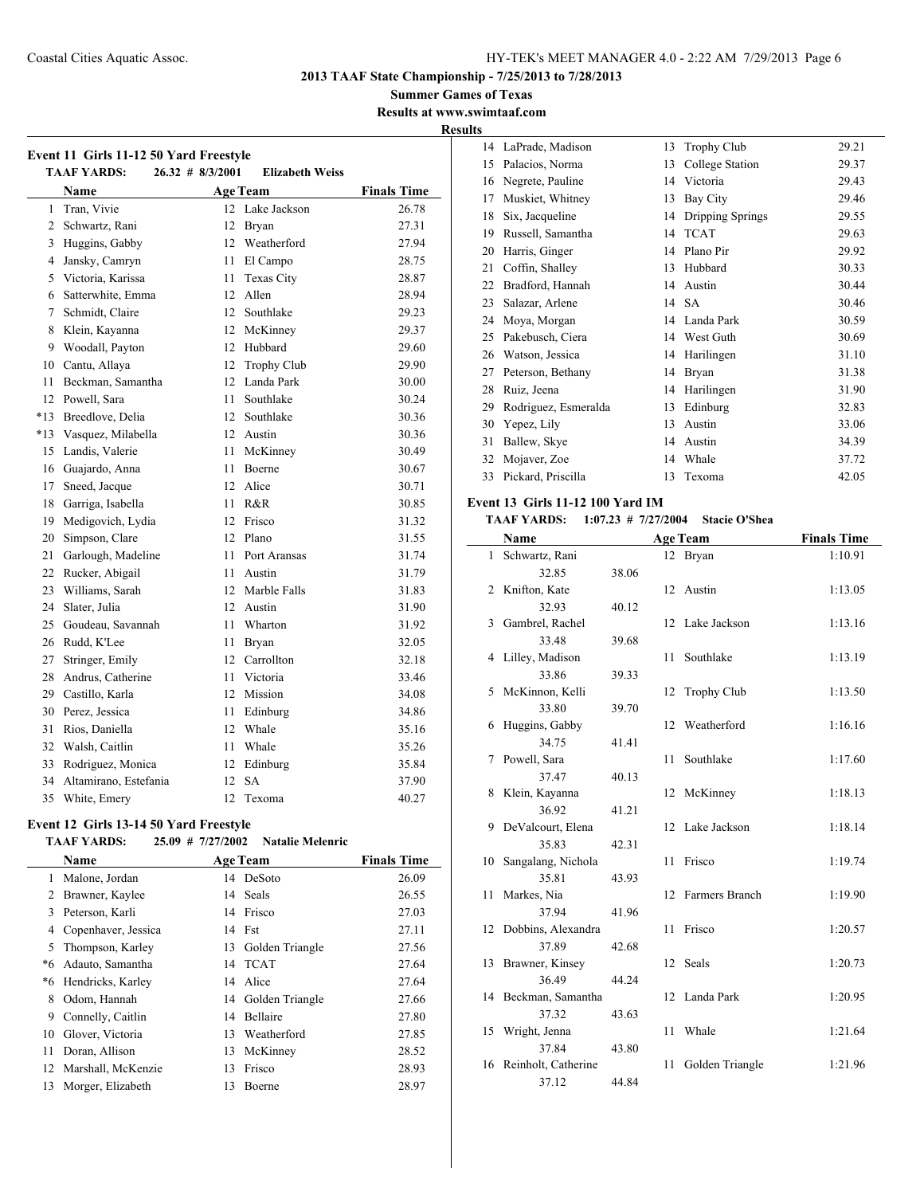**2013 TAAF State Championship - 7/25/2013 to 7/28/2013**

**Summer Games of Texas**

**Results at www.swimtaaf.com**

**Results**

### Event 11 Girls 11-12 50 Yard Freestyle

**TAAF YARDS: 26.32 # 8/3/2001 Elizabeth Weiss**

| | Name | Age | Team | Finals Time |
|---|---|---|---|---|
| 1 | Tran, Vivie | 12 | Lake Jackson | 26.78 |
| 2 | Schwartz, Rani | 12 | Bryan | 27.31 |
| 3 | Huggins, Gabby | 12 | Weatherford | 27.94 |
| 4 | Jansky, Camryn | 11 | El Campo | 28.75 |
| 5 | Victoria, Karissa | 11 | Texas City | 28.87 |
| 6 | Satterwhite, Emma | 12 | Allen | 28.94 |
| 7 | Schmidt, Claire | 12 | Southlake | 29.23 |
| 8 | Klein, Kayanna | 12 | McKinney | 29.37 |
| 9 | Woodall, Payton | 12 | Hubbard | 29.60 |
| 10 | Cantu, Allaya | 12 | Trophy Club | 29.90 |
| 11 | Beckman, Samantha | 12 | Landa Park | 30.00 |
| 12 | Powell, Sara | 11 | Southlake | 30.24 |
| *13 | Breedlove, Delia | 12 | Southlake | 30.36 |
| *13 | Vasquez, Milabella | 12 | Austin | 30.36 |
| 15 | Landis, Valerie | 11 | McKinney | 30.49 |
| 16 | Guajardo, Anna | 11 | Boerne | 30.67 |
| 17 | Sneed, Jacque | 12 | Alice | 30.71 |
| 18 | Garriga, Isabella | 11 | R&R | 30.85 |
| 19 | Medigovich, Lydia | 12 | Frisco | 31.32 |
| 20 | Simpson, Clare | 12 | Plano | 31.55 |
| 21 | Garlough, Madeline | 11 | Port Aransas | 31.74 |
| 22 | Rucker, Abigail | 11 | Austin | 31.79 |
| 23 | Williams, Sarah | 12 | Marble Falls | 31.83 |
| 24 | Slater, Julia | 12 | Austin | 31.90 |
| 25 | Goudeau, Savannah | 11 | Wharton | 31.92 |
| 26 | Rudd, K'Lee | 11 | Bryan | 32.05 |
| 27 | Stringer, Emily | 12 | Carrollton | 32.18 |
| 28 | Andrus, Catherine | 11 | Victoria | 33.46 |
| 29 | Castillo, Karla | 12 | Mission | 34.08 |
| 30 | Perez, Jessica | 11 | Edinburg | 34.86 |
| 31 | Rios, Daniella | 12 | Whale | 35.16 |
| 32 | Walsh, Caitlin | 11 | Whale | 35.26 |
| 33 | Rodriguez, Monica | 12 | Edinburg | 35.84 |
| 34 | Altamirano, Estefania | 12 | SA | 37.90 |
| 35 | White, Emery | 12 | Texoma | 40.27 |

### Event 12 Girls 13-14 50 Yard Freestyle

**TAAF YARDS: 25.09 # 7/27/2002 Natalie Melenric**

| | Name | Age | Team | Finals Time |
|---|---|---|---|---|
| 1 | Malone, Jordan | 14 | DeSoto | 26.09 |
| 2 | Brawner, Kaylee | 14 | Seals | 26.55 |
| 3 | Peterson, Karli | 14 | Frisco | 27.03 |
| 4 | Copenhaver, Jessica | 14 | Fst | 27.11 |
| 5 | Thompson, Karley | 13 | Golden Triangle | 27.56 |
| *6 | Adauto, Samantha | 14 | TCAT | 27.64 |
| *6 | Hendricks, Karley | 14 | Alice | 27.64 |
| 8 | Odom, Hannah | 14 | Golden Triangle | 27.66 |
| 9 | Connelly, Caitlin | 14 | Bellaire | 27.80 |
| 10 | Glover, Victoria | 13 | Weatherford | 27.85 |
| 11 | Doran, Allison | 13 | McKinney | 28.52 |
| 12 | Marshall, McKenzie | 13 | Frisco | 28.93 |
| 13 | Morger, Elizabeth | 13 | Boerne | 28.97 |
| 14 | LaPrade, Madison | 13 | Trophy Club | 29.21 |
| 15 | Palacios, Norma | 13 | College Station | 29.37 |
| 16 | Negrete, Pauline | 14 | Victoria | 29.43 |
| 17 | Muskiet, Whitney | 13 | Bay City | 29.46 |
| 18 | Six, Jacqueline | 14 | Dripping Springs | 29.55 |
| 19 | Russell, Samantha | 14 | TCAT | 29.63 |
| 20 | Harris, Ginger | 14 | Plano Pir | 29.92 |
| 21 | Coffin, Shalley | 13 | Hubbard | 30.33 |
| 22 | Bradford, Hannah | 14 | Austin | 30.44 |
| 23 | Salazar, Arlene | 14 | SA | 30.46 |
| 24 | Moya, Morgan | 14 | Landa Park | 30.59 |
| 25 | Pakebusch, Ciera | 14 | West Guth | 30.69 |
| 26 | Watson, Jessica | 14 | Harilingen | 31.10 |
| 27 | Peterson, Bethany | 14 | Bryan | 31.38 |
| 28 | Ruiz, Jeena | 14 | Harilingen | 31.90 |
| 29 | Rodriguez, Esmeralda | 13 | Edinburg | 32.83 |
| 30 | Yepez, Lily | 13 | Austin | 33.06 |
| 31 | Ballew, Skye | 14 | Austin | 34.39 |
| 32 | Mojaver, Zoe | 14 | Whale | 37.72 |
| 33 | Pickard, Priscilla | 13 | Texoma | 42.05 |

### Event 13 Girls 11-12 100 Yard IM

**TAAF YARDS: 1:07.23 # 7/27/2004 Stacie O'Shea**

| | Name | Age | Team | Finals Time |
|---|---|---|---|---|
| 1 | Schwartz, Rani | 12 | Bryan | 1:10.91 |
| | 32.85 38.06 | | | |
| 2 | Knifton, Kate | 12 | Austin | 1:13.05 |
| | 32.93 40.12 | | | |
| 3 | Gambrel, Rachel | 12 | Lake Jackson | 1:13.16 |
| | 33.48 39.68 | | | |
| 4 | Lilley, Madison | 11 | Southlake | 1:13.19 |
| | 33.86 39.33 | | | |
| 5 | McKinnon, Kelli | 12 | Trophy Club | 1:13.50 |
| | 33.80 39.70 | | | |
| 6 | Huggins, Gabby | 12 | Weatherford | 1:16.16 |
| | 34.75 41.41 | | | |
| 7 | Powell, Sara | 11 | Southlake | 1:17.60 |
| | 37.47 40.13 | | | |
| 8 | Klein, Kayanna | 12 | McKinney | 1:18.13 |
| | 36.92 41.21 | | | |
| 9 | DeValcourt, Elena | 12 | Lake Jackson | 1:18.14 |
| | 35.83 42.31 | | | |
| 10 | Sangalang, Nichola | 11 | Frisco | 1:19.74 |
| | 35.81 43.93 | | | |
| 11 | Markes, Nia | 12 | Farmers Branch | 1:19.90 |
| | 37.94 41.96 | | | |
| 12 | Dobbins, Alexandra | 11 | Frisco | 1:20.57 |
| | 37.89 42.68 | | | |
| 13 | Brawner, Kinsey | 12 | Seals | 1:20.73 |
| | 36.49 44.24 | | | |
| 14 | Beckman, Samantha | 12 | Landa Park | 1:20.95 |
| | 37.32 43.63 | | | |
| 15 | Wright, Jenna | 11 | Whale | 1:21.64 |
| | 37.84 43.80 | | | |
| 16 | Reinholt, Catherine | 11 | Golden Triangle | 1:21.96 |
| | 37.12 44.84 | | | |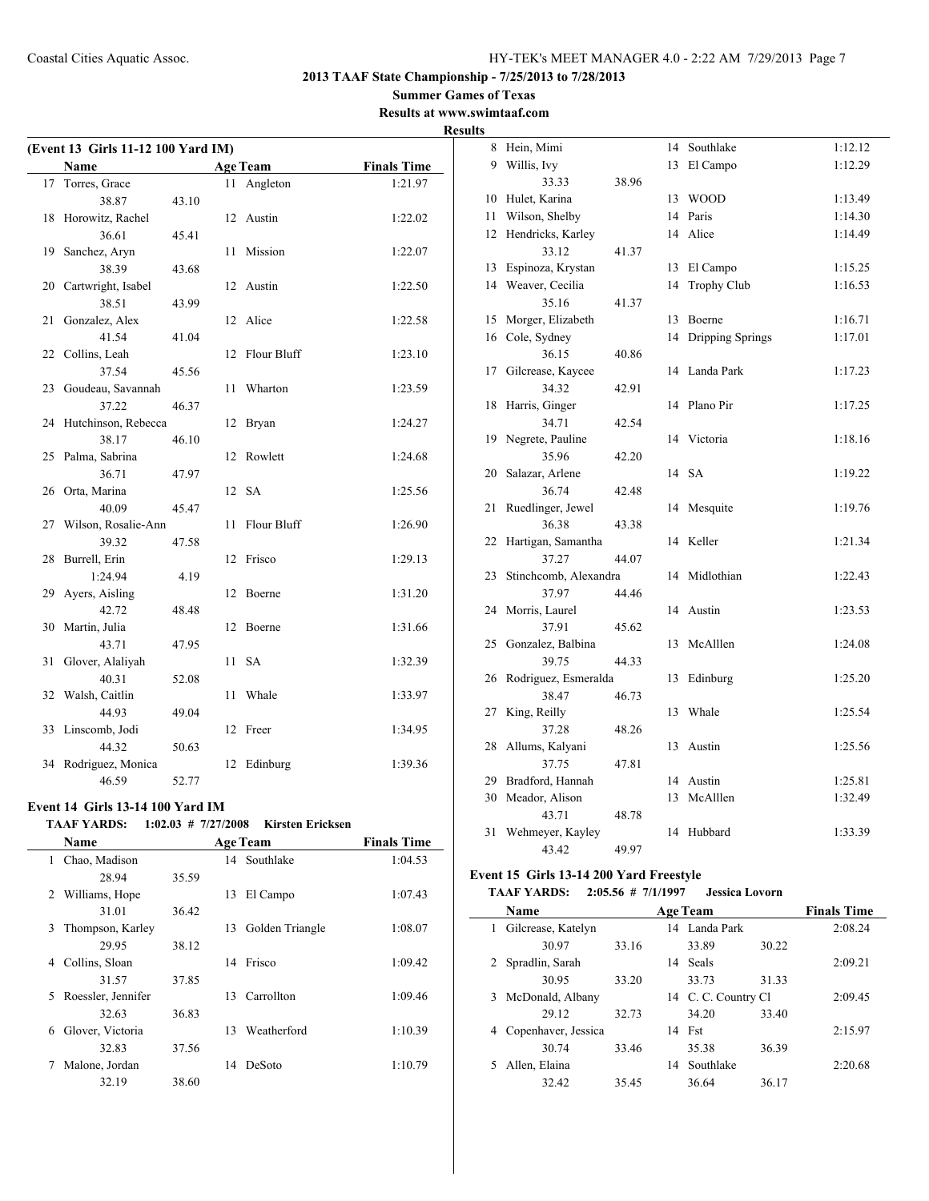**2013 TAAF State Championship - 7/25/2013 to 7/28/2013**

**Summer Games of Texas**

**Results at www.swimtaaf.com**

**Results**

### (Event 13 Girls 11-12 100 Yard IM)

| | Name | Age | Team | Finals Time |
|---|---|---|---|---|
| 17 | Torres, Grace | 11 | Angleton | 1:21.97 |
| | 38.87 43.10 | | | |
| 18 | Horowitz, Rachel | 12 | Austin | 1:22.02 |
| | 36.61 45.41 | | | |
| 19 | Sanchez, Aryn | 11 | Mission | 1:22.07 |
| | 38.39 43.68 | | | |
| 20 | Cartwright, Isabel | 12 | Austin | 1:22.50 |
| | 38.51 43.99 | | | |
| 21 | Gonzalez, Alex | 12 | Alice | 1:22.58 |
| | 41.54 41.04 | | | |
| 22 | Collins, Leah | 12 | Flour Bluff | 1:23.10 |
| | 37.54 45.56 | | | |
| 23 | Goudeau, Savannah | 11 | Wharton | 1:23.59 |
| | 37.22 46.37 | | | |
| 24 | Hutchinson, Rebecca | 12 | Bryan | 1:24.27 |
| | 38.17 46.10 | | | |
| 25 | Palma, Sabrina | 12 | Rowlett | 1:24.68 |
| | 36.71 47.97 | | | |
| 26 | Orta, Marina | 12 | SA | 1:25.56 |
| | 40.09 45.47 | | | |
| 27 | Wilson, Rosalie-Ann | 11 | Flour Bluff | 1:26.90 |
| | 39.32 47.58 | | | |
| 28 | Burrell, Erin | 12 | Frisco | 1:29.13 |
| | 1:24.94 4.19 | | | |
| 29 | Ayers, Aisling | 12 | Boerne | 1:31.20 |
| | 42.72 48.48 | | | |
| 30 | Martin, Julia | 12 | Boerne | 1:31.66 |
| | 43.71 47.95 | | | |
| 31 | Glover, Alaliyah | 11 | SA | 1:32.39 |
| | 40.31 52.08 | | | |
| 32 | Walsh, Caitlin | 11 | Whale | 1:33.97 |
| | 44.93 49.04 | | | |
| 33 | Linscomb, Jodi | 12 | Freer | 1:34.95 |
| | 44.32 50.63 | | | |
| 34 | Rodriguez, Monica | 12 | Edinburg | 1:39.36 |
| | 46.59 52.77 | | | |

### Event 14 Girls 13-14 100 Yard IM

**TAAF YARDS: 1:02.03 # 7/27/2008 Kirsten Ericksen**

| | Name | Age | Team | Finals Time |
|---|---|---|---|---|
| 1 | Chao, Madison | 14 | Southlake | 1:04.53 |
| | 28.94 35.59 | | | |
| 2 | Williams, Hope | 13 | El Campo | 1:07.43 |
| | 31.01 36.42 | | | |
| 3 | Thompson, Karley | 13 | Golden Triangle | 1:08.07 |
| | 29.95 38.12 | | | |
| 4 | Collins, Sloan | 14 | Frisco | 1:09.42 |
| | 31.57 37.85 | | | |
| 5 | Roessler, Jennifer | 13 | Carrollton | 1:09.46 |
| | 32.63 36.83 | | | |
| 6 | Glover, Victoria | 13 | Weatherford | 1:10.39 |
| | 32.83 37.56 | | | |
| 7 | Malone, Jordan | 14 | DeSoto | 1:10.79 |
| | 32.19 38.60 | | | |
| 8 | Hein, Mimi | 14 | Southlake | 1:12.12 |
| 9 | Willis, Ivy | 13 | El Campo | 1:12.29 |
| | 33.33 38.96 | | | |
| 10 | Hulet, Karina | 13 | WOOD | 1:13.49 |
| 11 | Wilson, Shelby | 14 | Paris | 1:14.30 |
| 12 | Hendricks, Karley | 14 | Alice | 1:14.49 |
| | 33.12 41.37 | | | |
| 13 | Espinoza, Krystan | 13 | El Campo | 1:15.25 |
| 14 | Weaver, Cecilia | 14 | Trophy Club | 1:16.53 |
| | 35.16 41.37 | | | |
| 15 | Morger, Elizabeth | 13 | Boerne | 1:16.71 |
| 16 | Cole, Sydney | 14 | Dripping Springs | 1:17.01 |
| | 36.15 40.86 | | | |
| 17 | Gilcrease, Kaycee | 14 | Landa Park | 1:17.23 |
| | 34.32 42.91 | | | |
| 18 | Harris, Ginger | 14 | Plano Pir | 1:17.25 |
| | 34.71 42.54 | | | |
| 19 | Negrete, Pauline | 14 | Victoria | 1:18.16 |
| | 35.96 42.20 | | | |
| 20 | Salazar, Arlene | 14 | SA | 1:19.22 |
| | 36.74 42.48 | | | |
| 21 | Ruedlinger, Jewel | 14 | Mesquite | 1:19.76 |
| | 36.38 43.38 | | | |
| 22 | Hartigan, Samantha | 14 | Keller | 1:21.34 |
| | 37.27 44.07 | | | |
| 23 | Stinchcomb, Alexandra | 14 | Midlothian | 1:22.43 |
| | 37.97 44.46 | | | |
| 24 | Morris, Laurel | 14 | Austin | 1:23.53 |
| | 37.91 45.62 | | | |
| 25 | Gonzalez, Balbina | 13 | McAlllen | 1:24.08 |
| | 39.75 44.33 | | | |
| 26 | Rodriguez, Esmeralda | 13 | Edinburg | 1:25.20 |
| | 38.47 46.73 | | | |
| 27 | King, Reilly | 13 | Whale | 1:25.54 |
| | 37.28 48.26 | | | |
| 28 | Allums, Kalyani | 13 | Austin | 1:25.56 |
| | 37.75 47.81 | | | |
| 29 | Bradford, Hannah | 14 | Austin | 1:25.81 |
| 30 | Meador, Alison | 13 | McAlllen | 1:32.49 |
| | 43.71 48.78 | | | |
| 31 | Wehmeyer, Kayley | 14 | Hubbard | 1:33.39 |
| | 43.42 49.97 | | | |

### Event 15 Girls 13-14 200 Yard Freestyle

**TAAF YARDS: 2:05.56 # 7/1/1997 Jessica Lovorn**

| | Name | Age | Team | Finals Time |
|---|---|---|---|---|
| 1 | Gilcrease, Katelyn | 14 | Landa Park | 2:08.24 |
| | 30.97 33.16 33.89 30.22 | | | |
| 2 | Spradlin, Sarah | 14 | Seals | 2:09.21 |
| | 30.95 33.20 33.73 31.33 | | | |
| 3 | McDonald, Albany | 14 | C. C. Country Cl | 2:09.45 |
| | 29.12 32.73 34.20 33.40 | | | |
| 4 | Copenhaver, Jessica | 14 | Fst | 2:15.97 |
| | 30.74 33.46 35.38 36.39 | | | |
| 5 | Allen, Elaina | 14 | Southlake | 2:20.68 |
| | 32.42 35.45 36.64 36.17 | | | |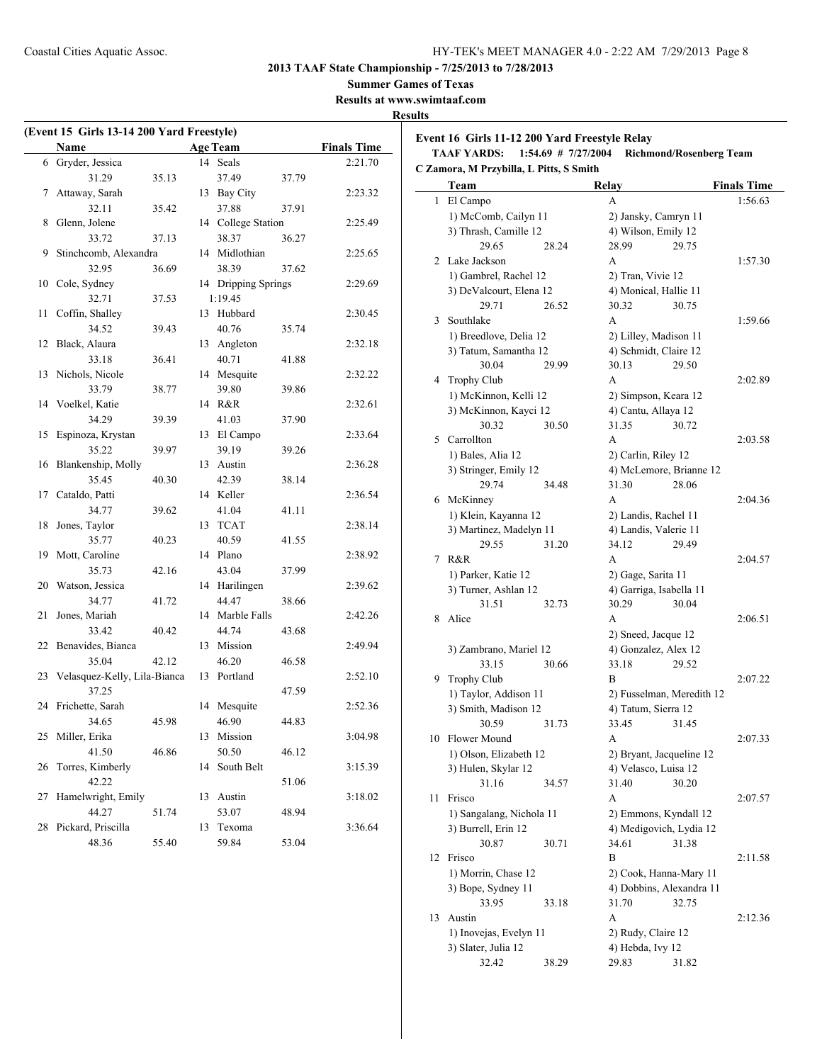**2013 TAAF State Championship - 7/25/2013 to 7/28/2013**

**Summer Games of Texas**

**Results at www.swimtaaf.com**

**Results**

### (Event 15 Girls 13-14 200 Yard Freestyle)

| | Name | Age | Team | Finals Time |
|---|---|---|---|---|
| 6 | Gryder, Jessica | 14 | Seals | 2:21.70 |
| | 31.29 35.13 37.49 37.79 | | | |
| 7 | Attaway, Sarah | 13 | Bay City | 2:23.32 |
| | 32.11 35.42 37.88 37.91 | | | |
| 8 | Glenn, Jolene | 14 | College Station | 2:25.49 |
| | 33.72 37.13 38.37 36.27 | | | |
| 9 | Stinchcomb, Alexandra | 14 | Midlothian | 2:25.65 |
| | 32.95 36.69 38.39 37.62 | | | |
| 10 | Cole, Sydney | 14 | Dripping Springs | 2:29.69 |
| | 32.71 37.53 1:19.45 | | | |
| 11 | Coffin, Shalley | 13 | Hubbard | 2:30.45 |
| | 34.52 39.43 40.76 35.74 | | | |
| 12 | Black, Alaura | 13 | Angleton | 2:32.18 |
| | 33.18 36.41 40.71 41.88 | | | |
| 13 | Nichols, Nicole | 14 | Mesquite | 2:32.22 |
| | 33.79 38.77 39.80 39.86 | | | |
| 14 | Voelkel, Katie | 14 | R&R | 2:32.61 |
| | 34.29 39.39 41.03 37.90 | | | |
| 15 | Espinoza, Krystan | 13 | El Campo | 2:33.64 |
| | 35.22 39.97 39.19 39.26 | | | |
| 16 | Blankenship, Molly | 13 | Austin | 2:36.28 |
| | 35.45 40.30 42.39 38.14 | | | |
| 17 | Cataldo, Patti | 14 | Keller | 2:36.54 |
| | 34.77 39.62 41.04 41.11 | | | |
| 18 | Jones, Taylor | 13 | TCAT | 2:38.14 |
| | 35.77 40.23 40.59 41.55 | | | |
| 19 | Mott, Caroline | 14 | Plano | 2:38.92 |
| | 35.73 42.16 43.04 37.99 | | | |
| 20 | Watson, Jessica | 14 | Harilingen | 2:39.62 |
| | 34.77 41.72 44.47 38.66 | | | |
| 21 | Jones, Mariah | 14 | Marble Falls | 2:42.26 |
| | 33.42 40.42 44.74 43.68 | | | |
| 22 | Benavides, Bianca | 13 | Mission | 2:49.94 |
| | 35.04 42.12 46.20 46.58 | | | |
| 23 | Velasquez-Kelly, Lila-Bianca | 13 | Portland | 2:52.10 |
| | 37.25 47.59 | | | |
| 24 | Frichette, Sarah | 14 | Mesquite | 2:52.36 |
| | 34.65 45.98 46.90 44.83 | | | |
| 25 | Miller, Erika | 13 | Mission | 3:04.98 |
| | 41.50 46.86 50.50 46.12 | | | |
| 26 | Torres, Kimberly | 14 | South Belt | 3:15.39 |
| | 42.22 51.06 | | | |
| 27 | Hamelwright, Emily | 13 | Austin | 3:18.02 |
| | 44.27 51.74 53.07 48.94 | | | |
| 28 | Pickard, Priscilla | 13 | Texoma | 3:36.64 |
| | 48.36 55.40 59.84 53.04 | | | |

### Event 16 Girls 11-12 200 Yard Freestyle Relay

**TAAF YARDS: 1:54.69 # 7/27/2004 Richmond/Rosenberg Team**
**C Zamora, M Przybilla, L Pitts, S Smith**

| | Team | Relay | Finals Time |
|---|---|---|---|
| 1 | El Campo | A | 1:56.63 |
| | 1) McComb, Cailyn 11; 2) Jansky, Camryn 11; 3) Thrash, Camille 12; 4) Wilson, Emily 12 | | |
| | 29.65 28.24 28.99 29.75 | | |
| 2 | Lake Jackson | A | 1:57.30 |
| | 1) Gambrel, Rachel 12; 2) Tran, Vivie 12; 3) DeValcourt, Elena 12; 4) Monical, Hallie 11 | | |
| | 29.71 26.52 30.32 30.75 | | |
| 3 | Southlake | A | 1:59.66 |
| | 1) Breedlove, Delia 12; 2) Lilley, Madison 11; 3) Tatum, Samantha 12; 4) Schmidt, Claire 12 | | |
| | 30.04 29.99 30.13 29.50 | | |
| 4 | Trophy Club | A | 2:02.89 |
| | 1) McKinnon, Kelli 12; 2) Simpson, Keara 12; 3) McKinnon, Kayci 12; 4) Cantu, Allaya 12 | | |
| | 30.32 30.50 31.35 30.72 | | |
| 5 | Carrollton | A | 2:03.58 |
| | 1) Bales, Alia 12; 2) Carlin, Riley 12; 3) Stringer, Emily 12; 4) McLemore, Brianne 12 | | |
| | 29.74 34.48 31.30 28.06 | | |
| 6 | McKinney | A | 2:04.36 |
| | 1) Klein, Kayanna 12; 2) Landis, Rachel 11; 3) Martinez, Madelyn 11; 4) Landis, Valerie 11 | | |
| | 29.55 31.20 34.12 29.49 | | |
| 7 | R&R | A | 2:04.57 |
| | 1) Parker, Katie 12; 2) Gage, Sarita 11; 3) Turner, Ashlan 12; 4) Garriga, Isabella 11 | | |
| | 31.51 32.73 30.29 30.04 | | |
| 8 | Alice | A | 2:06.51 |
| | 2) Sneed, Jacque 12; 3) Zambrano, Mariel 12; 4) Gonzalez, Alex 12 | | |
| | 33.15 30.66 33.18 29.52 | | |
| 9 | Trophy Club | B | 2:07.22 |
| | 1) Taylor, Addison 11; 2) Fusselman, Meredith 12; 3) Smith, Madison 12; 4) Tatum, Sierra 12 | | |
| | 30.59 31.73 33.45 31.45 | | |
| 10 | Flower Mound | A | 2:07.33 |
| | 1) Olson, Elizabeth 12; 2) Bryant, Jacqueline 12; 3) Hulen, Skylar 12; 4) Velasco, Luisa 12 | | |
| | 31.16 34.57 31.40 30.20 | | |
| 11 | Frisco | A | 2:07.57 |
| | 1) Sangalang, Nichola 11; 2) Emmons, Kyndall 12; 3) Burrell, Erin 12; 4) Medigovich, Lydia 12 | | |
| | 30.87 30.71 34.61 31.38 | | |
| 12 | Frisco | B | 2:11.58 |
| | 1) Morrin, Chase 12; 2) Cook, Hanna-Mary 11; 3) Bope, Sydney 11; 4) Dobbins, Alexandra 11 | | |
| | 33.95 33.18 31.70 32.75 | | |
| 13 | Austin | A | 2:12.36 |
| | 1) Inovejas, Evelyn 11; 2) Rudy, Claire 12; 3) Slater, Julia 12; 4) Hebda, Ivy 12 | | |
| | 32.42 38.29 29.83 31.82 | | |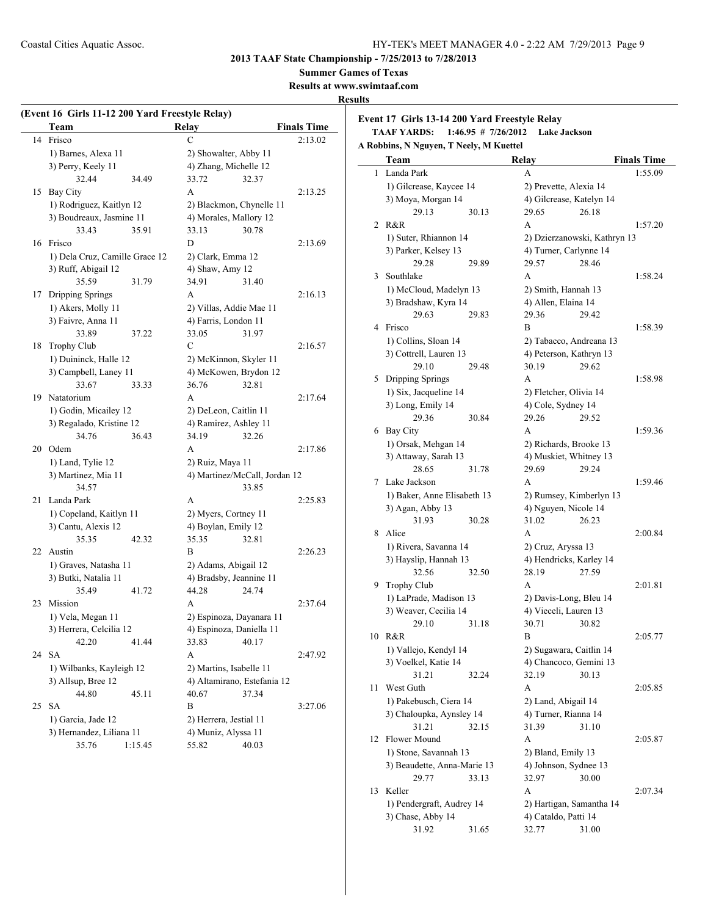**2013 TAAF State Championship - 7/25/2013 to 7/28/2013**

**Summer Games of Texas**

**Results at www.swimtaaf.com**

**Results**

**(Event 16 Girls 11-12 200 Yard Freestyle Relay)**

| | Team | Relay | Finals Time |
|---|---|---|---|
| 14 | Frisco | C | 2:13.02 |
| | 1) Barnes, Alexa 11 | 2) Showalter, Abby 11 | |
| | 3) Perry, Keely 11 | 4) Zhang, Michelle 12 | |
| | 32.44 34.49 | 33.72 32.37 | |
| 15 | Bay City | A | 2:13.25 |
| | 1) Rodriguez, Kaitlyn 12 | 2) Blackmon, Chynelle 11 | |
| | 3) Boudreaux, Jasmine 11 | 4) Morales, Mallory 12 | |
| | 33.43 35.91 | 33.13 30.78 | |
| 16 | Frisco | D | 2:13.69 |
| | 1) Dela Cruz, Camille Grace 12 | 2) Clark, Emma 12 | |
| | 3) Ruff, Abigail 12 | 4) Shaw, Amy 12 | |
| | 35.59 31.79 | 34.91 31.40 | |
| 17 | Dripping Springs | A | 2:16.13 |
| | 1) Akers, Molly 11 | 2) Villas, Addie Mae 11 | |
| | 3) Faivre, Anna 11 | 4) Farris, London 11 | |
| | 33.89 37.22 | 33.05 31.97 | |
| 18 | Trophy Club | C | 2:16.57 |
| | 1) Duininck, Halle 12 | 2) McKinnon, Skyler 11 | |
| | 3) Campbell, Laney 11 | 4) McKowen, Brydon 12 | |
| | 33.67 33.33 | 36.76 32.81 | |
| 19 | Natatorium | A | 2:17.64 |
| | 1) Godin, Micailey 12 | 2) DeLeon, Caitlin 11 | |
| | 3) Regalado, Kristine 12 | 4) Ramirez, Ashley 11 | |
| | 34.76 36.43 | 34.19 32.26 | |
| 20 | Odem | A | 2:17.86 |
| | 1) Land, Tylie 12 | 2) Ruiz, Maya 11 | |
| | 3) Martinez, Mia 11 | 4) Martinez/McCall, Jordan 12 | |
| | 34.57 | 33.85 | |
| 21 | Landa Park | A | 2:25.83 |
| | 1) Copeland, Kaitlyn 11 | 2) Myers, Cortney 11 | |
| | 3) Cantu, Alexis 12 | 4) Boylan, Emily 12 | |
| | 35.35 42.32 | 35.35 32.81 | |
| 22 | Austin | B | 2:26.23 |
| | 1) Graves, Natasha 11 | 2) Adams, Abigail 12 | |
| | 3) Butki, Natalia 11 | 4) Bradsby, Jeannine 11 | |
| | 35.49 41.72 | 44.28 24.74 | |
| 23 | Mission | A | 2:37.64 |
| | 1) Vela, Megan 11 | 2) Espinoza, Dayanara 11 | |
| | 3) Herrera, Celcilia 12 | 4) Espinoza, Daniella 11 | |
| | 42.20 41.44 | 33.83 40.17 | |
| 24 | SA | A | 2:47.92 |
| | 1) Wilbanks, Kayleigh 12 | 2) Martins, Isabelle 11 | |
| | 3) Allsup, Bree 12 | 4) Altamirano, Estefania 12 | |
| | 44.80 45.11 | 40.67 37.34 | |
| 25 | SA | B | 3:27.06 |
| | 1) Garcia, Jade 12 | 2) Herrera, Jestial 11 | |
| | 3) Hernandez, Liliana 11 | 4) Muniz, Alyssa 11 | |
| | 35.76 1:15.45 | 55.82 40.03 | |

**Event 17 Girls 13-14 200 Yard Freestyle Relay**

**TAAF YARDS: 1:46.95 # 7/26/2012 Lake Jackson**

**A Robbins, N Nguyen, T Neely, M Kuettel**

| | Team | Relay | Finals Time |
|---|---|---|---|
| 1 | Landa Park | A | 1:55.09 |
| | 1) Gilcrease, Kaycee 14 | 2) Prevette, Alexia 14 | |
| | 3) Moya, Morgan 14 | 4) Gilcrease, Katelyn 14 | |
| | 29.13 30.13 | 29.65 26.18 | |
| 2 | R&R | A | 1:57.20 |
| | 1) Suter, Rhiannon 14 | 2) Dzierzanowski, Kathryn 13 | |
| | 3) Parker, Kelsey 13 | 4) Turner, Carlynne 14 | |
| | 29.28 29.89 | 29.57 28.46 | |
| 3 | Southlake | A | 1:58.24 |
| | 1) McCloud, Madelyn 13 | 2) Smith, Hannah 13 | |
| | 3) Bradshaw, Kyra 14 | 4) Allen, Elaina 14 | |
| | 29.63 29.83 | 29.36 29.42 | |
| 4 | Frisco | B | 1:58.39 |
| | 1) Collins, Sloan 14 | 2) Tabacco, Andreana 13 | |
| | 3) Cottrell, Lauren 13 | 4) Peterson, Kathryn 13 | |
| | 29.10 29.48 | 30.19 29.62 | |
| 5 | Dripping Springs | A | 1:58.98 |
| | 1) Six, Jacqueline 14 | 2) Fletcher, Olivia 14 | |
| | 3) Long, Emily 14 | 4) Cole, Sydney 14 | |
| | 29.36 30.84 | 29.26 29.52 | |
| 6 | Bay City | A | 1:59.36 |
| | 1) Orsak, Mehgan 14 | 2) Richards, Brooke 13 | |
| | 3) Attaway, Sarah 13 | 4) Muskiet, Whitney 13 | |
| | 28.65 31.78 | 29.69 29.24 | |
| 7 | Lake Jackson | A | 1:59.46 |
| | 1) Baker, Anne Elisabeth 13 | 2) Rumsey, Kimberlyn 13 | |
| | 3) Agan, Abby 13 | 4) Nguyen, Nicole 14 | |
| | 31.93 30.28 | 31.02 26.23 | |
| 8 | Alice | A | 2:00.84 |
| | 1) Rivera, Savanna 14 | 2) Cruz, Aryssa 13 | |
| | 3) Hayslip, Hannah 13 | 4) Hendricks, Karley 14 | |
| | 32.56 32.50 | 28.19 27.59 | |
| 9 | Trophy Club | A | 2:01.81 |
| | 1) LaPrade, Madison 13 | 2) Davis-Long, Bleu 14 | |
| | 3) Weaver, Cecilia 14 | 4) Vieceli, Lauren 13 | |
| | 29.10 31.18 | 30.71 30.82 | |
| 10 | R&R | B | 2:05.77 |
| | 1) Vallejo, Kendyl 14 | 2) Sugawara, Caitlin 14 | |
| | 3) Voelkel, Katie 14 | 4) Chancoco, Gemini 13 | |
| | 31.21 32.24 | 32.19 30.13 | |
| 11 | West Guth | A | 2:05.85 |
| | 1) Pakebusch, Ciera 14 | 2) Land, Abigail 14 | |
| | 3) Chaloupka, Aynsley 14 | 4) Turner, Rianna 14 | |
| | 31.21 32.15 | 31.39 31.10 | |
| 12 | Flower Mound | A | 2:05.87 |
| | 1) Stone, Savannah 13 | 2) Bland, Emily 13 | |
| | 3) Beaudette, Anna-Marie 13 | 4) Johnson, Sydnee 13 | |
| | 29.77 33.13 | 32.97 30.00 | |
| 13 | Keller | A | 2:07.34 |
| | 1) Pendergraft, Audrey 14 | 2) Hartigan, Samantha 14 | |
| | 3) Chase, Abby 14 | 4) Cataldo, Patti 14 | |
| | 31.92 31.65 | 32.77 31.00 | |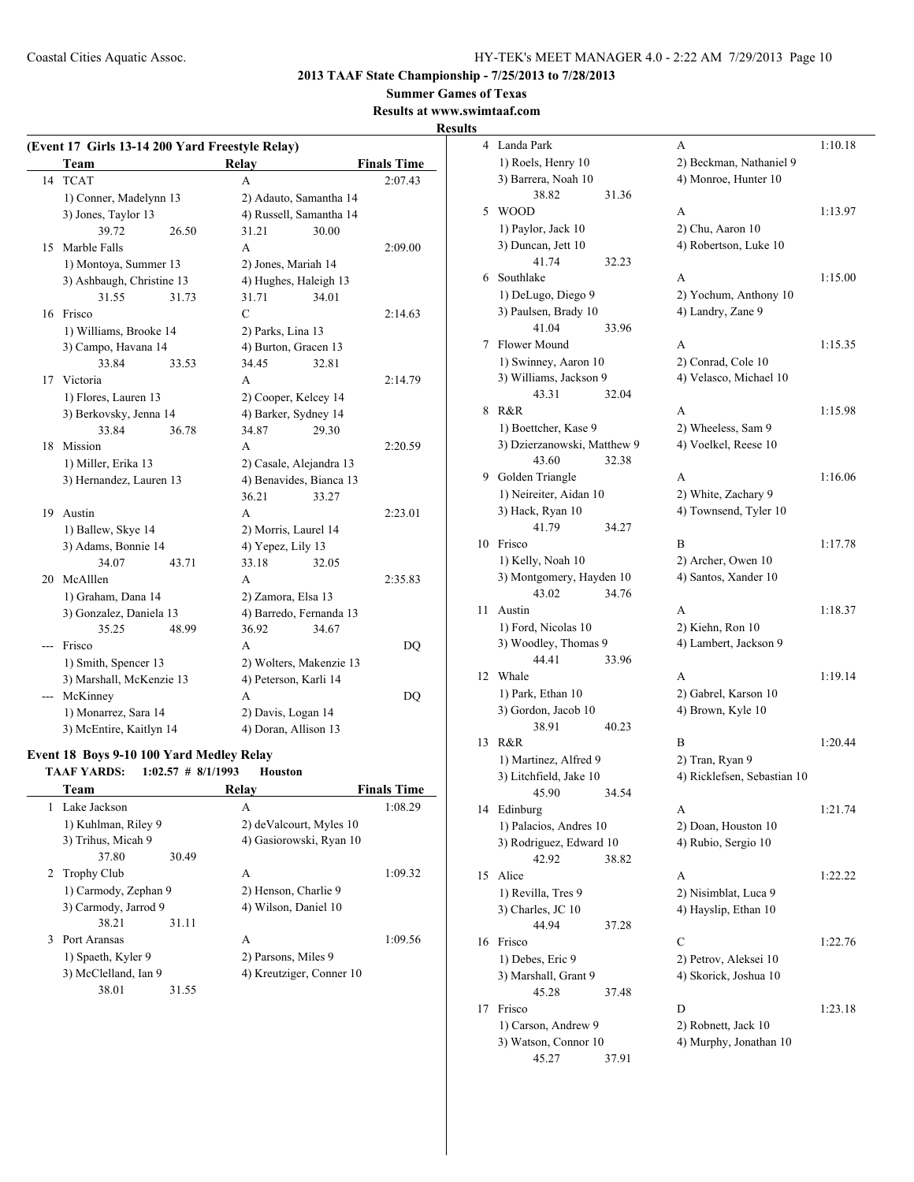## 2013 TAAF State Championship - 7/25/2013 to 7/28/2013

**Summer Games of Texas**

**Results at www.swimtaaf.com**

**Results**

### (Event 17 Girls 13-14 200 Yard Freestyle Relay)

| | Team | Relay | Finals Time |
|---|---|---|---|
| 14 | TCAT | A | 2:07.43 |
| | 1) Conner, Madelynn 13 | 2) Adauto, Samantha 14 | |
| | 3) Jones, Taylor 13 | 4) Russell, Samantha 14 | |
| | 39.72  26.50 | 31.21  30.00 | |
| 15 | Marble Falls | A | 2:09.00 |
| | 1) Montoya, Summer 13 | 2) Jones, Mariah 14 | |
| | 3) Ashbaugh, Christine 13 | 4) Hughes, Haleigh 13 | |
| | 31.55  31.73 | 31.71  34.01 | |
| 16 | Frisco | C | 2:14.63 |
| | 1) Williams, Brooke 14 | 2) Parks, Lina 13 | |
| | 3) Campo, Havana 14 | 4) Burton, Gracen 13 | |
| | 33.84  33.53 | 34.45  32.81 | |
| 17 | Victoria | A | 2:14.79 |
| | 1) Flores, Lauren 13 | 2) Cooper, Kelcey 14 | |
| | 3) Berkovsky, Jenna 14 | 4) Barker, Sydney 14 | |
| | 33.84  36.78 | 34.87  29.30 | |
| 18 | Mission | A | 2:20.59 |
| | 1) Miller, Erika 13 | 2) Casale, Alejandra 13 | |
| | 3) Hernandez, Lauren 13 | 4) Benavides, Bianca 13 | |
| | | 36.21  33.27 | |
| 19 | Austin | A | 2:23.01 |
| | 1) Ballew, Skye 14 | 2) Morris, Laurel 14 | |
| | 3) Adams, Bonnie 14 | 4) Yepez, Lily 13 | |
| | 34.07  43.71 | 33.18  32.05 | |
| 20 | McAlllen | A | 2:35.83 |
| | 1) Graham, Dana 14 | 2) Zamora, Elsa 13 | |
| | 3) Gonzalez, Daniela 13 | 4) Barredo, Fernanda 13 | |
| | 35.25  48.99 | 36.92  34.67 | |
| --- | Frisco | A | DQ |
| | 1) Smith, Spencer 13 | 2) Wolters, Makenzie 13 | |
| | 3) Marshall, McKenzie 13 | 4) Peterson, Karli 14 | |
| --- | McKinney | A | DQ |
| | 1) Monarrez, Sara 14 | 2) Davis, Logan 14 | |
| | 3) McEntire, Kaitlyn 14 | 4) Doran, Allison 13 | |

### Event 18 Boys 9-10 100 Yard Medley Relay

**TAAF YARDS: 1:02.57 # 8/1/1993 Houston**

| | Team | Relay | Finals Time |
|---|---|---|---|
| 1 | Lake Jackson | A | 1:08.29 |
| | 1) Kuhlman, Riley 9 | 2) deValcourt, Myles 10 | |
| | 3) Trihus, Micah 9 | 4) Gasiorowski, Ryan 10 | |
| | 37.80  30.49 | | |
| 2 | Trophy Club | A | 1:09.32 |
| | 1) Carmody, Zephan 9 | 2) Henson, Charlie 9 | |
| | 3) Carmody, Jarrod 9 | 4) Wilson, Daniel 10 | |
| | 38.21  31.11 | | |
| 3 | Port Aransas | A | 1:09.56 |
| | 1) Spaeth, Kyler 9 | 2) Parsons, Miles 9 | |
| | 3) McClelland, Ian 9 | 4) Kreutziger, Conner 10 | |
| | 38.01  31.55 | | |
| 4 | Landa Park | A | 1:10.18 |
| | 1) Roels, Henry 10 | 2) Beckman, Nathaniel 9 | |
| | 3) Barrera, Noah 10 | 4) Monroe, Hunter 10 | |
| | 38.82  31.36 | | |
| 5 | WOOD | A | 1:13.97 |
| | 1) Paylor, Jack 10 | 2) Chu, Aaron 10 | |
| | 3) Duncan, Jett 10 | 4) Robertson, Luke 10 | |
| | 41.74  32.23 | | |
| 6 | Southlake | A | 1:15.00 |
| | 1) DeLugo, Diego 9 | 2) Yochum, Anthony 10 | |
| | 3) Paulsen, Brady 10 | 4) Landry, Zane 9 | |
| | 41.04  33.96 | | |
| 7 | Flower Mound | A | 1:15.35 |
| | 1) Swinney, Aaron 10 | 2) Conrad, Cole 10 | |
| | 3) Williams, Jackson 9 | 4) Velasco, Michael 10 | |
| | 43.31  32.04 | | |
| 8 | R&R | A | 1:15.98 |
| | 1) Boettcher, Kase 9 | 2) Wheeless, Sam 9 | |
| | 3) Dzierzanowski, Matthew 9 | 4) Voelkel, Reese 10 | |
| | 43.60  32.38 | | |
| 9 | Golden Triangle | A | 1:16.06 |
| | 1) Neireiter, Aidan 10 | 2) White, Zachary 9 | |
| | 3) Hack, Ryan 10 | 4) Townsend, Tyler 10 | |
| | 41.79  34.27 | | |
| 10 | Frisco | B | 1:17.78 |
| | 1) Kelly, Noah 10 | 2) Archer, Owen 10 | |
| | 3) Montgomery, Hayden 10 | 4) Santos, Xander 10 | |
| | 43.02  34.76 | | |
| 11 | Austin | A | 1:18.37 |
| | 1) Ford, Nicolas 10 | 2) Kiehn, Ron 10 | |
| | 3) Woodley, Thomas 9 | 4) Lambert, Jackson 9 | |
| | 44.41  33.96 | | |
| 12 | Whale | A | 1:19.14 |
| | 1) Park, Ethan 10 | 2) Gabrel, Karson 10 | |
| | 3) Gordon, Jacob 10 | 4) Brown, Kyle 10 | |
| | 38.91  40.23 | | |
| 13 | R&R | B | 1:20.44 |
| | 1) Martinez, Alfred 9 | 2) Tran, Ryan 9 | |
| | 3) Litchfield, Jake 10 | 4) Ricklefsen, Sebastian 10 | |
| | 45.90  34.54 | | |
| 14 | Edinburg | A | 1:21.74 |
| | 1) Palacios, Andres 10 | 2) Doan, Houston 10 | |
| | 3) Rodriguez, Edward 10 | 4) Rubio, Sergio 10 | |
| | 42.92  38.82 | | |
| 15 | Alice | A | 1:22.22 |
| | 1) Revilla, Tres 9 | 2) Nisimblat, Luca 9 | |
| | 3) Charles, JC 10 | 4) Hayslip, Ethan 10 | |
| | 44.94  37.28 | | |
| 16 | Frisco | C | 1:22.76 |
| | 1) Debes, Eric 9 | 2) Petrov, Aleksei 10 | |
| | 3) Marshall, Grant 9 | 4) Skorick, Joshua 10 | |
| | 45.28  37.48 | | |
| 17 | Frisco | D | 1:23.18 |
| | 1) Carson, Andrew 9 | 2) Robnett, Jack 10 | |
| | 3) Watson, Connor 10 | 4) Murphy, Jonathan 10 | |
| | 45.27  37.91 | | |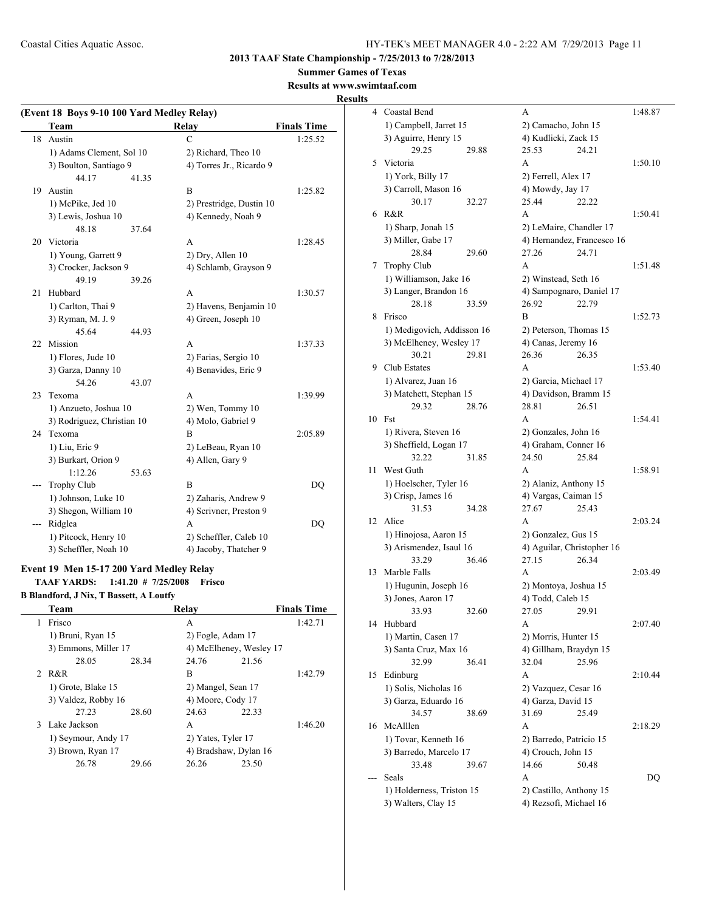**2013 TAAF State Championship - 7/25/2013 to 7/28/2013**

**Summer Games of Texas**

**Results at www.swimtaaf.com**

**Results**

### (Event 18 Boys 9-10 100 Yard Medley Relay)

| | Team | Relay | Finals Time |
|---|---|---|---|
| 18 | Austin | C | 1:25.52 |
| | 1) Adams Clement, Sol 10 | 2) Richard, Theo 10 | |
| | 3) Boulton, Santiago 9 | 4) Torres Jr., Ricardo 9 | |
| | 44.17 41.35 | | |
| 19 | Austin | B | 1:25.82 |
| | 1) McPike, Jed 10 | 2) Prestridge, Dustin 10 | |
| | 3) Lewis, Joshua 10 | 4) Kennedy, Noah 9 | |
| | 48.18 37.64 | | |
| 20 | Victoria | A | 1:28.45 |
| | 1) Young, Garrett 9 | 2) Dry, Allen 10 | |
| | 3) Crocker, Jackson 9 | 4) Schlamb, Grayson 9 | |
| | 49.19 39.26 | | |
| 21 | Hubbard | A | 1:30.57 |
| | 1) Carlton, Thai 9 | 2) Havens, Benjamin 10 | |
| | 3) Ryman, M. J. 9 | 4) Green, Joseph 10 | |
| | 45.64 44.93 | | |
| 22 | Mission | A | 1:37.33 |
| | 1) Flores, Jude 10 | 2) Farias, Sergio 10 | |
| | 3) Garza, Danny 10 | 4) Benavides, Eric 9 | |
| | 54.26 43.07 | | |
| 23 | Texoma | A | 1:39.99 |
| | 1) Anzueto, Joshua 10 | 2) Wen, Tommy 10 | |
| | 3) Rodriguez, Christian 10 | 4) Molo, Gabriel 9 | |
| 24 | Texoma | B | 2:05.89 |
| | 1) Liu, Eric 9 | 2) LeBeau, Ryan 10 | |
| | 3) Burkart, Orion 9 | 4) Allen, Gary 9 | |
| | 1:12.26 53.63 | | |
| --- | Trophy Club | B | DQ |
| | 1) Johnson, Luke 10 | 2) Zaharis, Andrew 9 | |
| | 3) Shegon, William 10 | 4) Scrivner, Preston 9 | |
| --- | Ridglea | A | DQ |
| | 1) Pitcock, Henry 10 | 2) Scheffler, Caleb 10 | |
| | 3) Scheffler, Noah 10 | 4) Jacoby, Thatcher 9 | |

### Event 19 Men 15-17 200 Yard Medley Relay

**TAAF YARDS: 1:41.20 # 7/25/2008 Frisco**

**B Blandford, J Nix, T Bassett, A Loutfy**

| | Team | Relay | Finals Time |
|---|---|---|---|
| 1 | Frisco | A | 1:42.71 |
| | 1) Bruni, Ryan 15 | 2) Fogle, Adam 17 | |
| | 3) Emmons, Miller 17 | 4) McElheney, Wesley 17 | |
| | 28.05 28.34 | 24.76 21.56 | |
| 2 | R&R | B | 1:42.79 |
| | 1) Grote, Blake 15 | 2) Mangel, Sean 17 | |
| | 3) Valdez, Robby 16 | 4) Moore, Cody 17 | |
| | 27.23 28.60 | 24.63 22.33 | |
| 3 | Lake Jackson | A | 1:46.20 |
| | 1) Seymour, Andy 17 | 2) Yates, Tyler 17 | |
| | 3) Brown, Ryan 17 | 4) Bradshaw, Dylan 16 | |
| | 26.78 29.66 | 26.26 23.50 | |
| 4 | Coastal Bend | A | 1:48.87 |
| | 1) Campbell, Jarret 15 | 2) Camacho, John 15 | |
| | 3) Aguirre, Henry 15 | 4) Kudlicki, Zack 15 | |
| | 29.25 29.88 | 25.53 24.21 | |
| 5 | Victoria | A | 1:50.10 |
| | 1) York, Billy 17 | 2) Ferrell, Alex 17 | |
| | 3) Carroll, Mason 16 | 4) Mowdy, Jay 17 | |
| | 30.17 32.27 | 25.44 22.22 | |
| 6 | R&R | A | 1:50.41 |
| | 1) Sharp, Jonah 15 | 2) LeMaire, Chandler 17 | |
| | 3) Miller, Gabe 17 | 4) Hernandez, Francesco 16 | |
| | 28.84 29.60 | 27.26 24.71 | |
| 7 | Trophy Club | A | 1:51.48 |
| | 1) Williamson, Jake 16 | 2) Winstead, Seth 16 | |
| | 3) Langer, Brandon 16 | 4) Sampognaro, Daniel 17 | |
| | 28.18 33.59 | 26.92 22.79 | |
| 8 | Frisco | B | 1:52.73 |
| | 1) Medigovich, Addisson 16 | 2) Peterson, Thomas 15 | |
| | 3) McElheney, Wesley 17 | 4) Canas, Jeremy 16 | |
| | 30.21 29.81 | 26.36 26.35 | |
| 9 | Club Estates | A | 1:53.40 |
| | 1) Alvarez, Juan 16 | 2) Garcia, Michael 17 | |
| | 3) Matchett, Stephan 15 | 4) Davidson, Bramm 15 | |
| | 29.32 28.76 | 28.81 26.51 | |
| 10 | Fst | A | 1:54.41 |
| | 1) Rivera, Steven 16 | 2) Gonzales, John 16 | |
| | 3) Sheffield, Logan 17 | 4) Graham, Conner 16 | |
| | 32.22 31.85 | 24.50 25.84 | |
| 11 | West Guth | A | 1:58.91 |
| | 1) Hoelscher, Tyler 16 | 2) Alaniz, Anthony 15 | |
| | 3) Crisp, James 16 | 4) Vargas, Caiman 15 | |
| | 31.53 34.28 | 27.67 25.43 | |
| 12 | Alice | A | 2:03.24 |
| | 1) Hinojosa, Aaron 15 | 2) Gonzalez, Gus 15 | |
| | 3) Arismendez, Isaul 16 | 4) Aguilar, Christopher 16 | |
| | 33.29 36.46 | 27.15 26.34 | |
| 13 | Marble Falls | A | 2:03.49 |
| | 1) Hugunin, Joseph 16 | 2) Montoya, Joshua 15 | |
| | 3) Jones, Aaron 17 | 4) Todd, Caleb 15 | |
| | 33.93 32.60 | 27.05 29.91 | |
| 14 | Hubbard | A | 2:07.40 |
| | 1) Martin, Casen 17 | 2) Morris, Hunter 15 | |
| | 3) Santa Cruz, Max 16 | 4) Gillham, Braydyn 15 | |
| | 32.99 36.41 | 32.04 25.96 | |
| 15 | Edinburg | A | 2:10.44 |
| | 1) Solis, Nicholas 16 | 2) Vazquez, Cesar 16 | |
| | 3) Garza, Eduardo 16 | 4) Garza, David 15 | |
| | 34.57 38.69 | 31.69 25.49 | |
| 16 | McAlllen | A | 2:18.29 |
| | 1) Tovar, Kenneth 16 | 2) Barredo, Patricio 15 | |
| | 3) Barredo, Marcelo 17 | 4) Crouch, John 15 | |
| | 33.48 39.67 | 14.66 50.48 | |
| --- | Seals | A | DQ |
| | 1) Holderness, Triston 15 | 2) Castillo, Anthony 15 | |
| | 3) Walters, Clay 15 | 4) Rezsofi, Michael 16 | |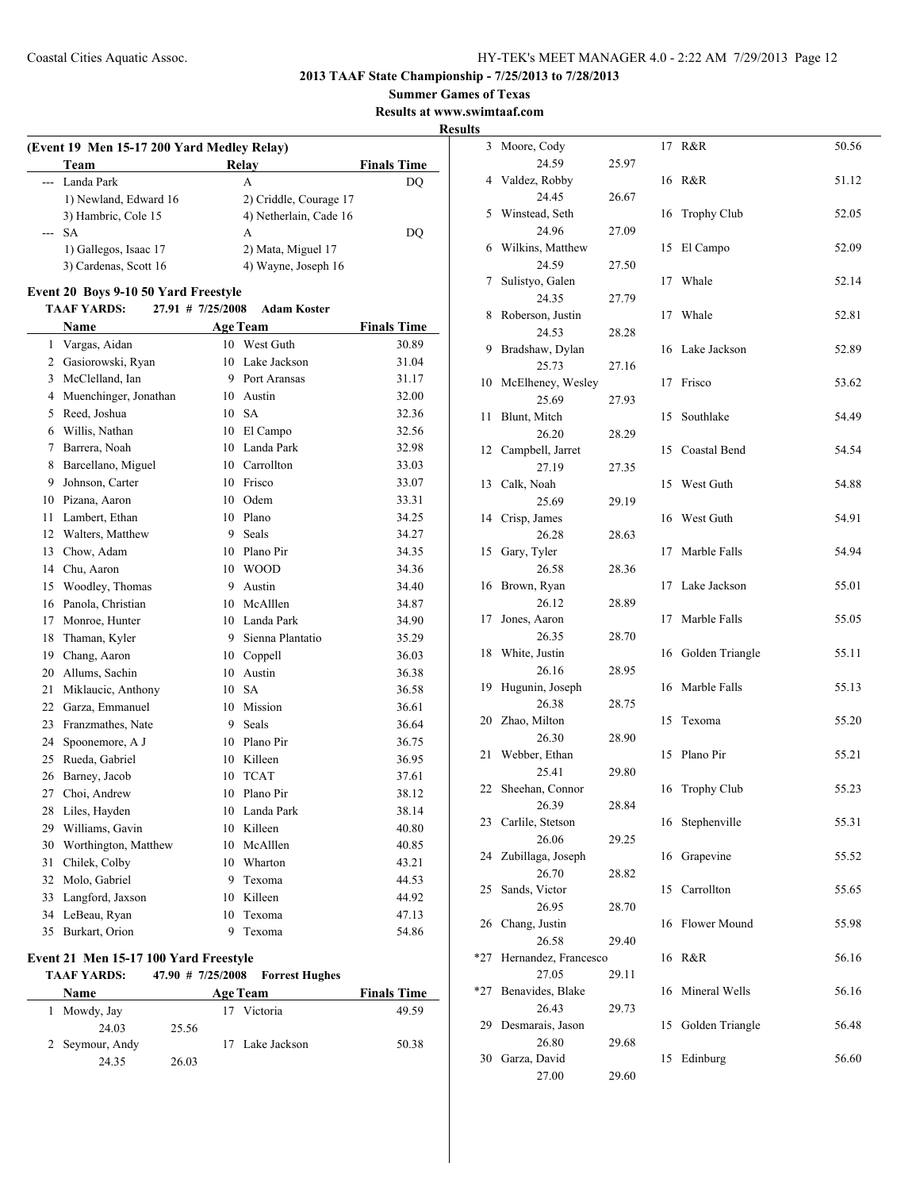**2013 TAAF State Championship - 7/25/2013 to 7/28/2013**

**Summer Games of Texas**

**Results at www.swimtaaf.com**

**Results**

**(Event 19 Men 15-17 200 Yard Medley Relay)**

| | Team | Relay | Finals Time |
|---|---|---|---|
| --- | Landa Park | A | DQ |
| | 1) Newland, Edward 16 | 2) Criddle, Courage 17 | |
| | 3) Hambric, Cole 15 | 4) Netherlain, Cade 16 | |
| --- | SA | A | DQ |
| | 1) Gallegos, Isaac 17 | 2) Mata, Miguel 17 | |
| | 3) Cardenas, Scott 16 | 4) Wayne, Joseph 16 | |

### Event 20 Boys 9-10 50 Yard Freestyle

**TAAF YARDS:** 27.91 # 7/25/2008 **Adam Koster**

| | Name | Age | Team | Finals Time |
|---|---|---|---|---|
| 1 | Vargas, Aidan | 10 | West Guth | 30.89 |
| 2 | Gasiorowski, Ryan | 10 | Lake Jackson | 31.04 |
| 3 | McClelland, Ian | 9 | Port Aransas | 31.17 |
| 4 | Muenchinger, Jonathan | 10 | Austin | 32.00 |
| 5 | Reed, Joshua | 10 | SA | 32.36 |
| 6 | Willis, Nathan | 10 | El Campo | 32.56 |
| 7 | Barrera, Noah | 10 | Landa Park | 32.98 |
| 8 | Barcellano, Miguel | 10 | Carrollton | 33.03 |
| 9 | Johnson, Carter | 10 | Frisco | 33.07 |
| 10 | Pizana, Aaron | 10 | Odem | 33.31 |
| 11 | Lambert, Ethan | 10 | Plano | 34.25 |
| 12 | Walters, Matthew | 9 | Seals | 34.27 |
| 13 | Chow, Adam | 10 | Plano Pir | 34.35 |
| 14 | Chu, Aaron | 10 | WOOD | 34.36 |
| 15 | Woodley, Thomas | 9 | Austin | 34.40 |
| 16 | Panola, Christian | 10 | McAlllen | 34.87 |
| 17 | Monroe, Hunter | 10 | Landa Park | 34.90 |
| 18 | Thaman, Kyler | 9 | Sienna Plantatio | 35.29 |
| 19 | Chang, Aaron | 10 | Coppell | 36.03 |
| 20 | Allums, Sachin | 10 | Austin | 36.38 |
| 21 | Miklaucic, Anthony | 10 | SA | 36.58 |
| 22 | Garza, Emmanuel | 10 | Mission | 36.61 |
| 23 | Franzmathes, Nate | 9 | Seals | 36.64 |
| 24 | Spoonemore, A J | 10 | Plano Pir | 36.75 |
| 25 | Rueda, Gabriel | 10 | Killeen | 36.95 |
| 26 | Barney, Jacob | 10 | TCAT | 37.61 |
| 27 | Choi, Andrew | 10 | Plano Pir | 38.12 |
| 28 | Liles, Hayden | 10 | Landa Park | 38.14 |
| 29 | Williams, Gavin | 10 | Killeen | 40.80 |
| 30 | Worthington, Matthew | 10 | McAlllen | 40.85 |
| 31 | Chilek, Colby | 10 | Wharton | 43.21 |
| 32 | Molo, Gabriel | 9 | Texoma | 44.53 |
| 33 | Langford, Jaxson | 10 | Killeen | 44.92 |
| 34 | LeBeau, Ryan | 10 | Texoma | 47.13 |
| 35 | Burkart, Orion | 9 | Texoma | 54.86 |

### Event 21 Men 15-17 100 Yard Freestyle

**TAAF YARDS:** 47.90 # 7/25/2008 **Forrest Hughes**

| | Name | Splits | | Age | Team | Finals Time |
|---|---|---|---|---|---|---|
| 1 | Mowdy, Jay | 24.03 | 25.56 | 17 | Victoria | 49.59 |
| 2 | Seymour, Andy | 24.35 | 26.03 | 17 | Lake Jackson | 50.38 |
| 3 | Moore, Cody | 24.59 | 25.97 | 17 | R&R | 50.56 |
| 4 | Valdez, Robby | 24.45 | 26.67 | 16 | R&R | 51.12 |
| 5 | Winstead, Seth | 24.96 | 27.09 | 16 | Trophy Club | 52.05 |
| 6 | Wilkins, Matthew | 24.59 | 27.50 | 15 | El Campo | 52.09 |
| 7 | Sulistyo, Galen | 24.35 | 27.79 | 17 | Whale | 52.14 |
| 8 | Roberson, Justin | 24.53 | 28.28 | 17 | Whale | 52.81 |
| 9 | Bradshaw, Dylan | 25.73 | 27.16 | 16 | Lake Jackson | 52.89 |
| 10 | McElheney, Wesley | 25.69 | 27.93 | 17 | Frisco | 53.62 |
| 11 | Blunt, Mitch | 26.20 | 28.29 | 15 | Southlake | 54.49 |
| 12 | Campbell, Jarret | 27.19 | 27.35 | 15 | Coastal Bend | 54.54 |
| 13 | Calk, Noah | 25.69 | 29.19 | 15 | West Guth | 54.88 |
| 14 | Crisp, James | 26.28 | 28.63 | 16 | West Guth | 54.91 |
| 15 | Gary, Tyler | 26.58 | 28.36 | 17 | Marble Falls | 54.94 |
| 16 | Brown, Ryan | 26.12 | 28.89 | 17 | Lake Jackson | 55.01 |
| 17 | Jones, Aaron | 26.35 | 28.70 | 17 | Marble Falls | 55.05 |
| 18 | White, Justin | 26.16 | 28.95 | 16 | Golden Triangle | 55.11 |
| 19 | Hugunin, Joseph | 26.38 | 28.75 | 16 | Marble Falls | 55.13 |
| 20 | Zhao, Milton | 26.30 | 28.90 | 15 | Texoma | 55.20 |
| 21 | Webber, Ethan | 25.41 | 29.80 | 15 | Plano Pir | 55.21 |
| 22 | Sheehan, Connor | 26.39 | 28.84 | 16 | Trophy Club | 55.23 |
| 23 | Carlile, Stetson | 26.06 | 29.25 | 16 | Stephenville | 55.31 |
| 24 | Zubillaga, Joseph | 26.70 | 28.82 | 16 | Grapevine | 55.52 |
| 25 | Sands, Victor | 26.95 | 28.70 | 15 | Carrollton | 55.65 |
| 26 | Chang, Justin | 26.58 | 29.40 | 16 | Flower Mound | 55.98 |
| *27 | Hernandez, Francesco | 27.05 | 29.11 | 16 | R&R | 56.16 |
| *27 | Benavides, Blake | 26.43 | 29.73 | 16 | Mineral Wells | 56.16 |
| 29 | Desmarais, Jason | 26.80 | 29.68 | 15 | Golden Triangle | 56.48 |
| 30 | Garza, David | 27.00 | 29.60 | 15 | Edinburg | 56.60 |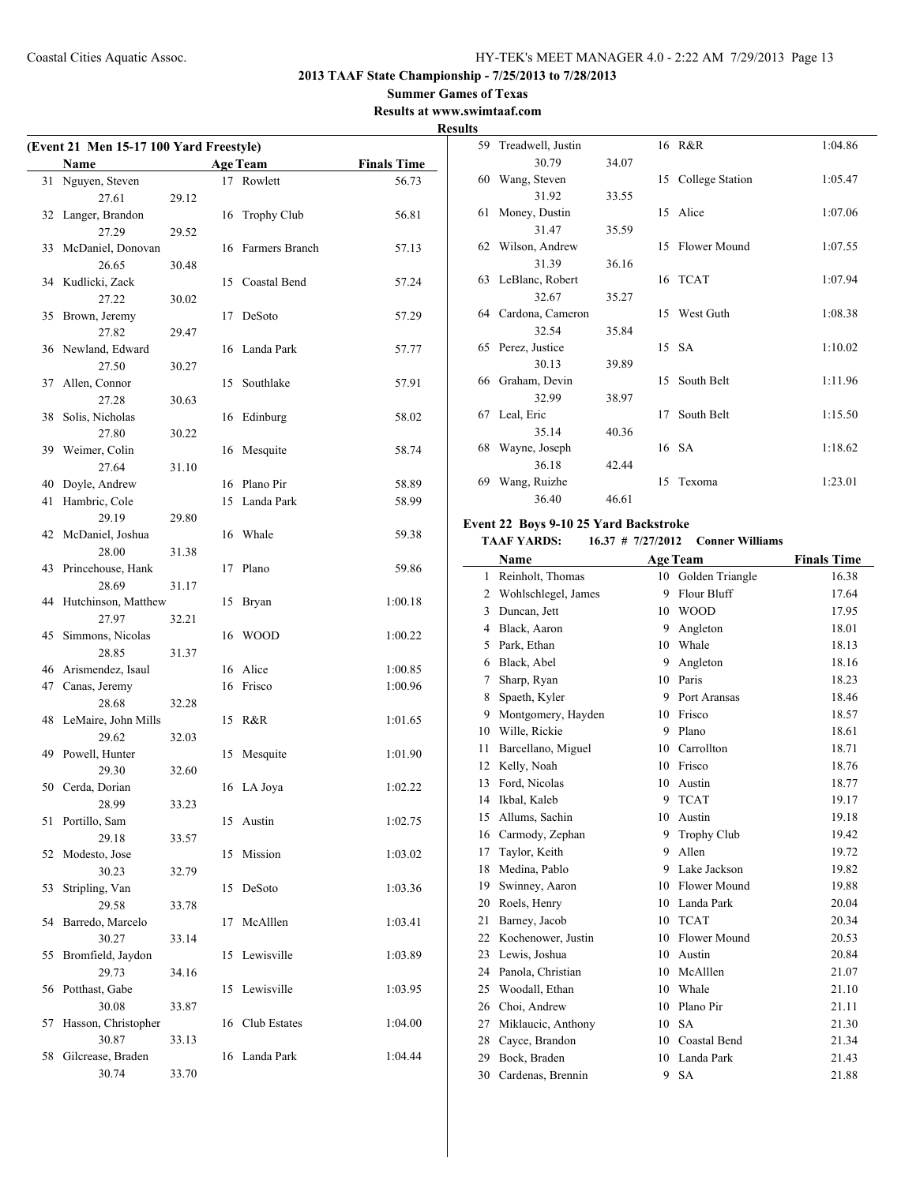## 2013 TAAF State Championship - 7/25/2013 to 7/28/2013

**Summer Games of Texas**

**Results at www.swimtaaf.com**

**Results**

### (Event 21 Men 15-17 100 Yard Freestyle)

| | Name | Age | Team | Finals Time |
|---|---|---|---|---|
| 31 | Nguyen, Steven | 17 | Rowlett | 56.73 |
| | 27.61 29.12 | | | |
| 32 | Langer, Brandon | 16 | Trophy Club | 56.81 |
| | 27.29 29.52 | | | |
| 33 | McDaniel, Donovan | 16 | Farmers Branch | 57.13 |
| | 26.65 30.48 | | | |
| 34 | Kudlicki, Zack | 15 | Coastal Bend | 57.24 |
| | 27.22 30.02 | | | |
| 35 | Brown, Jeremy | 17 | DeSoto | 57.29 |
| | 27.82 29.47 | | | |
| 36 | Newland, Edward | 16 | Landa Park | 57.77 |
| | 27.50 30.27 | | | |
| 37 | Allen, Connor | 15 | Southlake | 57.91 |
| | 27.28 30.63 | | | |
| 38 | Solis, Nicholas | 16 | Edinburg | 58.02 |
| | 27.80 30.22 | | | |
| 39 | Weimer, Colin | 16 | Mesquite | 58.74 |
| | 27.64 31.10 | | | |
| 40 | Doyle, Andrew | 16 | Plano Pir | 58.89 |
| 41 | Hambric, Cole | 15 | Landa Park | 58.99 |
| | 29.19 29.80 | | | |
| 42 | McDaniel, Joshua | 16 | Whale | 59.38 |
| | 28.00 31.38 | | | |
| 43 | Princehouse, Hank | 17 | Plano | 59.86 |
| | 28.69 31.17 | | | |
| 44 | Hutchinson, Matthew | 15 | Bryan | 1:00.18 |
| | 27.97 32.21 | | | |
| 45 | Simmons, Nicolas | 16 | WOOD | 1:00.22 |
| | 28.85 31.37 | | | |
| 46 | Arismendez, Isaul | 16 | Alice | 1:00.85 |
| 47 | Canas, Jeremy | 16 | Frisco | 1:00.96 |
| | 28.68 32.28 | | | |
| 48 | LeMaire, John Mills | 15 | R&R | 1:01.65 |
| | 29.62 32.03 | | | |
| 49 | Powell, Hunter | 15 | Mesquite | 1:01.90 |
| | 29.30 32.60 | | | |
| 50 | Cerda, Dorian | 16 | LA Joya | 1:02.22 |
| | 28.99 33.23 | | | |
| 51 | Portillo, Sam | 15 | Austin | 1:02.75 |
| | 29.18 33.57 | | | |
| 52 | Modesto, Jose | 15 | Mission | 1:03.02 |
| | 30.23 32.79 | | | |
| 53 | Stripling, Van | 15 | DeSoto | 1:03.36 |
| | 29.58 33.78 | | | |
| 54 | Barredo, Marcelo | 17 | McAlllen | 1:03.41 |
| | 30.27 33.14 | | | |
| 55 | Bromfield, Jaydon | 15 | Lewisville | 1:03.89 |
| | 29.73 34.16 | | | |
| 56 | Potthast, Gabe | 15 | Lewisville | 1:03.95 |
| | 30.08 33.87 | | | |
| 57 | Hasson, Christopher | 16 | Club Estates | 1:04.00 |
| | 30.87 33.13 | | | |
| 58 | Gilcrease, Braden | 16 | Landa Park | 1:04.44 |
| | 30.74 33.70 | | | |
| 59 | Treadwell, Justin | 16 | R&R | 1:04.86 |
| | 30.79 34.07 | | | |
| 60 | Wang, Steven | 15 | College Station | 1:05.47 |
| | 31.92 33.55 | | | |
| 61 | Money, Dustin | 15 | Alice | 1:07.06 |
| | 31.47 35.59 | | | |
| 62 | Wilson, Andrew | 15 | Flower Mound | 1:07.55 |
| | 31.39 36.16 | | | |
| 63 | LeBlanc, Robert | 16 | TCAT | 1:07.94 |
| | 32.67 35.27 | | | |
| 64 | Cardona, Cameron | 15 | West Guth | 1:08.38 |
| | 32.54 35.84 | | | |
| 65 | Perez, Justice | 15 | SA | 1:10.02 |
| | 30.13 39.89 | | | |
| 66 | Graham, Devin | 15 | South Belt | 1:11.96 |
| | 32.99 38.97 | | | |
| 67 | Leal, Eric | 17 | South Belt | 1:15.50 |
| | 35.14 40.36 | | | |
| 68 | Wayne, Joseph | 16 | SA | 1:18.62 |
| | 36.18 42.44 | | | |
| 69 | Wang, Ruizhe | 15 | Texoma | 1:23.01 |
| | 36.40 46.61 | | | |

### Event 22 Boys 9-10 25 Yard Backstroke

**TAAF YARDS:** 16.37 # 7/27/2012 Conner Williams

| | Name | Age | Team | Finals Time |
|---|---|---|---|---|
| 1 | Reinholt, Thomas | 10 | Golden Triangle | 16.38 |
| 2 | Wohlschlegel, James | 9 | Flour Bluff | 17.64 |
| 3 | Duncan, Jett | 10 | WOOD | 17.95 |
| 4 | Black, Aaron | 9 | Angleton | 18.01 |
| 5 | Park, Ethan | 10 | Whale | 18.13 |
| 6 | Black, Abel | 9 | Angleton | 18.16 |
| 7 | Sharp, Ryan | 10 | Paris | 18.23 |
| 8 | Spaeth, Kyler | 9 | Port Aransas | 18.46 |
| 9 | Montgomery, Hayden | 10 | Frisco | 18.57 |
| 10 | Wille, Rickie | 9 | Plano | 18.61 |
| 11 | Barcellano, Miguel | 10 | Carrollton | 18.71 |
| 12 | Kelly, Noah | 10 | Frisco | 18.76 |
| 13 | Ford, Nicolas | 10 | Austin | 18.77 |
| 14 | Ikbal, Kaleb | 9 | TCAT | 19.17 |
| 15 | Allums, Sachin | 10 | Austin | 19.18 |
| 16 | Carmody, Zephan | 9 | Trophy Club | 19.42 |
| 17 | Taylor, Keith | 9 | Allen | 19.72 |
| 18 | Medina, Pablo | 9 | Lake Jackson | 19.82 |
| 19 | Swinney, Aaron | 10 | Flower Mound | 19.88 |
| 20 | Roels, Henry | 10 | Landa Park | 20.04 |
| 21 | Barney, Jacob | 10 | TCAT | 20.34 |
| 22 | Kochenower, Justin | 10 | Flower Mound | 20.53 |
| 23 | Lewis, Joshua | 10 | Austin | 20.84 |
| 24 | Panola, Christian | 10 | McAlllen | 21.07 |
| 25 | Woodall, Ethan | 10 | Whale | 21.10 |
| 26 | Choi, Andrew | 10 | Plano Pir | 21.11 |
| 27 | Miklaucic, Anthony | 10 | SA | 21.30 |
| 28 | Cayce, Brandon | 10 | Coastal Bend | 21.34 |
| 29 | Bock, Braden | 10 | Landa Park | 21.43 |
| 30 | Cardenas, Brennin | 9 | SA | 21.88 |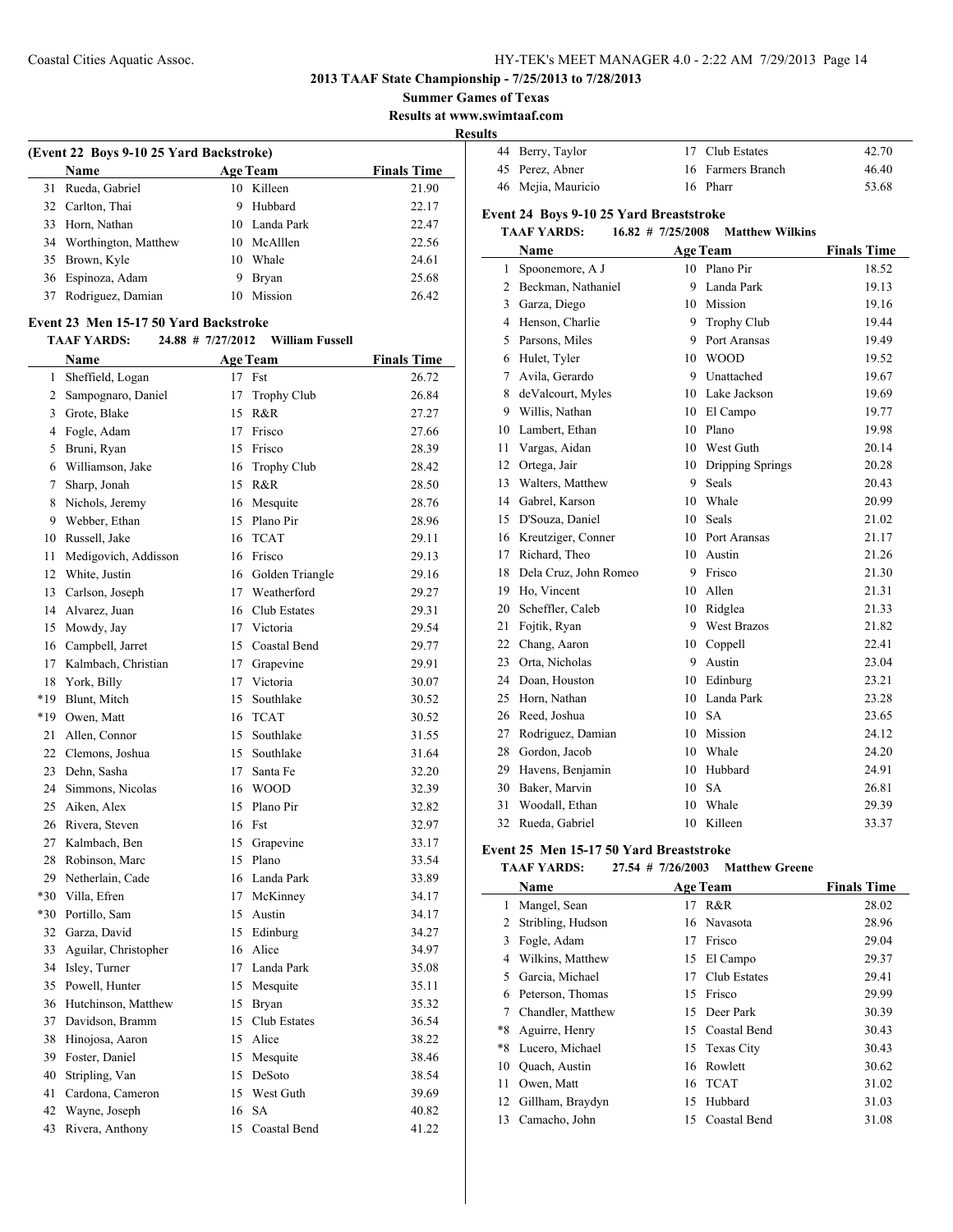## Results

### (Event 22 Boys 9-10 25 Yard Backstroke)

| | Name | Age | Team | Finals Time |
|---|---|---|---|---|
| 31 | Rueda, Gabriel | 10 | Killeen | 21.90 |
| 32 | Carlton, Thai | 9 | Hubbard | 22.17 |
| 33 | Horn, Nathan | 10 | Landa Park | 22.47 |
| 34 | Worthington, Matthew | 10 | McAlllen | 22.56 |
| 35 | Brown, Kyle | 10 | Whale | 24.61 |
| 36 | Espinoza, Adam | 9 | Bryan | 25.68 |
| 37 | Rodriguez, Damian | 10 | Mission | 26.42 |

### Event 23 Men 15-17 50 Yard Backstroke

**TAAF YARDS: 24.88 # 7/27/2012 William Fussell**

| | Name | Age | Team | Finals Time |
|---|---|---|---|---|
| 1 | Sheffield, Logan | 17 | Fst | 26.72 |
| 2 | Sampognaro, Daniel | 17 | Trophy Club | 26.84 |
| 3 | Grote, Blake | 15 | R&R | 27.27 |
| 4 | Fogle, Adam | 17 | Frisco | 27.66 |
| 5 | Bruni, Ryan | 15 | Frisco | 28.39 |
| 6 | Williamson, Jake | 16 | Trophy Club | 28.42 |
| 7 | Sharp, Jonah | 15 | R&R | 28.50 |
| 8 | Nichols, Jeremy | 16 | Mesquite | 28.76 |
| 9 | Webber, Ethan | 15 | Plano Pir | 28.96 |
| 10 | Russell, Jake | 16 | TCAT | 29.11 |
| 11 | Medigovich, Addisson | 16 | Frisco | 29.13 |
| 12 | White, Justin | 16 | Golden Triangle | 29.16 |
| 13 | Carlson, Joseph | 17 | Weatherford | 29.27 |
| 14 | Alvarez, Juan | 16 | Club Estates | 29.31 |
| 15 | Mowdy, Jay | 17 | Victoria | 29.54 |
| 16 | Campbell, Jarret | 15 | Coastal Bend | 29.77 |
| 17 | Kalmbach, Christian | 17 | Grapevine | 29.91 |
| 18 | York, Billy | 17 | Victoria | 30.07 |
| *19 | Blunt, Mitch | 15 | Southlake | 30.52 |
| *19 | Owen, Matt | 16 | TCAT | 30.52 |
| 21 | Allen, Connor | 15 | Southlake | 31.55 |
| 22 | Clemons, Joshua | 15 | Southlake | 31.64 |
| 23 | Dehn, Sasha | 17 | Santa Fe | 32.20 |
| 24 | Simmons, Nicolas | 16 | WOOD | 32.39 |
| 25 | Aiken, Alex | 15 | Plano Pir | 32.82 |
| 26 | Rivera, Steven | 16 | Fst | 32.97 |
| 27 | Kalmbach, Ben | 15 | Grapevine | 33.17 |
| 28 | Robinson, Marc | 15 | Plano | 33.54 |
| 29 | Netherlain, Cade | 16 | Landa Park | 33.89 |
| *30 | Villa, Efren | 17 | McKinney | 34.17 |
| *30 | Portillo, Sam | 15 | Austin | 34.17 |
| 32 | Garza, David | 15 | Edinburg | 34.27 |
| 33 | Aguilar, Christopher | 16 | Alice | 34.97 |
| 34 | Isley, Turner | 17 | Landa Park | 35.08 |
| 35 | Powell, Hunter | 15 | Mesquite | 35.11 |
| 36 | Hutchinson, Matthew | 15 | Bryan | 35.32 |
| 37 | Davidson, Bramm | 15 | Club Estates | 36.54 |
| 38 | Hinojosa, Aaron | 15 | Alice | 38.22 |
| 39 | Foster, Daniel | 15 | Mesquite | 38.46 |
| 40 | Stripling, Van | 15 | DeSoto | 38.54 |
| 41 | Cardona, Cameron | 15 | West Guth | 39.69 |
| 42 | Wayne, Joseph | 16 | SA | 40.82 |
| 43 | Rivera, Anthony | 15 | Coastal Bend | 41.22 |
| 44 | Berry, Taylor | 17 | Club Estates | 42.70 |
| 45 | Perez, Abner | 16 | Farmers Branch | 46.40 |
| 46 | Mejia, Mauricio | 16 | Pharr | 53.68 |

### Event 24 Boys 9-10 25 Yard Breaststroke

**TAAF YARDS: 16.82 # 7/25/2008 Matthew Wilkins**

| | Name | Age | Team | Finals Time |
|---|---|---|---|---|
| 1 | Spoonemore, A J | 10 | Plano Pir | 18.52 |
| 2 | Beckman, Nathaniel | 9 | Landa Park | 19.13 |
| 3 | Garza, Diego | 10 | Mission | 19.16 |
| 4 | Henson, Charlie | 9 | Trophy Club | 19.44 |
| 5 | Parsons, Miles | 9 | Port Aransas | 19.49 |
| 6 | Hulet, Tyler | 10 | WOOD | 19.52 |
| 7 | Avila, Gerardo | 9 | Unattached | 19.67 |
| 8 | deValcourt, Myles | 10 | Lake Jackson | 19.69 |
| 9 | Willis, Nathan | 10 | El Campo | 19.77 |
| 10 | Lambert, Ethan | 10 | Plano | 19.98 |
| 11 | Vargas, Aidan | 10 | West Guth | 20.14 |
| 12 | Ortega, Jair | 10 | Dripping Springs | 20.28 |
| 13 | Walters, Matthew | 9 | Seals | 20.43 |
| 14 | Gabrel, Karson | 10 | Whale | 20.99 |
| 15 | D'Souza, Daniel | 10 | Seals | 21.02 |
| 16 | Kreutziger, Conner | 10 | Port Aransas | 21.17 |
| 17 | Richard, Theo | 10 | Austin | 21.26 |
| 18 | Dela Cruz, John Romeo | 9 | Frisco | 21.30 |
| 19 | Ho, Vincent | 10 | Allen | 21.31 |
| 20 | Scheffler, Caleb | 10 | Ridglea | 21.33 |
| 21 | Fojtik, Ryan | 9 | West Brazos | 21.82 |
| 22 | Chang, Aaron | 10 | Coppell | 22.41 |
| 23 | Orta, Nicholas | 9 | Austin | 23.04 |
| 24 | Doan, Houston | 10 | Edinburg | 23.21 |
| 25 | Horn, Nathan | 10 | Landa Park | 23.28 |
| 26 | Reed, Joshua | 10 | SA | 23.65 |
| 27 | Rodriguez, Damian | 10 | Mission | 24.12 |
| 28 | Gordon, Jacob | 10 | Whale | 24.20 |
| 29 | Havens, Benjamin | 10 | Hubbard | 24.91 |
| 30 | Baker, Marvin | 10 | SA | 26.81 |
| 31 | Woodall, Ethan | 10 | Whale | 29.39 |
| 32 | Rueda, Gabriel | 10 | Killeen | 33.37 |

### Event 25 Men 15-17 50 Yard Breaststroke

**TAAF YARDS: 27.54 # 7/26/2003 Matthew Greene**

| | Name | Age | Team | Finals Time |
|---|---|---|---|---|
| 1 | Mangel, Sean | 17 | R&R | 28.02 |
| 2 | Stribling, Hudson | 16 | Navasota | 28.96 |
| 3 | Fogle, Adam | 17 | Frisco | 29.04 |
| 4 | Wilkins, Matthew | 15 | El Campo | 29.37 |
| 5 | Garcia, Michael | 17 | Club Estates | 29.41 |
| 6 | Peterson, Thomas | 15 | Frisco | 29.99 |
| 7 | Chandler, Matthew | 15 | Deer Park | 30.39 |
| *8 | Aguirre, Henry | 15 | Coastal Bend | 30.43 |
| *8 | Lucero, Michael | 15 | Texas City | 30.43 |
| 10 | Quach, Austin | 16 | Rowlett | 30.62 |
| 11 | Owen, Matt | 16 | TCAT | 31.02 |
| 12 | Gillham, Braydyn | 15 | Hubbard | 31.03 |
| 13 | Camacho, John | 15 | Coastal Bend | 31.08 |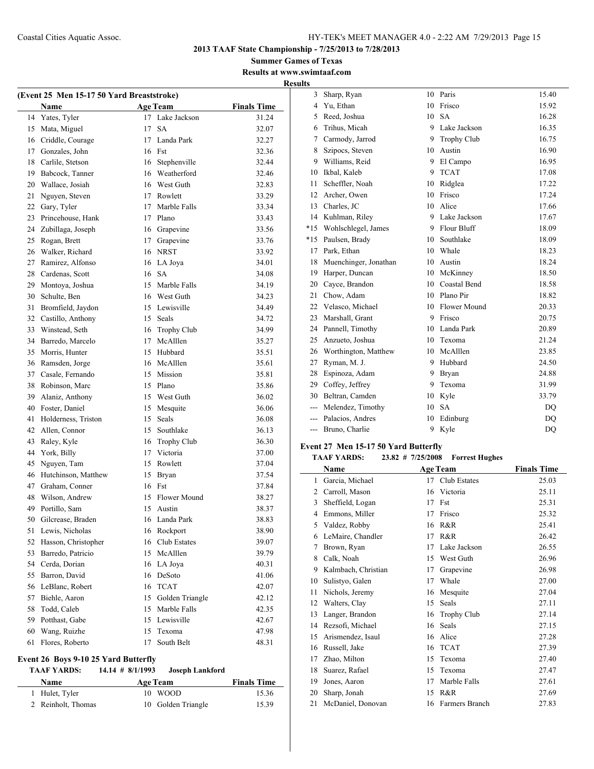# 2013 TAAF State Championship - 7/25/2013 to 7/28/2013

**Summer Games of Texas**

**Results at www.swimtaaf.com**

## Results

### (Event 25 Men 15-17 50 Yard Breaststroke)

| | Name | Age | Team | Finals Time |
|---|---|---|---|---|
| 14 | Yates, Tyler | 17 | Lake Jackson | 31.24 |
| 15 | Mata, Miguel | 17 | SA | 32.07 |
| 16 | Criddle, Courage | 17 | Landa Park | 32.27 |
| 17 | Gonzales, John | 16 | Fst | 32.36 |
| 18 | Carlile, Stetson | 16 | Stephenville | 32.44 |
| 19 | Babcock, Tanner | 16 | Weatherford | 32.46 |
| 20 | Wallace, Josiah | 16 | West Guth | 32.83 |
| 21 | Nguyen, Steven | 17 | Rowlett | 33.29 |
| 22 | Gary, Tyler | 17 | Marble Falls | 33.34 |
| 23 | Princehouse, Hank | 17 | Plano | 33.43 |
| 24 | Zubillaga, Joseph | 16 | Grapevine | 33.56 |
| 25 | Rogan, Brett | 17 | Grapevine | 33.76 |
| 26 | Walker, Richard | 16 | NRST | 33.92 |
| 27 | Ramirez, Alfonso | 16 | LA Joya | 34.01 |
| 28 | Cardenas, Scott | 16 | SA | 34.08 |
| 29 | Montoya, Joshua | 15 | Marble Falls | 34.19 |
| 30 | Schulte, Ben | 16 | West Guth | 34.23 |
| 31 | Bromfield, Jaydon | 15 | Lewisville | 34.49 |
| 32 | Castillo, Anthony | 15 | Seals | 34.72 |
| 33 | Winstead, Seth | 16 | Trophy Club | 34.99 |
| 34 | Barredo, Marcelo | 17 | McAlllen | 35.27 |
| 35 | Morris, Hunter | 15 | Hubbard | 35.51 |
| 36 | Ramsden, Jorge | 16 | McAlllen | 35.61 |
| 37 | Casale, Fernando | 15 | Mission | 35.81 |
| 38 | Robinson, Marc | 15 | Plano | 35.86 |
| 39 | Alaniz, Anthony | 15 | West Guth | 36.02 |
| 40 | Foster, Daniel | 15 | Mesquite | 36.06 |
| 41 | Holderness, Triston | 15 | Seals | 36.08 |
| 42 | Allen, Connor | 15 | Southlake | 36.13 |
| 43 | Raley, Kyle | 16 | Trophy Club | 36.30 |
| 44 | York, Billy | 17 | Victoria | 37.00 |
| 45 | Nguyen, Tam | 15 | Rowlett | 37.04 |
| 46 | Hutchinson, Matthew | 15 | Bryan | 37.54 |
| 47 | Graham, Conner | 16 | Fst | 37.84 |
| 48 | Wilson, Andrew | 15 | Flower Mound | 38.27 |
| 49 | Portillo, Sam | 15 | Austin | 38.37 |
| 50 | Gilcrease, Braden | 16 | Landa Park | 38.83 |
| 51 | Lewis, Nicholas | 16 | Rockport | 38.90 |
| 52 | Hasson, Christopher | 16 | Club Estates | 39.07 |
| 53 | Barredo, Patricio | 15 | McAlllen | 39.79 |
| 54 | Cerda, Dorian | 16 | LA Joya | 40.31 |
| 55 | Barron, David | 16 | DeSoto | 41.06 |
| 56 | LeBlanc, Robert | 16 | TCAT | 42.07 |
| 57 | Biehle, Aaron | 15 | Golden Triangle | 42.12 |
| 58 | Todd, Caleb | 15 | Marble Falls | 42.35 |
| 59 | Potthast, Gabe | 15 | Lewisville | 42.67 |
| 60 | Wang, Ruizhe | 15 | Texoma | 47.98 |
| 61 | Flores, Roberto | 17 | South Belt | 48.31 |

### Event 26 Boys 9-10 25 Yard Butterfly

**TAAF YARDS:** 14.14 # 8/1/1993 **Joseph Lankford**

| | Name | Age | Team | Finals Time |
|---|---|---|---|---|
| 1 | Hulet, Tyler | 10 | WOOD | 15.36 |
| 2 | Reinholt, Thomas | 10 | Golden Triangle | 15.39 |
| 3 | Sharp, Ryan | 10 | Paris | 15.40 |
| 4 | Yu, Ethan | 10 | Frisco | 15.92 |
| 5 | Reed, Joshua | 10 | SA | 16.28 |
| 6 | Trihus, Micah | 9 | Lake Jackson | 16.35 |
| 7 | Carmody, Jarrod | 9 | Trophy Club | 16.75 |
| 8 | Szipocs, Steven | 10 | Austin | 16.90 |
| 9 | Williams, Reid | 9 | El Campo | 16.95 |
| 10 | Ikbal, Kaleb | 9 | TCAT | 17.08 |
| 11 | Scheffler, Noah | 10 | Ridglea | 17.22 |
| 12 | Archer, Owen | 10 | Frisco | 17.24 |
| 13 | Charles, JC | 10 | Alice | 17.66 |
| 14 | Kuhlman, Riley | 9 | Lake Jackson | 17.67 |
| *15 | Wohlschlegel, James | 9 | Flour Bluff | 18.09 |
| *15 | Paulsen, Brady | 10 | Southlake | 18.09 |
| 17 | Park, Ethan | 10 | Whale | 18.23 |
| 18 | Muenchinger, Jonathan | 10 | Austin | 18.24 |
| 19 | Harper, Duncan | 10 | McKinney | 18.50 |
| 20 | Cayce, Brandon | 10 | Coastal Bend | 18.58 |
| 21 | Chow, Adam | 10 | Plano Pir | 18.82 |
| 22 | Velasco, Michael | 10 | Flower Mound | 20.33 |
| 23 | Marshall, Grant | 9 | Frisco | 20.75 |
| 24 | Pannell, Timothy | 10 | Landa Park | 20.89 |
| 25 | Anzueto, Joshua | 10 | Texoma | 21.24 |
| 26 | Worthington, Matthew | 10 | McAlllen | 23.85 |
| 27 | Ryman, M. J. | 9 | Hubbard | 24.50 |
| 28 | Espinoza, Adam | 9 | Bryan | 24.88 |
| 29 | Coffey, Jeffrey | 9 | Texoma | 31.99 |
| 30 | Beltran, Camden | 10 | Kyle | 33.79 |
| --- | Melendez, Timothy | 10 | SA | DQ |
| --- | Palacios, Andres | 10 | Edinburg | DQ |
| --- | Bruno, Charlie | 9 | Kyle | DQ |

### Event 27 Men 15-17 50 Yard Butterfly

**TAAF YARDS:** 23.82 # 7/25/2008 **Forrest Hughes**

| | Name | Age | Team | Finals Time |
|---|---|---|---|---|
| 1 | Garcia, Michael | 17 | Club Estates | 25.03 |
| 2 | Carroll, Mason | 16 | Victoria | 25.11 |
| 3 | Sheffield, Logan | 17 | Fst | 25.31 |
| 4 | Emmons, Miller | 17 | Frisco | 25.32 |
| 5 | Valdez, Robby | 16 | R&R | 25.41 |
| 6 | LeMaire, Chandler | 17 | R&R | 26.42 |
| 7 | Brown, Ryan | 17 | Lake Jackson | 26.55 |
| 8 | Calk, Noah | 15 | West Guth | 26.96 |
| 9 | Kalmbach, Christian | 17 | Grapevine | 26.98 |
| 10 | Sulistyo, Galen | 17 | Whale | 27.00 |
| 11 | Nichols, Jeremy | 16 | Mesquite | 27.04 |
| 12 | Walters, Clay | 15 | Seals | 27.11 |
| 13 | Langer, Brandon | 16 | Trophy Club | 27.14 |
| 14 | Rezsofi, Michael | 16 | Seals | 27.15 |
| 15 | Arismendez, Isaul | 16 | Alice | 27.28 |
| 16 | Russell, Jake | 16 | TCAT | 27.39 |
| 17 | Zhao, Milton | 15 | Texoma | 27.40 |
| 18 | Suarez, Rafael | 15 | Texoma | 27.47 |
| 19 | Jones, Aaron | 17 | Marble Falls | 27.61 |
| 20 | Sharp, Jonah | 15 | R&R | 27.69 |
| 21 | McDaniel, Donovan | 16 | Farmers Branch | 27.83 |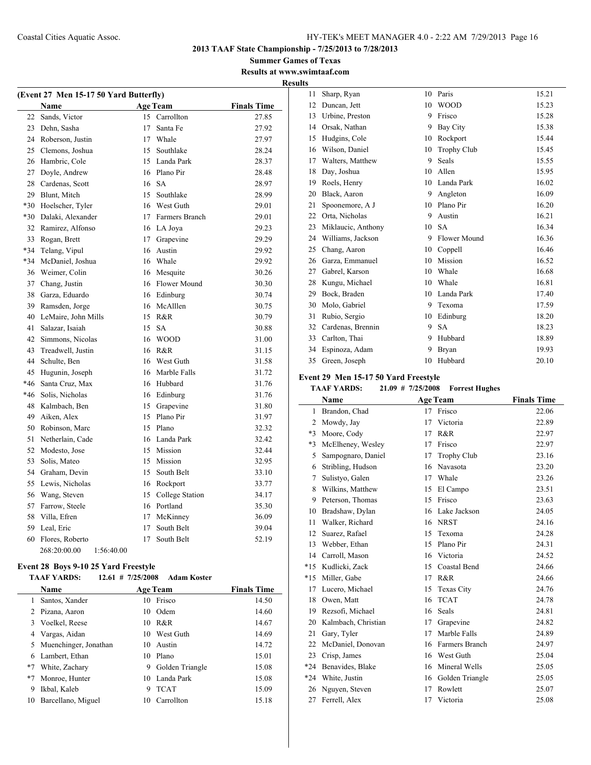**2013 TAAF State Championship - 7/25/2013 to 7/28/2013**

**Summer Games of Texas**

**Results at www.swimtaaf.com**

**Results**

### (Event 27 Men 15-17 50 Yard Butterfly)

| | Name | Age | Team | Finals Time |
|---|---|---|---|---|
| 22 | Sands, Victor | 15 | Carrollton | 27.85 |
| 23 | Dehn, Sasha | 17 | Santa Fe | 27.92 |
| 24 | Roberson, Justin | 17 | Whale | 27.97 |
| 25 | Clemons, Joshua | 15 | Southlake | 28.24 |
| 26 | Hambric, Cole | 15 | Landa Park | 28.37 |
| 27 | Doyle, Andrew | 16 | Plano Pir | 28.48 |
| 28 | Cardenas, Scott | 16 | SA | 28.97 |
| 29 | Blunt, Mitch | 15 | Southlake | 28.99 |
| *30 | Hoelscher, Tyler | 16 | West Guth | 29.01 |
| *30 | Dalaki, Alexander | 17 | Farmers Branch | 29.01 |
| 32 | Ramirez, Alfonso | 16 | LA Joya | 29.23 |
| 33 | Rogan, Brett | 17 | Grapevine | 29.29 |
| *34 | Telang, Vipul | 16 | Austin | 29.92 |
| *34 | McDaniel, Joshua | 16 | Whale | 29.92 |
| 36 | Weimer, Colin | 16 | Mesquite | 30.26 |
| 37 | Chang, Justin | 16 | Flower Mound | 30.30 |
| 38 | Garza, Eduardo | 16 | Edinburg | 30.74 |
| 39 | Ramsden, Jorge | 16 | McAlllen | 30.75 |
| 40 | LeMaire, John Mills | 15 | R&R | 30.79 |
| 41 | Salazar, Isaiah | 15 | SA | 30.88 |
| 42 | Simmons, Nicolas | 16 | WOOD | 31.00 |
| 43 | Treadwell, Justin | 16 | R&R | 31.15 |
| 44 | Schulte, Ben | 16 | West Guth | 31.58 |
| 45 | Hugunin, Joseph | 16 | Marble Falls | 31.72 |
| *46 | Santa Cruz, Max | 16 | Hubbard | 31.76 |
| *46 | Solis, Nicholas | 16 | Edinburg | 31.76 |
| 48 | Kalmbach, Ben | 15 | Grapevine | 31.80 |
| 49 | Aiken, Alex | 15 | Plano Pir | 31.97 |
| 50 | Robinson, Marc | 15 | Plano | 32.32 |
| 51 | Netherlain, Cade | 16 | Landa Park | 32.42 |
| 52 | Modesto, Jose | 15 | Mission | 32.44 |
| 53 | Solis, Mateo | 15 | Mission | 32.95 |
| 54 | Graham, Devin | 15 | South Belt | 33.10 |
| 55 | Lewis, Nicholas | 16 | Rockport | 33.77 |
| 56 | Wang, Steven | 15 | College Station | 34.17 |
| 57 | Farrow, Steele | 16 | Portland | 35.30 |
| 58 | Villa, Efren | 17 | McKinney | 36.09 |
| 59 | Leal, Eric | 17 | South Belt | 39.04 |
| 60 | Flores, Roberto | 17 | South Belt | 52.19 |

268:20:00.00 1:56:40.00

### Event 28 Boys 9-10 25 Yard Freestyle

**TAAF YARDS: 12.61 # 7/25/2008 Adam Koster**

| | Name | Age | Team | Finals Time |
|---|---|---|---|---|
| 1 | Santos, Xander | 10 | Frisco | 14.50 |
| 2 | Pizana, Aaron | 10 | Odem | 14.60 |
| 3 | Voelkel, Reese | 10 | R&R | 14.67 |
| 4 | Vargas, Aidan | 10 | West Guth | 14.69 |
| 5 | Muenchinger, Jonathan | 10 | Austin | 14.72 |
| 6 | Lambert, Ethan | 10 | Plano | 15.01 |
| *7 | White, Zachary | 9 | Golden Triangle | 15.08 |
| *7 | Monroe, Hunter | 10 | Landa Park | 15.08 |
| 9 | Ikbal, Kaleb | 9 | TCAT | 15.09 |
| 10 | Barcellano, Miguel | 10 | Carrollton | 15.18 |
| 11 | Sharp, Ryan | 10 | Paris | 15.21 |
| 12 | Duncan, Jett | 10 | WOOD | 15.23 |
| 13 | Urbine, Preston | 9 | Frisco | 15.28 |
| 14 | Orsak, Nathan | 9 | Bay City | 15.38 |
| 15 | Hudgins, Cole | 10 | Rockport | 15.44 |
| 16 | Wilson, Daniel | 10 | Trophy Club | 15.45 |
| 17 | Walters, Matthew | 9 | Seals | 15.55 |
| 18 | Day, Joshua | 10 | Allen | 15.95 |
| 19 | Roels, Henry | 10 | Landa Park | 16.02 |
| 20 | Black, Aaron | 9 | Angleton | 16.09 |
| 21 | Spoonemore, A J | 10 | Plano Pir | 16.20 |
| 22 | Orta, Nicholas | 9 | Austin | 16.21 |
| 23 | Miklaucic, Anthony | 10 | SA | 16.34 |
| 24 | Williams, Jackson | 9 | Flower Mound | 16.36 |
| 25 | Chang, Aaron | 10 | Coppell | 16.46 |
| 26 | Garza, Emmanuel | 10 | Mission | 16.52 |
| 27 | Gabrel, Karson | 10 | Whale | 16.68 |
| 28 | Kungu, Michael | 10 | Whale | 16.81 |
| 29 | Bock, Braden | 10 | Landa Park | 17.40 |
| 30 | Molo, Gabriel | 9 | Texoma | 17.59 |
| 31 | Rubio, Sergio | 10 | Edinburg | 18.20 |
| 32 | Cardenas, Brennin | 9 | SA | 18.23 |
| 33 | Carlton, Thai | 9 | Hubbard | 18.89 |
| 34 | Espinoza, Adam | 9 | Bryan | 19.93 |
| 35 | Green, Joseph | 10 | Hubbard | 20.10 |

### Event 29 Men 15-17 50 Yard Freestyle

**TAAF YARDS: 21.09 # 7/25/2008 Forrest Hughes**

| | Name | Age | Team | Finals Time |
|---|---|---|---|---|
| 1 | Brandon, Chad | 17 | Frisco | 22.06 |
| 2 | Mowdy, Jay | 17 | Victoria | 22.89 |
| *3 | Moore, Cody | 17 | R&R | 22.97 |
| *3 | McElheney, Wesley | 17 | Frisco | 22.97 |
| 5 | Sampognaro, Daniel | 17 | Trophy Club | 23.16 |
| 6 | Stribling, Hudson | 16 | Navasota | 23.20 |
| 7 | Sulistyo, Galen | 17 | Whale | 23.26 |
| 8 | Wilkins, Matthew | 15 | El Campo | 23.51 |
| 9 | Peterson, Thomas | 15 | Frisco | 23.63 |
| 10 | Bradshaw, Dylan | 16 | Lake Jackson | 24.05 |
| 11 | Walker, Richard | 16 | NRST | 24.16 |
| 12 | Suarez, Rafael | 15 | Texoma | 24.28 |
| 13 | Webber, Ethan | 15 | Plano Pir | 24.31 |
| 14 | Carroll, Mason | 16 | Victoria | 24.52 |
| *15 | Kudlicki, Zack | 15 | Coastal Bend | 24.66 |
| *15 | Miller, Gabe | 17 | R&R | 24.66 |
| 17 | Lucero, Michael | 15 | Texas City | 24.76 |
| 18 | Owen, Matt | 16 | TCAT | 24.78 |
| 19 | Rezsofi, Michael | 16 | Seals | 24.81 |
| 20 | Kalmbach, Christian | 17 | Grapevine | 24.82 |
| 21 | Gary, Tyler | 17 | Marble Falls | 24.89 |
| 22 | McDaniel, Donovan | 16 | Farmers Branch | 24.97 |
| 23 | Crisp, James | 16 | West Guth | 25.04 |
| *24 | Benavides, Blake | 16 | Mineral Wells | 25.05 |
| *24 | White, Justin | 16 | Golden Triangle | 25.05 |
| 26 | Nguyen, Steven | 17 | Rowlett | 25.07 |
| 27 | Ferrell, Alex | 17 | Victoria | 25.08 |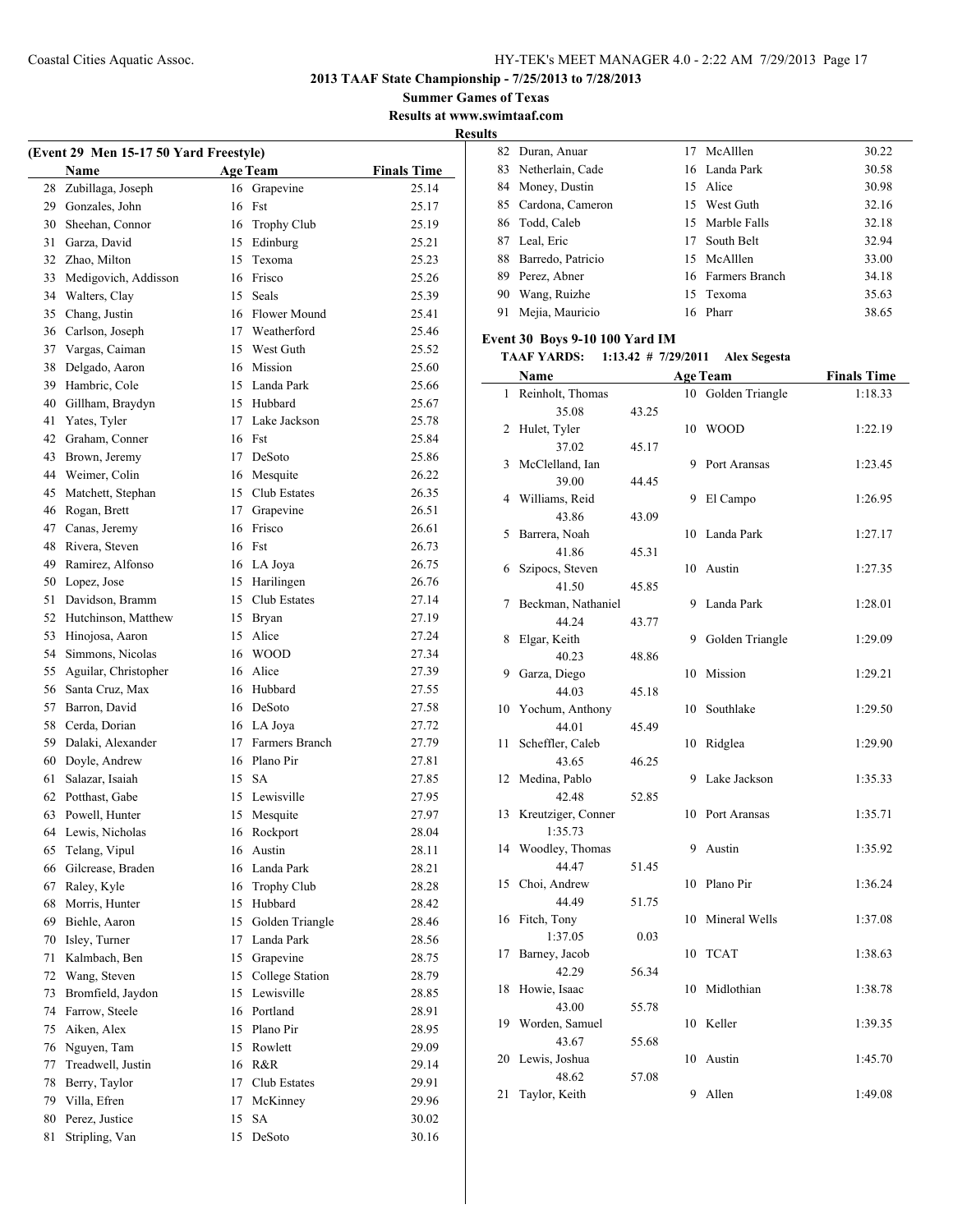## 2013 TAAF State Championship - 7/25/2013 to 7/28/2013

**Summer Games of Texas**

**Results at www.swimtaaf.com**

**Results**

### (Event 29 Men 15-17 50 Yard Freestyle)

| | Name | Age | Team | Finals Time |
|---|---|---|---|---|
| 28 | Zubillaga, Joseph | 16 | Grapevine | 25.14 |
| 29 | Gonzales, John | 16 | Fst | 25.17 |
| 30 | Sheehan, Connor | 16 | Trophy Club | 25.19 |
| 31 | Garza, David | 15 | Edinburg | 25.21 |
| 32 | Zhao, Milton | 15 | Texoma | 25.23 |
| 33 | Medigovich, Addisson | 16 | Frisco | 25.26 |
| 34 | Walters, Clay | 15 | Seals | 25.39 |
| 35 | Chang, Justin | 16 | Flower Mound | 25.41 |
| 36 | Carlson, Joseph | 17 | Weatherford | 25.46 |
| 37 | Vargas, Caiman | 15 | West Guth | 25.52 |
| 38 | Delgado, Aaron | 16 | Mission | 25.60 |
| 39 | Hambric, Cole | 15 | Landa Park | 25.66 |
| 40 | Gillham, Braydyn | 15 | Hubbard | 25.67 |
| 41 | Yates, Tyler | 17 | Lake Jackson | 25.78 |
| 42 | Graham, Conner | 16 | Fst | 25.84 |
| 43 | Brown, Jeremy | 17 | DeSoto | 25.86 |
| 44 | Weimer, Colin | 16 | Mesquite | 26.22 |
| 45 | Matchett, Stephan | 15 | Club Estates | 26.35 |
| 46 | Rogan, Brett | 17 | Grapevine | 26.51 |
| 47 | Canas, Jeremy | 16 | Frisco | 26.61 |
| 48 | Rivera, Steven | 16 | Fst | 26.73 |
| 49 | Ramirez, Alfonso | 16 | LA Joya | 26.75 |
| 50 | Lopez, Jose | 15 | Harilingen | 26.76 |
| 51 | Davidson, Bramm | 15 | Club Estates | 27.14 |
| 52 | Hutchinson, Matthew | 15 | Bryan | 27.19 |
| 53 | Hinojosa, Aaron | 15 | Alice | 27.24 |
| 54 | Simmons, Nicolas | 16 | WOOD | 27.34 |
| 55 | Aguilar, Christopher | 16 | Alice | 27.39 |
| 56 | Santa Cruz, Max | 16 | Hubbard | 27.55 |
| 57 | Barron, David | 16 | DeSoto | 27.58 |
| 58 | Cerda, Dorian | 16 | LA Joya | 27.72 |
| 59 | Dalaki, Alexander | 17 | Farmers Branch | 27.79 |
| 60 | Doyle, Andrew | 16 | Plano Pir | 27.81 |
| 61 | Salazar, Isaiah | 15 | SA | 27.85 |
| 62 | Potthast, Gabe | 15 | Lewisville | 27.95 |
| 63 | Powell, Hunter | 15 | Mesquite | 27.97 |
| 64 | Lewis, Nicholas | 16 | Rockport | 28.04 |
| 65 | Telang, Vipul | 16 | Austin | 28.11 |
| 66 | Gilcrease, Braden | 16 | Landa Park | 28.21 |
| 67 | Raley, Kyle | 16 | Trophy Club | 28.28 |
| 68 | Morris, Hunter | 15 | Hubbard | 28.42 |
| 69 | Biehle, Aaron | 15 | Golden Triangle | 28.46 |
| 70 | Isley, Turner | 17 | Landa Park | 28.56 |
| 71 | Kalmbach, Ben | 15 | Grapevine | 28.75 |
| 72 | Wang, Steven | 15 | College Station | 28.79 |
| 73 | Bromfield, Jaydon | 15 | Lewisville | 28.85 |
| 74 | Farrow, Steele | 16 | Portland | 28.91 |
| 75 | Aiken, Alex | 15 | Plano Pir | 28.95 |
| 76 | Nguyen, Tam | 15 | Rowlett | 29.09 |
| 77 | Treadwell, Justin | 16 | R&R | 29.14 |
| 78 | Berry, Taylor | 17 | Club Estates | 29.91 |
| 79 | Villa, Efren | 17 | McKinney | 29.96 |
| 80 | Perez, Justice | 15 | SA | 30.02 |
| 81 | Stripling, Van | 15 | DeSoto | 30.16 |
| 82 | Duran, Anuar | 17 | McAlllen | 30.22 |
| 83 | Netherlain, Cade | 16 | Landa Park | 30.58 |
| 84 | Money, Dustin | 15 | Alice | 30.98 |
| 85 | Cardona, Cameron | 15 | West Guth | 32.16 |
| 86 | Todd, Caleb | 15 | Marble Falls | 32.18 |
| 87 | Leal, Eric | 17 | South Belt | 32.94 |
| 88 | Barredo, Patricio | 15 | McAlllen | 33.00 |
| 89 | Perez, Abner | 16 | Farmers Branch | 34.18 |
| 90 | Wang, Ruizhe | 15 | Texoma | 35.63 |
| 91 | Mejia, Mauricio | 16 | Pharr | 38.65 |

### Event 30 Boys 9-10 100 Yard IM

**TAAF YARDS: 1:13.42 # 7/29/2011 Alex Segesta**

| | Name | Age | Team | Finals Time |
|---|---|---|---|---|
| 1 | Reinholt, Thomas | 10 | Golden Triangle | 1:18.33 |
| | 35.08 43.25 | | | |
| 2 | Hulet, Tyler | 10 | WOOD | 1:22.19 |
| | 37.02 45.17 | | | |
| 3 | McClelland, Ian | 9 | Port Aransas | 1:23.45 |
| | 39.00 44.45 | | | |
| 4 | Williams, Reid | 9 | El Campo | 1:26.95 |
| | 43.86 43.09 | | | |
| 5 | Barrera, Noah | 10 | Landa Park | 1:27.17 |
| | 41.86 45.31 | | | |
| 6 | Szipocs, Steven | 10 | Austin | 1:27.35 |
| | 41.50 45.85 | | | |
| 7 | Beckman, Nathaniel | 9 | Landa Park | 1:28.01 |
| | 44.24 43.77 | | | |
| 8 | Elgar, Keith | 9 | Golden Triangle | 1:29.09 |
| | 40.23 48.86 | | | |
| 9 | Garza, Diego | 10 | Mission | 1:29.21 |
| | 44.03 45.18 | | | |
| 10 | Yochum, Anthony | 10 | Southlake | 1:29.50 |
| | 44.01 45.49 | | | |
| 11 | Scheffler, Caleb | 10 | Ridglea | 1:29.90 |
| | 43.65 46.25 | | | |
| 12 | Medina, Pablo | 9 | Lake Jackson | 1:35.33 |
| | 42.48 52.85 | | | |
| 13 | Kreutziger, Conner | 10 | Port Aransas | 1:35.71 |
| | 1:35.73 | | | |
| 14 | Woodley, Thomas | 9 | Austin | 1:35.92 |
| | 44.47 51.45 | | | |
| 15 | Choi, Andrew | 10 | Plano Pir | 1:36.24 |
| | 44.49 51.75 | | | |
| 16 | Fitch, Tony | 10 | Mineral Wells | 1:37.08 |
| | 1:37.05 0.03 | | | |
| 17 | Barney, Jacob | 10 | TCAT | 1:38.63 |
| | 42.29 56.34 | | | |
| 18 | Howie, Isaac | 10 | Midlothian | 1:38.78 |
| | 43.00 55.78 | | | |
| 19 | Worden, Samuel | 10 | Keller | 1:39.35 |
| | 43.67 55.68 | | | |
| 20 | Lewis, Joshua | 10 | Austin | 1:45.70 |
| | 48.62 57.08 | | | |
| 21 | Taylor, Keith | 9 | Allen | 1:49.08 |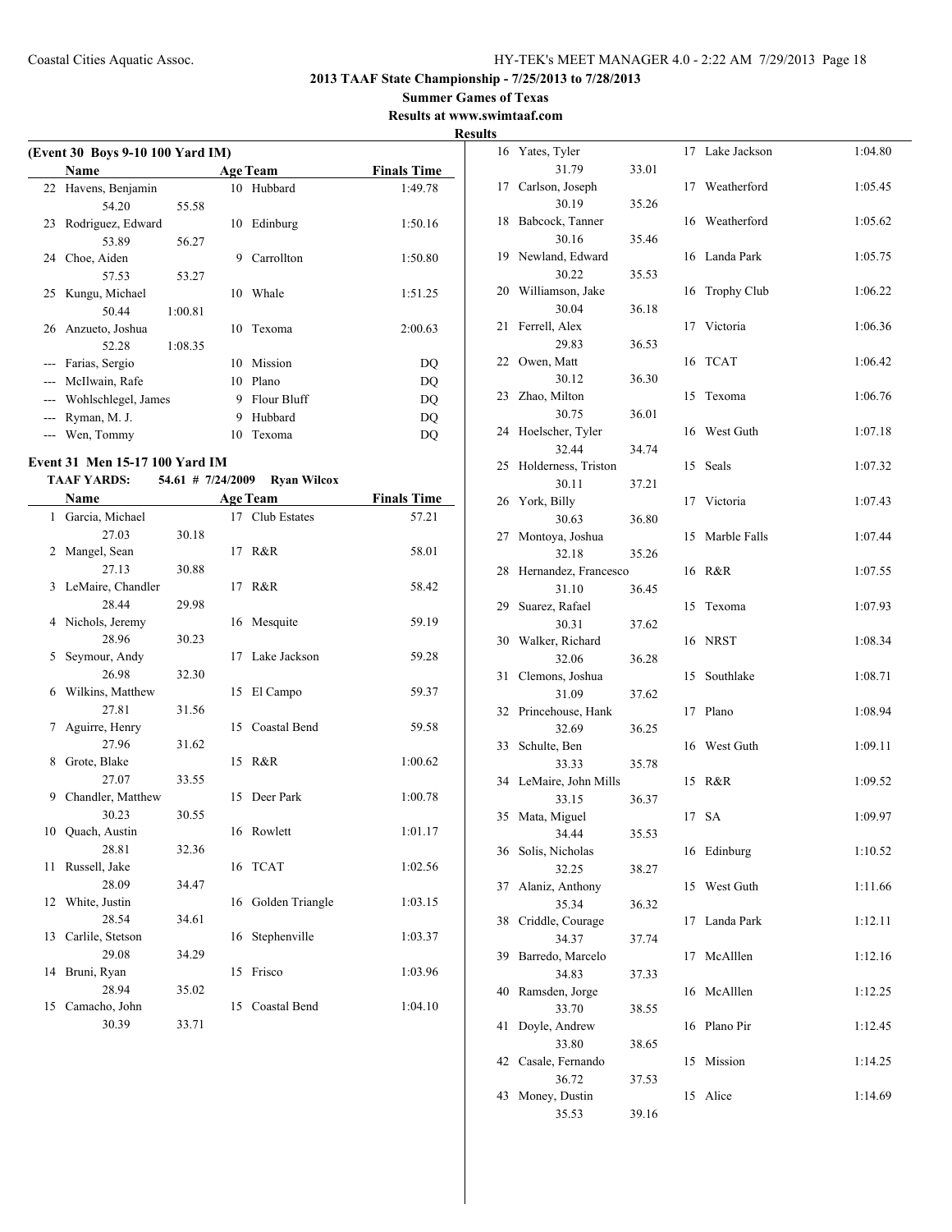2013 TAAF State Championship - 7/25/2013 to 7/28/2013

Summer Games of Texas

Results at www.swimtaaf.com

**Results**

### (Event 30 Boys 9-10 100 Yard IM)

| | Name | | Age | Team | Finals Time |
|---|---|---|---|---|---|
| 22 | Havens, Benjamin | | 10 | Hubbard | 1:49.78 |
| | 54.20 | 55.58 | | | |
| 23 | Rodriguez, Edward | | 10 | Edinburg | 1:50.16 |
| | 53.89 | 56.27 | | | |
| 24 | Choe, Aiden | | 9 | Carrollton | 1:50.80 |
| | 57.53 | 53.27 | | | |
| 25 | Kungu, Michael | | 10 | Whale | 1:51.25 |
| | 50.44 | 1:00.81 | | | |
| 26 | Anzueto, Joshua | | 10 | Texoma | 2:00.63 |
| | 52.28 | 1:08.35 | | | |
| --- | Farias, Sergio | | 10 | Mission | DQ |
| --- | McIlwain, Rafe | | 10 | Plano | DQ |
| --- | Wohlschlegel, James | | 9 | Flour Bluff | DQ |
| --- | Ryman, M. J. | | 9 | Hubbard | DQ |
| --- | Wen, Tommy | | 10 | Texoma | DQ |

### Event 31 Men 15-17 100 Yard IM

**TAAF YARDS: 54.61 # 7/24/2009 Ryan Wilcox**

| | Name | | Age | Team | Finals Time |
|---|---|---|---|---|---|
| 1 | Garcia, Michael | | 17 | Club Estates | 57.21 |
| | 27.03 | 30.18 | | | |
| 2 | Mangel, Sean | | 17 | R&R | 58.01 |
| | 27.13 | 30.88 | | | |
| 3 | LeMaire, Chandler | | 17 | R&R | 58.42 |
| | 28.44 | 29.98 | | | |
| 4 | Nichols, Jeremy | | 16 | Mesquite | 59.19 |
| | 28.96 | 30.23 | | | |
| 5 | Seymour, Andy | | 17 | Lake Jackson | 59.28 |
| | 26.98 | 32.30 | | | |
| 6 | Wilkins, Matthew | | 15 | El Campo | 59.37 |
| | 27.81 | 31.56 | | | |
| 7 | Aguirre, Henry | | 15 | Coastal Bend | 59.58 |
| | 27.96 | 31.62 | | | |
| 8 | Grote, Blake | | 15 | R&R | 1:00.62 |
| | 27.07 | 33.55 | | | |
| 9 | Chandler, Matthew | | 15 | Deer Park | 1:00.78 |
| | 30.23 | 30.55 | | | |
| 10 | Quach, Austin | | 16 | Rowlett | 1:01.17 |
| | 28.81 | 32.36 | | | |
| 11 | Russell, Jake | | 16 | TCAT | 1:02.56 |
| | 28.09 | 34.47 | | | |
| 12 | White, Justin | | 16 | Golden Triangle | 1:03.15 |
| | 28.54 | 34.61 | | | |
| 13 | Carlile, Stetson | | 16 | Stephenville | 1:03.37 |
| | 29.08 | 34.29 | | | |
| 14 | Bruni, Ryan | | 15 | Frisco | 1:03.96 |
| | 28.94 | 35.02 | | | |
| 15 | Camacho, John | | 15 | Coastal Bend | 1:04.10 |
| | 30.39 | 33.71 | | | |
| 16 | Yates, Tyler | | 17 | Lake Jackson | 1:04.80 |
| | 31.79 | 33.01 | | | |
| 17 | Carlson, Joseph | | 17 | Weatherford | 1:05.45 |
| | 30.19 | 35.26 | | | |
| 18 | Babcock, Tanner | | 16 | Weatherford | 1:05.62 |
| | 30.16 | 35.46 | | | |
| 19 | Newland, Edward | | 16 | Landa Park | 1:05.75 |
| | 30.22 | 35.53 | | | |
| 20 | Williamson, Jake | | 16 | Trophy Club | 1:06.22 |
| | 30.04 | 36.18 | | | |
| 21 | Ferrell, Alex | | 17 | Victoria | 1:06.36 |
| | 29.83 | 36.53 | | | |
| 22 | Owen, Matt | | 16 | TCAT | 1:06.42 |
| | 30.12 | 36.30 | | | |
| 23 | Zhao, Milton | | 15 | Texoma | 1:06.76 |
| | 30.75 | 36.01 | | | |
| 24 | Hoelscher, Tyler | | 16 | West Guth | 1:07.18 |
| | 32.44 | 34.74 | | | |
| 25 | Holderness, Triston | | 15 | Seals | 1:07.32 |
| | 30.11 | 37.21 | | | |
| 26 | York, Billy | | 17 | Victoria | 1:07.43 |
| | 30.63 | 36.80 | | | |
| 27 | Montoya, Joshua | | 15 | Marble Falls | 1:07.44 |
| | 32.18 | 35.26 | | | |
| 28 | Hernandez, Francesco | | 16 | R&R | 1:07.55 |
| | 31.10 | 36.45 | | | |
| 29 | Suarez, Rafael | | 15 | Texoma | 1:07.93 |
| | 30.31 | 37.62 | | | |
| 30 | Walker, Richard | | 16 | NRST | 1:08.34 |
| | 32.06 | 36.28 | | | |
| 31 | Clemons, Joshua | | 15 | Southlake | 1:08.71 |
| | 31.09 | 37.62 | | | |
| 32 | Princehouse, Hank | | 17 | Plano | 1:08.94 |
| | 32.69 | 36.25 | | | |
| 33 | Schulte, Ben | | 16 | West Guth | 1:09.11 |
| | 33.33 | 35.78 | | | |
| 34 | LeMaire, John Mills | | 15 | R&R | 1:09.52 |
| | 33.15 | 36.37 | | | |
| 35 | Mata, Miguel | | 17 | SA | 1:09.97 |
| | 34.44 | 35.53 | | | |
| 36 | Solis, Nicholas | | 16 | Edinburg | 1:10.52 |
| | 32.25 | 38.27 | | | |
| 37 | Alaniz, Anthony | | 15 | West Guth | 1:11.66 |
| | 35.34 | 36.32 | | | |
| 38 | Criddle, Courage | | 17 | Landa Park | 1:12.11 |
| | 34.37 | 37.74 | | | |
| 39 | Barredo, Marcelo | | 17 | McAlllen | 1:12.16 |
| | 34.83 | 37.33 | | | |
| 40 | Ramsden, Jorge | | 16 | McAlllen | 1:12.25 |
| | 33.70 | 38.55 | | | |
| 41 | Doyle, Andrew | | 16 | Plano Pir | 1:12.45 |
| | 33.80 | 38.65 | | | |
| 42 | Casale, Fernando | | 15 | Mission | 1:14.25 |
| | 36.72 | 37.53 | | | |
| 43 | Money, Dustin | | 15 | Alice | 1:14.69 |
| | 35.53 | 39.16 | | | |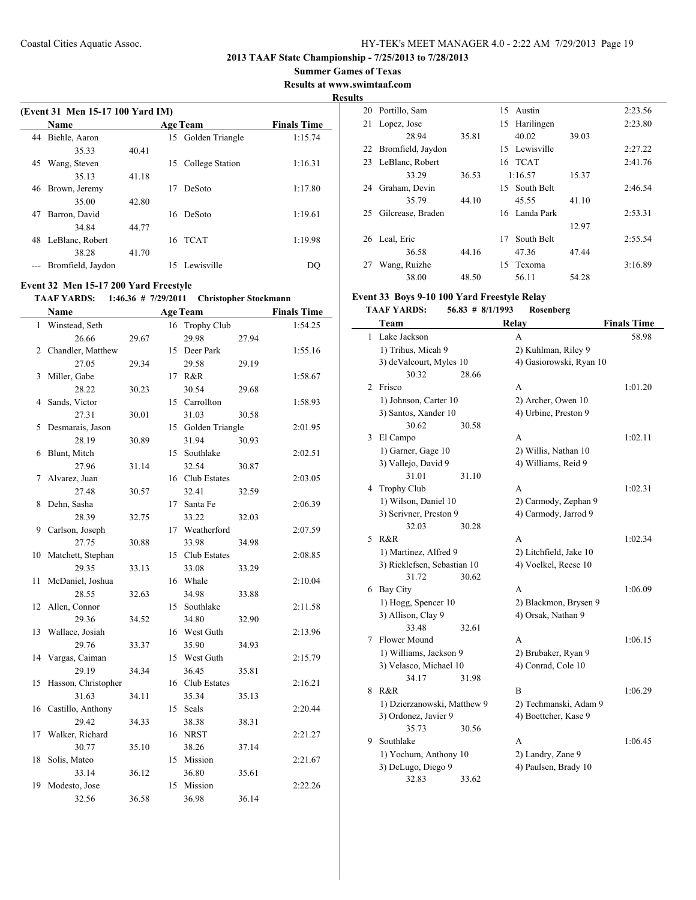**2013 TAAF State Championship - 7/25/2013 to 7/28/2013**

**Summer Games of Texas**

**Results at www.swimtaaf.com**

**Results**

### (Event 31 Men 15-17 100 Yard IM)

| | Name | Age | Team | Finals Time |
|---|---|---|---|---|
| 44 | Biehle, Aaron | 15 | Golden Triangle | 1:15.74 |
| | 35.33 | 40.41 | | |
| 45 | Wang, Steven | 15 | College Station | 1:16.31 |
| | 35.13 | 41.18 | | |
| 46 | Brown, Jeremy | 17 | DeSoto | 1:17.80 |
| | 35.00 | 42.80 | | |
| 47 | Barron, David | 16 | DeSoto | 1:19.61 |
| | 34.84 | 44.77 | | |
| 48 | LeBlanc, Robert | 16 | TCAT | 1:19.98 |
| | 38.28 | 41.70 | | |
| --- | Bromfield, Jaydon | 15 | Lewisville | DQ |

### Event 32 Men 15-17 200 Yard Freestyle

**TAAF YARDS: 1:46.36 # 7/29/2011 Christopher Stockmann**

| | Name | | Age | Team | | Finals Time |
|---|---|---|---|---|---|---|
| 1 | Winstead, Seth | | 16 | Trophy Club | | 1:54.25 |
| | 26.66 | 29.67 | | 29.98 | 27.94 | |
| 2 | Chandler, Matthew | | 15 | Deer Park | | 1:55.16 |
| | 27.05 | 29.34 | | 29.58 | 29.19 | |
| 3 | Miller, Gabe | | 17 | R&R | | 1:58.67 |
| | 28.22 | 30.23 | | 30.54 | 29.68 | |
| 4 | Sands, Victor | | 15 | Carrollton | | 1:58.93 |
| | 27.31 | 30.01 | | 31.03 | 30.58 | |
| 5 | Desmarais, Jason | | 15 | Golden Triangle | | 2:01.95 |
| | 28.19 | 30.89 | | 31.94 | 30.93 | |
| 6 | Blunt, Mitch | | 15 | Southlake | | 2:02.51 |
| | 27.96 | 31.14 | | 32.54 | 30.87 | |
| 7 | Alvarez, Juan | | 16 | Club Estates | | 2:03.05 |
| | 27.48 | 30.57 | | 32.41 | 32.59 | |
| 8 | Dehn, Sasha | | 17 | Santa Fe | | 2:06.39 |
| | 28.39 | 32.75 | | 33.22 | 32.03 | |
| 9 | Carlson, Joseph | | 17 | Weatherford | | 2:07.59 |
| | 27.75 | 30.88 | | 33.98 | 34.98 | |
| 10 | Matchett, Stephan | | 15 | Club Estates | | 2:08.85 |
| | 29.35 | 33.13 | | 33.08 | 33.29 | |
| 11 | McDaniel, Joshua | | 16 | Whale | | 2:10.04 |
| | 28.55 | 32.63 | | 34.98 | 33.88 | |
| 12 | Allen, Connor | | 15 | Southlake | | 2:11.58 |
| | 29.36 | 34.52 | | 34.80 | 32.90 | |
| 13 | Wallace, Josiah | | 16 | West Guth | | 2:13.96 |
| | 29.76 | 33.37 | | 35.90 | 34.93 | |
| 14 | Vargas, Caiman | | 15 | West Guth | | 2:15.79 |
| | 29.19 | 34.34 | | 36.45 | 35.81 | |
| 15 | Hasson, Christopher | | 16 | Club Estates | | 2:16.21 |
| | 31.63 | 34.11 | | 35.34 | 35.13 | |
| 16 | Castillo, Anthony | | 15 | Seals | | 2:20.44 |
| | 29.42 | 34.33 | | 38.38 | 38.31 | |
| 17 | Walker, Richard | | 16 | NRST | | 2:21.27 |
| | 30.77 | 35.10 | | 38.26 | 37.14 | |
| 18 | Solis, Mateo | | 15 | Mission | | 2:21.67 |
| | 33.14 | 36.12 | | 36.80 | 35.61 | |
| 19 | Modesto, Jose | | 15 | Mission | | 2:22.26 |
| | 32.56 | 36.58 | | 36.98 | 36.14 | |
| 20 | Portillo, Sam | | 15 | Austin | | 2:23.56 |
| 21 | Lopez, Jose | | 15 | Harilingen | | 2:23.80 |
| | 28.94 | 35.81 | | 40.02 | 39.03 | |
| 22 | Bromfield, Jaydon | | 15 | Lewisville | | 2:27.22 |
| 23 | LeBlanc, Robert | | 16 | TCAT | | 2:41.76 |
| | 33.29 | 36.53 | | 1:16.57 | 15.37 | |
| 24 | Graham, Devin | | 15 | South Belt | | 2:46.54 |
| | 35.79 | 44.10 | | 45.55 | 41.10 | |
| 25 | Gilcrease, Braden | | 16 | Landa Park | | 2:53.31 |
| | | | | | 12.97 | |
| 26 | Leal, Eric | | 17 | South Belt | | 2:55.54 |
| | 36.58 | 44.16 | | 47.36 | 47.44 | |
| 27 | Wang, Ruizhe | | 15 | Texoma | | 3:16.89 |
| | 38.00 | 48.50 | | 56.11 | 54.28 | |

### Event 33 Boys 9-10 100 Yard Freestyle Relay

**TAAF YARDS: 56.83 # 8/1/1993 Rosenberg**

| | Team | Relay | Finals Time |
|---|---|---|---|
| 1 | Lake Jackson | A | 58.98 |
| | 1) Trihus, Micah 9 | 2) Kuhlman, Riley 9 | |
| | 3) deValcourt, Myles 10 | 4) Gasiorowski, Ryan 10 | |
| | 30.32 28.66 | | |
| 2 | Frisco | A | 1:01.20 |
| | 1) Johnson, Carter 10 | 2) Archer, Owen 10 | |
| | 3) Santos, Xander 10 | 4) Urbine, Preston 9 | |
| | 30.62 30.58 | | |
| 3 | El Campo | A | 1:02.11 |
| | 1) Garner, Gage 10 | 2) Willis, Nathan 10 | |
| | 3) Vallejo, David 9 | 4) Williams, Reid 9 | |
| | 31.01 31.10 | | |
| 4 | Trophy Club | A | 1:02.31 |
| | 1) Wilson, Daniel 10 | 2) Carmody, Zephan 9 | |
| | 3) Scrivner, Preston 9 | 4) Carmody, Jarrod 9 | |
| | 32.03 30.28 | | |
| 5 | R&R | A | 1:02.34 |
| | 1) Martinez, Alfred 9 | 2) Litchfield, Jake 10 | |
| | 3) Ricklefsen, Sebastian 10 | 4) Voelkel, Reese 10 | |
| | 31.72 30.62 | | |
| 6 | Bay City | A | 1:06.09 |
| | 1) Hogg, Spencer 10 | 2) Blackmon, Brysen 9 | |
| | 3) Allison, Clay 9 | 4) Orsak, Nathan 9 | |
| | 33.48 32.61 | | |
| 7 | Flower Mound | A | 1:06.15 |
| | 1) Williams, Jackson 9 | 2) Brubaker, Ryan 9 | |
| | 3) Velasco, Michael 10 | 4) Conrad, Cole 10 | |
| | 34.17 31.98 | | |
| 8 | R&R | B | 1:06.29 |
| | 1) Dzierzanowski, Matthew 9 | 2) Techmanski, Adam 9 | |
| | 3) Ordonez, Javier 9 | 4) Boettcher, Kase 9 | |
| | 35.73 30.56 | | |
| 9 | Southlake | A | 1:06.45 |
| | 1) Yochum, Anthony 10 | 2) Landry, Zane 9 | |
| | 3) DeLugo, Diego 9 | 4) Paulsen, Brady 10 | |
| | 32.83 33.62 | | |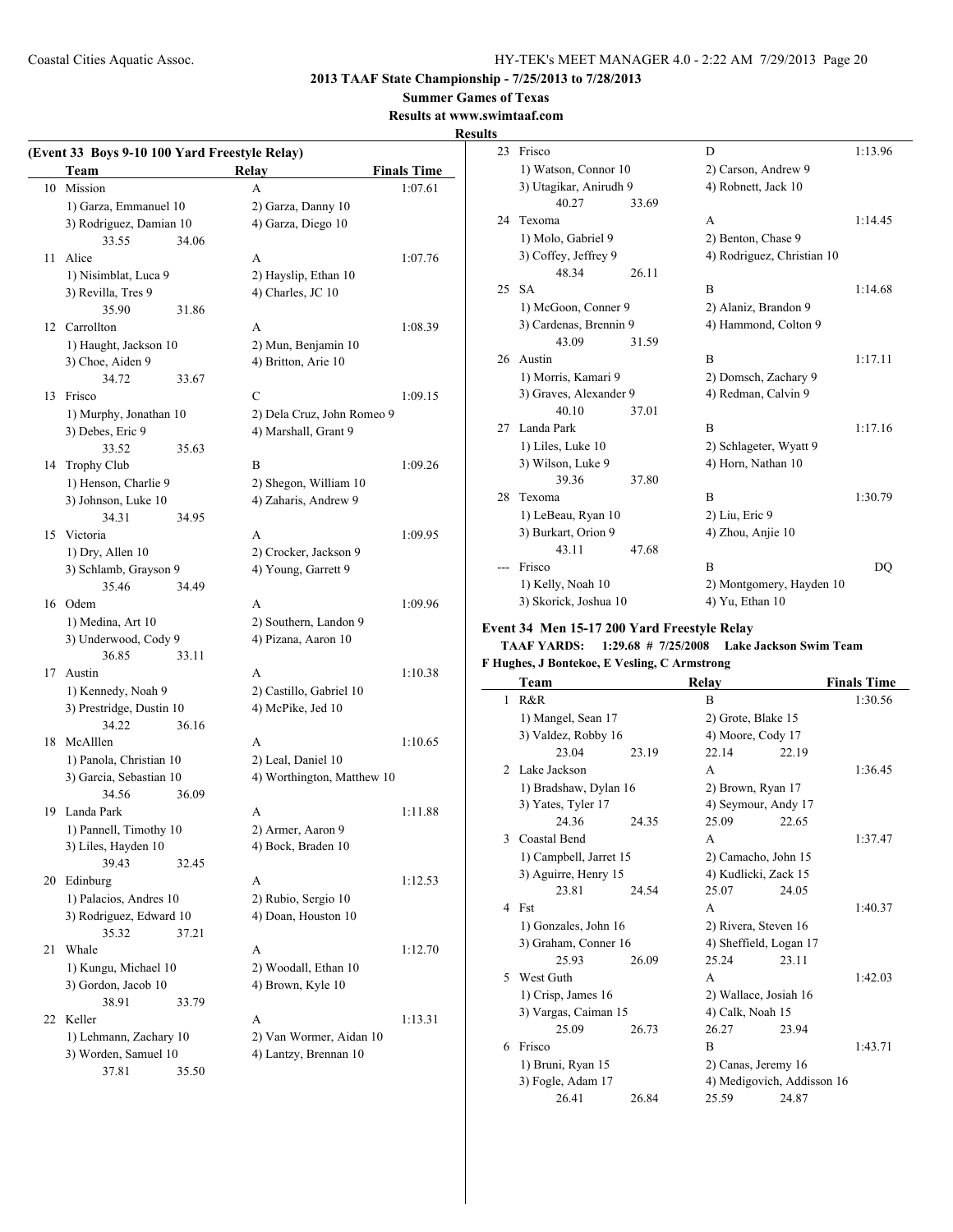**2013 TAAF State Championship - 7/25/2013 to 7/28/2013**

**Summer Games of Texas**

**Results at www.swimtaaf.com**

**Results**

### (Event 33 Boys 9-10 100 Yard Freestyle Relay)

| | Team | Relay | Finals Time |
|---|---|---|---|
| 10 | Mission | A | 1:07.61 |
| | 1) Garza, Emmanuel 10 | 2) Garza, Danny 10 | |
| | 3) Rodriguez, Damian 10 | 4) Garza, Diego 10 | |
| | 33.55 34.06 | | |
| 11 | Alice | A | 1:07.76 |
| | 1) Nisimblat, Luca 9 | 2) Hayslip, Ethan 10 | |
| | 3) Revilla, Tres 9 | 4) Charles, JC 10 | |
| | 35.90 31.86 | | |
| 12 | Carrollton | A | 1:08.39 |
| | 1) Haught, Jackson 10 | 2) Mun, Benjamin 10 | |
| | 3) Choe, Aiden 9 | 4) Britton, Arie 10 | |
| | 34.72 33.67 | | |
| 13 | Frisco | C | 1:09.15 |
| | 1) Murphy, Jonathan 10 | 2) Dela Cruz, John Romeo 9 | |
| | 3) Debes, Eric 9 | 4) Marshall, Grant 9 | |
| | 33.52 35.63 | | |
| 14 | Trophy Club | B | 1:09.26 |
| | 1) Henson, Charlie 9 | 2) Shegon, William 10 | |
| | 3) Johnson, Luke 10 | 4) Zaharis, Andrew 9 | |
| | 34.31 34.95 | | |
| 15 | Victoria | A | 1:09.95 |
| | 1) Dry, Allen 10 | 2) Crocker, Jackson 9 | |
| | 3) Schlamb, Grayson 9 | 4) Young, Garrett 9 | |
| | 35.46 34.49 | | |
| 16 | Odem | A | 1:09.96 |
| | 1) Medina, Art 10 | 2) Southern, Landon 9 | |
| | 3) Underwood, Cody 9 | 4) Pizana, Aaron 10 | |
| | 36.85 33.11 | | |
| 17 | Austin | A | 1:10.38 |
| | 1) Kennedy, Noah 9 | 2) Castillo, Gabriel 10 | |
| | 3) Prestridge, Dustin 10 | 4) McPike, Jed 10 | |
| | 34.22 36.16 | | |
| 18 | McAlllen | A | 1:10.65 |
| | 1) Panola, Christian 10 | 2) Leal, Daniel 10 | |
| | 3) Garcia, Sebastian 10 | 4) Worthington, Matthew 10 | |
| | 34.56 36.09 | | |
| 19 | Landa Park | A | 1:11.88 |
| | 1) Pannell, Timothy 10 | 2) Armer, Aaron 9 | |
| | 3) Liles, Hayden 10 | 4) Bock, Braden 10 | |
| | 39.43 32.45 | | |
| 20 | Edinburg | A | 1:12.53 |
| | 1) Palacios, Andres 10 | 2) Rubio, Sergio 10 | |
| | 3) Rodriguez, Edward 10 | 4) Doan, Houston 10 | |
| | 35.32 37.21 | | |
| 21 | Whale | A | 1:12.70 |
| | 1) Kungu, Michael 10 | 2) Woodall, Ethan 10 | |
| | 3) Gordon, Jacob 10 | 4) Brown, Kyle 10 | |
| | 38.91 33.79 | | |
| 22 | Keller | A | 1:13.31 |
| | 1) Lehmann, Zachary 10 | 2) Van Wormer, Aidan 10 | |
| | 3) Worden, Samuel 10 | 4) Lantzy, Brennan 10 | |
| | 37.81 35.50 | | |
| 23 | Frisco | D | 1:13.96 |
| | 1) Watson, Connor 10 | 2) Carson, Andrew 9 | |
| | 3) Utagikar, Anirudh 9 | 4) Robnett, Jack 10 | |
| | 40.27 33.69 | | |
| 24 | Texoma | A | 1:14.45 |
| | 1) Molo, Gabriel 9 | 2) Benton, Chase 9 | |
| | 3) Coffey, Jeffrey 9 | 4) Rodriguez, Christian 10 | |
| | 48.34 26.11 | | |
| 25 | SA | B | 1:14.68 |
| | 1) McGoon, Conner 9 | 2) Alaniz, Brandon 9 | |
| | 3) Cardenas, Brennin 9 | 4) Hammond, Colton 9 | |
| | 43.09 31.59 | | |
| 26 | Austin | B | 1:17.11 |
| | 1) Morris, Kamari 9 | 2) Domsch, Zachary 9 | |
| | 3) Graves, Alexander 9 | 4) Redman, Calvin 9 | |
| | 40.10 37.01 | | |
| 27 | Landa Park | B | 1:17.16 |
| | 1) Liles, Luke 10 | 2) Schlageter, Wyatt 9 | |
| | 3) Wilson, Luke 9 | 4) Horn, Nathan 10 | |
| | 39.36 37.80 | | |
| 28 | Texoma | B | 1:30.79 |
| | 1) LeBeau, Ryan 10 | 2) Liu, Eric 9 | |
| | 3) Burkart, Orion 9 | 4) Zhou, Anjie 10 | |
| | 43.11 47.68 | | |
| --- | Frisco | B | DQ |
| | 1) Kelly, Noah 10 | 2) Montgomery, Hayden 10 | |
| | 3) Skorick, Joshua 10 | 4) Yu, Ethan 10 | |

### Event 34 Men 15-17 200 Yard Freestyle Relay

**TAAF YARDS: 1:29.68 # 7/25/2008 Lake Jackson Swim Team**

**F Hughes, J Bontekoe, E Vesling, C Armstrong**

| | Team | Relay | Finals Time |
|---|---|---|---|
| 1 | R&R | B | 1:30.56 |
| | 1) Mangel, Sean 17 | 2) Grote, Blake 15 | |
| | 3) Valdez, Robby 16 | 4) Moore, Cody 17 | |
| | 23.04 23.19 | 22.14 22.19 | |
| 2 | Lake Jackson | A | 1:36.45 |
| | 1) Bradshaw, Dylan 16 | 2) Brown, Ryan 17 | |
| | 3) Yates, Tyler 17 | 4) Seymour, Andy 17 | |
| | 24.36 24.35 | 25.09 22.65 | |
| 3 | Coastal Bend | A | 1:37.47 |
| | 1) Campbell, Jarret 15 | 2) Camacho, John 15 | |
| | 3) Aguirre, Henry 15 | 4) Kudlicki, Zack 15 | |
| | 23.81 24.54 | 25.07 24.05 | |
| 4 | Fst | A | 1:40.37 |
| | 1) Gonzales, John 16 | 2) Rivera, Steven 16 | |
| | 3) Graham, Conner 16 | 4) Sheffield, Logan 17 | |
| | 25.93 26.09 | 25.24 23.11 | |
| 5 | West Guth | A | 1:42.03 |
| | 1) Crisp, James 16 | 2) Wallace, Josiah 16 | |
| | 3) Vargas, Caiman 15 | 4) Calk, Noah 15 | |
| | 25.09 26.73 | 26.27 23.94 | |
| 6 | Frisco | B | 1:43.71 |
| | 1) Bruni, Ryan 15 | 2) Canas, Jeremy 16 | |
| | 3) Fogle, Adam 17 | 4) Medigovich, Addisson 16 | |
| | 26.41 26.84 | 25.59 24.87 | |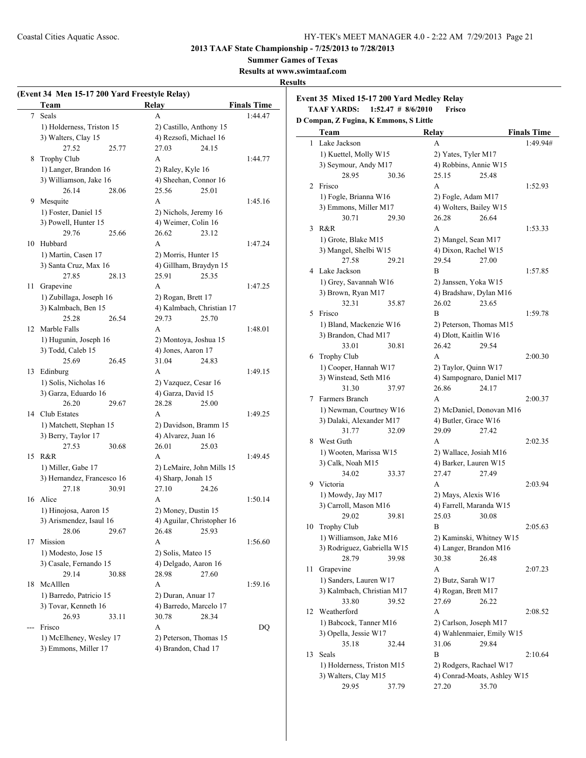**2013 TAAF State Championship - 7/25/2013 to 7/28/2013**

**Summer Games of Texas**

**Results at www.swimtaaf.com**

**Results**

**(Event 34 Men 15-17 200 Yard Freestyle Relay)**

| | Team | Relay | Finals Time |
|---|---|---|---|
| 7 | Seals | A | 1:44.47 |
| | 1) Holderness, Triston 15 | 2) Castillo, Anthony 15 | |
| | 3) Walters, Clay 15 | 4) Rezsofi, Michael 16 | |
| | 27.52 25.77 | 27.03 24.15 | |
| 8 | Trophy Club | A | 1:44.77 |
| | 1) Langer, Brandon 16 | 2) Raley, Kyle 16 | |
| | 3) Williamson, Jake 16 | 4) Sheehan, Connor 16 | |
| | 26.14 28.06 | 25.56 25.01 | |
| 9 | Mesquite | A | 1:45.16 |
| | 1) Foster, Daniel 15 | 2) Nichols, Jeremy 16 | |
| | 3) Powell, Hunter 15 | 4) Weimer, Colin 16 | |
| | 29.76 25.66 | 26.62 23.12 | |
| 10 | Hubbard | A | 1:47.24 |
| | 1) Martin, Casen 17 | 2) Morris, Hunter 15 | |
| | 3) Santa Cruz, Max 16 | 4) Gillham, Braydyn 15 | |
| | 27.85 28.13 | 25.91 25.35 | |
| 11 | Grapevine | A | 1:47.25 |
| | 1) Zubillaga, Joseph 16 | 2) Rogan, Brett 17 | |
| | 3) Kalmbach, Ben 15 | 4) Kalmbach, Christian 17 | |
| | 25.28 26.54 | 29.73 25.70 | |
| 12 | Marble Falls | A | 1:48.01 |
| | 1) Hugunin, Joseph 16 | 2) Montoya, Joshua 15 | |
| | 3) Todd, Caleb 15 | 4) Jones, Aaron 17 | |
| | 25.69 26.45 | 31.04 24.83 | |
| 13 | Edinburg | A | 1:49.15 |
| | 1) Solis, Nicholas 16 | 2) Vazquez, Cesar 16 | |
| | 3) Garza, Eduardo 16 | 4) Garza, David 15 | |
| | 26.20 29.67 | 28.28 25.00 | |
| 14 | Club Estates | A | 1:49.25 |
| | 1) Matchett, Stephan 15 | 2) Davidson, Bramm 15 | |
| | 3) Berry, Taylor 17 | 4) Alvarez, Juan 16 | |
| | 27.53 30.68 | 26.01 25.03 | |
| 15 | R&R | A | 1:49.45 |
| | 1) Miller, Gabe 17 | 2) LeMaire, John Mills 15 | |
| | 3) Hernandez, Francesco 16 | 4) Sharp, Jonah 15 | |
| | 27.18 30.91 | 27.10 24.26 | |
| 16 | Alice | A | 1:50.14 |
| | 1) Hinojosa, Aaron 15 | 2) Money, Dustin 15 | |
| | 3) Arismendez, Isaul 16 | 4) Aguilar, Christopher 16 | |
| | 28.06 29.67 | 26.48 25.93 | |
| 17 | Mission | A | 1:56.60 |
| | 1) Modesto, Jose 15 | 2) Solis, Mateo 15 | |
| | 3) Casale, Fernando 15 | 4) Delgado, Aaron 16 | |
| | 29.14 30.88 | 28.98 27.60 | |
| 18 | McAlllen | A | 1:59.16 |
| | 1) Barredo, Patricio 15 | 2) Duran, Anuar 17 | |
| | 3) Tovar, Kenneth 16 | 4) Barredo, Marcelo 17 | |
| | 26.93 33.11 | 30.78 28.34 | |
| --- | Frisco | A | DQ |
| | 1) McElheney, Wesley 17 | 2) Peterson, Thomas 15 | |
| | 3) Emmons, Miller 17 | 4) Brandon, Chad 17 | |

**Event 35 Mixed 15-17 200 Yard Medley Relay**

**TAAF YARDS: 1:52.47 # 8/6/2010 Frisco**

**D Compan, Z Fugina, K Emmons, S Little**

| | Team | Relay | Finals Time |
|---|---|---|---|
| 1 | Lake Jackson | A | 1:49.94# |
| | 1) Kuettel, Molly W15 | 2) Yates, Tyler M17 | |
| | 3) Seymour, Andy M17 | 4) Robbins, Annie W15 | |
| | 28.95 30.36 | 25.15 25.48 | |
| 2 | Frisco | A | 1:52.93 |
| | 1) Fogle, Brianna W16 | 2) Fogle, Adam M17 | |
| | 3) Emmons, Miller M17 | 4) Wolters, Bailey W15 | |
| | 30.71 29.30 | 26.28 26.64 | |
| 3 | R&R | A | 1:53.33 |
| | 1) Grote, Blake M15 | 2) Mangel, Sean M17 | |
| | 3) Mangel, Shelbi W15 | 4) Dixon, Rachel W15 | |
| | 27.58 29.21 | 29.54 27.00 | |
| 4 | Lake Jackson | B | 1:57.85 |
| | 1) Grey, Savannah W16 | 2) Janssen, Yoka W15 | |
| | 3) Brown, Ryan M17 | 4) Bradshaw, Dylan M16 | |
| | 32.31 35.87 | 26.02 23.65 | |
| 5 | Frisco | B | 1:59.78 |
| | 1) Bland, Mackenzie W16 | 2) Peterson, Thomas M15 | |
| | 3) Brandon, Chad M17 | 4) Dlott, Kaitlin W16 | |
| | 33.01 30.81 | 26.42 29.54 | |
| 6 | Trophy Club | A | 2:00.30 |
| | 1) Cooper, Hannah W17 | 2) Taylor, Quinn W17 | |
| | 3) Winstead, Seth M16 | 4) Sampognaro, Daniel M17 | |
| | 31.30 37.97 | 26.86 24.17 | |
| 7 | Farmers Branch | A | 2:00.37 |
| | 1) Newman, Courtney W16 | 2) McDaniel, Donovan M16 | |
| | 3) Dalaki, Alexander M17 | 4) Butler, Grace W16 | |
| | 31.77 32.09 | 29.09 27.42 | |
| 8 | West Guth | A | 2:02.35 |
| | 1) Wooten, Marissa W15 | 2) Wallace, Josiah M16 | |
| | 3) Calk, Noah M15 | 4) Barker, Lauren W15 | |
| | 34.02 33.37 | 27.47 27.49 | |
| 9 | Victoria | A | 2:03.94 |
| | 1) Mowdy, Jay M17 | 2) Mays, Alexis W16 | |
| | 3) Carroll, Mason M16 | 4) Farrell, Maranda W15 | |
| | 29.02 39.81 | 25.03 30.08 | |
| 10 | Trophy Club | B | 2:05.63 |
| | 1) Williamson, Jake M16 | 2) Kaminski, Whitney W15 | |
| | 3) Rodriguez, Gabriella W15 | 4) Langer, Brandon M16 | |
| | 28.79 39.98 | 30.38 26.48 | |
| 11 | Grapevine | A | 2:07.23 |
| | 1) Sanders, Lauren W17 | 2) Butz, Sarah W17 | |
| | 3) Kalmbach, Christian M17 | 4) Rogan, Brett M17 | |
| | 33.80 39.52 | 27.69 26.22 | |
| 12 | Weatherford | A | 2:08.52 |
| | 1) Babcock, Tanner M16 | 2) Carlson, Joseph M17 | |
| | 3) Opella, Jessie W17 | 4) Wahlenmaier, Emily W15 | |
| | 35.18 32.44 | 31.06 29.84 | |
| 13 | Seals | B | 2:10.64 |
| | 1) Holderness, Triston M15 | 2) Rodgers, Rachael W17 | |
| | 3) Walters, Clay M15 | 4) Conrad-Moats, Ashley W15 | |
| | 29.95 37.79 | 27.20 35.70 | |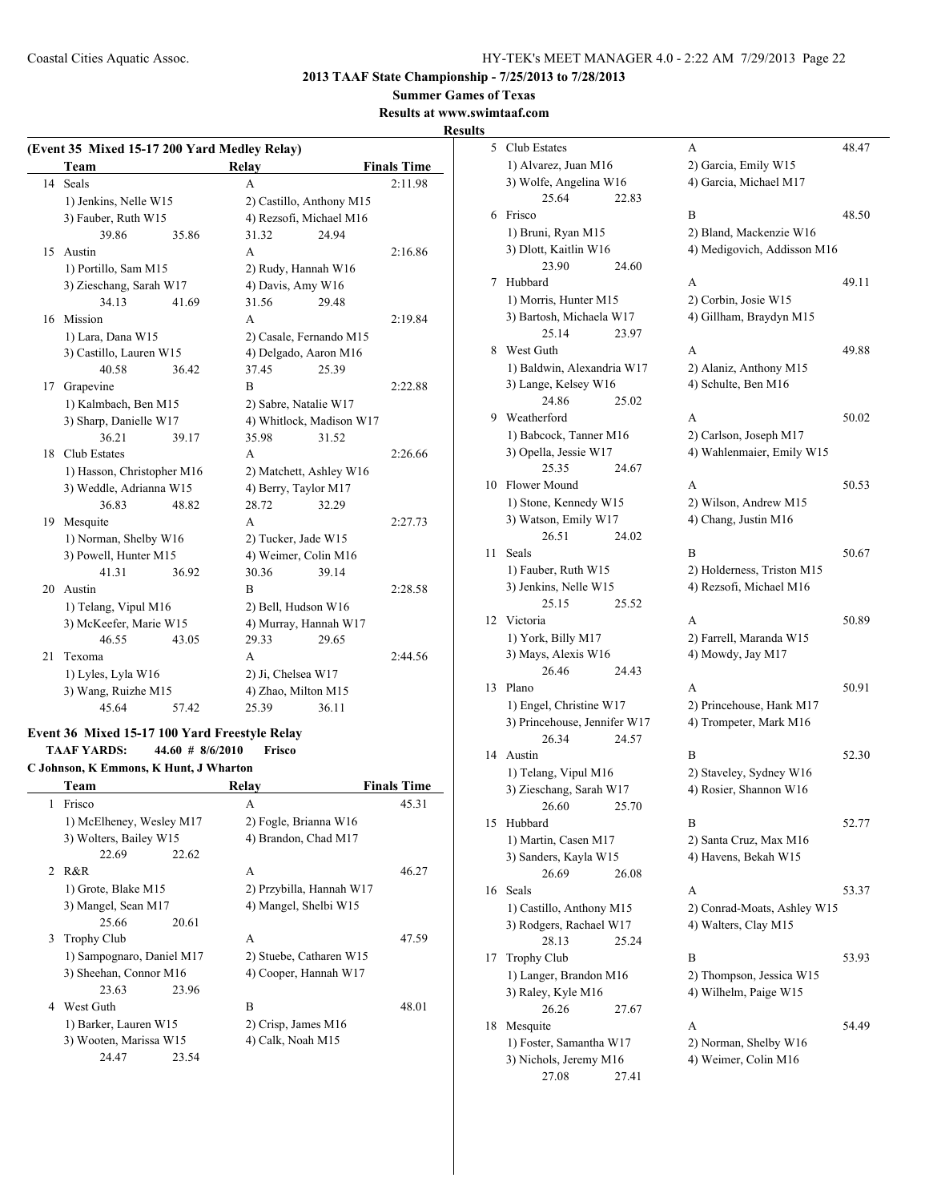## 2013 TAAF State Championship - 7/25/2013 to 7/28/2013

### Summer Games of Texas

### Results at www.swimtaaf.com

### Results

**(Event 35 Mixed 15-17 200 Yard Medley Relay)**

| | Team | Relay | Finals Time |
|---|---|---|---|
| 14 | Seals | A | 2:11.98 |
| | 1) Jenkins, Nelle W15 | 2) Castillo, Anthony M15 | |
| | 3) Fauber, Ruth W15 | 4) Rezsofi, Michael M16 | |
| | 39.86 35.86 | 31.32 24.94 | |
| 15 | Austin | A | 2:16.86 |
| | 1) Portillo, Sam M15 | 2) Rudy, Hannah W16 | |
| | 3) Zieschang, Sarah W17 | 4) Davis, Amy W16 | |
| | 34.13 41.69 | 31.56 29.48 | |
| 16 | Mission | A | 2:19.84 |
| | 1) Lara, Dana W15 | 2) Casale, Fernando M15 | |
| | 3) Castillo, Lauren W15 | 4) Delgado, Aaron M16 | |
| | 40.58 36.42 | 37.45 25.39 | |
| 17 | Grapevine | B | 2:22.88 |
| | 1) Kalmbach, Ben M15 | 2) Sabre, Natalie W17 | |
| | 3) Sharp, Danielle W17 | 4) Whitlock, Madison W17 | |
| | 36.21 39.17 | 35.98 31.52 | |
| 18 | Club Estates | A | 2:26.66 |
| | 1) Hasson, Christopher M16 | 2) Matchett, Ashley W16 | |
| | 3) Weddle, Adrianna W15 | 4) Berry, Taylor M17 | |
| | 36.83 48.82 | 28.72 32.29 | |
| 19 | Mesquite | A | 2:27.73 |
| | 1) Norman, Shelby W16 | 2) Tucker, Jade W15 | |
| | 3) Powell, Hunter M15 | 4) Weimer, Colin M16 | |
| | 41.31 36.92 | 30.36 39.14 | |
| 20 | Austin | B | 2:28.58 |
| | 1) Telang, Vipul M16 | 2) Bell, Hudson W16 | |
| | 3) McKeefer, Marie W15 | 4) Murray, Hannah W17 | |
| | 46.55 43.05 | 29.33 29.65 | |
| 21 | Texoma | A | 2:44.56 |
| | 1) Lyles, Lyla W16 | 2) Ji, Chelsea W17 | |
| | 3) Wang, Ruizhe M15 | 4) Zhao, Milton M15 | |
| | 45.64 57.42 | 25.39 36.11 | |

**Event 36 Mixed 15-17 100 Yard Freestyle Relay**

**TAAF YARDS: 44.60 # 8/6/2010 Frisco**

**C Johnson, K Emmons, K Hunt, J Wharton**

| | Team | Relay | Finals Time |
|---|---|---|---|
| 1 | Frisco | A | 45.31 |
| | 1) McElheney, Wesley M17 | 2) Fogle, Brianna W16 | |
| | 3) Wolters, Bailey W15 | 4) Brandon, Chad M17 | |
| | 22.69 22.62 | | |
| 2 | R&R | A | 46.27 |
| | 1) Grote, Blake M15 | 2) Przybilla, Hannah W17 | |
| | 3) Mangel, Sean M17 | 4) Mangel, Shelbi W15 | |
| | 25.66 20.61 | | |
| 3 | Trophy Club | A | 47.59 |
| | 1) Sampognaro, Daniel M17 | 2) Stuebe, Catharen W15 | |
| | 3) Sheehan, Connor M16 | 4) Cooper, Hannah W17 | |
| | 23.63 23.96 | | |
| 4 | West Guth | B | 48.01 |
| | 1) Barker, Lauren W15 | 2) Crisp, James M16 | |
| | 3) Wooten, Marissa W15 | 4) Calk, Noah M15 | |
| | 24.47 23.54 | | |
| 5 | Club Estates | A | 48.47 |
| | 1) Alvarez, Juan M16 | 2) Garcia, Emily W15 | |
| | 3) Wolfe, Angelina W16 | 4) Garcia, Michael M17 | |
| | 25.64 22.83 | | |
| 6 | Frisco | B | 48.50 |
| | 1) Bruni, Ryan M15 | 2) Bland, Mackenzie W16 | |
| | 3) Dlott, Kaitlin W16 | 4) Medigovich, Addisson M16 | |
| | 23.90 24.60 | | |
| 7 | Hubbard | A | 49.11 |
| | 1) Morris, Hunter M15 | 2) Corbin, Josie W15 | |
| | 3) Bartosh, Michaela W17 | 4) Gillham, Braydyn M15 | |
| | 25.14 23.97 | | |
| 8 | West Guth | A | 49.88 |
| | 1) Baldwin, Alexandria W17 | 2) Alaniz, Anthony M15 | |
| | 3) Lange, Kelsey W16 | 4) Schulte, Ben M16 | |
| | 24.86 25.02 | | |
| 9 | Weatherford | A | 50.02 |
| | 1) Babcock, Tanner M16 | 2) Carlson, Joseph M17 | |
| | 3) Opella, Jessie W17 | 4) Wahlenmaier, Emily W15 | |
| | 25.35 24.67 | | |
| 10 | Flower Mound | A | 50.53 |
| | 1) Stone, Kennedy W15 | 2) Wilson, Andrew M15 | |
| | 3) Watson, Emily W17 | 4) Chang, Justin M16 | |
| | 26.51 24.02 | | |
| 11 | Seals | B | 50.67 |
| | 1) Fauber, Ruth W15 | 2) Holderness, Triston M15 | |
| | 3) Jenkins, Nelle W15 | 4) Rezsofi, Michael M16 | |
| | 25.15 25.52 | | |
| 12 | Victoria | A | 50.89 |
| | 1) York, Billy M17 | 2) Farrell, Maranda W15 | |
| | 3) Mays, Alexis W16 | 4) Mowdy, Jay M17 | |
| | 26.46 24.43 | | |
| 13 | Plano | A | 50.91 |
| | 1) Engel, Christine W17 | 2) Princehouse, Hank M17 | |
| | 3) Princehouse, Jennifer W17 | 4) Trompeter, Mark M16 | |
| | 26.34 24.57 | | |
| 14 | Austin | B | 52.30 |
| | 1) Telang, Vipul M16 | 2) Staveley, Sydney W16 | |
| | 3) Zieschang, Sarah W17 | 4) Rosier, Shannon W16 | |
| | 26.60 25.70 | | |
| 15 | Hubbard | B | 52.77 |
| | 1) Martin, Casen M17 | 2) Santa Cruz, Max M16 | |
| | 3) Sanders, Kayla W15 | 4) Havens, Bekah W15 | |
| | 26.69 26.08 | | |
| 16 | Seals | A | 53.37 |
| | 1) Castillo, Anthony M15 | 2) Conrad-Moats, Ashley W15 | |
| | 3) Rodgers, Rachael W17 | 4) Walters, Clay M15 | |
| | 28.13 25.24 | | |
| 17 | Trophy Club | B | 53.93 |
| | 1) Langer, Brandon M16 | 2) Thompson, Jessica W15 | |
| | 3) Raley, Kyle M16 | 4) Wilhelm, Paige W15 | |
| | 26.26 27.67 | | |
| 18 | Mesquite | A | 54.49 |
| | 1) Foster, Samantha W17 | 2) Norman, Shelby W16 | |
| | 3) Nichols, Jeremy M16 | 4) Weimer, Colin M16 | |
| | 27.08 27.41 | | |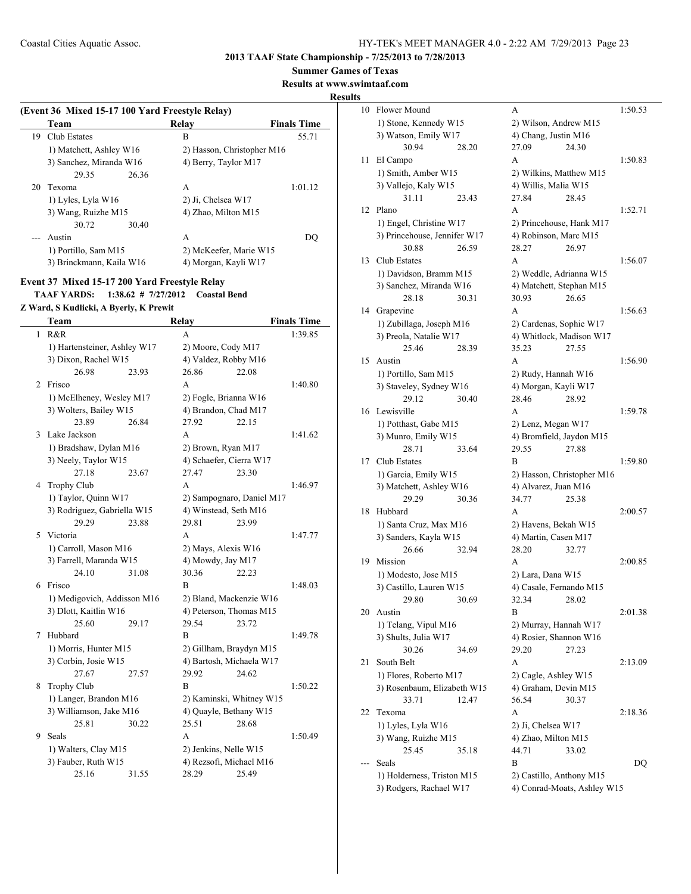**2013 TAAF State Championship - 7/25/2013 to 7/28/2013**

**Summer Games of Texas**

**Results at www.swimtaaf.com**

**Results**

### (Event 36 Mixed 15-17 100 Yard Freestyle Relay)

| | Team | Relay | Finals Time |
|---|---|---|---|
| 19 | Club Estates | B | 55.71 |
| | 1) Matchett, Ashley W16 | 2) Hasson, Christopher M16 | |
| | 3) Sanchez, Miranda W16 | 4) Berry, Taylor M17 | |
| | 29.35 26.36 | | |
| 20 | Texoma | A | 1:01.12 |
| | 1) Lyles, Lyla W16 | 2) Ji, Chelsea W17 | |
| | 3) Wang, Ruizhe M15 | 4) Zhao, Milton M15 | |
| | 30.72 30.40 | | |
| --- | Austin | A | DQ |
| | 1) Portillo, Sam M15 | 2) McKeefer, Marie W15 | |
| | 3) Brinckmann, Kaila W16 | 4) Morgan, Kayli W17 | |

### Event 37 Mixed 15-17 200 Yard Freestyle Relay

**TAAF YARDS: 1:38.62 # 7/27/2012 Coastal Bend**

**Z Ward, S Kudlicki, A Byerly, K Prewit**

| | Team | Relay | Finals Time |
|---|---|---|---|
| 1 | R&R | A | 1:39.85 |
| | 1) Hartensteiner, Ashley W17 | 2) Moore, Cody M17 | |
| | 3) Dixon, Rachel W15 | 4) Valdez, Robby M16 | |
| | 26.98 23.93 | 26.86 22.08 | |
| 2 | Frisco | A | 1:40.80 |
| | 1) McElheney, Wesley M17 | 2) Fogle, Brianna W16 | |
| | 3) Wolters, Bailey W15 | 4) Brandon, Chad M17 | |
| | 23.89 26.84 | 27.92 22.15 | |
| 3 | Lake Jackson | A | 1:41.62 |
| | 1) Bradshaw, Dylan M16 | 2) Brown, Ryan M17 | |
| | 3) Neely, Taylor W15 | 4) Schaefer, Cierra W17 | |
| | 27.18 23.67 | 27.47 23.30 | |
| 4 | Trophy Club | A | 1:46.97 |
| | 1) Taylor, Quinn W17 | 2) Sampognaro, Daniel M17 | |
| | 3) Rodriguez, Gabriella W15 | 4) Winstead, Seth M16 | |
| | 29.29 23.88 | 29.81 23.99 | |
| 5 | Victoria | A | 1:47.77 |
| | 1) Carroll, Mason M16 | 2) Mays, Alexis W16 | |
| | 3) Farrell, Maranda W15 | 4) Mowdy, Jay M17 | |
| | 24.10 31.08 | 30.36 22.23 | |
| 6 | Frisco | B | 1:48.03 |
| | 1) Medigovich, Addisson M16 | 2) Bland, Mackenzie W16 | |
| | 3) Dlott, Kaitlin W16 | 4) Peterson, Thomas M15 | |
| | 25.60 29.17 | 29.54 23.72 | |
| 7 | Hubbard | B | 1:49.78 |
| | 1) Morris, Hunter M15 | 2) Gillham, Braydyn M15 | |
| | 3) Corbin, Josie W15 | 4) Bartosh, Michaela W17 | |
| | 27.67 27.57 | 29.92 24.62 | |
| 8 | Trophy Club | B | 1:50.22 |
| | 1) Langer, Brandon M16 | 2) Kaminski, Whitney W15 | |
| | 3) Williamson, Jake M16 | 4) Quayle, Bethany W15 | |
| | 25.81 30.22 | 25.51 28.68 | |
| 9 | Seals | A | 1:50.49 |
| | 1) Walters, Clay M15 | 2) Jenkins, Nelle W15 | |
| | 3) Fauber, Ruth W15 | 4) Rezsofi, Michael M16 | |
| | 25.16 31.55 | 28.29 25.49 | |
| 10 | Flower Mound | A | 1:50.53 |
| | 1) Stone, Kennedy W15 | 2) Wilson, Andrew M15 | |
| | 3) Watson, Emily W17 | 4) Chang, Justin M16 | |
| | 30.94 28.20 | 27.09 24.30 | |
| 11 | El Campo | A | 1:50.83 |
| | 1) Smith, Amber W15 | 2) Wilkins, Matthew M15 | |
| | 3) Vallejo, Kaly W15 | 4) Willis, Malia W15 | |
| | 31.11 23.43 | 27.84 28.45 | |
| 12 | Plano | A | 1:52.71 |
| | 1) Engel, Christine W17 | 2) Princehouse, Hank M17 | |
| | 3) Princehouse, Jennifer W17 | 4) Robinson, Marc M15 | |
| | 30.88 26.59 | 28.27 26.97 | |
| 13 | Club Estates | A | 1:56.07 |
| | 1) Davidson, Bramm M15 | 2) Weddle, Adrianna W15 | |
| | 3) Sanchez, Miranda W16 | 4) Matchett, Stephan M15 | |
| | 28.18 30.31 | 30.93 26.65 | |
| 14 | Grapevine | A | 1:56.63 |
| | 1) Zubillaga, Joseph M16 | 2) Cardenas, Sophie W17 | |
| | 3) Preola, Natalie W17 | 4) Whitlock, Madison W17 | |
| | 25.46 28.39 | 35.23 27.55 | |
| 15 | Austin | A | 1:56.90 |
| | 1) Portillo, Sam M15 | 2) Rudy, Hannah W16 | |
| | 3) Staveley, Sydney W16 | 4) Morgan, Kayli W17 | |
| | 29.12 30.40 | 28.46 28.92 | |
| 16 | Lewisville | A | 1:59.78 |
| | 1) Potthast, Gabe M15 | 2) Lenz, Megan W17 | |
| | 3) Munro, Emily W15 | 4) Bromfield, Jaydon M15 | |
| | 28.71 33.64 | 29.55 27.88 | |
| 17 | Club Estates | B | 1:59.80 |
| | 1) Garcia, Emily W15 | 2) Hasson, Christopher M16 | |
| | 3) Matchett, Ashley W16 | 4) Alvarez, Juan M16 | |
| | 29.29 30.36 | 34.77 25.38 | |
| 18 | Hubbard | A | 2:00.57 |
| | 1) Santa Cruz, Max M16 | 2) Havens, Bekah W15 | |
| | 3) Sanders, Kayla W15 | 4) Martin, Casen M17 | |
| | 26.66 32.94 | 28.20 32.77 | |
| 19 | Mission | A | 2:00.85 |
| | 1) Modesto, Jose M15 | 2) Lara, Dana W15 | |
| | 3) Castillo, Lauren W15 | 4) Casale, Fernando M15 | |
| | 29.80 30.69 | 32.34 28.02 | |
| 20 | Austin | B | 2:01.38 |
| | 1) Telang, Vipul M16 | 2) Murray, Hannah W17 | |
| | 3) Shults, Julia W17 | 4) Rosier, Shannon W16 | |
| | 30.26 34.69 | 29.20 27.23 | |
| 21 | South Belt | A | 2:13.09 |
| | 1) Flores, Roberto M17 | 2) Cagle, Ashley W15 | |
| | 3) Rosenbaum, Elizabeth W15 | 4) Graham, Devin M15 | |
| | 33.71 12.47 | 56.54 30.37 | |
| 22 | Texoma | A | 2:18.36 |
| | 1) Lyles, Lyla W16 | 2) Ji, Chelsea W17 | |
| | 3) Wang, Ruizhe M15 | 4) Zhao, Milton M15 | |
| | 25.45 35.18 | 44.71 33.02 | |
| --- | Seals | B | DQ |
| | 1) Holderness, Triston M15 | 2) Castillo, Anthony M15 | |
| | 3) Rodgers, Rachael W17 | 4) Conrad-Moats, Ashley W15 | |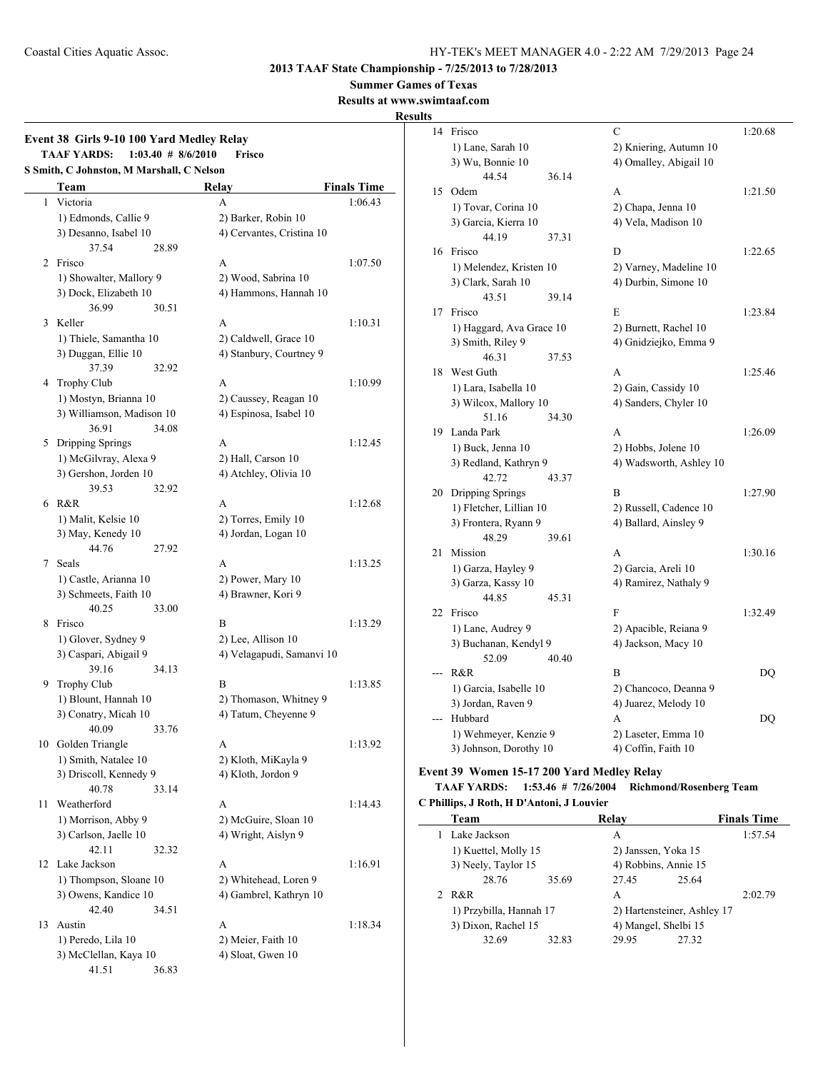# 2013 TAAF State Championship - 7/25/2013 to 7/28/2013

**Summer Games of Texas**

**Results at www.swimtaaf.com**

**Results**

## Event 38 Girls 9-10 100 Yard Medley Relay

**TAAF YARDS: 1:03.40 # 8/6/2010 Frisco**

**S Smith, C Johnston, M Marshall, C Nelson**

| | Team | Relay | Finals Time |
|---|---|---|---|
| 1 | Victoria | A | 1:06.43 |
| | 1) Edmonds, Callie 9 | 2) Barker, Robin 10 | |
| | 3) Desanno, Isabel 10 | 4) Cervantes, Cristina 10 | |
| | 37.54 28.89 | | |
| 2 | Frisco | A | 1:07.50 |
| | 1) Showalter, Mallory 9 | 2) Wood, Sabrina 10 | |
| | 3) Dock, Elizabeth 10 | 4) Hammons, Hannah 10 | |
| | 36.99 30.51 | | |
| 3 | Keller | A | 1:10.31 |
| | 1) Thiele, Samantha 10 | 2) Caldwell, Grace 10 | |
| | 3) Duggan, Ellie 10 | 4) Stanbury, Courtney 9 | |
| | 37.39 32.92 | | |
| 4 | Trophy Club | A | 1:10.99 |
| | 1) Mostyn, Brianna 10 | 2) Caussey, Reagan 10 | |
| | 3) Williamson, Madison 10 | 4) Espinosa, Isabel 10 | |
| | 36.91 34.08 | | |
| 5 | Dripping Springs | A | 1:12.45 |
| | 1) McGilvray, Alexa 9 | 2) Hall, Carson 10 | |
| | 3) Gershon, Jorden 10 | 4) Atchley, Olivia 10 | |
| | 39.53 32.92 | | |
| 6 | R&R | A | 1:12.68 |
| | 1) Malit, Kelsie 10 | 2) Torres, Emily 10 | |
| | 3) May, Kenedy 10 | 4) Jordan, Logan 10 | |
| | 44.76 27.92 | | |
| 7 | Seals | A | 1:13.25 |
| | 1) Castle, Arianna 10 | 2) Power, Mary 10 | |
| | 3) Schmeets, Faith 10 | 4) Brawner, Kori 9 | |
| | 40.25 33.00 | | |
| 8 | Frisco | B | 1:13.29 |
| | 1) Glover, Sydney 9 | 2) Lee, Allison 10 | |
| | 3) Caspari, Abigail 9 | 4) Velagapudi, Samanvi 10 | |
| | 39.16 34.13 | | |
| 9 | Trophy Club | B | 1:13.85 |
| | 1) Blount, Hannah 10 | 2) Thomason, Whitney 9 | |
| | 3) Conatry, Micah 10 | 4) Tatum, Cheyenne 9 | |
| | 40.09 33.76 | | |
| 10 | Golden Triangle | A | 1:13.92 |
| | 1) Smith, Natalee 10 | 2) Kloth, MiKayla 9 | |
| | 3) Driscoll, Kennedy 9 | 4) Kloth, Jordon 9 | |
| | 40.78 33.14 | | |
| 11 | Weatherford | A | 1:14.43 |
| | 1) Morrison, Abby 9 | 2) McGuire, Sloan 10 | |
| | 3) Carlson, Jaelle 10 | 4) Wright, Aislyn 9 | |
| | 42.11 32.32 | | |
| 12 | Lake Jackson | A | 1:16.91 |
| | 1) Thompson, Sloane 10 | 2) Whitehead, Loren 9 | |
| | 3) Owens, Kandice 10 | 4) Gambrel, Kathryn 10 | |
| | 42.40 34.51 | | |
| 13 | Austin | A | 1:18.34 |
| | 1) Peredo, Lila 10 | 2) Meier, Faith 10 | |
| | 3) McClellan, Kaya 10 | 4) Sloat, Gwen 10 | |
| | 41.51 36.83 | | |
| 14 | Frisco | C | 1:20.68 |
| | 1) Lane, Sarah 10 | 2) Kniering, Autumn 10 | |
| | 3) Wu, Bonnie 10 | 4) Omalley, Abigail 10 | |
| | 44.54 36.14 | | |
| 15 | Odem | A | 1:21.50 |
| | 1) Tovar, Corina 10 | 2) Chapa, Jenna 10 | |
| | 3) Garcia, Kierra 10 | 4) Vela, Madison 10 | |
| | 44.19 37.31 | | |
| 16 | Frisco | D | 1:22.65 |
| | 1) Melendez, Kristen 10 | 2) Varney, Madeline 10 | |
| | 3) Clark, Sarah 10 | 4) Durbin, Simone 10 | |
| | 43.51 39.14 | | |
| 17 | Frisco | E | 1:23.84 |
| | 1) Haggard, Ava Grace 10 | 2) Burnett, Rachel 10 | |
| | 3) Smith, Riley 9 | 4) Gnidziejko, Emma 9 | |
| | 46.31 37.53 | | |
| 18 | West Guth | A | 1:25.46 |
| | 1) Lara, Isabella 10 | 2) Gain, Cassidy 10 | |
| | 3) Wilcox, Mallory 10 | 4) Sanders, Chyler 10 | |
| | 51.16 34.30 | | |
| 19 | Landa Park | A | 1:26.09 |
| | 1) Buck, Jenna 10 | 2) Hobbs, Jolene 10 | |
| | 3) Redland, Kathryn 9 | 4) Wadsworth, Ashley 10 | |
| | 42.72 43.37 | | |
| 20 | Dripping Springs | B | 1:27.90 |
| | 1) Fletcher, Lillian 10 | 2) Russell, Cadence 10 | |
| | 3) Frontera, Ryann 9 | 4) Ballard, Ainsley 9 | |
| | 48.29 39.61 | | |
| 21 | Mission | A | 1:30.16 |
| | 1) Garza, Hayley 9 | 2) Garcia, Areli 10 | |
| | 3) Garza, Kassy 10 | 4) Ramirez, Nathaly 9 | |
| | 44.85 45.31 | | |
| 22 | Frisco | F | 1:32.49 |
| | 1) Lane, Audrey 9 | 2) Apacible, Reiana 9 | |
| | 3) Buchanan, Kendyl 9 | 4) Jackson, Macy 10 | |
| | 52.09 40.40 | | |
| --- | R&R | B | DQ |
| | 1) Garcia, Isabelle 10 | 2) Chancoco, Deanna 9 | |
| | 3) Jordan, Raven 9 | 4) Juarez, Melody 10 | |
| --- | Hubbard | A | DQ |
| | 1) Wehmeyer, Kenzie 9 | 2) Laseter, Emma 10 | |
| | 3) Johnson, Dorothy 10 | 4) Coffin, Faith 10 | |

## Event 39 Women 15-17 200 Yard Medley Relay

**TAAF YARDS: 1:53.46 # 7/26/2004 Richmond/Rosenberg Team**

**C Phillips, J Roth, H D'Antoni, J Louvier**

| | Team | Relay | Finals Time |
|---|---|---|---|
| 1 | Lake Jackson | A | 1:57.54 |
| | 1) Kuettel, Molly 15 | 2) Janssen, Yoka 15 | |
| | 3) Neely, Taylor 15 | 4) Robbins, Annie 15 | |
| | 28.76 35.69 | 27.45 25.64 | |
| 2 | R&R | A | 2:02.79 |
| | 1) Przybilla, Hannah 17 | 2) Hartensteiner, Ashley 17 | |
| | 3) Dixon, Rachel 15 | 4) Mangel, Shelbi 15 | |
| | 32.69 32.83 | 29.95 27.32 | |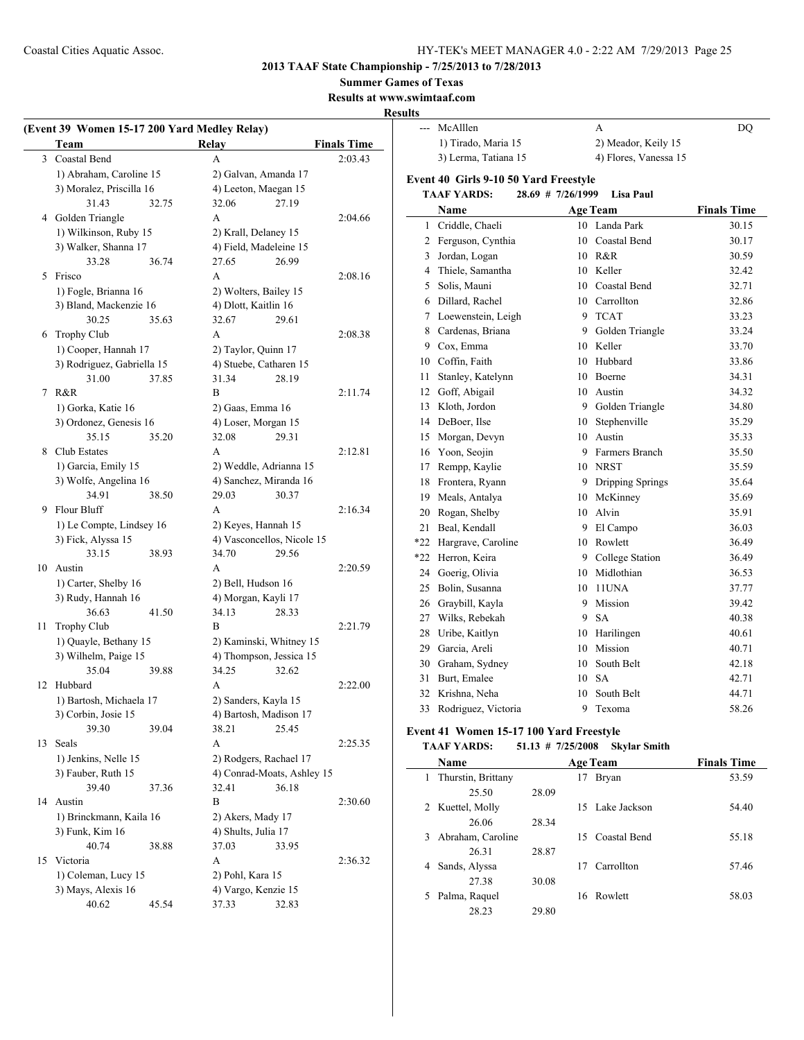**2013 TAAF State Championship - 7/25/2013 to 7/28/2013**

**Summer Games of Texas**

**Results at www.swimtaaf.com**

**Results**

### (Event 39 Women 15-17 200 Yard Medley Relay)

| | Team | Relay | Finals Time |
|---|---|---|---|
| 3 | Coastal Bend | A | 2:03.43 |
| | 1) Abraham, Caroline 15 | 2) Galvan, Amanda 17 | |
| | 3) Moralez, Priscilla 16 | 4) Leeton, Maegan 15 | |
| | 31.43 32.75 | 32.06 27.19 | |
| 4 | Golden Triangle | A | 2:04.66 |
| | 1) Wilkinson, Ruby 15 | 2) Krall, Delaney 15 | |
| | 3) Walker, Shanna 17 | 4) Field, Madeleine 15 | |
| | 33.28 36.74 | 27.65 26.99 | |
| 5 | Frisco | A | 2:08.16 |
| | 1) Fogle, Brianna 16 | 2) Wolters, Bailey 15 | |
| | 3) Bland, Mackenzie 16 | 4) Dlott, Kaitlin 16 | |
| | 30.25 35.63 | 32.67 29.61 | |
| 6 | Trophy Club | A | 2:08.38 |
| | 1) Cooper, Hannah 17 | 2) Taylor, Quinn 17 | |
| | 3) Rodriguez, Gabriella 15 | 4) Stuebe, Catharen 15 | |
| | 31.00 37.85 | 31.34 28.19 | |
| 7 | R&R | B | 2:11.74 |
| | 1) Gorka, Katie 16 | 2) Gaas, Emma 16 | |
| | 3) Ordonez, Genesis 16 | 4) Loser, Morgan 15 | |
| | 35.15 35.20 | 32.08 29.31 | |
| 8 | Club Estates | A | 2:12.81 |
| | 1) Garcia, Emily 15 | 2) Weddle, Adrianna 15 | |
| | 3) Wolfe, Angelina 16 | 4) Sanchez, Miranda 16 | |
| | 34.91 38.50 | 29.03 30.37 | |
| 9 | Flour Bluff | A | 2:16.34 |
| | 1) Le Compte, Lindsey 16 | 2) Keyes, Hannah 15 | |
| | 3) Fick, Alyssa 15 | 4) Vasconcellos, Nicole 15 | |
| | 33.15 38.93 | 34.70 29.56 | |
| 10 | Austin | A | 2:20.59 |
| | 1) Carter, Shelby 16 | 2) Bell, Hudson 16 | |
| | 3) Rudy, Hannah 16 | 4) Morgan, Kayli 17 | |
| | 36.63 41.50 | 34.13 28.33 | |
| 11 | Trophy Club | B | 2:21.79 |
| | 1) Quayle, Bethany 15 | 2) Kaminski, Whitney 15 | |
| | 3) Wilhelm, Paige 15 | 4) Thompson, Jessica 15 | |
| | 35.04 39.88 | 34.25 32.62 | |
| 12 | Hubbard | A | 2:22.00 |
| | 1) Bartosh, Michaela 17 | 2) Sanders, Kayla 15 | |
| | 3) Corbin, Josie 15 | 4) Bartosh, Madison 17 | |
| | 39.30 39.04 | 38.21 25.45 | |
| 13 | Seals | A | 2:25.35 |
| | 1) Jenkins, Nelle 15 | 2) Rodgers, Rachael 17 | |
| | 3) Fauber, Ruth 15 | 4) Conrad-Moats, Ashley 15 | |
| | 39.40 37.36 | 32.41 36.18 | |
| 14 | Austin | B | 2:30.60 |
| | 1) Brinckmann, Kaila 16 | 2) Akers, Mady 17 | |
| | 3) Funk, Kim 16 | 4) Shults, Julia 17 | |
| | 40.74 38.88 | 37.03 33.95 | |
| 15 | Victoria | A | 2:36.32 |
| | 1) Coleman, Lucy 15 | 2) Pohl, Kara 15 | |
| | 3) Mays, Alexis 16 | 4) Vargo, Kenzie 15 | |
| | 40.62 45.54 | 37.33 32.83 | |
| --- | McAlllen | A | DQ |
| | 1) Tirado, Maria 15 | 2) Meador, Keily 15 | |
| | 3) Lerma, Tatiana 15 | 4) Flores, Vanessa 15 | |

### Event 40 Girls 9-10 50 Yard Freestyle

**TAAF YARDS: 28.69 # 7/26/1999 Lisa Paul**

| | Name | Age | Team | Finals Time |
|---|---|---|---|---|
| 1 | Criddle, Chaeli | 10 | Landa Park | 30.15 |
| 2 | Ferguson, Cynthia | 10 | Coastal Bend | 30.17 |
| 3 | Jordan, Logan | 10 | R&R | 30.59 |
| 4 | Thiele, Samantha | 10 | Keller | 32.42 |
| 5 | Solis, Mauni | 10 | Coastal Bend | 32.71 |
| 6 | Dillard, Rachel | 10 | Carrollton | 32.86 |
| 7 | Loewenstein, Leigh | 9 | TCAT | 33.23 |
| 8 | Cardenas, Briana | 9 | Golden Triangle | 33.24 |
| 9 | Cox, Emma | 10 | Keller | 33.70 |
| 10 | Coffin, Faith | 10 | Hubbard | 33.86 |
| 11 | Stanley, Katelynn | 10 | Boerne | 34.31 |
| 12 | Goff, Abigail | 10 | Austin | 34.32 |
| 13 | Kloth, Jordon | 9 | Golden Triangle | 34.80 |
| 14 | DeBoer, Ilse | 10 | Stephenville | 35.29 |
| 15 | Morgan, Devyn | 10 | Austin | 35.33 |
| 16 | Yoon, Seojin | 9 | Farmers Branch | 35.50 |
| 17 | Rempp, Kaylie | 10 | NRST | 35.59 |
| 18 | Frontera, Ryann | 9 | Dripping Springs | 35.64 |
| 19 | Meals, Antalya | 10 | McKinney | 35.69 |
| 20 | Rogan, Shelby | 10 | Alvin | 35.91 |
| 21 | Beal, Kendall | 9 | El Campo | 36.03 |
| *22 | Hargrave, Caroline | 10 | Rowlett | 36.49 |
| *22 | Herron, Keira | 9 | College Station | 36.49 |
| 24 | Goerig, Olivia | 10 | Midlothian | 36.53 |
| 25 | Bolin, Susanna | 10 | 11UNA | 37.77 |
| 26 | Graybill, Kayla | 9 | Mission | 39.42 |
| 27 | Wilks, Rebekah | 9 | SA | 40.38 |
| 28 | Uribe, Kaitlyn | 10 | Harilingen | 40.61 |
| 29 | Garcia, Areli | 10 | Mission | 40.71 |
| 30 | Graham, Sydney | 10 | South Belt | 42.18 |
| 31 | Burt, Emalee | 10 | SA | 42.71 |
| 32 | Krishna, Neha | 10 | South Belt | 44.71 |
| 33 | Rodriguez, Victoria | 9 | Texoma | 58.26 |

### Event 41 Women 15-17 100 Yard Freestyle

**TAAF YARDS: 51.13 # 7/25/2008 Skylar Smith**

| | Name | Age | Team | Finals Time |
|---|---|---|---|---|
| 1 | Thurstin, Brittany | 17 | Bryan | 53.59 |
| | 25.50 28.09 | | | |
| 2 | Kuettel, Molly | 15 | Lake Jackson | 54.40 |
| | 26.06 28.34 | | | |
| 3 | Abraham, Caroline | 15 | Coastal Bend | 55.18 |
| | 26.31 28.87 | | | |
| 4 | Sands, Alyssa | 17 | Carrollton | 57.46 |
| | 27.38 30.08 | | | |
| 5 | Palma, Raquel | 16 | Rowlett | 58.03 |
| | 28.23 29.80 | | | |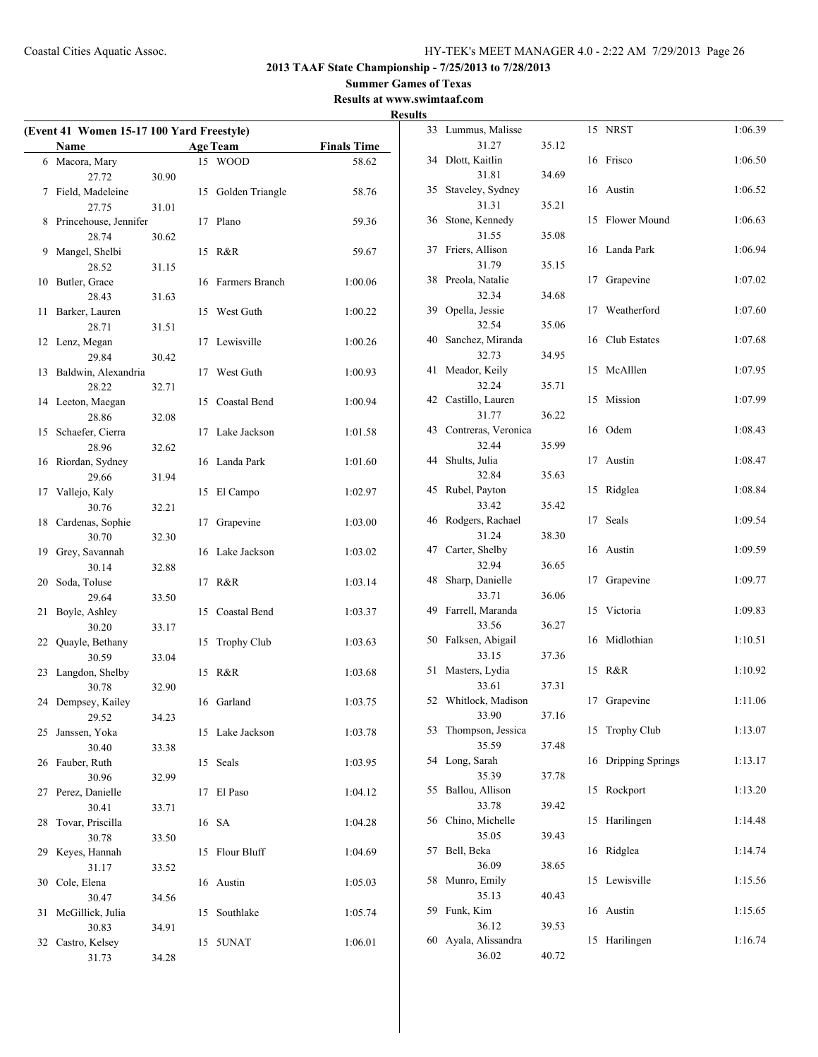**2013 TAAF State Championship - 7/25/2013 to 7/28/2013**

**Summer Games of Texas**

**Results at www.swimtaaf.com**

**Results**

### (Event 41 Women 15-17 100 Yard Freestyle)

| | Name | Age | Team | Finals Time | Split 1 | Split 2 |
|---|---|---|---|---|---|---|
| 6 | Macora, Mary | 15 | WOOD | 58.62 | 27.72 | 30.90 |
| 7 | Field, Madeleine | 15 | Golden Triangle | 58.76 | 27.75 | 31.01 |
| 8 | Princehouse, Jennifer | 17 | Plano | 59.36 | 28.74 | 30.62 |
| 9 | Mangel, Shelbi | 15 | R&R | 59.67 | 28.52 | 31.15 |
| 10 | Butler, Grace | 16 | Farmers Branch | 1:00.06 | 28.43 | 31.63 |
| 11 | Barker, Lauren | 15 | West Guth | 1:00.22 | 28.71 | 31.51 |
| 12 | Lenz, Megan | 17 | Lewisville | 1:00.26 | 29.84 | 30.42 |
| 13 | Baldwin, Alexandria | 17 | West Guth | 1:00.93 | 28.22 | 32.71 |
| 14 | Leeton, Maegan | 15 | Coastal Bend | 1:00.94 | 28.86 | 32.08 |
| 15 | Schaefer, Cierra | 17 | Lake Jackson | 1:01.58 | 28.96 | 32.62 |
| 16 | Riordan, Sydney | 16 | Landa Park | 1:01.60 | 29.66 | 31.94 |
| 17 | Vallejo, Kaly | 15 | El Campo | 1:02.97 | 30.76 | 32.21 |
| 18 | Cardenas, Sophie | 17 | Grapevine | 1:03.00 | 30.70 | 32.30 |
| 19 | Grey, Savannah | 16 | Lake Jackson | 1:03.02 | 30.14 | 32.88 |
| 20 | Soda, Toluse | 17 | R&R | 1:03.14 | 29.64 | 33.50 |
| 21 | Boyle, Ashley | 15 | Coastal Bend | 1:03.37 | 30.20 | 33.17 |
| 22 | Quayle, Bethany | 15 | Trophy Club | 1:03.63 | 30.59 | 33.04 |
| 23 | Langdon, Shelby | 15 | R&R | 1:03.68 | 30.78 | 32.90 |
| 24 | Dempsey, Kailey | 16 | Garland | 1:03.75 | 29.52 | 34.23 |
| 25 | Janssen, Yoka | 15 | Lake Jackson | 1:03.78 | 30.40 | 33.38 |
| 26 | Fauber, Ruth | 15 | Seals | 1:03.95 | 30.96 | 32.99 |
| 27 | Perez, Danielle | 17 | El Paso | 1:04.12 | 30.41 | 33.71 |
| 28 | Tovar, Priscilla | 16 | SA | 1:04.28 | 30.78 | 33.50 |
| 29 | Keyes, Hannah | 15 | Flour Bluff | 1:04.69 | 31.17 | 33.52 |
| 30 | Cole, Elena | 16 | Austin | 1:05.03 | 30.47 | 34.56 |
| 31 | McGillick, Julia | 15 | Southlake | 1:05.74 | 30.83 | 34.91 |
| 32 | Castro, Kelsey | 15 | 5UNAT | 1:06.01 | 31.73 | 34.28 |
| 33 | Lummus, Malisse | 15 | NRST | 1:06.39 | 31.27 | 35.12 |
| 34 | Dlott, Kaitlin | 16 | Frisco | 1:06.50 | 31.81 | 34.69 |
| 35 | Staveley, Sydney | 16 | Austin | 1:06.52 | 31.31 | 35.21 |
| 36 | Stone, Kennedy | 15 | Flower Mound | 1:06.63 | 31.55 | 35.08 |
| 37 | Friers, Allison | 16 | Landa Park | 1:06.94 | 31.79 | 35.15 |
| 38 | Preola, Natalie | 17 | Grapevine | 1:07.02 | 32.34 | 34.68 |
| 39 | Opella, Jessie | 17 | Weatherford | 1:07.60 | 32.54 | 35.06 |
| 40 | Sanchez, Miranda | 16 | Club Estates | 1:07.68 | 32.73 | 34.95 |
| 41 | Meador, Keily | 15 | McAlllen | 1:07.95 | 32.24 | 35.71 |
| 42 | Castillo, Lauren | 15 | Mission | 1:07.99 | 31.77 | 36.22 |
| 43 | Contreras, Veronica | 16 | Odem | 1:08.43 | 32.44 | 35.99 |
| 44 | Shults, Julia | 17 | Austin | 1:08.47 | 32.84 | 35.63 |
| 45 | Rubel, Payton | 15 | Ridglea | 1:08.84 | 33.42 | 35.42 |
| 46 | Rodgers, Rachael | 17 | Seals | 1:09.54 | 31.24 | 38.30 |
| 47 | Carter, Shelby | 16 | Austin | 1:09.59 | 32.94 | 36.65 |
| 48 | Sharp, Danielle | 17 | Grapevine | 1:09.77 | 33.71 | 36.06 |
| 49 | Farrell, Maranda | 15 | Victoria | 1:09.83 | 33.56 | 36.27 |
| 50 | Falksen, Abigail | 16 | Midlothian | 1:10.51 | 33.15 | 37.36 |
| 51 | Masters, Lydia | 15 | R&R | 1:10.92 | 33.61 | 37.31 |
| 52 | Whitlock, Madison | 17 | Grapevine | 1:11.06 | 33.90 | 37.16 |
| 53 | Thompson, Jessica | 15 | Trophy Club | 1:13.07 | 35.59 | 37.48 |
| 54 | Long, Sarah | 16 | Dripping Springs | 1:13.17 | 35.39 | 37.78 |
| 55 | Ballou, Allison | 15 | Rockport | 1:13.20 | 33.78 | 39.42 |
| 56 | Chino, Michelle | 15 | Harilingen | 1:14.48 | 35.05 | 39.43 |
| 57 | Bell, Beka | 16 | Ridglea | 1:14.74 | 36.09 | 38.65 |
| 58 | Munro, Emily | 15 | Lewisville | 1:15.56 | 35.13 | 40.43 |
| 59 | Funk, Kim | 16 | Austin | 1:15.65 | 36.12 | 39.53 |
| 60 | Ayala, Alissandra | 15 | Harilingen | 1:16.74 | 36.02 | 40.72 |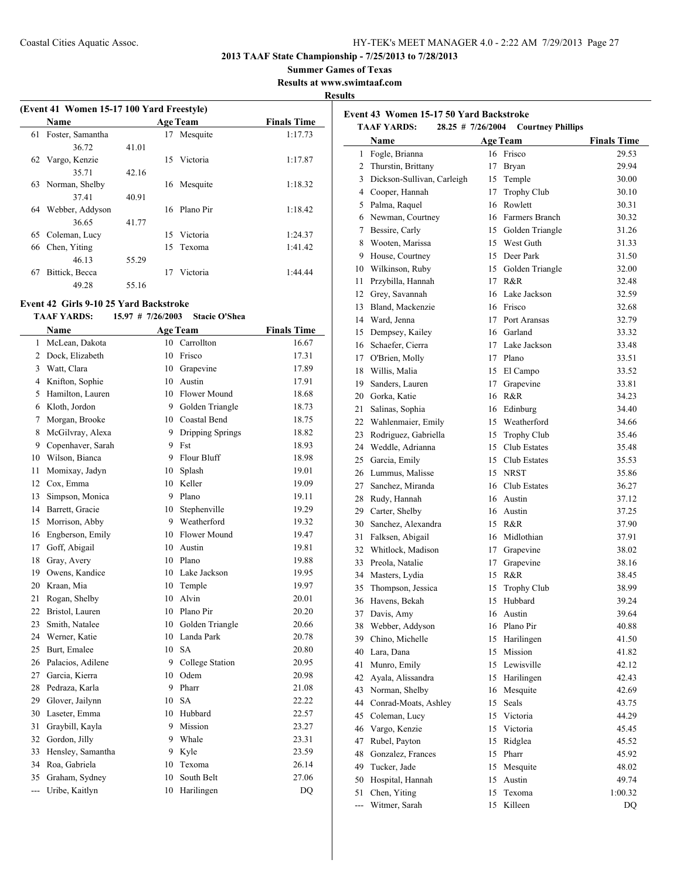**2013 TAAF State Championship - 7/25/2013 to 7/28/2013**

**Summer Games of Texas**

**Results at www.swimtaaf.com**

**Results**

### (Event 41 Women 15-17 100 Yard Freestyle)

| | Name | Age | Team | Finals Time |
|---|---|---|---|---|
| 61 | Foster, Samantha | 17 | Mesquite | 1:17.73 |
| | 36.72 | 41.01 | | |
| 62 | Vargo, Kenzie | 15 | Victoria | 1:17.87 |
| | 35.71 | 42.16 | | |
| 63 | Norman, Shelby | 16 | Mesquite | 1:18.32 |
| | 37.41 | 40.91 | | |
| 64 | Webber, Addyson | 16 | Plano Pir | 1:18.42 |
| | 36.65 | 41.77 | | |
| 65 | Coleman, Lucy | 15 | Victoria | 1:24.37 |
| 66 | Chen, Yiting | 15 | Texoma | 1:41.42 |
| | 46.13 | 55.29 | | |
| 67 | Bittick, Becca | 17 | Victoria | 1:44.44 |
| | 49.28 | 55.16 | | |

### Event 42 Girls 9-10 25 Yard Backstroke

**TAAF YARDS: 15.97 # 7/26/2003 Stacie O'Shea**

| | Name | Age | Team | Finals Time |
|---|---|---|---|---|
| 1 | McLean, Dakota | 10 | Carrollton | 16.67 |
| 2 | Dock, Elizabeth | 10 | Frisco | 17.31 |
| 3 | Watt, Clara | 10 | Grapevine | 17.89 |
| 4 | Knifton, Sophie | 10 | Austin | 17.91 |
| 5 | Hamilton, Lauren | 10 | Flower Mound | 18.68 |
| 6 | Kloth, Jordon | 9 | Golden Triangle | 18.73 |
| 7 | Morgan, Brooke | 10 | Coastal Bend | 18.75 |
| 8 | McGilvray, Alexa | 9 | Dripping Springs | 18.82 |
| 9 | Copenhaver, Sarah | 9 | Fst | 18.93 |
| 10 | Wilson, Bianca | 9 | Flour Bluff | 18.98 |
| 11 | Momixay, Jadyn | 10 | Splash | 19.01 |
| 12 | Cox, Emma | 10 | Keller | 19.09 |
| 13 | Simpson, Monica | 9 | Plano | 19.11 |
| 14 | Barrett, Gracie | 10 | Stephenville | 19.29 |
| 15 | Morrison, Abby | 9 | Weatherford | 19.32 |
| 16 | Engberson, Emily | 10 | Flower Mound | 19.47 |
| 17 | Goff, Abigail | 10 | Austin | 19.81 |
| 18 | Gray, Avery | 10 | Plano | 19.88 |
| 19 | Owens, Kandice | 10 | Lake Jackson | 19.95 |
| 20 | Kraan, Mia | 10 | Temple | 19.97 |
| 21 | Rogan, Shelby | 10 | Alvin | 20.01 |
| 22 | Bristol, Lauren | 10 | Plano Pir | 20.20 |
| 23 | Smith, Natalee | 10 | Golden Triangle | 20.66 |
| 24 | Werner, Katie | 10 | Landa Park | 20.78 |
| 25 | Burt, Emalee | 10 | SA | 20.80 |
| 26 | Palacios, Adilene | 9 | College Station | 20.95 |
| 27 | Garcia, Kierra | 10 | Odem | 20.98 |
| 28 | Pedraza, Karla | 9 | Pharr | 21.08 |
| 29 | Glover, Jailynn | 10 | SA | 22.22 |
| 30 | Laseter, Emma | 10 | Hubbard | 22.57 |
| 31 | Graybill, Kayla | 9 | Mission | 23.27 |
| 32 | Gordon, Jilly | 9 | Whale | 23.31 |
| 33 | Hensley, Samantha | 9 | Kyle | 23.59 |
| 34 | Roa, Gabriela | 10 | Texoma | 26.14 |
| 35 | Graham, Sydney | 10 | South Belt | 27.06 |
| --- | Uribe, Kaitlyn | 10 | Harilingen | DQ |

### Event 43 Women 15-17 50 Yard Backstroke

**TAAF YARDS: 28.25 # 7/26/2004 Courtney Phillips**

| | Name | Age | Team | Finals Time |
|---|---|---|---|---|
| 1 | Fogle, Brianna | 16 | Frisco | 29.53 |
| 2 | Thurstin, Brittany | 17 | Bryan | 29.94 |
| 3 | Dickson-Sullivan, Carleigh | 15 | Temple | 30.00 |
| 4 | Cooper, Hannah | 17 | Trophy Club | 30.10 |
| 5 | Palma, Raquel | 16 | Rowlett | 30.31 |
| 6 | Newman, Courtney | 16 | Farmers Branch | 30.32 |
| 7 | Bessire, Carly | 15 | Golden Triangle | 31.26 |
| 8 | Wooten, Marissa | 15 | West Guth | 31.33 |
| 9 | House, Courtney | 15 | Deer Park | 31.50 |
| 10 | Wilkinson, Ruby | 15 | Golden Triangle | 32.00 |
| 11 | Przybilla, Hannah | 17 | R&R | 32.48 |
| 12 | Grey, Savannah | 16 | Lake Jackson | 32.59 |
| 13 | Bland, Mackenzie | 16 | Frisco | 32.68 |
| 14 | Ward, Jenna | 17 | Port Aransas | 32.79 |
| 15 | Dempsey, Kailey | 16 | Garland | 33.32 |
| 16 | Schaefer, Cierra | 17 | Lake Jackson | 33.48 |
| 17 | O'Brien, Molly | 17 | Plano | 33.51 |
| 18 | Willis, Malia | 15 | El Campo | 33.52 |
| 19 | Sanders, Lauren | 17 | Grapevine | 33.81 |
| 20 | Gorka, Katie | 16 | R&R | 34.23 |
| 21 | Salinas, Sophia | 16 | Edinburg | 34.40 |
| 22 | Wahlenmaier, Emily | 15 | Weatherford | 34.66 |
| 23 | Rodriguez, Gabriella | 15 | Trophy Club | 35.46 |
| 24 | Weddle, Adrianna | 15 | Club Estates | 35.48 |
| 25 | Garcia, Emily | 15 | Club Estates | 35.53 |
| 26 | Lummus, Malisse | 15 | NRST | 35.86 |
| 27 | Sanchez, Miranda | 16 | Club Estates | 36.27 |
| 28 | Rudy, Hannah | 16 | Austin | 37.12 |
| 29 | Carter, Shelby | 16 | Austin | 37.25 |
| 30 | Sanchez, Alexandra | 15 | R&R | 37.90 |
| 31 | Falksen, Abigail | 16 | Midlothian | 37.91 |
| 32 | Whitlock, Madison | 17 | Grapevine | 38.02 |
| 33 | Preola, Natalie | 17 | Grapevine | 38.16 |
| 34 | Masters, Lydia | 15 | R&R | 38.45 |
| 35 | Thompson, Jessica | 15 | Trophy Club | 38.99 |
| 36 | Havens, Bekah | 15 | Hubbard | 39.24 |
| 37 | Davis, Amy | 16 | Austin | 39.64 |
| 38 | Webber, Addyson | 16 | Plano Pir | 40.88 |
| 39 | Chino, Michelle | 15 | Harilingen | 41.50 |
| 40 | Lara, Dana | 15 | Mission | 41.82 |
| 41 | Munro, Emily | 15 | Lewisville | 42.12 |
| 42 | Ayala, Alissandra | 15 | Harilingen | 42.43 |
| 43 | Norman, Shelby | 16 | Mesquite | 42.69 |
| 44 | Conrad-Moats, Ashley | 15 | Seals | 43.75 |
| 45 | Coleman, Lucy | 15 | Victoria | 44.29 |
| 46 | Vargo, Kenzie | 15 | Victoria | 45.45 |
| 47 | Rubel, Payton | 15 | Ridglea | 45.52 |
| 48 | Gonzalez, Frances | 15 | Pharr | 45.92 |
| 49 | Tucker, Jade | 15 | Mesquite | 48.02 |
| 50 | Hospital, Hannah | 15 | Austin | 49.74 |
| 51 | Chen, Yiting | 15 | Texoma | 1:00.32 |
| --- | Witmer, Sarah | 15 | Killeen | DQ |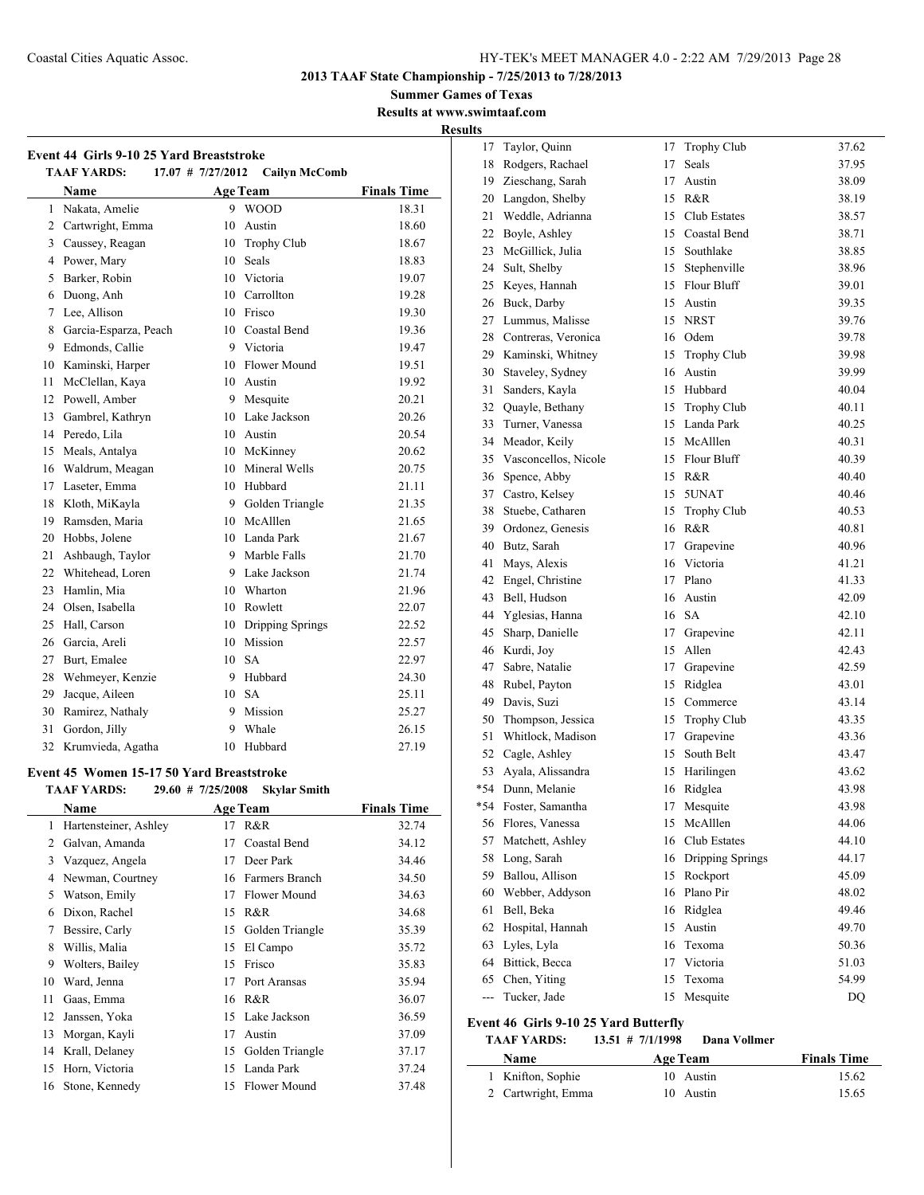**2013 TAAF State Championship - 7/25/2013 to 7/28/2013**

**Summer Games of Texas**

**Results at www.swimtaaf.com**

**Results**

### Event 44 Girls 9-10 25 Yard Breaststroke

**TAAF YARDS: 17.07 # 7/27/2012 Cailyn McComb**

| | Name | Age | Team | Finals Time |
|---|---|---|---|---|
| 1 | Nakata, Amelie | 9 | WOOD | 18.31 |
| 2 | Cartwright, Emma | 10 | Austin | 18.60 |
| 3 | Caussey, Reagan | 10 | Trophy Club | 18.67 |
| 4 | Power, Mary | 10 | Seals | 18.83 |
| 5 | Barker, Robin | 10 | Victoria | 19.07 |
| 6 | Duong, Anh | 10 | Carrollton | 19.28 |
| 7 | Lee, Allison | 10 | Frisco | 19.30 |
| 8 | Garcia-Esparza, Peach | 10 | Coastal Bend | 19.36 |
| 9 | Edmonds, Callie | 9 | Victoria | 19.47 |
| 10 | Kaminski, Harper | 10 | Flower Mound | 19.51 |
| 11 | McClellan, Kaya | 10 | Austin | 19.92 |
| 12 | Powell, Amber | 9 | Mesquite | 20.21 |
| 13 | Gambrel, Kathryn | 10 | Lake Jackson | 20.26 |
| 14 | Peredo, Lila | 10 | Austin | 20.54 |
| 15 | Meals, Antalya | 10 | McKinney | 20.62 |
| 16 | Waldrum, Meagan | 10 | Mineral Wells | 20.75 |
| 17 | Laseter, Emma | 10 | Hubbard | 21.11 |
| 18 | Kloth, MiKayla | 9 | Golden Triangle | 21.35 |
| 19 | Ramsden, Maria | 10 | McAlllen | 21.65 |
| 20 | Hobbs, Jolene | 10 | Landa Park | 21.67 |
| 21 | Ashbaugh, Taylor | 9 | Marble Falls | 21.70 |
| 22 | Whitehead, Loren | 9 | Lake Jackson | 21.74 |
| 23 | Hamlin, Mia | 10 | Wharton | 21.96 |
| 24 | Olsen, Isabella | 10 | Rowlett | 22.07 |
| 25 | Hall, Carson | 10 | Dripping Springs | 22.52 |
| 26 | Garcia, Areli | 10 | Mission | 22.57 |
| 27 | Burt, Emalee | 10 | SA | 22.97 |
| 28 | Wehmeyer, Kenzie | 9 | Hubbard | 24.30 |
| 29 | Jacque, Aileen | 10 | SA | 25.11 |
| 30 | Ramirez, Nathaly | 9 | Mission | 25.27 |
| 31 | Gordon, Jilly | 9 | Whale | 26.15 |
| 32 | Krumvieda, Agatha | 10 | Hubbard | 27.19 |

### Event 45 Women 15-17 50 Yard Breaststroke

**TAAF YARDS: 29.60 # 7/25/2008 Skylar Smith**

| | Name | Age | Team | Finals Time |
|---|---|---|---|---|
| 1 | Hartensteiner, Ashley | 17 | R&R | 32.74 |
| 2 | Galvan, Amanda | 17 | Coastal Bend | 34.12 |
| 3 | Vazquez, Angela | 17 | Deer Park | 34.46 |
| 4 | Newman, Courtney | 16 | Farmers Branch | 34.50 |
| 5 | Watson, Emily | 17 | Flower Mound | 34.63 |
| 6 | Dixon, Rachel | 15 | R&R | 34.68 |
| 7 | Bessire, Carly | 15 | Golden Triangle | 35.39 |
| 8 | Willis, Malia | 15 | El Campo | 35.72 |
| 9 | Wolters, Bailey | 15 | Frisco | 35.83 |
| 10 | Ward, Jenna | 17 | Port Aransas | 35.94 |
| 11 | Gaas, Emma | 16 | R&R | 36.07 |
| 12 | Janssen, Yoka | 15 | Lake Jackson | 36.59 |
| 13 | Morgan, Kayli | 17 | Austin | 37.09 |
| 14 | Krall, Delaney | 15 | Golden Triangle | 37.17 |
| 15 | Horn, Victoria | 15 | Landa Park | 37.24 |
| 16 | Stone, Kennedy | 15 | Flower Mound | 37.48 |
| 17 | Taylor, Quinn | 17 | Trophy Club | 37.62 |
| 18 | Rodgers, Rachael | 17 | Seals | 37.95 |
| 19 | Zieschang, Sarah | 17 | Austin | 38.09 |
| 20 | Langdon, Shelby | 15 | R&R | 38.19 |
| 21 | Weddle, Adrianna | 15 | Club Estates | 38.57 |
| 22 | Boyle, Ashley | 15 | Coastal Bend | 38.71 |
| 23 | McGillick, Julia | 15 | Southlake | 38.85 |
| 24 | Sult, Shelby | 15 | Stephenville | 38.96 |
| 25 | Keyes, Hannah | 15 | Flour Bluff | 39.01 |
| 26 | Buck, Darby | 15 | Austin | 39.35 |
| 27 | Lummus, Malisse | 15 | NRST | 39.76 |
| 28 | Contreras, Veronica | 16 | Odem | 39.78 |
| 29 | Kaminski, Whitney | 15 | Trophy Club | 39.98 |
| 30 | Staveley, Sydney | 16 | Austin | 39.99 |
| 31 | Sanders, Kayla | 15 | Hubbard | 40.04 |
| 32 | Quayle, Bethany | 15 | Trophy Club | 40.11 |
| 33 | Turner, Vanessa | 15 | Landa Park | 40.25 |
| 34 | Meador, Keily | 15 | McAlllen | 40.31 |
| 35 | Vasconcellos, Nicole | 15 | Flour Bluff | 40.39 |
| 36 | Spence, Abby | 15 | R&R | 40.40 |
| 37 | Castro, Kelsey | 15 | 5UNAT | 40.46 |
| 38 | Stuebe, Catharen | 15 | Trophy Club | 40.53 |
| 39 | Ordonez, Genesis | 16 | R&R | 40.81 |
| 40 | Butz, Sarah | 17 | Grapevine | 40.96 |
| 41 | Mays, Alexis | 16 | Victoria | 41.21 |
| 42 | Engel, Christine | 17 | Plano | 41.33 |
| 43 | Bell, Hudson | 16 | Austin | 42.09 |
| 44 | Yglesias, Hanna | 16 | SA | 42.10 |
| 45 | Sharp, Danielle | 17 | Grapevine | 42.11 |
| 46 | Kurdi, Joy | 15 | Allen | 42.43 |
| 47 | Sabre, Natalie | 17 | Grapevine | 42.59 |
| 48 | Rubel, Payton | 15 | Ridglea | 43.01 |
| 49 | Davis, Suzi | 15 | Commerce | 43.14 |
| 50 | Thompson, Jessica | 15 | Trophy Club | 43.35 |
| 51 | Whitlock, Madison | 17 | Grapevine | 43.36 |
| 52 | Cagle, Ashley | 15 | South Belt | 43.47 |
| 53 | Ayala, Alissandra | 15 | Harilingen | 43.62 |
| *54 | Dunn, Melanie | 16 | Ridglea | 43.98 |
| *54 | Foster, Samantha | 17 | Mesquite | 43.98 |
| 56 | Flores, Vanessa | 15 | McAlllen | 44.06 |
| 57 | Matchett, Ashley | 16 | Club Estates | 44.10 |
| 58 | Long, Sarah | 16 | Dripping Springs | 44.17 |
| 59 | Ballou, Allison | 15 | Rockport | 45.09 |
| 60 | Webber, Addyson | 16 | Plano Pir | 48.02 |
| 61 | Bell, Beka | 16 | Ridglea | 49.46 |
| 62 | Hospital, Hannah | 15 | Austin | 49.70 |
| 63 | Lyles, Lyla | 16 | Texoma | 50.36 |
| 64 | Bittick, Becca | 17 | Victoria | 51.03 |
| 65 | Chen, Yiting | 15 | Texoma | 54.99 |
| --- | Tucker, Jade | 15 | Mesquite | DQ |

### Event 46 Girls 9-10 25 Yard Butterfly

**TAAF YARDS: 13.51 # 7/1/1998 Dana Vollmer**

| | Name | Age | Team | Finals Time |
|---|---|---|---|---|
| 1 | Knifton, Sophie | 10 | Austin | 15.62 |
| 2 | Cartwright, Emma | 10 | Austin | 15.65 |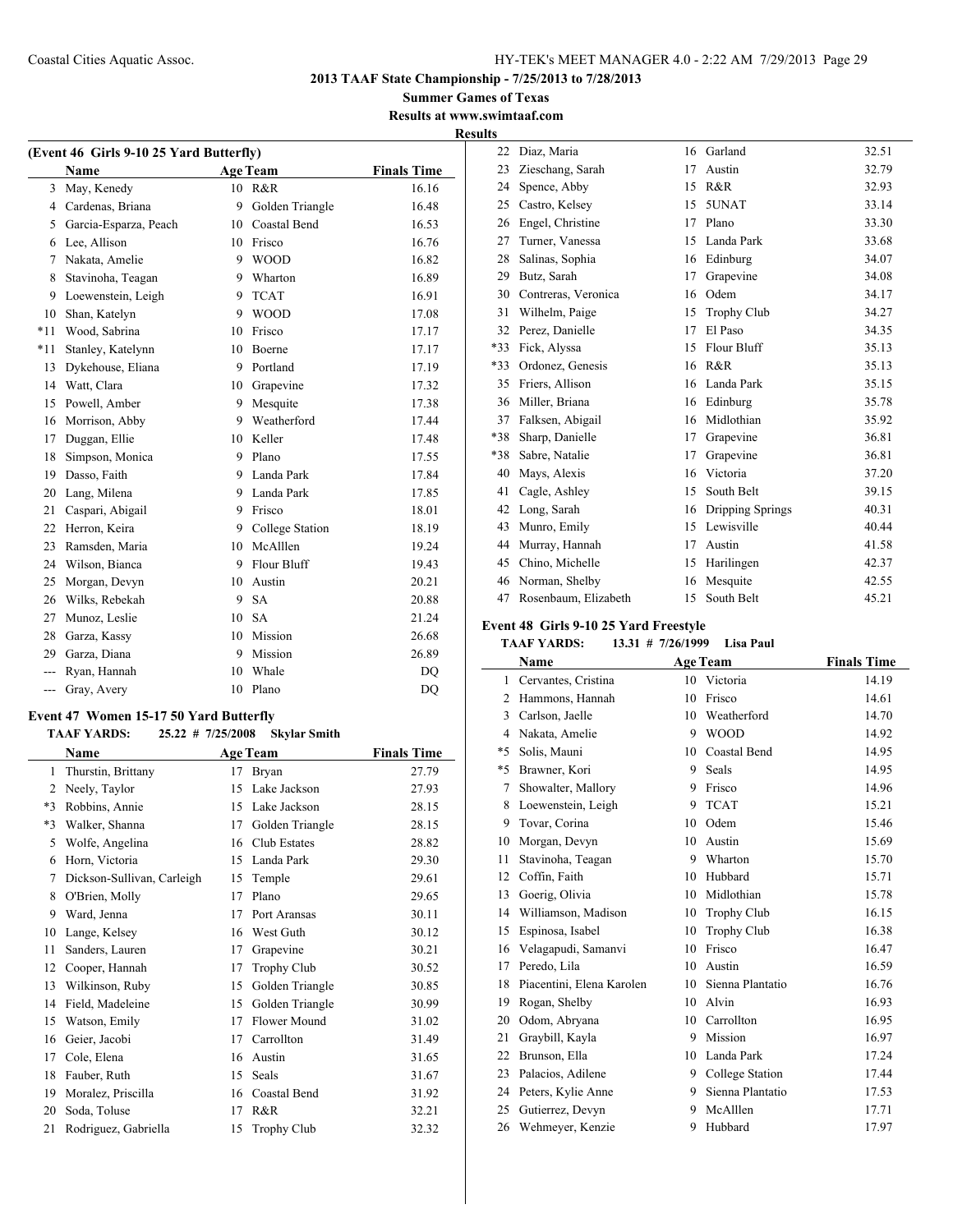**2013 TAAF State Championship - 7/25/2013 to 7/28/2013**

**Summer Games of Texas**

**Results at www.swimtaaf.com**

**Results**

### (Event 46 Girls 9-10 25 Yard Butterfly)

| | Name | Age | Team | Finals Time |
|---|---|---|---|---|
| 3 | May, Kenedy | 10 | R&R | 16.16 |
| 4 | Cardenas, Briana | 9 | Golden Triangle | 16.48 |
| 5 | Garcia-Esparza, Peach | 10 | Coastal Bend | 16.53 |
| 6 | Lee, Allison | 10 | Frisco | 16.76 |
| 7 | Nakata, Amelie | 9 | WOOD | 16.82 |
| 8 | Stavinoha, Teagan | 9 | Wharton | 16.89 |
| 9 | Loewenstein, Leigh | 9 | TCAT | 16.91 |
| 10 | Shan, Katelyn | 9 | WOOD | 17.08 |
| *11 | Wood, Sabrina | 10 | Frisco | 17.17 |
| *11 | Stanley, Katelynn | 10 | Boerne | 17.17 |
| 13 | Dykehouse, Eliana | 9 | Portland | 17.19 |
| 14 | Watt, Clara | 10 | Grapevine | 17.32 |
| 15 | Powell, Amber | 9 | Mesquite | 17.38 |
| 16 | Morrison, Abby | 9 | Weatherford | 17.44 |
| 17 | Duggan, Ellie | 10 | Keller | 17.48 |
| 18 | Simpson, Monica | 9 | Plano | 17.55 |
| 19 | Dasso, Faith | 9 | Landa Park | 17.84 |
| 20 | Lang, Milena | 9 | Landa Park | 17.85 |
| 21 | Caspari, Abigail | 9 | Frisco | 18.01 |
| 22 | Herron, Keira | 9 | College Station | 18.19 |
| 23 | Ramsden, Maria | 10 | McAlllen | 19.24 |
| 24 | Wilson, Bianca | 9 | Flour Bluff | 19.43 |
| 25 | Morgan, Devyn | 10 | Austin | 20.21 |
| 26 | Wilks, Rebekah | 9 | SA | 20.88 |
| 27 | Munoz, Leslie | 10 | SA | 21.24 |
| 28 | Garza, Kassy | 10 | Mission | 26.68 |
| 29 | Garza, Diana | 9 | Mission | 26.89 |
| --- | Ryan, Hannah | 10 | Whale | DQ |
| --- | Gray, Avery | 10 | Plano | DQ |

### Event 47 Women 15-17 50 Yard Butterfly

**TAAF YARDS: 25.22 # 7/25/2008 Skylar Smith**

| | Name | Age | Team | Finals Time |
|---|---|---|---|---|
| 1 | Thurstin, Brittany | 17 | Bryan | 27.79 |
| 2 | Neely, Taylor | 15 | Lake Jackson | 27.93 |
| *3 | Robbins, Annie | 15 | Lake Jackson | 28.15 |
| *3 | Walker, Shanna | 17 | Golden Triangle | 28.15 |
| 5 | Wolfe, Angelina | 16 | Club Estates | 28.82 |
| 6 | Horn, Victoria | 15 | Landa Park | 29.30 |
| 7 | Dickson-Sullivan, Carleigh | 15 | Temple | 29.61 |
| 8 | O'Brien, Molly | 17 | Plano | 29.65 |
| 9 | Ward, Jenna | 17 | Port Aransas | 30.11 |
| 10 | Lange, Kelsey | 16 | West Guth | 30.12 |
| 11 | Sanders, Lauren | 17 | Grapevine | 30.21 |
| 12 | Cooper, Hannah | 17 | Trophy Club | 30.52 |
| 13 | Wilkinson, Ruby | 15 | Golden Triangle | 30.85 |
| 14 | Field, Madeleine | 15 | Golden Triangle | 30.99 |
| 15 | Watson, Emily | 17 | Flower Mound | 31.02 |
| 16 | Geier, Jacobi | 17 | Carrollton | 31.49 |
| 17 | Cole, Elena | 16 | Austin | 31.65 |
| 18 | Fauber, Ruth | 15 | Seals | 31.67 |
| 19 | Moralez, Priscilla | 16 | Coastal Bend | 31.92 |
| 20 | Soda, Toluse | 17 | R&R | 32.21 |
| 21 | Rodriguez, Gabriella | 15 | Trophy Club | 32.32 |
| 22 | Diaz, Maria | 16 | Garland | 32.51 |
| 23 | Zieschang, Sarah | 17 | Austin | 32.79 |
| 24 | Spence, Abby | 15 | R&R | 32.93 |
| 25 | Castro, Kelsey | 15 | 5UNAT | 33.14 |
| 26 | Engel, Christine | 17 | Plano | 33.30 |
| 27 | Turner, Vanessa | 15 | Landa Park | 33.68 |
| 28 | Salinas, Sophia | 16 | Edinburg | 34.07 |
| 29 | Butz, Sarah | 17 | Grapevine | 34.08 |
| 30 | Contreras, Veronica | 16 | Odem | 34.17 |
| 31 | Wilhelm, Paige | 15 | Trophy Club | 34.27 |
| 32 | Perez, Danielle | 17 | El Paso | 34.35 |
| *33 | Fick, Alyssa | 15 | Flour Bluff | 35.13 |
| *33 | Ordonez, Genesis | 16 | R&R | 35.13 |
| 35 | Friers, Allison | 16 | Landa Park | 35.15 |
| 36 | Miller, Briana | 16 | Edinburg | 35.78 |
| 37 | Falksen, Abigail | 16 | Midlothian | 35.92 |
| *38 | Sharp, Danielle | 17 | Grapevine | 36.81 |
| *38 | Sabre, Natalie | 17 | Grapevine | 36.81 |
| 40 | Mays, Alexis | 16 | Victoria | 37.20 |
| 41 | Cagle, Ashley | 15 | South Belt | 39.15 |
| 42 | Long, Sarah | 16 | Dripping Springs | 40.31 |
| 43 | Munro, Emily | 15 | Lewisville | 40.44 |
| 44 | Murray, Hannah | 17 | Austin | 41.58 |
| 45 | Chino, Michelle | 15 | Harilingen | 42.37 |
| 46 | Norman, Shelby | 16 | Mesquite | 42.55 |
| 47 | Rosenbaum, Elizabeth | 15 | South Belt | 45.21 |

### Event 48 Girls 9-10 25 Yard Freestyle

**TAAF YARDS: 13.31 # 7/26/1999 Lisa Paul**

| | Name | Age | Team | Finals Time |
|---|---|---|---|---|
| 1 | Cervantes, Cristina | 10 | Victoria | 14.19 |
| 2 | Hammons, Hannah | 10 | Frisco | 14.61 |
| 3 | Carlson, Jaelle | 10 | Weatherford | 14.70 |
| 4 | Nakata, Amelie | 9 | WOOD | 14.92 |
| *5 | Solis, Mauni | 10 | Coastal Bend | 14.95 |
| *5 | Brawner, Kori | 9 | Seals | 14.95 |
| 7 | Showalter, Mallory | 9 | Frisco | 14.96 |
| 8 | Loewenstein, Leigh | 9 | TCAT | 15.21 |
| 9 | Tovar, Corina | 10 | Odem | 15.46 |
| 10 | Morgan, Devyn | 10 | Austin | 15.69 |
| 11 | Stavinoha, Teagan | 9 | Wharton | 15.70 |
| 12 | Coffin, Faith | 10 | Hubbard | 15.71 |
| 13 | Goerig, Olivia | 10 | Midlothian | 15.78 |
| 14 | Williamson, Madison | 10 | Trophy Club | 16.15 |
| 15 | Espinosa, Isabel | 10 | Trophy Club | 16.38 |
| 16 | Velagapudi, Samanvi | 10 | Frisco | 16.47 |
| 17 | Peredo, Lila | 10 | Austin | 16.59 |
| 18 | Piacentini, Elena Karolen | 10 | Sienna Plantatio | 16.76 |
| 19 | Rogan, Shelby | 10 | Alvin | 16.93 |
| 20 | Odom, Abryana | 10 | Carrollton | 16.95 |
| 21 | Graybill, Kayla | 9 | Mission | 16.97 |
| 22 | Brunson, Ella | 10 | Landa Park | 17.24 |
| 23 | Palacios, Adilene | 9 | College Station | 17.44 |
| 24 | Peters, Kylie Anne | 9 | Sienna Plantatio | 17.53 |
| 25 | Gutierrez, Devyn | 9 | McAlllen | 17.71 |
| 26 | Wehmeyer, Kenzie | 9 | Hubbard | 17.97 |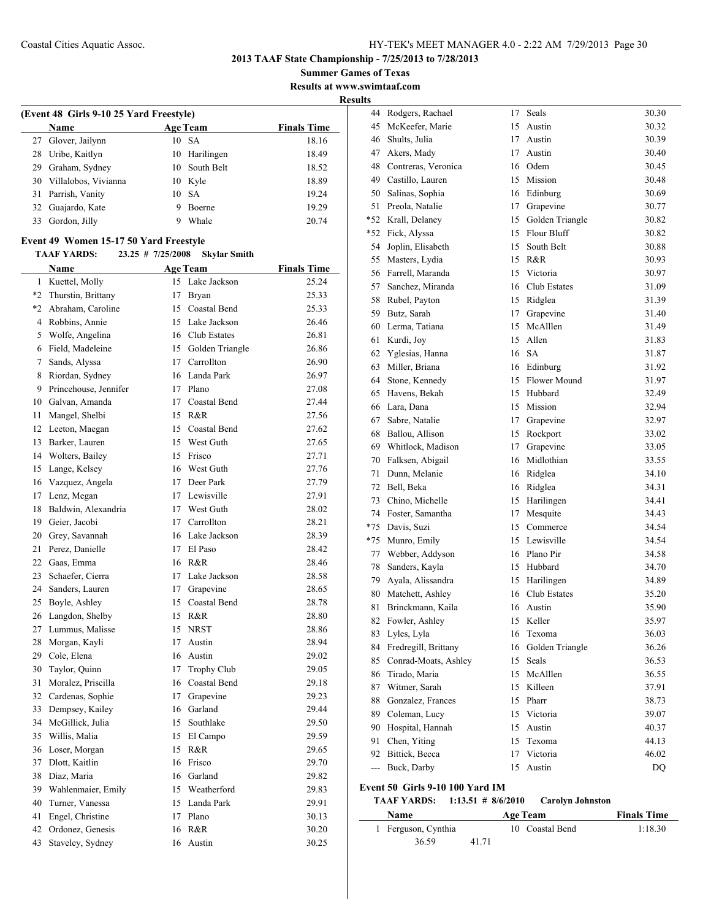## 2013 TAAF State Championship - 7/25/2013 to 7/28/2013

**Summer Games of Texas**

**Results at www.swimtaaf.com**

**Results**

### (Event 48 Girls 9-10 25 Yard Freestyle)

| | Name | Age | Team | Finals Time |
|---|---|---|---|---|
| 27 | Glover, Jailynn | 10 | SA | 18.16 |
| 28 | Uribe, Kaitlyn | 10 | Harilingen | 18.49 |
| 29 | Graham, Sydney | 10 | South Belt | 18.52 |
| 30 | Villalobos, Vivianna | 10 | Kyle | 18.89 |
| 31 | Parrish, Vanity | 10 | SA | 19.24 |
| 32 | Guajardo, Kate | 9 | Boerne | 19.29 |
| 33 | Gordon, Jilly | 9 | Whale | 20.74 |

### Event 49 Women 15-17 50 Yard Freestyle

**TAAF YARDS: 23.25 # 7/25/2008 Skylar Smith**

| | Name | Age | Team | Finals Time |
|---|---|---|---|---|
| 1 | Kuettel, Molly | 15 | Lake Jackson | 25.24 |
| *2 | Thurstin, Brittany | 17 | Bryan | 25.33 |
| *2 | Abraham, Caroline | 15 | Coastal Bend | 25.33 |
| 4 | Robbins, Annie | 15 | Lake Jackson | 26.46 |
| 5 | Wolfe, Angelina | 16 | Club Estates | 26.81 |
| 6 | Field, Madeleine | 15 | Golden Triangle | 26.86 |
| 7 | Sands, Alyssa | 17 | Carrollton | 26.90 |
| 8 | Riordan, Sydney | 16 | Landa Park | 26.97 |
| 9 | Princehouse, Jennifer | 17 | Plano | 27.08 |
| 10 | Galvan, Amanda | 17 | Coastal Bend | 27.44 |
| 11 | Mangel, Shelbi | 15 | R&R | 27.56 |
| 12 | Leeton, Maegan | 15 | Coastal Bend | 27.62 |
| 13 | Barker, Lauren | 15 | West Guth | 27.65 |
| 14 | Wolters, Bailey | 15 | Frisco | 27.71 |
| 15 | Lange, Kelsey | 16 | West Guth | 27.76 |
| 16 | Vazquez, Angela | 17 | Deer Park | 27.79 |
| 17 | Lenz, Megan | 17 | Lewisville | 27.91 |
| 18 | Baldwin, Alexandria | 17 | West Guth | 28.02 |
| 19 | Geier, Jacobi | 17 | Carrollton | 28.21 |
| 20 | Grey, Savannah | 16 | Lake Jackson | 28.39 |
| 21 | Perez, Danielle | 17 | El Paso | 28.42 |
| 22 | Gaas, Emma | 16 | R&R | 28.46 |
| 23 | Schaefer, Cierra | 17 | Lake Jackson | 28.58 |
| 24 | Sanders, Lauren | 17 | Grapevine | 28.65 |
| 25 | Boyle, Ashley | 15 | Coastal Bend | 28.78 |
| 26 | Langdon, Shelby | 15 | R&R | 28.80 |
| 27 | Lummus, Malisse | 15 | NRST | 28.86 |
| 28 | Morgan, Kayli | 17 | Austin | 28.94 |
| 29 | Cole, Elena | 16 | Austin | 29.02 |
| 30 | Taylor, Quinn | 17 | Trophy Club | 29.05 |
| 31 | Moralez, Priscilla | 16 | Coastal Bend | 29.18 |
| 32 | Cardenas, Sophie | 17 | Grapevine | 29.23 |
| 33 | Dempsey, Kailey | 16 | Garland | 29.44 |
| 34 | McGillick, Julia | 15 | Southlake | 29.50 |
| 35 | Willis, Malia | 15 | El Campo | 29.59 |
| 36 | Loser, Morgan | 15 | R&R | 29.65 |
| 37 | Dlott, Kaitlin | 16 | Frisco | 29.70 |
| 38 | Diaz, Maria | 16 | Garland | 29.82 |
| 39 | Wahlenmaier, Emily | 15 | Weatherford | 29.83 |
| 40 | Turner, Vanessa | 15 | Landa Park | 29.91 |
| 41 | Engel, Christine | 17 | Plano | 30.13 |
| 42 | Ordonez, Genesis | 16 | R&R | 30.20 |
| 43 | Staveley, Sydney | 16 | Austin | 30.25 |
| 44 | Rodgers, Rachael | 17 | Seals | 30.30 |
| 45 | McKeefer, Marie | 15 | Austin | 30.32 |
| 46 | Shults, Julia | 17 | Austin | 30.39 |
| 47 | Akers, Mady | 17 | Austin | 30.40 |
| 48 | Contreras, Veronica | 16 | Odem | 30.45 |
| 49 | Castillo, Lauren | 15 | Mission | 30.48 |
| 50 | Salinas, Sophia | 16 | Edinburg | 30.69 |
| 51 | Preola, Natalie | 17 | Grapevine | 30.77 |
| *52 | Krall, Delaney | 15 | Golden Triangle | 30.82 |
| *52 | Fick, Alyssa | 15 | Flour Bluff | 30.82 |
| 54 | Joplin, Elisabeth | 15 | South Belt | 30.88 |
| 55 | Masters, Lydia | 15 | R&R | 30.93 |
| 56 | Farrell, Maranda | 15 | Victoria | 30.97 |
| 57 | Sanchez, Miranda | 16 | Club Estates | 31.09 |
| 58 | Rubel, Payton | 15 | Ridglea | 31.39 |
| 59 | Butz, Sarah | 17 | Grapevine | 31.40 |
| 60 | Lerma, Tatiana | 15 | McAlllen | 31.49 |
| 61 | Kurdi, Joy | 15 | Allen | 31.83 |
| 62 | Yglesias, Hanna | 16 | SA | 31.87 |
| 63 | Miller, Briana | 16 | Edinburg | 31.92 |
| 64 | Stone, Kennedy | 15 | Flower Mound | 31.97 |
| 65 | Havens, Bekah | 15 | Hubbard | 32.49 |
| 66 | Lara, Dana | 15 | Mission | 32.94 |
| 67 | Sabre, Natalie | 17 | Grapevine | 32.97 |
| 68 | Ballou, Allison | 15 | Rockport | 33.02 |
| 69 | Whitlock, Madison | 17 | Grapevine | 33.05 |
| 70 | Falksen, Abigail | 16 | Midlothian | 33.55 |
| 71 | Dunn, Melanie | 16 | Ridglea | 34.10 |
| 72 | Bell, Beka | 16 | Ridglea | 34.31 |
| 73 | Chino, Michelle | 15 | Harilingen | 34.41 |
| 74 | Foster, Samantha | 17 | Mesquite | 34.43 |
| *75 | Davis, Suzi | 15 | Commerce | 34.54 |
| *75 | Munro, Emily | 15 | Lewisville | 34.54 |
| 77 | Webber, Addyson | 16 | Plano Pir | 34.58 |
| 78 | Sanders, Kayla | 15 | Hubbard | 34.70 |
| 79 | Ayala, Alissandra | 15 | Harilingen | 34.89 |
| 80 | Matchett, Ashley | 16 | Club Estates | 35.20 |
| 81 | Brinckmann, Kaila | 16 | Austin | 35.90 |
| 82 | Fowler, Ashley | 15 | Keller | 35.97 |
| 83 | Lyles, Lyla | 16 | Texoma | 36.03 |
| 84 | Fredregill, Brittany | 16 | Golden Triangle | 36.26 |
| 85 | Conrad-Moats, Ashley | 15 | Seals | 36.53 |
| 86 | Tirado, Maria | 15 | McAlllen | 36.55 |
| 87 | Witmer, Sarah | 15 | Killeen | 37.91 |
| 88 | Gonzalez, Frances | 15 | Pharr | 38.73 |
| 89 | Coleman, Lucy | 15 | Victoria | 39.07 |
| 90 | Hospital, Hannah | 15 | Austin | 40.37 |
| 91 | Chen, Yiting | 15 | Texoma | 44.13 |
| 92 | Bittick, Becca | 17 | Victoria | 46.02 |
| --- | Buck, Darby | 15 | Austin | DQ |

### Event 50 Girls 9-10 100 Yard IM

**TAAF YARDS: 1:13.51 # 8/6/2010 Carolyn Johnston**

| | Name | Age | Team | Finals Time |
|---|---|---|---|---|
| 1 | Ferguson, Cynthia | 10 | Coastal Bend | 1:18.30 |
| | 36.59 41.71 | | | |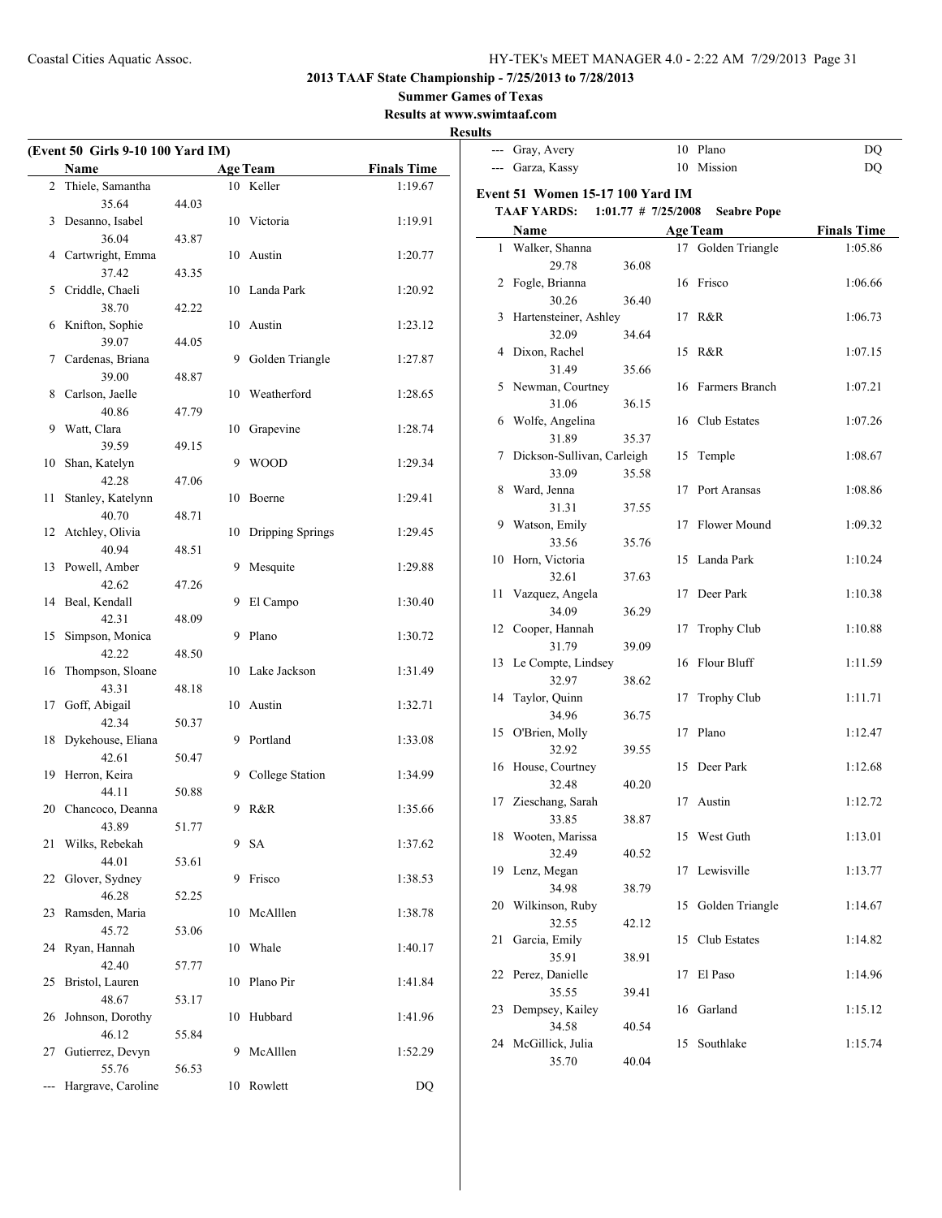**2013 TAAF State Championship - 7/25/2013 to 7/28/2013**

**Summer Games of Texas**

**Results at www.swimtaaf.com**

**Results**

### (Event 50 Girls 9-10 100 Yard IM)

| | Name | Age | Team | Finals Time |
|---|---|---|---|---|
| 2 | Thiele, Samantha | 10 | Keller | 1:19.67 |
| | 35.64 44.03 | | | |
| 3 | Desanno, Isabel | 10 | Victoria | 1:19.91 |
| | 36.04 43.87 | | | |
| 4 | Cartwright, Emma | 10 | Austin | 1:20.77 |
| | 37.42 43.35 | | | |
| 5 | Criddle, Chaeli | 10 | Landa Park | 1:20.92 |
| | 38.70 42.22 | | | |
| 6 | Knifton, Sophie | 10 | Austin | 1:23.12 |
| | 39.07 44.05 | | | |
| 7 | Cardenas, Briana | 9 | Golden Triangle | 1:27.87 |
| | 39.00 48.87 | | | |
| 8 | Carlson, Jaelle | 10 | Weatherford | 1:28.65 |
| | 40.86 47.79 | | | |
| 9 | Watt, Clara | 10 | Grapevine | 1:28.74 |
| | 39.59 49.15 | | | |
| 10 | Shan, Katelyn | 9 | WOOD | 1:29.34 |
| | 42.28 47.06 | | | |
| 11 | Stanley, Katelynn | 10 | Boerne | 1:29.41 |
| | 40.70 48.71 | | | |
| 12 | Atchley, Olivia | 10 | Dripping Springs | 1:29.45 |
| | 40.94 48.51 | | | |
| 13 | Powell, Amber | 9 | Mesquite | 1:29.88 |
| | 42.62 47.26 | | | |
| 14 | Beal, Kendall | 9 | El Campo | 1:30.40 |
| | 42.31 48.09 | | | |
| 15 | Simpson, Monica | 9 | Plano | 1:30.72 |
| | 42.22 48.50 | | | |
| 16 | Thompson, Sloane | 10 | Lake Jackson | 1:31.49 |
| | 43.31 48.18 | | | |
| 17 | Goff, Abigail | 10 | Austin | 1:32.71 |
| | 42.34 50.37 | | | |
| 18 | Dykehouse, Eliana | 9 | Portland | 1:33.08 |
| | 42.61 50.47 | | | |
| 19 | Herron, Keira | 9 | College Station | 1:34.99 |
| | 44.11 50.88 | | | |
| 20 | Chancoco, Deanna | 9 | R&R | 1:35.66 |
| | 43.89 51.77 | | | |
| 21 | Wilks, Rebekah | 9 | SA | 1:37.62 |
| | 44.01 53.61 | | | |
| 22 | Glover, Sydney | 9 | Frisco | 1:38.53 |
| | 46.28 52.25 | | | |
| 23 | Ramsden, Maria | 10 | McAlllen | 1:38.78 |
| | 45.72 53.06 | | | |
| 24 | Ryan, Hannah | 10 | Whale | 1:40.17 |
| | 42.40 57.77 | | | |
| 25 | Bristol, Lauren | 10 | Plano Pir | 1:41.84 |
| | 48.67 53.17 | | | |
| 26 | Johnson, Dorothy | 10 | Hubbard | 1:41.96 |
| | 46.12 55.84 | | | |
| 27 | Gutierrez, Devyn | 9 | McAlllen | 1:52.29 |
| | 55.76 56.53 | | | |
| --- | Hargrave, Caroline | 10 | Rowlett | DQ |
| --- | Gray, Avery | 10 | Plano | DQ |
| --- | Garza, Kassy | 10 | Mission | DQ |

### Event 51 Women 15-17 100 Yard IM

**TAAF YARDS: 1:01.77 # 7/25/2008 Seabre Pope**

| | Name | Age | Team | Finals Time |
|---|---|---|---|---|
| 1 | Walker, Shanna | 17 | Golden Triangle | 1:05.86 |
| | 29.78 36.08 | | | |
| 2 | Fogle, Brianna | 16 | Frisco | 1:06.66 |
| | 30.26 36.40 | | | |
| 3 | Hartensteiner, Ashley | 17 | R&R | 1:06.73 |
| | 32.09 34.64 | | | |
| 4 | Dixon, Rachel | 15 | R&R | 1:07.15 |
| | 31.49 35.66 | | | |
| 5 | Newman, Courtney | 16 | Farmers Branch | 1:07.21 |
| | 31.06 36.15 | | | |
| 6 | Wolfe, Angelina | 16 | Club Estates | 1:07.26 |
| | 31.89 35.37 | | | |
| 7 | Dickson-Sullivan, Carleigh | 15 | Temple | 1:08.67 |
| | 33.09 35.58 | | | |
| 8 | Ward, Jenna | 17 | Port Aransas | 1:08.86 |
| | 31.31 37.55 | | | |
| 9 | Watson, Emily | 17 | Flower Mound | 1:09.32 |
| | 33.56 35.76 | | | |
| 10 | Horn, Victoria | 15 | Landa Park | 1:10.24 |
| | 32.61 37.63 | | | |
| 11 | Vazquez, Angela | 17 | Deer Park | 1:10.38 |
| | 34.09 36.29 | | | |
| 12 | Cooper, Hannah | 17 | Trophy Club | 1:10.88 |
| | 31.79 39.09 | | | |
| 13 | Le Compte, Lindsey | 16 | Flour Bluff | 1:11.59 |
| | 32.97 38.62 | | | |
| 14 | Taylor, Quinn | 17 | Trophy Club | 1:11.71 |
| | 34.96 36.75 | | | |
| 15 | O'Brien, Molly | 17 | Plano | 1:12.47 |
| | 32.92 39.55 | | | |
| 16 | House, Courtney | 15 | Deer Park | 1:12.68 |
| | 32.48 40.20 | | | |
| 17 | Zieschang, Sarah | 17 | Austin | 1:12.72 |
| | 33.85 38.87 | | | |
| 18 | Wooten, Marissa | 15 | West Guth | 1:13.01 |
| | 32.49 40.52 | | | |
| 19 | Lenz, Megan | 17 | Lewisville | 1:13.77 |
| | 34.98 38.79 | | | |
| 20 | Wilkinson, Ruby | 15 | Golden Triangle | 1:14.67 |
| | 32.55 42.12 | | | |
| 21 | Garcia, Emily | 15 | Club Estates | 1:14.82 |
| | 35.91 38.91 | | | |
| 22 | Perez, Danielle | 17 | El Paso | 1:14.96 |
| | 35.55 39.41 | | | |
| 23 | Dempsey, Kailey | 16 | Garland | 1:15.12 |
| | 34.58 40.54 | | | |
| 24 | McGillick, Julia | 15 | Southlake | 1:15.74 |
| | 35.70 40.04 | | | |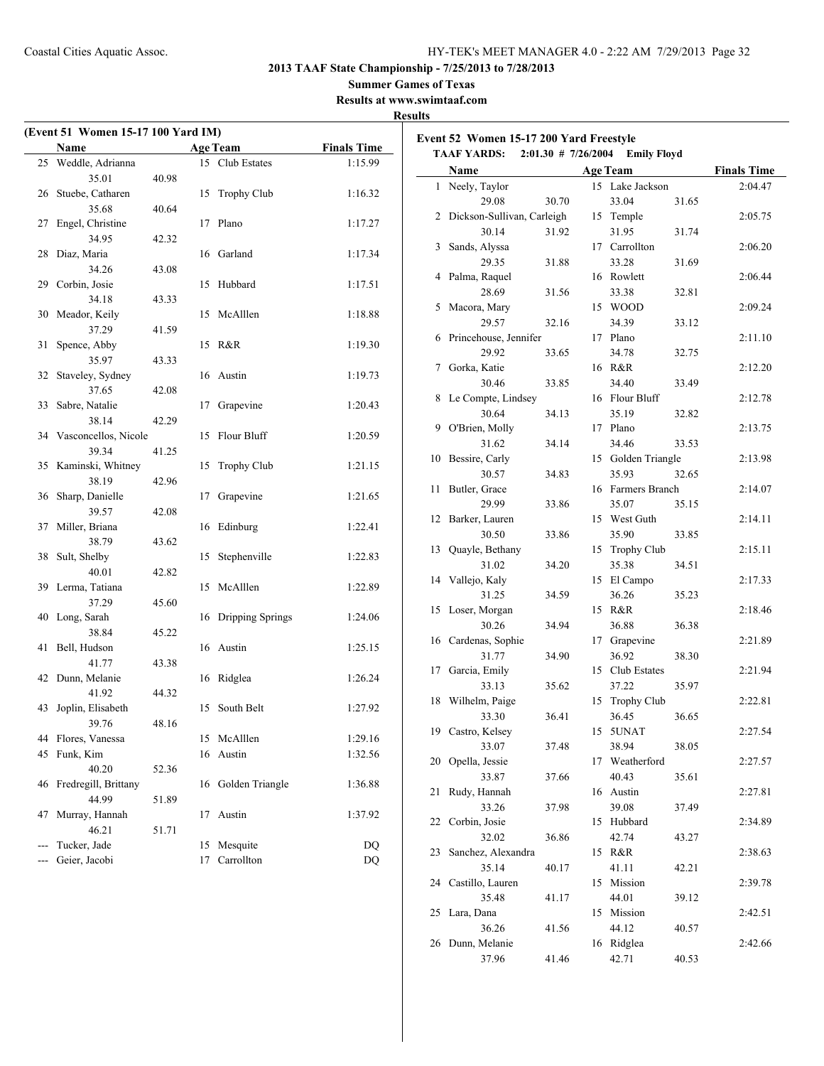**2013 TAAF State Championship - 7/25/2013 to 7/28/2013**

**Summer Games of Texas**

**Results at www.swimtaaf.com**

**Results**

### (Event 51 Women 15-17 100 Yard IM)

| | Name | Age | Team | Finals Time |
|---|---|---|---|---|
| 25 | Weddle, Adrianna | 15 | Club Estates | 1:15.99 |
| | 35.01 40.98 | | | |
| 26 | Stuebe, Catharen | 15 | Trophy Club | 1:16.32 |
| | 35.68 40.64 | | | |
| 27 | Engel, Christine | 17 | Plano | 1:17.27 |
| | 34.95 42.32 | | | |
| 28 | Diaz, Maria | 16 | Garland | 1:17.34 |
| | 34.26 43.08 | | | |
| 29 | Corbin, Josie | 15 | Hubbard | 1:17.51 |
| | 34.18 43.33 | | | |
| 30 | Meador, Keily | 15 | McAlllen | 1:18.88 |
| | 37.29 41.59 | | | |
| 31 | Spence, Abby | 15 | R&R | 1:19.30 |
| | 35.97 43.33 | | | |
| 32 | Staveley, Sydney | 16 | Austin | 1:19.73 |
| | 37.65 42.08 | | | |
| 33 | Sabre, Natalie | 17 | Grapevine | 1:20.43 |
| | 38.14 42.29 | | | |
| 34 | Vasconcellos, Nicole | 15 | Flour Bluff | 1:20.59 |
| | 39.34 41.25 | | | |
| 35 | Kaminski, Whitney | 15 | Trophy Club | 1:21.15 |
| | 38.19 42.96 | | | |
| 36 | Sharp, Danielle | 17 | Grapevine | 1:21.65 |
| | 39.57 42.08 | | | |
| 37 | Miller, Briana | 16 | Edinburg | 1:22.41 |
| | 38.79 43.62 | | | |
| 38 | Sult, Shelby | 15 | Stephenville | 1:22.83 |
| | 40.01 42.82 | | | |
| 39 | Lerma, Tatiana | 15 | McAlllen | 1:22.89 |
| | 37.29 45.60 | | | |
| 40 | Long, Sarah | 16 | Dripping Springs | 1:24.06 |
| | 38.84 45.22 | | | |
| 41 | Bell, Hudson | 16 | Austin | 1:25.15 |
| | 41.77 43.38 | | | |
| 42 | Dunn, Melanie | 16 | Ridglea | 1:26.24 |
| | 41.92 44.32 | | | |
| 43 | Joplin, Elisabeth | 15 | South Belt | 1:27.92 |
| | 39.76 48.16 | | | |
| 44 | Flores, Vanessa | 15 | McAlllen | 1:29.16 |
| 45 | Funk, Kim | 16 | Austin | 1:32.56 |
| | 40.20 52.36 | | | |
| 46 | Fredregill, Brittany | 16 | Golden Triangle | 1:36.88 |
| | 44.99 51.89 | | | |
| 47 | Murray, Hannah | 17 | Austin | 1:37.92 |
| | 46.21 51.71 | | | |
| --- | Tucker, Jade | 15 | Mesquite | DQ |
| --- | Geier, Jacobi | 17 | Carrollton | DQ |

### Event 52 Women 15-17 200 Yard Freestyle

**TAAF YARDS: 2:01.30 # 7/26/2004 Emily Floyd**

| | Name | Age | Team | Finals Time |
|---|---|---|---|---|
| 1 | Neely, Taylor | 15 | Lake Jackson | 2:04.47 |
| | 29.08 30.70 33.04 31.65 | | | |
| 2 | Dickson-Sullivan, Carleigh | 15 | Temple | 2:05.75 |
| | 30.14 31.92 31.95 31.74 | | | |
| 3 | Sands, Alyssa | 17 | Carrollton | 2:06.20 |
| | 29.35 31.88 33.28 31.69 | | | |
| 4 | Palma, Raquel | 16 | Rowlett | 2:06.44 |
| | 28.69 31.56 33.38 32.81 | | | |
| 5 | Macora, Mary | 15 | WOOD | 2:09.24 |
| | 29.57 32.16 34.39 33.12 | | | |
| 6 | Princehouse, Jennifer | 17 | Plano | 2:11.10 |
| | 29.92 33.65 34.78 32.75 | | | |
| 7 | Gorka, Katie | 16 | R&R | 2:12.20 |
| | 30.46 33.85 34.40 33.49 | | | |
| 8 | Le Compte, Lindsey | 16 | Flour Bluff | 2:12.78 |
| | 30.64 34.13 35.19 32.82 | | | |
| 9 | O'Brien, Molly | 17 | Plano | 2:13.75 |
| | 31.62 34.14 34.46 33.53 | | | |
| 10 | Bessire, Carly | 15 | Golden Triangle | 2:13.98 |
| | 30.57 34.83 35.93 32.65 | | | |
| 11 | Butler, Grace | 16 | Farmers Branch | 2:14.07 |
| | 29.99 33.86 35.07 35.15 | | | |
| 12 | Barker, Lauren | 15 | West Guth | 2:14.11 |
| | 30.50 33.86 35.90 33.85 | | | |
| 13 | Quayle, Bethany | 15 | Trophy Club | 2:15.11 |
| | 31.02 34.20 35.38 34.51 | | | |
| 14 | Vallejo, Kaly | 15 | El Campo | 2:17.33 |
| | 31.25 34.59 36.26 35.23 | | | |
| 15 | Loser, Morgan | 15 | R&R | 2:18.46 |
| | 30.26 34.94 36.88 36.38 | | | |
| 16 | Cardenas, Sophie | 17 | Grapevine | 2:21.89 |
| | 31.77 34.90 36.92 38.30 | | | |
| 17 | Garcia, Emily | 15 | Club Estates | 2:21.94 |
| | 33.13 35.62 37.22 35.97 | | | |
| 18 | Wilhelm, Paige | 15 | Trophy Club | 2:22.81 |
| | 33.30 36.41 36.45 36.65 | | | |
| 19 | Castro, Kelsey | 15 | 5UNAT | 2:27.54 |
| | 33.07 37.48 38.94 38.05 | | | |
| 20 | Opella, Jessie | 17 | Weatherford | 2:27.57 |
| | 33.87 37.66 40.43 35.61 | | | |
| 21 | Rudy, Hannah | 16 | Austin | 2:27.81 |
| | 33.26 37.98 39.08 37.49 | | | |
| 22 | Corbin, Josie | 15 | Hubbard | 2:34.89 |
| | 32.02 36.86 42.74 43.27 | | | |
| 23 | Sanchez, Alexandra | 15 | R&R | 2:38.63 |
| | 35.14 40.17 41.11 42.21 | | | |
| 24 | Castillo, Lauren | 15 | Mission | 2:39.78 |
| | 35.48 41.17 44.01 39.12 | | | |
| 25 | Lara, Dana | 15 | Mission | 2:42.51 |
| | 36.26 41.56 44.12 40.57 | | | |
| 26 | Dunn, Melanie | 16 | Ridglea | 2:42.66 |
| | 37.96 41.46 42.71 40.53 | | | |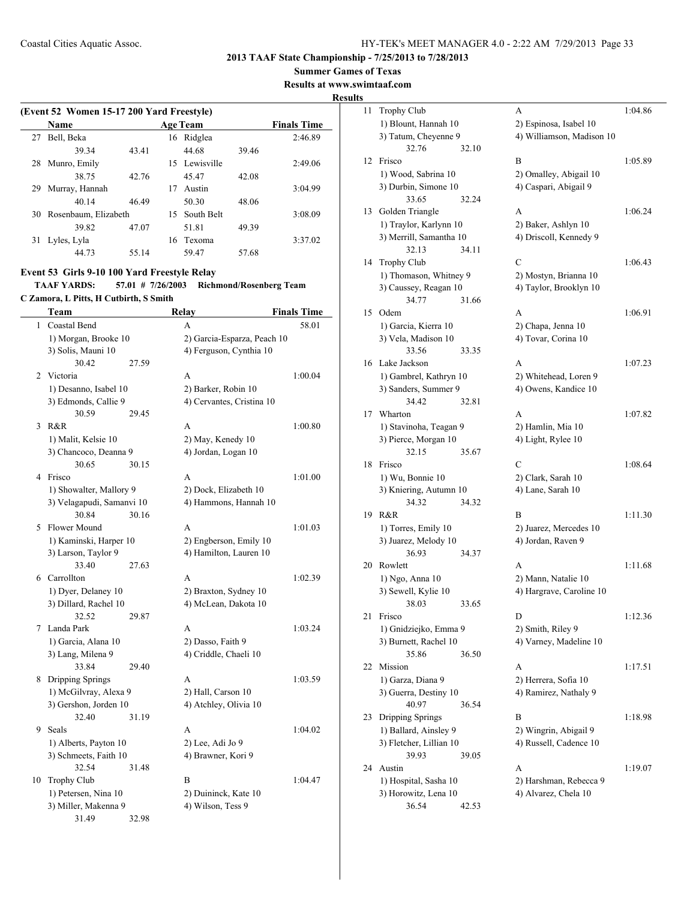## 2013 TAAF State Championship - 7/25/2013 to 7/28/2013

**Summer Games of Texas**

**Results at www.swimtaaf.com**

**Results**

### (Event 52 Women 15-17 200 Yard Freestyle)

| | Name | Age | Team | Finals Time |
|---|---|---|---|---|
| 27 | Bell, Beka | 16 | Ridglea | 2:46.89 |
| | 39.34 43.41 | | 44.68 39.46 | |
| 28 | Munro, Emily | 15 | Lewisville | 2:49.06 |
| | 38.75 42.76 | | 45.47 42.08 | |
| 29 | Murray, Hannah | 17 | Austin | 3:04.99 |
| | 40.14 46.49 | | 50.30 48.06 | |
| 30 | Rosenbaum, Elizabeth | 15 | South Belt | 3:08.09 |
| | 39.82 47.07 | | 51.81 49.39 | |
| 31 | Lyles, Lyla | 16 | Texoma | 3:37.02 |
| | 44.73 55.14 | | 59.47 57.68 | |

### Event 53 Girls 9-10 100 Yard Freestyle Relay

**TAAF YARDS: 57.01 # 7/26/2003 Richmond/Rosenberg Team**

**C Zamora, L Pitts, H Cutbirth, S Smith**

| | Team | Relay | Finals Time |
|---|---|---|---|
| 1 | Coastal Bend | A | 58.01 |
| | 1) Morgan, Brooke 10 | 2) Garcia-Esparza, Peach 10 | |
| | 3) Solis, Mauni 10 | 4) Ferguson, Cynthia 10 | |
| | 30.42 27.59 | | |
| 2 | Victoria | A | 1:00.04 |
| | 1) Desanno, Isabel 10 | 2) Barker, Robin 10 | |
| | 3) Edmonds, Callie 9 | 4) Cervantes, Cristina 10 | |
| | 30.59 29.45 | | |
| 3 | R&R | A | 1:00.80 |
| | 1) Malit, Kelsie 10 | 2) May, Kenedy 10 | |
| | 3) Chancoco, Deanna 9 | 4) Jordan, Logan 10 | |
| | 30.65 30.15 | | |
| 4 | Frisco | A | 1:01.00 |
| | 1) Showalter, Mallory 9 | 2) Dock, Elizabeth 10 | |
| | 3) Velagapudi, Samanvi 10 | 4) Hammons, Hannah 10 | |
| | 30.84 30.16 | | |
| 5 | Flower Mound | A | 1:01.03 |
| | 1) Kaminski, Harper 10 | 2) Engberson, Emily 10 | |
| | 3) Larson, Taylor 9 | 4) Hamilton, Lauren 10 | |
| | 33.40 27.63 | | |
| 6 | Carrollton | A | 1:02.39 |
| | 1) Dyer, Delaney 10 | 2) Braxton, Sydney 10 | |
| | 3) Dillard, Rachel 10 | 4) McLean, Dakota 10 | |
| | 32.52 29.87 | | |
| 7 | Landa Park | A | 1:03.24 |
| | 1) Garcia, Alana 10 | 2) Dasso, Faith 9 | |
| | 3) Lang, Milena 9 | 4) Criddle, Chaeli 10 | |
| | 33.84 29.40 | | |
| 8 | Dripping Springs | A | 1:03.59 |
| | 1) McGilvray, Alexa 9 | 2) Hall, Carson 10 | |
| | 3) Gershon, Jorden 10 | 4) Atchley, Olivia 10 | |
| | 32.40 31.19 | | |
| 9 | Seals | A | 1:04.02 |
| | 1) Alberts, Payton 10 | 2) Lee, Adi Jo 9 | |
| | 3) Schmeets, Faith 10 | 4) Brawner, Kori 9 | |
| | 32.54 31.48 | | |
| 10 | Trophy Club | B | 1:04.47 |
| | 1) Petersen, Nina 10 | 2) Duininck, Kate 10 | |
| | 3) Miller, Makenna 9 | 4) Wilson, Tess 9 | |
| | 31.49 32.98 | | |
| 11 | Trophy Club | A | 1:04.86 |
| | 1) Blount, Hannah 10 | 2) Espinosa, Isabel 10 | |
| | 3) Tatum, Cheyenne 9 | 4) Williamson, Madison 10 | |
| | 32.76 32.10 | | |
| 12 | Frisco | B | 1:05.89 |
| | 1) Wood, Sabrina 10 | 2) Omalley, Abigail 10 | |
| | 3) Durbin, Simone 10 | 4) Caspari, Abigail 9 | |
| | 33.65 32.24 | | |
| 13 | Golden Triangle | A | 1:06.24 |
| | 1) Traylor, Karlynn 10 | 2) Baker, Ashlyn 10 | |
| | 3) Merrill, Samantha 10 | 4) Driscoll, Kennedy 9 | |
| | 32.13 34.11 | | |
| 14 | Trophy Club | C | 1:06.43 |
| | 1) Thomason, Whitney 9 | 2) Mostyn, Brianna 10 | |
| | 3) Caussey, Reagan 10 | 4) Taylor, Brooklyn 10 | |
| | 34.77 31.66 | | |
| 15 | Odem | A | 1:06.91 |
| | 1) Garcia, Kierra 10 | 2) Chapa, Jenna 10 | |
| | 3) Vela, Madison 10 | 4) Tovar, Corina 10 | |
| | 33.56 33.35 | | |
| 16 | Lake Jackson | A | 1:07.23 |
| | 1) Gambrel, Kathryn 10 | 2) Whitehead, Loren 9 | |
| | 3) Sanders, Summer 9 | 4) Owens, Kandice 10 | |
| | 34.42 32.81 | | |
| 17 | Wharton | A | 1:07.82 |
| | 1) Stavinoha, Teagan 9 | 2) Hamlin, Mia 10 | |
| | 3) Pierce, Morgan 10 | 4) Light, Rylee 10 | |
| | 32.15 35.67 | | |
| 18 | Frisco | C | 1:08.64 |
| | 1) Wu, Bonnie 10 | 2) Clark, Sarah 10 | |
| | 3) Kniering, Autumn 10 | 4) Lane, Sarah 10 | |
| | 34.32 34.32 | | |
| 19 | R&R | B | 1:11.30 |
| | 1) Torres, Emily 10 | 2) Juarez, Mercedes 10 | |
| | 3) Juarez, Melody 10 | 4) Jordan, Raven 9 | |
| | 36.93 34.37 | | |
| 20 | Rowlett | A | 1:11.68 |
| | 1) Ngo, Anna 10 | 2) Mann, Natalie 10 | |
| | 3) Sewell, Kylie 10 | 4) Hargrave, Caroline 10 | |
| | 38.03 33.65 | | |
| 21 | Frisco | D | 1:12.36 |
| | 1) Gnidziejko, Emma 9 | 2) Smith, Riley 9 | |
| | 3) Burnett, Rachel 10 | 4) Varney, Madeline 10 | |
| | 35.86 36.50 | | |
| 22 | Mission | A | 1:17.51 |
| | 1) Garza, Diana 9 | 2) Herrera, Sofia 10 | |
| | 3) Guerra, Destiny 10 | 4) Ramirez, Nathaly 9 | |
| | 40.97 36.54 | | |
| 23 | Dripping Springs | B | 1:18.98 |
| | 1) Ballard, Ainsley 9 | 2) Wingrin, Abigail 9 | |
| | 3) Fletcher, Lillian 10 | 4) Russell, Cadence 10 | |
| | 39.93 39.05 | | |
| 24 | Austin | A | 1:19.07 |
| | 1) Hospital, Sasha 10 | 2) Harshman, Rebecca 9 | |
| | 3) Horowitz, Lena 10 | 4) Alvarez, Chela 10 | |
| | 36.54 42.53 | | |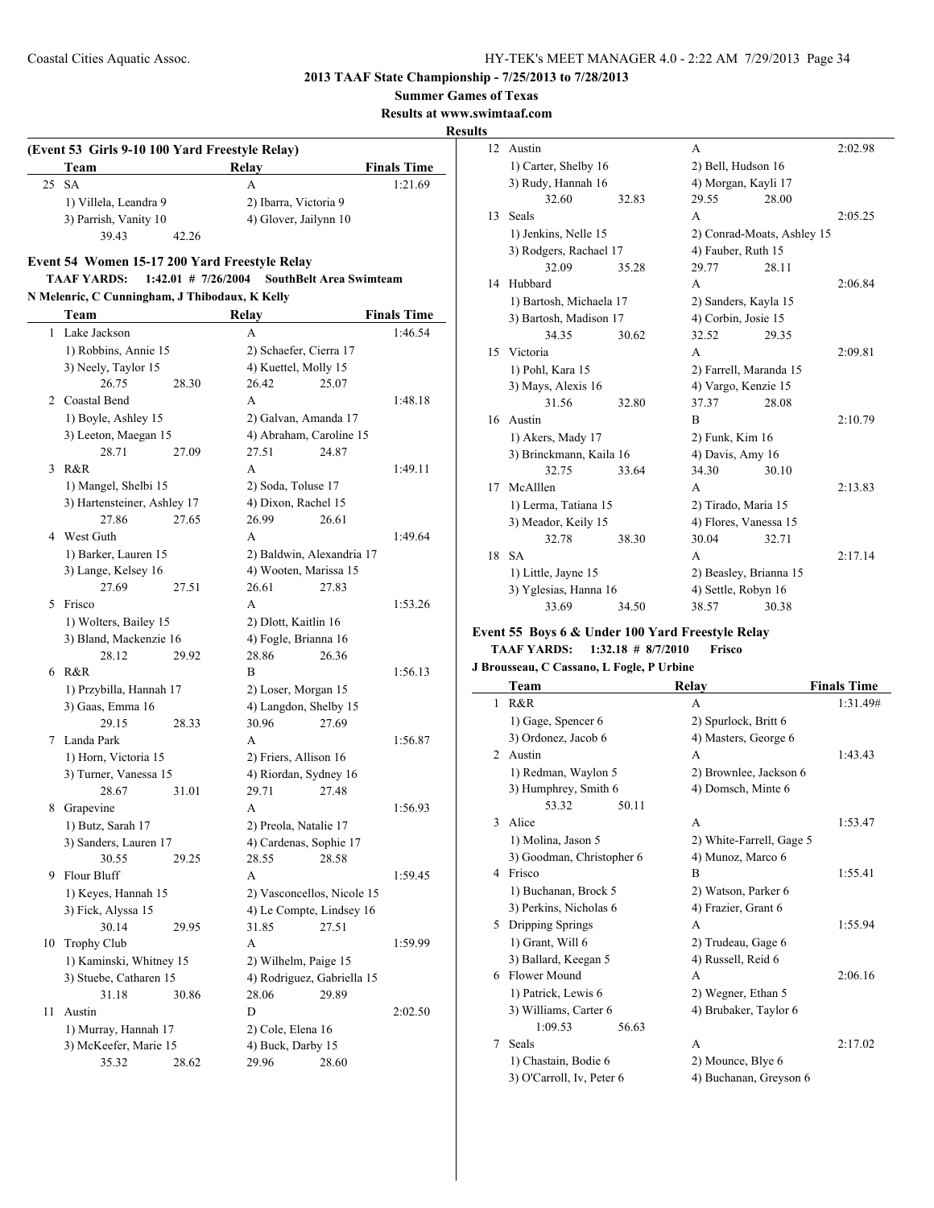2013 TAAF State Championship - 7/25/2013 to 7/28/2013

Summer Games of Texas

Results at www.swimtaaf.com

## Results

### (Event 53 Girls 9-10 100 Yard Freestyle Relay)

| | Team | Relay | Finals Time |
|---|---|---|---|
| 25 | SA | A | 1:21.69 |
| | 1) Villela, Leandra 9 | 2) Ibarra, Victoria 9 | |
| | 3) Parrish, Vanity 10 | 4) Glover, Jailynn 10 | |
| | 39.43 42.26 | | |

### Event 54 Women 15-17 200 Yard Freestyle Relay

**TAAF YARDS: 1:42.01 # 7/26/2004 SouthBelt Area Swimteam**

**N Melenric, C Cunningham, J Thibodaux, K Kelly**

| | Team | Relay | Finals Time |
|---|---|---|---|
| 1 | Lake Jackson | A | 1:46.54 |
| | 1) Robbins, Annie 15 | 2) Schaefer, Cierra 17 | |
| | 3) Neely, Taylor 15 | 4) Kuettel, Molly 15 | |
| | 26.75 28.30 | 26.42 25.07 | |
| 2 | Coastal Bend | A | 1:48.18 |
| | 1) Boyle, Ashley 15 | 2) Galvan, Amanda 17 | |
| | 3) Leeton, Maegan 15 | 4) Abraham, Caroline 15 | |
| | 28.71 27.09 | 27.51 24.87 | |
| 3 | R&R | A | 1:49.11 |
| | 1) Mangel, Shelbi 15 | 2) Soda, Toluse 17 | |
| | 3) Hartensteiner, Ashley 17 | 4) Dixon, Rachel 15 | |
| | 27.86 27.65 | 26.99 26.61 | |
| 4 | West Guth | A | 1:49.64 |
| | 1) Barker, Lauren 15 | 2) Baldwin, Alexandria 17 | |
| | 3) Lange, Kelsey 16 | 4) Wooten, Marissa 15 | |
| | 27.69 27.51 | 26.61 27.83 | |
| 5 | Frisco | A | 1:53.26 |
| | 1) Wolters, Bailey 15 | 2) Dlott, Kaitlin 16 | |
| | 3) Bland, Mackenzie 16 | 4) Fogle, Brianna 16 | |
| | 28.12 29.92 | 28.86 26.36 | |
| 6 | R&R | B | 1:56.13 |
| | 1) Przybilla, Hannah 17 | 2) Loser, Morgan 15 | |
| | 3) Gaas, Emma 16 | 4) Langdon, Shelby 15 | |
| | 29.15 28.33 | 30.96 27.69 | |
| 7 | Landa Park | A | 1:56.87 |
| | 1) Horn, Victoria 15 | 2) Friers, Allison 16 | |
| | 3) Turner, Vanessa 15 | 4) Riordan, Sydney 16 | |
| | 28.67 31.01 | 29.71 27.48 | |
| 8 | Grapevine | A | 1:56.93 |
| | 1) Butz, Sarah 17 | 2) Preola, Natalie 17 | |
| | 3) Sanders, Lauren 17 | 4) Cardenas, Sophie 17 | |
| | 30.55 29.25 | 28.55 28.58 | |
| 9 | Flour Bluff | A | 1:59.45 |
| | 1) Keyes, Hannah 15 | 2) Vasconcellos, Nicole 15 | |
| | 3) Fick, Alyssa 15 | 4) Le Compte, Lindsey 16 | |
| | 30.14 29.95 | 31.85 27.51 | |
| 10 | Trophy Club | A | 1:59.99 |
| | 1) Kaminski, Whitney 15 | 2) Wilhelm, Paige 15 | |
| | 3) Stuebe, Catharen 15 | 4) Rodriguez, Gabriella 15 | |
| | 31.18 30.86 | 28.06 29.89 | |
| 11 | Austin | D | 2:02.50 |
| | 1) Murray, Hannah 17 | 2) Cole, Elena 16 | |
| | 3) McKeefer, Marie 15 | 4) Buck, Darby 15 | |
| | 35.32 28.62 | 29.96 28.60 | |
| 12 | Austin | A | 2:02.98 |
| | 1) Carter, Shelby 16 | 2) Bell, Hudson 16 | |
| | 3) Rudy, Hannah 16 | 4) Morgan, Kayli 17 | |
| | 32.60 32.83 | 29.55 28.00 | |
| 13 | Seals | A | 2:05.25 |
| | 1) Jenkins, Nelle 15 | 2) Conrad-Moats, Ashley 15 | |
| | 3) Rodgers, Rachael 17 | 4) Fauber, Ruth 15 | |
| | 32.09 35.28 | 29.77 28.11 | |
| 14 | Hubbard | A | 2:06.84 |
| | 1) Bartosh, Michaela 17 | 2) Sanders, Kayla 15 | |
| | 3) Bartosh, Madison 17 | 4) Corbin, Josie 15 | |
| | 34.35 30.62 | 32.52 29.35 | |
| 15 | Victoria | A | 2:09.81 |
| | 1) Pohl, Kara 15 | 2) Farrell, Maranda 15 | |
| | 3) Mays, Alexis 16 | 4) Vargo, Kenzie 15 | |
| | 31.56 32.80 | 37.37 28.08 | |
| 16 | Austin | B | 2:10.79 |
| | 1) Akers, Mady 17 | 2) Funk, Kim 16 | |
| | 3) Brinckmann, Kaila 16 | 4) Davis, Amy 16 | |
| | 32.75 33.64 | 34.30 30.10 | |
| 17 | McAlllen | A | 2:13.83 |
| | 1) Lerma, Tatiana 15 | 2) Tirado, Maria 15 | |
| | 3) Meador, Keily 15 | 4) Flores, Vanessa 15 | |
| | 32.78 38.30 | 30.04 32.71 | |
| 18 | SA | A | 2:17.14 |
| | 1) Little, Jayne 15 | 2) Beasley, Brianna 15 | |
| | 3) Yglesias, Hanna 16 | 4) Settle, Robyn 16 | |
| | 33.69 34.50 | 38.57 30.38 | |

### Event 55 Boys 6 & Under 100 Yard Freestyle Relay

**TAAF YARDS: 1:32.18 # 8/7/2010 Frisco**

**J Brousseau, C Cassano, L Fogle, P Urbine**

| | Team | Relay | Finals Time |
|---|---|---|---|
| 1 | R&R | A | 1:31.49# |
| | 1) Gage, Spencer 6 | 2) Spurlock, Britt 6 | |
| | 3) Ordonez, Jacob 6 | 4) Masters, George 6 | |
| 2 | Austin | A | 1:43.43 |
| | 1) Redman, Waylon 5 | 2) Brownlee, Jackson 6 | |
| | 3) Humphrey, Smith 6 | 4) Domsch, Minte 6 | |
| | 53.32 50.11 | | |
| 3 | Alice | A | 1:53.47 |
| | 1) Molina, Jason 5 | 2) White-Farrell, Gage 5 | |
| | 3) Goodman, Christopher 6 | 4) Munoz, Marco 6 | |
| 4 | Frisco | B | 1:55.41 |
| | 1) Buchanan, Brock 5 | 2) Watson, Parker 6 | |
| | 3) Perkins, Nicholas 6 | 4) Frazier, Grant 6 | |
| 5 | Dripping Springs | A | 1:55.94 |
| | 1) Grant, Will 6 | 2) Trudeau, Gage 6 | |
| | 3) Ballard, Keegan 5 | 4) Russell, Reid 6 | |
| 6 | Flower Mound | A | 2:06.16 |
| | 1) Patrick, Lewis 6 | 2) Wegner, Ethan 5 | |
| | 3) Williams, Carter 6 | 4) Brubaker, Taylor 6 | |
| | 1:09.53 56.63 | | |
| 7 | Seals | A | 2:17.02 |
| | 1) Chastain, Bodie 6 | 2) Mounce, Blye 6 | |
| | 3) O'Carroll, Iv, Peter 6 | 4) Buchanan, Greyson 6 | |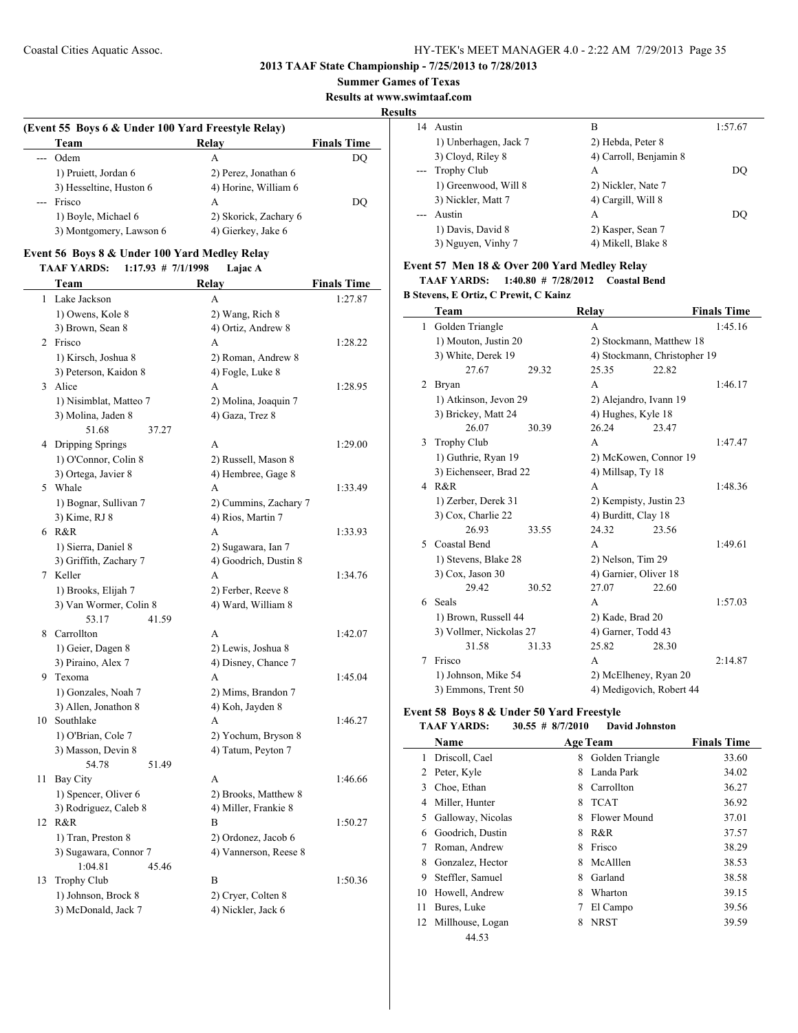## 2013 TAAF State Championship - 7/25/2013 to 7/28/2013

**Summer Games of Texas**

**Results at www.swimtaaf.com**

**Results**

### (Event 55 Boys 6 & Under 100 Yard Freestyle Relay)

| | Team | Relay | Finals Time |
|---|---|---|---|
| --- | Odem | A | DQ |
| | 1) Pruiett, Jordan 6 | 2) Perez, Jonathan 6 | |
| | 3) Hesseltine, Huston 6 | 4) Horine, William 6 | |
| --- | Frisco | A | DQ |
| | 1) Boyle, Michael 6 | 2) Skorick, Zachary 6 | |
| | 3) Montgomery, Lawson 6 | 4) Gierkey, Jake 6 | |

### Event 56 Boys 8 & Under 100 Yard Medley Relay

**TAAF YARDS: 1:17.93 # 7/1/1998 Lajac A**

| | Team | Relay | Finals Time |
|---|---|---|---|
| 1 | Lake Jackson | A | 1:27.87 |
| | 1) Owens, Kole 8 | 2) Wang, Rich 8 | |
| | 3) Brown, Sean 8 | 4) Ortiz, Andrew 8 | |
| 2 | Frisco | A | 1:28.22 |
| | 1) Kirsch, Joshua 8 | 2) Roman, Andrew 8 | |
| | 3) Peterson, Kaidon 8 | 4) Fogle, Luke 8 | |
| 3 | Alice | A | 1:28.95 |
| | 1) Nisimblat, Matteo 7 | 2) Molina, Joaquin 7 | |
| | 3) Molina, Jaden 8 | 4) Gaza, Trez 8 | |
| | 51.68 37.27 | | |
| 4 | Dripping Springs | A | 1:29.00 |
| | 1) O'Connor, Colin 8 | 2) Russell, Mason 8 | |
| | 3) Ortega, Javier 8 | 4) Hembree, Gage 8 | |
| 5 | Whale | A | 1:33.49 |
| | 1) Bognar, Sullivan 7 | 2) Cummins, Zachary 7 | |
| | 3) Kime, RJ 8 | 4) Rios, Martin 7 | |
| 6 | R&R | A | 1:33.93 |
| | 1) Sierra, Daniel 8 | 2) Sugawara, Ian 7 | |
| | 3) Griffith, Zachary 7 | 4) Goodrich, Dustin 8 | |
| 7 | Keller | A | 1:34.76 |
| | 1) Brooks, Elijah 7 | 2) Ferber, Reeve 8 | |
| | 3) Van Wormer, Colin 8 | 4) Ward, William 8 | |
| | 53.17 41.59 | | |
| 8 | Carrollton | A | 1:42.07 |
| | 1) Geier, Dagen 8 | 2) Lewis, Joshua 8 | |
| | 3) Piraino, Alex 7 | 4) Disney, Chance 7 | |
| 9 | Texoma | A | 1:45.04 |
| | 1) Gonzales, Noah 7 | 2) Mims, Brandon 7 | |
| | 3) Allen, Jonathon 8 | 4) Koh, Jayden 8 | |
| 10 | Southlake | A | 1:46.27 |
| | 1) O'Brian, Cole 7 | 2) Yochum, Bryson 8 | |
| | 3) Masson, Devin 8 | 4) Tatum, Peyton 7 | |
| | 54.78 51.49 | | |
| 11 | Bay City | A | 1:46.66 |
| | 1) Spencer, Oliver 6 | 2) Brooks, Matthew 8 | |
| | 3) Rodriguez, Caleb 8 | 4) Miller, Frankie 8 | |
| 12 | R&R | B | 1:50.27 |
| | 1) Tran, Preston 8 | 2) Ordonez, Jacob 6 | |
| | 3) Sugawara, Connor 7 | 4) Vannerson, Reese 8 | |
| | 1:04.81 45.46 | | |
| 13 | Trophy Club | B | 1:50.36 |
| | 1) Johnson, Brock 8 | 2) Cryer, Colten 8 | |
| | 3) McDonald, Jack 7 | 4) Nickler, Jack 6 | |
| 14 | Austin | B | 1:57.67 |
| | 1) Unberhagen, Jack 7 | 2) Hebda, Peter 8 | |
| | 3) Cloyd, Riley 8 | 4) Carroll, Benjamin 8 | |
| --- | Trophy Club | A | DQ |
| | 1) Greenwood, Will 8 | 2) Nickler, Nate 7 | |
| | 3) Nickler, Matt 7 | 4) Cargill, Will 8 | |
| --- | Austin | A | DQ |
| | 1) Davis, David 8 | 2) Kasper, Sean 7 | |
| | 3) Nguyen, Vinhy 7 | 4) Mikell, Blake 8 | |

### Event 57 Men 18 & Over 200 Yard Medley Relay

**TAAF YARDS: 1:40.80 # 7/28/2012 Coastal Bend**

**B Stevens, E Ortiz, C Prewit, C Kainz**

| | Team | Relay | Finals Time |
|---|---|---|---|
| 1 | Golden Triangle | A | 1:45.16 |
| | 1) Mouton, Justin 20 | 2) Stockmann, Matthew 18 | |
| | 3) White, Derek 19 | 4) Stockmann, Christopher 19 | |
| | 27.67 29.32 | 25.35 22.82 | |
| 2 | Bryan | A | 1:46.17 |
| | 1) Atkinson, Jevon 29 | 2) Alejandro, Ivann 19 | |
| | 3) Brickey, Matt 24 | 4) Hughes, Kyle 18 | |
| | 26.07 30.39 | 26.24 23.47 | |
| 3 | Trophy Club | A | 1:47.47 |
| | 1) Guthrie, Ryan 19 | 2) McKowen, Connor 19 | |
| | 3) Eichenseer, Brad 22 | 4) Millsap, Ty 18 | |
| 4 | R&R | A | 1:48.36 |
| | 1) Zerber, Derek 31 | 2) Kempisty, Justin 23 | |
| | 3) Cox, Charlie 22 | 4) Burditt, Clay 18 | |
| | 26.93 33.55 | 24.32 23.56 | |
| 5 | Coastal Bend | A | 1:49.61 |
| | 1) Stevens, Blake 28 | 2) Nelson, Tim 29 | |
| | 3) Cox, Jason 30 | 4) Garnier, Oliver 18 | |
| | 29.42 30.52 | 27.07 22.60 | |
| 6 | Seals | A | 1:57.03 |
| | 1) Brown, Russell 44 | 2) Kade, Brad 20 | |
| | 3) Vollmer, Nickolas 27 | 4) Garner, Todd 43 | |
| | 31.58 31.33 | 25.82 28.30 | |
| 7 | Frisco | A | 2:14.87 |
| | 1) Johnson, Mike 54 | 2) McElheney, Ryan 20 | |
| | 3) Emmons, Trent 50 | 4) Medigovich, Robert 44 | |

### Event 58 Boys 8 & Under 50 Yard Freestyle

**TAAF YARDS: 30.55 # 8/7/2010 David Johnston**

| | Name | Age | Team | Finals Time |
|---|---|---|---|---|
| 1 | Driscoll, Cael | 8 | Golden Triangle | 33.60 |
| 2 | Peter, Kyle | 8 | Landa Park | 34.02 |
| 3 | Choe, Ethan | 8 | Carrollton | 36.27 |
| 4 | Miller, Hunter | 8 | TCAT | 36.92 |
| 5 | Galloway, Nicolas | 8 | Flower Mound | 37.01 |
| 6 | Goodrich, Dustin | 8 | R&R | 37.57 |
| 7 | Roman, Andrew | 8 | Frisco | 38.29 |
| 8 | Gonzalez, Hector | 8 | McAlllen | 38.53 |
| 9 | Steffler, Samuel | 8 | Garland | 38.58 |
| 10 | Howell, Andrew | 8 | Wharton | 39.15 |
| 11 | Bures, Luke | 7 | El Campo | 39.56 |
| 12 | Millhouse, Logan | 8 | NRST | 39.59 |
| | 44.53 | | | |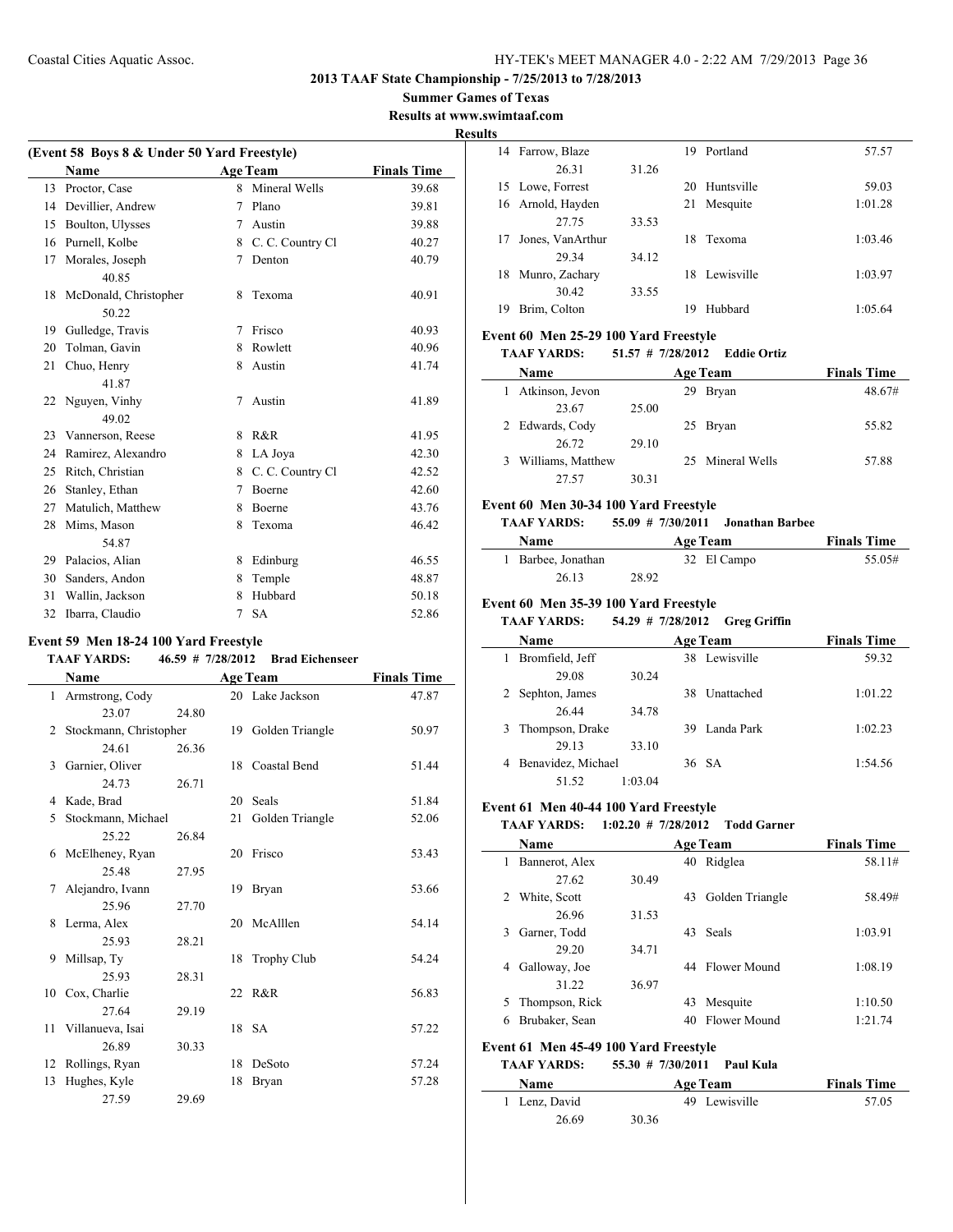**2013 TAAF State Championship - 7/25/2013 to 7/28/2013**

**Summer Games of Texas**

**Results at www.swimtaaf.com**

**Results**

### (Event 58 Boys 8 & Under 50 Yard Freestyle)

| | Name | Age | Team | Finals Time |
|---|---|---|---|---|
| 13 | Proctor, Case | 8 | Mineral Wells | 39.68 |
| 14 | Devillier, Andrew | 7 | Plano | 39.81 |
| 15 | Boulton, Ulysses | 7 | Austin | 39.88 |
| 16 | Purnell, Kolbe | 8 | C. C. Country Cl | 40.27 |
| 17 | Morales, Joseph | 7 | Denton | 40.79 |
| | 40.85 | | | |
| 18 | McDonald, Christopher | 8 | Texoma | 40.91 |
| | 50.22 | | | |
| 19 | Gulledge, Travis | 7 | Frisco | 40.93 |
| 20 | Tolman, Gavin | 8 | Rowlett | 40.96 |
| 21 | Chuo, Henry | 8 | Austin | 41.74 |
| | 41.87 | | | |
| 22 | Nguyen, Vinhy | 7 | Austin | 41.89 |
| | 49.02 | | | |
| 23 | Vannerson, Reese | 8 | R&R | 41.95 |
| 24 | Ramirez, Alexandro | 8 | LA Joya | 42.30 |
| 25 | Ritch, Christian | 8 | C. C. Country Cl | 42.52 |
| 26 | Stanley, Ethan | 7 | Boerne | 42.60 |
| 27 | Matulich, Matthew | 8 | Boerne | 43.76 |
| 28 | Mims, Mason | 8 | Texoma | 46.42 |
| | 54.87 | | | |
| 29 | Palacios, Alian | 8 | Edinburg | 46.55 |
| 30 | Sanders, Andon | 8 | Temple | 48.87 |
| 31 | Wallin, Jackson | 8 | Hubbard | 50.18 |
| 32 | Ibarra, Claudio | 7 | SA | 52.86 |

### Event 59 Men 18-24 100 Yard Freestyle

**TAAF YARDS: 46.59 # 7/28/2012 Brad Eichenseer**

| | Name | | Age | Team | Finals Time |
|---|---|---|---|---|---|
| 1 | Armstrong, Cody | | 20 | Lake Jackson | 47.87 |
| | 23.07 | 24.80 | | | |
| 2 | Stockmann, Christopher | | 19 | Golden Triangle | 50.97 |
| | 24.61 | 26.36 | | | |
| 3 | Garnier, Oliver | | 18 | Coastal Bend | 51.44 |
| | 24.73 | 26.71 | | | |
| 4 | Kade, Brad | | 20 | Seals | 51.84 |
| 5 | Stockmann, Michael | | 21 | Golden Triangle | 52.06 |
| | 25.22 | 26.84 | | | |
| 6 | McElheney, Ryan | | 20 | Frisco | 53.43 |
| | 25.48 | 27.95 | | | |
| 7 | Alejandro, Ivann | | 19 | Bryan | 53.66 |
| | 25.96 | 27.70 | | | |
| 8 | Lerma, Alex | | 20 | McAlllen | 54.14 |
| | 25.93 | 28.21 | | | |
| 9 | Millsap, Ty | | 18 | Trophy Club | 54.24 |
| | 25.93 | 28.31 | | | |
| 10 | Cox, Charlie | | 22 | R&R | 56.83 |
| | 27.64 | 29.19 | | | |
| 11 | Villanueva, Isai | | 18 | SA | 57.22 |
| | 26.89 | 30.33 | | | |
| 12 | Rollings, Ryan | | 18 | DeSoto | 57.24 |
| 13 | Hughes, Kyle | | 18 | Bryan | 57.28 |
| | 27.59 | 29.69 | | | |
| 14 | Farrow, Blaze | | 19 | Portland | 57.57 |
| | 26.31 | 31.26 | | | |
| 15 | Lowe, Forrest | | 20 | Huntsville | 59.03 |
| 16 | Arnold, Hayden | | 21 | Mesquite | 1:01.28 |
| | 27.75 | 33.53 | | | |
| 17 | Jones, VanArthur | | 18 | Texoma | 1:03.46 |
| | 29.34 | 34.12 | | | |
| 18 | Munro, Zachary | | 18 | Lewisville | 1:03.97 |
| | 30.42 | 33.55 | | | |
| 19 | Brim, Colton | | 19 | Hubbard | 1:05.64 |

### Event 60 Men 25-29 100 Yard Freestyle

**TAAF YARDS: 51.57 # 7/28/2012 Eddie Ortiz**

| | Name | | Age | Team | Finals Time |
|---|---|---|---|---|---|
| 1 | Atkinson, Jevon | | 29 | Bryan | 48.67# |
| | 23.67 | 25.00 | | | |
| 2 | Edwards, Cody | | 25 | Bryan | 55.82 |
| | 26.72 | 29.10 | | | |
| 3 | Williams, Matthew | | 25 | Mineral Wells | 57.88 |
| | 27.57 | 30.31 | | | |

### Event 60 Men 30-34 100 Yard Freestyle

**TAAF YARDS: 55.09 # 7/30/2011 Jonathan Barbee**

| | Name | | Age | Team | Finals Time |
|---|---|---|---|---|---|
| 1 | Barbee, Jonathan | | 32 | El Campo | 55.05# |
| | 26.13 | 28.92 | | | |

### Event 60 Men 35-39 100 Yard Freestyle

**TAAF YARDS: 54.29 # 7/28/2012 Greg Griffin**

| | Name | | Age | Team | Finals Time |
|---|---|---|---|---|---|
| 1 | Bromfield, Jeff | | 38 | Lewisville | 59.32 |
| | 29.08 | 30.24 | | | |
| 2 | Sephton, James | | 38 | Unattached | 1:01.22 |
| | 26.44 | 34.78 | | | |
| 3 | Thompson, Drake | | 39 | Landa Park | 1:02.23 |
| | 29.13 | 33.10 | | | |
| 4 | Benavidez, Michael | | 36 | SA | 1:54.56 |
| | 51.52 | 1:03.04 | | | |

### Event 61 Men 40-44 100 Yard Freestyle

**TAAF YARDS: 1:02.20 # 7/28/2012 Todd Garner**

| | Name | | Age | Team | Finals Time |
|---|---|---|---|---|---|
| 1 | Bannerot, Alex | | 40 | Ridglea | 58.11# |
| | 27.62 | 30.49 | | | |
| 2 | White, Scott | | 43 | Golden Triangle | 58.49# |
| | 26.96 | 31.53 | | | |
| 3 | Garner, Todd | | 43 | Seals | 1:03.91 |
| | 29.20 | 34.71 | | | |
| 4 | Galloway, Joe | | 44 | Flower Mound | 1:08.19 |
| | 31.22 | 36.97 | | | |
| 5 | Thompson, Rick | | 43 | Mesquite | 1:10.50 |
| 6 | Brubaker, Sean | | 40 | Flower Mound | 1:21.74 |

### Event 61 Men 45-49 100 Yard Freestyle

**TAAF YARDS: 55.30 # 7/30/2011 Paul Kula**

| | Name | | Age | Team | Finals Time |
|---|---|---|---|---|---|
| 1 | Lenz, David | | 49 | Lewisville | 57.05 |
| | 26.69 | 30.36 | | | |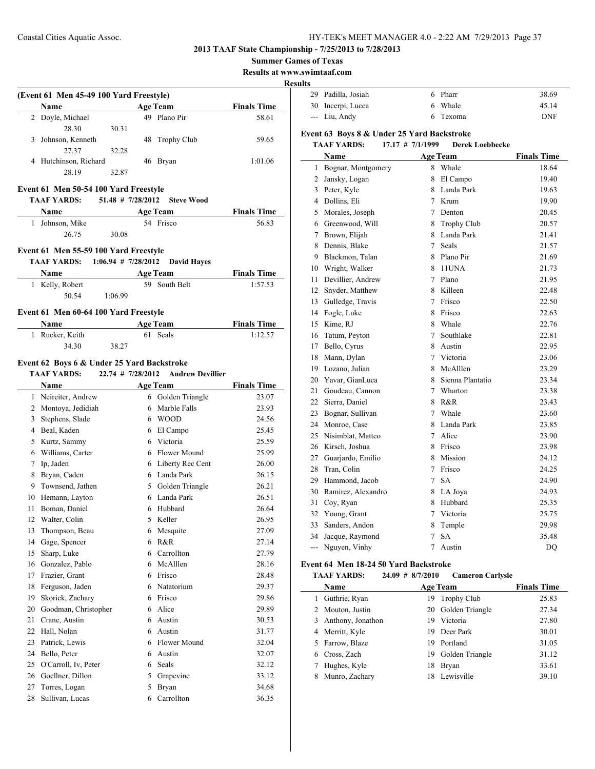**2013 TAAF State Championship - 7/25/2013 to 7/28/2013**

**Summer Games of Texas**

**Results at www.swimtaaf.com**

**Results**

### (Event 61 Men 45-49 100 Yard Freestyle)

| | Name | Age | Team | Finals Time |
|---|---|---|---|---|
| 2 | Doyle, Michael | 49 | Plano Pir | 58.61 |
| | 28.30 | 30.31 | | |
| 3 | Johnson, Kenneth | 48 | Trophy Club | 59.65 |
| | 27.37 | 32.28 | | |
| 4 | Hutchinson, Richard | 46 | Bryan | 1:01.06 |
| | 28.19 | 32.87 | | |

### Event 61 Men 50-54 100 Yard Freestyle

**TAAF YARDS: 51.48 # 7/28/2012 Steve Wood**

| | Name | Age | Team | Finals Time |
|---|---|---|---|---|
| 1 | Johnson, Mike | 54 | Frisco | 56.83 |
| | 26.75 | 30.08 | | |

### Event 61 Men 55-59 100 Yard Freestyle

**TAAF YARDS: 1:06.94 # 7/28/2012 David Hayes**

| | Name | Age | Team | Finals Time |
|---|---|---|---|---|
| 1 | Kelly, Robert | 59 | South Belt | 1:57.53 |
| | 50.54 | 1:06.99 | | |

### Event 61 Men 60-64 100 Yard Freestyle

| | Name | Age | Team | Finals Time |
|---|---|---|---|---|
| 1 | Rucker, Keith | 61 | Seals | 1:12.57 |
| | 34.30 | 38.27 | | |

### Event 62 Boys 6 & Under 25 Yard Backstroke

**TAAF YARDS: 22.74 # 7/28/2012 Andrew Devillier**

| | Name | Age | Team | Finals Time |
|---|---|---|---|---|
| 1 | Neireiter, Andrew | 6 | Golden Triangle | 23.07 |
| 2 | Montoya, Jedidiah | 6 | Marble Falls | 23.93 |
| 3 | Stephens, Slade | 6 | WOOD | 24.56 |
| 4 | Beal, Kaden | 6 | El Campo | 25.45 |
| 5 | Kurtz, Sammy | 6 | Victoria | 25.59 |
| 6 | Williams, Carter | 6 | Flower Mound | 25.99 |
| 7 | Ip, Jaden | 6 | Liberty Rec Cent | 26.00 |
| 8 | Bryan, Caden | 6 | Landa Park | 26.15 |
| 9 | Townsend, Jathen | 5 | Golden Triangle | 26.21 |
| 10 | Hemann, Layton | 6 | Landa Park | 26.51 |
| 11 | Boman, Daniel | 6 | Hubbard | 26.64 |
| 12 | Walter, Colin | 5 | Keller | 26.95 |
| 13 | Thompson, Beau | 6 | Mesquite | 27.09 |
| 14 | Gage, Spencer | 6 | R&R | 27.14 |
| 15 | Sharp, Luke | 6 | Carrollton | 27.79 |
| 16 | Gonzalez, Pablo | 6 | McAlllen | 28.16 |
| 17 | Frazier, Grant | 6 | Frisco | 28.48 |
| 18 | Ferguson, Jaden | 6 | Natatorium | 29.37 |
| 19 | Skorick, Zachary | 6 | Frisco | 29.86 |
| 20 | Goodman, Christopher | 6 | Alice | 29.89 |
| 21 | Crane, Austin | 6 | Austin | 30.53 |
| 22 | Hall, Nolan | 6 | Austin | 31.77 |
| 23 | Patrick, Lewis | 6 | Flower Mound | 32.04 |
| 24 | Bello, Peter | 6 | Austin | 32.07 |
| 25 | O'Carroll, Iv, Peter | 6 | Seals | 32.12 |
| 26 | Goellner, Dillon | 5 | Grapevine | 33.12 |
| 27 | Torres, Logan | 5 | Bryan | 34.68 |
| 28 | Sullivan, Lucas | 6 | Carrollton | 36.35 |
| 29 | Padilla, Josiah | 6 | Pharr | 38.69 |
| 30 | Incerpi, Lucca | 6 | Whale | 45.14 |
| --- | Liu, Andy | 6 | Texoma | DNF |

### Event 63 Boys 8 & Under 25 Yard Backstroke

**TAAF YARDS: 17.17 # 7/1/1999 Derek Loebbecke**

| | Name | Age | Team | Finals Time |
|---|---|---|---|---|
| 1 | Bognar, Montgomery | 8 | Whale | 18.64 |
| 2 | Jansky, Logan | 8 | El Campo | 19.40 |
| 3 | Peter, Kyle | 8 | Landa Park | 19.63 |
| 4 | Dollins, Eli | 7 | Krum | 19.90 |
| 5 | Morales, Joseph | 7 | Denton | 20.45 |
| 6 | Greenwood, Will | 8 | Trophy Club | 20.57 |
| 7 | Brown, Elijah | 8 | Landa Park | 21.41 |
| 8 | Dennis, Blake | 7 | Seals | 21.57 |
| 9 | Blackmon, Talan | 8 | Plano Pir | 21.69 |
| 10 | Wright, Walker | 8 | 11UNA | 21.73 |
| 11 | Devillier, Andrew | 7 | Plano | 21.95 |
| 12 | Snyder, Matthew | 8 | Killeen | 22.48 |
| 13 | Gulledge, Travis | 7 | Frisco | 22.50 |
| 14 | Fogle, Luke | 8 | Frisco | 22.63 |
| 15 | Kime, RJ | 8 | Whale | 22.76 |
| 16 | Tatum, Peyton | 7 | Southlake | 22.81 |
| 17 | Bello, Cyrus | 8 | Austin | 22.95 |
| 18 | Mann, Dylan | 7 | Victoria | 23.06 |
| 19 | Lozano, Julian | 8 | McAlllen | 23.29 |
| 20 | Yavar, GianLuca | 8 | Sienna Plantatio | 23.34 |
| 21 | Goudeau, Cannon | 7 | Wharton | 23.38 |
| 22 | Sierra, Daniel | 8 | R&R | 23.43 |
| 23 | Bognar, Sullivan | 7 | Whale | 23.60 |
| 24 | Monroe, Case | 8 | Landa Park | 23.85 |
| 25 | Nisimblat, Matteo | 7 | Alice | 23.90 |
| 26 | Kirsch, Joshua | 8 | Frisco | 23.98 |
| 27 | Guarjardo, Emilio | 8 | Mission | 24.12 |
| 28 | Tran, Colin | 7 | Frisco | 24.25 |
| 29 | Hammond, Jacob | 7 | SA | 24.90 |
| 30 | Ramirez, Alexandro | 8 | LA Joya | 24.93 |
| 31 | Coy, Ryan | 8 | Hubbard | 25.35 |
| 32 | Young, Grant | 7 | Victoria | 25.75 |
| 33 | Sanders, Andon | 8 | Temple | 29.98 |
| 34 | Jacque, Raymond | 7 | SA | 35.48 |
| --- | Nguyen, Vinhy | 7 | Austin | DQ |

### Event 64 Men 18-24 50 Yard Backstroke

**TAAF YARDS: 24.09 # 8/7/2010 Cameron Carlysle**

| | Name | Age | Team | Finals Time |
|---|---|---|---|---|
| 1 | Guthrie, Ryan | 19 | Trophy Club | 25.83 |
| 2 | Mouton, Justin | 20 | Golden Triangle | 27.34 |
| 3 | Anthony, Jonathon | 19 | Victoria | 27.80 |
| 4 | Merritt, Kyle | 19 | Deer Park | 30.01 |
| 5 | Farrow, Blaze | 19 | Portland | 31.05 |
| 6 | Cross, Zach | 19 | Golden Triangle | 31.12 |
| 7 | Hughes, Kyle | 18 | Bryan | 33.61 |
| 8 | Munro, Zachary | 18 | Lewisville | 39.10 |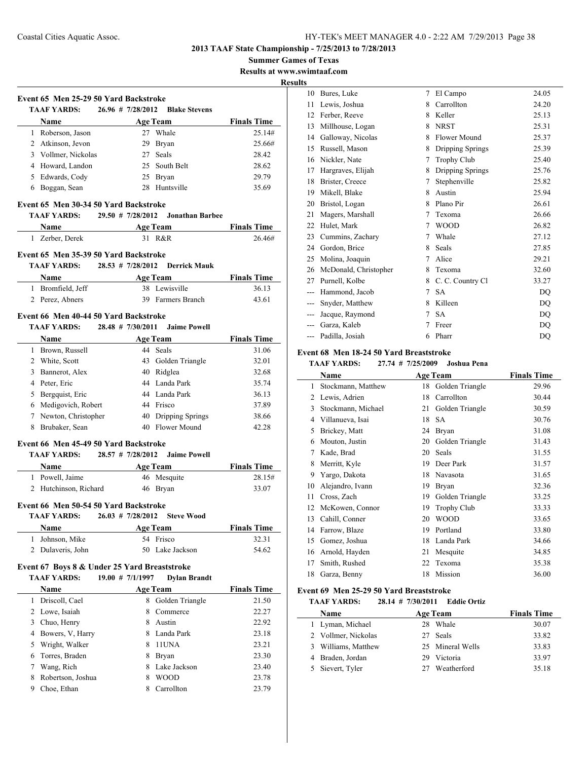**2013 TAAF State Championship - 7/25/2013 to 7/28/2013**

**Summer Games of Texas**

**Results at www.swimtaaf.com**

**Results**

### Event 65 Men 25-29 50 Yard Backstroke

TAAF YARDS: 26.96 # 7/28/2012 Blake Stevens

| | Name | Age | Team | Finals Time |
|---|---|---|---|---|
| 1 | Roberson, Jason | 27 | Whale | 25.14# |
| 2 | Atkinson, Jevon | 29 | Bryan | 25.66# |
| 3 | Vollmer, Nickolas | 27 | Seals | 28.42 |
| 4 | Howard, Landon | 25 | South Belt | 28.62 |
| 5 | Edwards, Cody | 25 | Bryan | 29.79 |
| 6 | Boggan, Sean | 28 | Huntsville | 35.69 |

### Event 65 Men 30-34 50 Yard Backstroke

TAAF YARDS: 29.50 # 7/28/2012 Jonathan Barbee

| | Name | Age | Team | Finals Time |
|---|---|---|---|---|
| 1 | Zerber, Derek | 31 | R&R | 26.46# |

### Event 65 Men 35-39 50 Yard Backstroke

TAAF YARDS: 28.53 # 7/28/2012 Derrick Mauk

| | Name | Age | Team | Finals Time |
|---|---|---|---|---|
| 1 | Bromfield, Jeff | 38 | Lewisville | 36.13 |
| 2 | Perez, Abners | 39 | Farmers Branch | 43.61 |

### Event 66 Men 40-44 50 Yard Backstroke

TAAF YARDS: 28.48 # 7/30/2011 Jaime Powell

| | Name | Age | Team | Finals Time |
|---|---|---|---|---|
| 1 | Brown, Russell | 44 | Seals | 31.06 |
| 2 | White, Scott | 43 | Golden Triangle | 32.01 |
| 3 | Bannerot, Alex | 40 | Ridglea | 32.68 |
| 4 | Peter, Eric | 44 | Landa Park | 35.74 |
| 5 | Bergquist, Eric | 44 | Landa Park | 36.13 |
| 6 | Medigovich, Robert | 44 | Frisco | 37.89 |
| 7 | Newton, Christopher | 40 | Dripping Springs | 38.66 |
| 8 | Brubaker, Sean | 40 | Flower Mound | 42.28 |

### Event 66 Men 45-49 50 Yard Backstroke

TAAF YARDS: 28.57 # 7/28/2012 Jaime Powell

| | Name | Age | Team | Finals Time |
|---|---|---|---|---|
| 1 | Powell, Jaime | 46 | Mesquite | 28.15# |
| 2 | Hutchinson, Richard | 46 | Bryan | 33.07 |

### Event 66 Men 50-54 50 Yard Backstroke

TAAF YARDS: 26.03 # 7/28/2012 Steve Wood

| | Name | Age | Team | Finals Time |
|---|---|---|---|---|
| 1 | Johnson, Mike | 54 | Frisco | 32.31 |
| 2 | Dulaveris, John | 50 | Lake Jackson | 54.62 |

### Event 67 Boys 8 & Under 25 Yard Breaststroke

TAAF YARDS: 19.00 # 7/1/1997 Dylan Brandt

| | Name | Age | Team | Finals Time |
|---|---|---|---|---|
| 1 | Driscoll, Cael | 8 | Golden Triangle | 21.50 |
| 2 | Lowe, Isaiah | 8 | Commerce | 22.27 |
| 3 | Chuo, Henry | 8 | Austin | 22.92 |
| 4 | Bowers, V, Harry | 8 | Landa Park | 23.18 |
| 5 | Wright, Walker | 8 | 11UNA | 23.21 |
| 6 | Torres, Braden | 8 | Bryan | 23.30 |
| 7 | Wang, Rich | 8 | Lake Jackson | 23.40 |
| 8 | Robertson, Joshua | 8 | WOOD | 23.78 |
| 9 | Choe, Ethan | 8 | Carrollton | 23.79 |
| 10 | Bures, Luke | 7 | El Campo | 24.05 |
| 11 | Lewis, Joshua | 8 | Carrollton | 24.20 |
| 12 | Ferber, Reeve | 8 | Keller | 25.13 |
| 13 | Millhouse, Logan | 8 | NRST | 25.31 |
| 14 | Galloway, Nicolas | 8 | Flower Mound | 25.37 |
| 15 | Russell, Mason | 8 | Dripping Springs | 25.39 |
| 16 | Nickler, Nate | 7 | Trophy Club | 25.40 |
| 17 | Hargraves, Elijah | 8 | Dripping Springs | 25.76 |
| 18 | Brister, Creece | 7 | Stephenville | 25.82 |
| 19 | Mikell, Blake | 8 | Austin | 25.94 |
| 20 | Bristol, Logan | 8 | Plano Pir | 26.61 |
| 21 | Magers, Marshall | 7 | Texoma | 26.66 |
| 22 | Hulet, Mark | 7 | WOOD | 26.82 |
| 23 | Cummins, Zachary | 7 | Whale | 27.12 |
| 24 | Gordon, Brice | 8 | Seals | 27.85 |
| 25 | Molina, Joaquin | 7 | Alice | 29.21 |
| 26 | McDonald, Christopher | 8 | Texoma | 32.60 |
| 27 | Purnell, Kolbe | 8 | C. C. Country Cl | 33.27 |
| --- | Hammond, Jacob | 7 | SA | DQ |
| --- | Snyder, Matthew | 8 | Killeen | DQ |
| --- | Jacque, Raymond | 7 | SA | DQ |
| --- | Garza, Kaleb | 7 | Freer | DQ |
| --- | Padilla, Josiah | 6 | Pharr | DQ |

### Event 68 Men 18-24 50 Yard Breaststroke

TAAF YARDS: 27.74 # 7/25/2009 Joshua Pena

| | Name | Age | Team | Finals Time |
|---|---|---|---|---|
| 1 | Stockmann, Matthew | 18 | Golden Triangle | 29.96 |
| 2 | Lewis, Adrien | 18 | Carrollton | 30.44 |
| 3 | Stockmann, Michael | 21 | Golden Triangle | 30.59 |
| 4 | Villanueva, Isai | 18 | SA | 30.76 |
| 5 | Brickey, Matt | 24 | Bryan | 31.08 |
| 6 | Mouton, Justin | 20 | Golden Triangle | 31.43 |
| 7 | Kade, Brad | 20 | Seals | 31.55 |
| 8 | Merritt, Kyle | 19 | Deer Park | 31.57 |
| 9 | Yargo, Dakota | 18 | Navasota | 31.65 |
| 10 | Alejandro, Ivann | 19 | Bryan | 32.36 |
| 11 | Cross, Zach | 19 | Golden Triangle | 33.25 |
| 12 | McKowen, Connor | 19 | Trophy Club | 33.33 |
| 13 | Cahill, Conner | 20 | WOOD | 33.65 |
| 14 | Farrow, Blaze | 19 | Portland | 33.80 |
| 15 | Gomez, Joshua | 18 | Landa Park | 34.66 |
| 16 | Arnold, Hayden | 21 | Mesquite | 34.85 |
| 17 | Smith, Rushed | 22 | Texoma | 35.38 |
| 18 | Garza, Benny | 18 | Mission | 36.00 |

### Event 69 Men 25-29 50 Yard Breaststroke

TAAF YARDS: 28.14 # 7/30/2011 Eddie Ortiz

| | Name | Age | Team | Finals Time |
|---|---|---|---|---|
| 1 | Lyman, Michael | 28 | Whale | 30.07 |
| 2 | Vollmer, Nickolas | 27 | Seals | 33.82 |
| 3 | Williams, Matthew | 25 | Mineral Wells | 33.83 |
| 4 | Braden, Jordan | 29 | Victoria | 33.97 |
| 5 | Sievert, Tyler | 27 | Weatherford | 35.18 |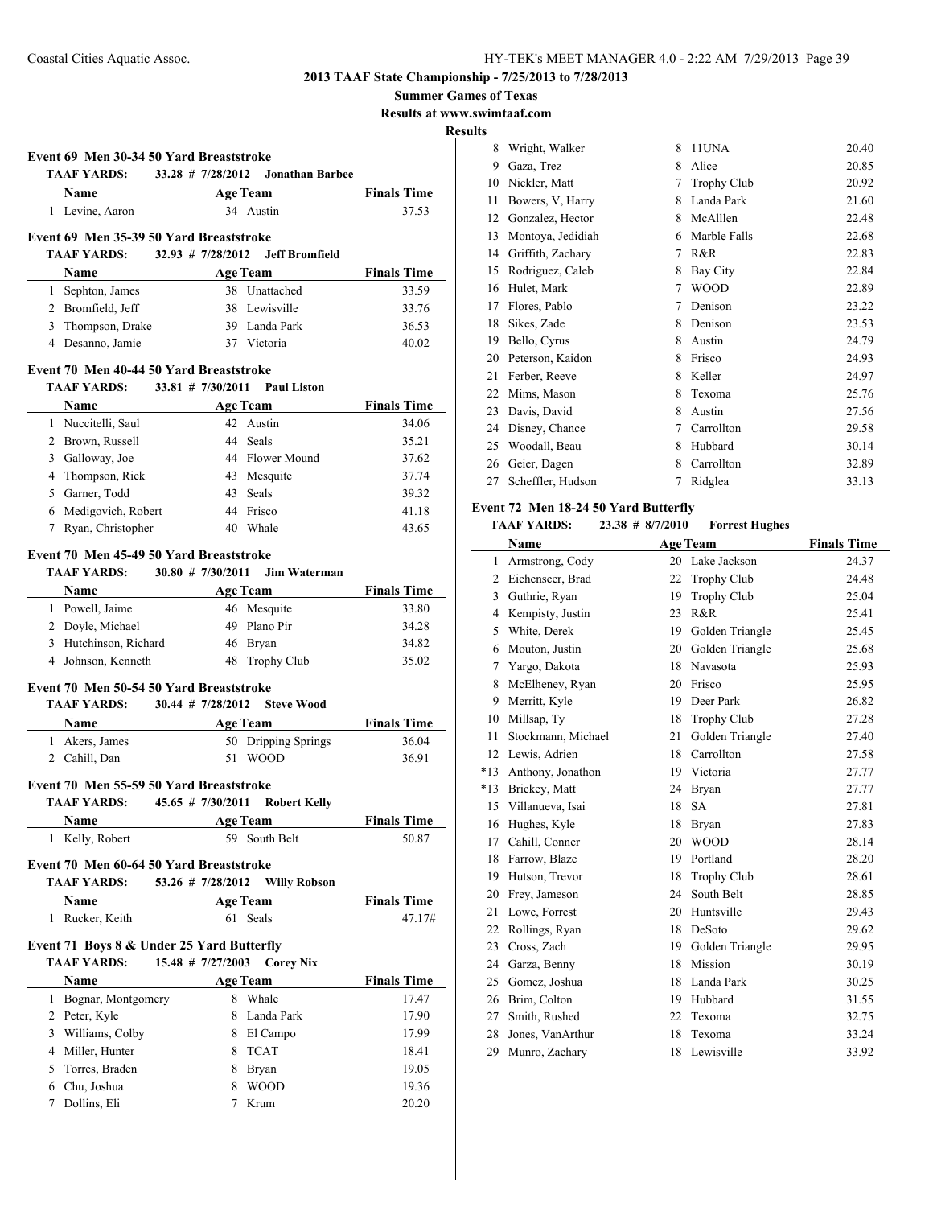## 2013 TAAF State Championship - 7/25/2013 to 7/28/2013

**Summer Games of Texas**

**Results at www.swimtaaf.com**

**Results**

### Event 69 Men 30-34 50 Yard Breaststroke

TAAF YARDS: 33.28 # 7/28/2012 Jonathan Barbee

| | Name | Age | Team | Finals Time |
|---|---|---|---|---|
| 1 | Levine, Aaron | 34 | Austin | 37.53 |

### Event 69 Men 35-39 50 Yard Breaststroke

TAAF YARDS: 32.93 # 7/28/2012 Jeff Bromfield

| | Name | Age | Team | Finals Time |
|---|---|---|---|---|
| 1 | Sephton, James | 38 | Unattached | 33.59 |
| 2 | Bromfield, Jeff | 38 | Lewisville | 33.76 |
| 3 | Thompson, Drake | 39 | Landa Park | 36.53 |
| 4 | Desanno, Jamie | 37 | Victoria | 40.02 |

### Event 70 Men 40-44 50 Yard Breaststroke

TAAF YARDS: 33.81 # 7/30/2011 Paul Liston

| | Name | Age | Team | Finals Time |
|---|---|---|---|---|
| 1 | Nuccitelli, Saul | 42 | Austin | 34.06 |
| 2 | Brown, Russell | 44 | Seals | 35.21 |
| 3 | Galloway, Joe | 44 | Flower Mound | 37.62 |
| 4 | Thompson, Rick | 43 | Mesquite | 37.74 |
| 5 | Garner, Todd | 43 | Seals | 39.32 |
| 6 | Medigovich, Robert | 44 | Frisco | 41.18 |
| 7 | Ryan, Christopher | 40 | Whale | 43.65 |

### Event 70 Men 45-49 50 Yard Breaststroke

TAAF YARDS: 30.80 # 7/30/2011 Jim Waterman

| | Name | Age | Team | Finals Time |
|---|---|---|---|---|
| 1 | Powell, Jaime | 46 | Mesquite | 33.80 |
| 2 | Doyle, Michael | 49 | Plano Pir | 34.28 |
| 3 | Hutchinson, Richard | 46 | Bryan | 34.82 |
| 4 | Johnson, Kenneth | 48 | Trophy Club | 35.02 |

### Event 70 Men 50-54 50 Yard Breaststroke

TAAF YARDS: 30.44 # 7/28/2012 Steve Wood

| | Name | Age | Team | Finals Time |
|---|---|---|---|---|
| 1 | Akers, James | 50 | Dripping Springs | 36.04 |
| 2 | Cahill, Dan | 51 | WOOD | 36.91 |

### Event 70 Men 55-59 50 Yard Breaststroke

TAAF YARDS: 45.65 # 7/30/2011 Robert Kelly

| | Name | Age | Team | Finals Time |
|---|---|---|---|---|
| 1 | Kelly, Robert | 59 | South Belt | 50.87 |

### Event 70 Men 60-64 50 Yard Breaststroke

TAAF YARDS: 53.26 # 7/28/2012 Willy Robson

| | Name | Age | Team | Finals Time |
|---|---|---|---|---|
| 1 | Rucker, Keith | 61 | Seals | 47.17# |

### Event 71 Boys 8 & Under 25 Yard Butterfly

TAAF YARDS: 15.48 # 7/27/2003 Corey Nix

| | Name | Age | Team | Finals Time |
|---|---|---|---|---|
| 1 | Bognar, Montgomery | 8 | Whale | 17.47 |
| 2 | Peter, Kyle | 8 | Landa Park | 17.90 |
| 3 | Williams, Colby | 8 | El Campo | 17.99 |
| 4 | Miller, Hunter | 8 | TCAT | 18.41 |
| 5 | Torres, Braden | 8 | Bryan | 19.05 |
| 6 | Chu, Joshua | 8 | WOOD | 19.36 |
| 7 | Dollins, Eli | 7 | Krum | 20.20 |
| 8 | Wright, Walker | 8 | 11UNA | 20.40 |
| 9 | Gaza, Trez | 8 | Alice | 20.85 |
| 10 | Nickler, Matt | 7 | Trophy Club | 20.92 |
| 11 | Bowers, V, Harry | 8 | Landa Park | 21.60 |
| 12 | Gonzalez, Hector | 8 | McAlllen | 22.48 |
| 13 | Montoya, Jedidiah | 6 | Marble Falls | 22.68 |
| 14 | Griffith, Zachary | 7 | R&R | 22.83 |
| 15 | Rodriguez, Caleb | 8 | Bay City | 22.84 |
| 16 | Hulet, Mark | 7 | WOOD | 22.89 |
| 17 | Flores, Pablo | 7 | Denison | 23.22 |
| 18 | Sikes, Zade | 8 | Denison | 23.53 |
| 19 | Bello, Cyrus | 8 | Austin | 24.79 |
| 20 | Peterson, Kaidon | 8 | Frisco | 24.93 |
| 21 | Ferber, Reeve | 8 | Keller | 24.97 |
| 22 | Mims, Mason | 8 | Texoma | 25.76 |
| 23 | Davis, David | 8 | Austin | 27.56 |
| 24 | Disney, Chance | 7 | Carrollton | 29.58 |
| 25 | Woodall, Beau | 8 | Hubbard | 30.14 |
| 26 | Geier, Dagen | 8 | Carrollton | 32.89 |
| 27 | Scheffler, Hudson | 7 | Ridglea | 33.13 |

### Event 72 Men 18-24 50 Yard Butterfly

TAAF YARDS: 23.38 # 8/7/2010 Forrest Hughes

| | Name | Age | Team | Finals Time |
|---|---|---|---|---|
| 1 | Armstrong, Cody | 20 | Lake Jackson | 24.37 |
| 2 | Eichenseer, Brad | 22 | Trophy Club | 24.48 |
| 3 | Guthrie, Ryan | 19 | Trophy Club | 25.04 |
| 4 | Kempisty, Justin | 23 | R&R | 25.41 |
| 5 | White, Derek | 19 | Golden Triangle | 25.45 |
| 6 | Mouton, Justin | 20 | Golden Triangle | 25.68 |
| 7 | Yargo, Dakota | 18 | Navasota | 25.93 |
| 8 | McElheney, Ryan | 20 | Frisco | 25.95 |
| 9 | Merritt, Kyle | 19 | Deer Park | 26.82 |
| 10 | Millsap, Ty | 18 | Trophy Club | 27.28 |
| 11 | Stockmann, Michael | 21 | Golden Triangle | 27.40 |
| 12 | Lewis, Adrien | 18 | Carrollton | 27.58 |
| *13 | Anthony, Jonathon | 19 | Victoria | 27.77 |
| *13 | Brickey, Matt | 24 | Bryan | 27.77 |
| 15 | Villanueva, Isai | 18 | SA | 27.81 |
| 16 | Hughes, Kyle | 18 | Bryan | 27.83 |
| 17 | Cahill, Conner | 20 | WOOD | 28.14 |
| 18 | Farrow, Blaze | 19 | Portland | 28.20 |
| 19 | Hutson, Trevor | 18 | Trophy Club | 28.61 |
| 20 | Frey, Jameson | 24 | South Belt | 28.85 |
| 21 | Lowe, Forrest | 20 | Huntsville | 29.43 |
| 22 | Rollings, Ryan | 18 | DeSoto | 29.62 |
| 23 | Cross, Zach | 19 | Golden Triangle | 29.95 |
| 24 | Garza, Benny | 18 | Mission | 30.19 |
| 25 | Gomez, Joshua | 18 | Landa Park | 30.25 |
| 26 | Brim, Colton | 19 | Hubbard | 31.55 |
| 27 | Smith, Rushed | 22 | Texoma | 32.75 |
| 28 | Jones, VanArthur | 18 | Texoma | 33.24 |
| 29 | Munro, Zachary | 18 | Lewisville | 33.92 |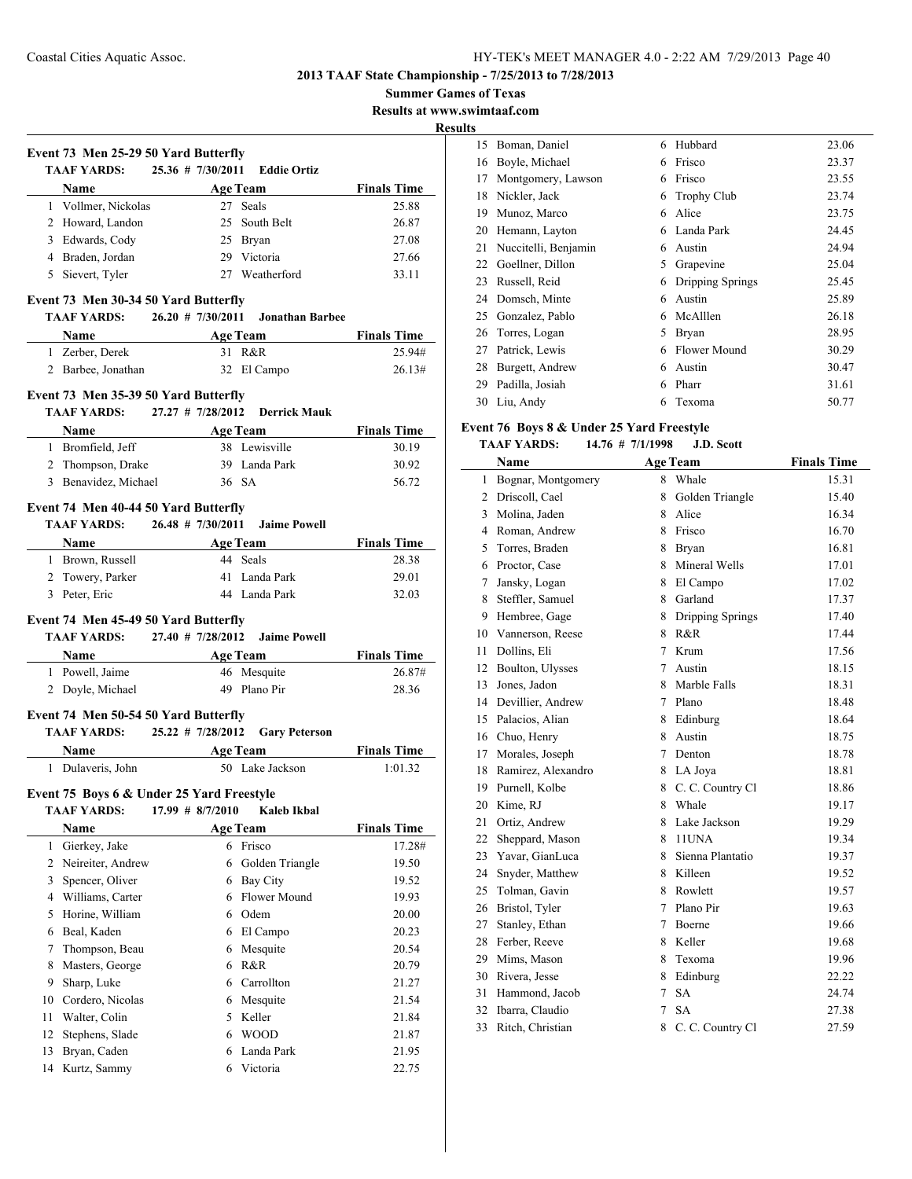**2013 TAAF State Championship - 7/25/2013 to 7/28/2013**

**Summer Games of Texas**

**Results at www.swimtaaf.com**

**Results**

### Event 73 Men 25-29 50 Yard Butterfly

TAAF YARDS: 25.36 # 7/30/2011 Eddie Ortiz

| | Name | Age | Team | Finals Time |
|---|---|---|---|---|
| 1 | Vollmer, Nickolas | 27 | Seals | 25.88 |
| 2 | Howard, Landon | 25 | South Belt | 26.87 |
| 3 | Edwards, Cody | 25 | Bryan | 27.08 |
| 4 | Braden, Jordan | 29 | Victoria | 27.66 |
| 5 | Sievert, Tyler | 27 | Weatherford | 33.11 |

### Event 73 Men 30-34 50 Yard Butterfly

TAAF YARDS: 26.20 # 7/30/2011 Jonathan Barbee

| | Name | Age | Team | Finals Time |
|---|---|---|---|---|
| 1 | Zerber, Derek | 31 | R&R | 25.94# |
| 2 | Barbee, Jonathan | 32 | El Campo | 26.13# |

### Event 73 Men 35-39 50 Yard Butterfly

TAAF YARDS: 27.27 # 7/28/2012 Derrick Mauk

| | Name | Age | Team | Finals Time |
|---|---|---|---|---|
| 1 | Bromfield, Jeff | 38 | Lewisville | 30.19 |
| 2 | Thompson, Drake | 39 | Landa Park | 30.92 |
| 3 | Benavidez, Michael | 36 | SA | 56.72 |

### Event 74 Men 40-44 50 Yard Butterfly

TAAF YARDS: 26.48 # 7/30/2011 Jaime Powell

| | Name | Age | Team | Finals Time |
|---|---|---|---|---|
| 1 | Brown, Russell | 44 | Seals | 28.38 |
| 2 | Towery, Parker | 41 | Landa Park | 29.01 |
| 3 | Peter, Eric | 44 | Landa Park | 32.03 |

### Event 74 Men 45-49 50 Yard Butterfly

TAAF YARDS: 27.40 # 7/28/2012 Jaime Powell

| | Name | Age | Team | Finals Time |
|---|---|---|---|---|
| 1 | Powell, Jaime | 46 | Mesquite | 26.87# |
| 2 | Doyle, Michael | 49 | Plano Pir | 28.36 |

### Event 74 Men 50-54 50 Yard Butterfly

TAAF YARDS: 25.22 # 7/28/2012 Gary Peterson

| | Name | Age | Team | Finals Time |
|---|---|---|---|---|
| 1 | Dulaveris, John | 50 | Lake Jackson | 1:01.32 |

### Event 75 Boys 6 & Under 25 Yard Freestyle

TAAF YARDS: 17.99 # 8/7/2010 Kaleb Ikbal

| | Name | Age | Team | Finals Time |
|---|---|---|---|---|
| 1 | Gierkey, Jake | 6 | Frisco | 17.28# |
| 2 | Neireiter, Andrew | 6 | Golden Triangle | 19.50 |
| 3 | Spencer, Oliver | 6 | Bay City | 19.52 |
| 4 | Williams, Carter | 6 | Flower Mound | 19.93 |
| 5 | Horine, William | 6 | Odem | 20.00 |
| 6 | Beal, Kaden | 6 | El Campo | 20.23 |
| 7 | Thompson, Beau | 6 | Mesquite | 20.54 |
| 8 | Masters, George | 6 | R&R | 20.79 |
| 9 | Sharp, Luke | 6 | Carrollton | 21.27 |
| 10 | Cordero, Nicolas | 6 | Mesquite | 21.54 |
| 11 | Walter, Colin | 5 | Keller | 21.84 |
| 12 | Stephens, Slade | 6 | WOOD | 21.87 |
| 13 | Bryan, Caden | 6 | Landa Park | 21.95 |
| 14 | Kurtz, Sammy | 6 | Victoria | 22.75 |
| 15 | Boman, Daniel | 6 | Hubbard | 23.06 |
| 16 | Boyle, Michael | 6 | Frisco | 23.37 |
| 17 | Montgomery, Lawson | 6 | Frisco | 23.55 |
| 18 | Nickler, Jack | 6 | Trophy Club | 23.74 |
| 19 | Munoz, Marco | 6 | Alice | 23.75 |
| 20 | Hemann, Layton | 6 | Landa Park | 24.45 |
| 21 | Nuccitelli, Benjamin | 6 | Austin | 24.94 |
| 22 | Goellner, Dillon | 5 | Grapevine | 25.04 |
| 23 | Russell, Reid | 6 | Dripping Springs | 25.45 |
| 24 | Domsch, Minte | 6 | Austin | 25.89 |
| 25 | Gonzalez, Pablo | 6 | McAlllen | 26.18 |
| 26 | Torres, Logan | 5 | Bryan | 28.95 |
| 27 | Patrick, Lewis | 6 | Flower Mound | 30.29 |
| 28 | Burgett, Andrew | 6 | Austin | 30.47 |
| 29 | Padilla, Josiah | 6 | Pharr | 31.61 |
| 30 | Liu, Andy | 6 | Texoma | 50.77 |

### Event 76 Boys 8 & Under 25 Yard Freestyle

TAAF YARDS: 14.76 # 7/1/1998 J.D. Scott

| | Name | Age | Team | Finals Time |
|---|---|---|---|---|
| 1 | Bognar, Montgomery | 8 | Whale | 15.31 |
| 2 | Driscoll, Cael | 8 | Golden Triangle | 15.40 |
| 3 | Molina, Jaden | 8 | Alice | 16.34 |
| 4 | Roman, Andrew | 8 | Frisco | 16.70 |
| 5 | Torres, Braden | 8 | Bryan | 16.81 |
| 6 | Proctor, Case | 8 | Mineral Wells | 17.01 |
| 7 | Jansky, Logan | 8 | El Campo | 17.02 |
| 8 | Steffler, Samuel | 8 | Garland | 17.37 |
| 9 | Hembree, Gage | 8 | Dripping Springs | 17.40 |
| 10 | Vannerson, Reese | 8 | R&R | 17.44 |
| 11 | Dollins, Eli | 7 | Krum | 17.56 |
| 12 | Boulton, Ulysses | 7 | Austin | 18.15 |
| 13 | Jones, Jadon | 8 | Marble Falls | 18.31 |
| 14 | Devillier, Andrew | 7 | Plano | 18.48 |
| 15 | Palacios, Alian | 8 | Edinburg | 18.64 |
| 16 | Chuo, Henry | 8 | Austin | 18.75 |
| 17 | Morales, Joseph | 7 | Denton | 18.78 |
| 18 | Ramirez, Alexandro | 8 | LA Joya | 18.81 |
| 19 | Purnell, Kolbe | 8 | C. C. Country Cl | 18.86 |
| 20 | Kime, RJ | 8 | Whale | 19.17 |
| 21 | Ortiz, Andrew | 8 | Lake Jackson | 19.29 |
| 22 | Sheppard, Mason | 8 | 11UNA | 19.34 |
| 23 | Yavar, GianLuca | 8 | Sienna Plantatio | 19.37 |
| 24 | Snyder, Matthew | 8 | Killeen | 19.52 |
| 25 | Tolman, Gavin | 8 | Rowlett | 19.57 |
| 26 | Bristol, Tyler | 7 | Plano Pir | 19.63 |
| 27 | Stanley, Ethan | 7 | Boerne | 19.66 |
| 28 | Ferber, Reeve | 8 | Keller | 19.68 |
| 29 | Mims, Mason | 8 | Texoma | 19.96 |
| 30 | Rivera, Jesse | 8 | Edinburg | 22.22 |
| 31 | Hammond, Jacob | 7 | SA | 24.74 |
| 32 | Ibarra, Claudio | 7 | SA | 27.38 |
| 33 | Ritch, Christian | 8 | C. C. Country Cl | 27.59 |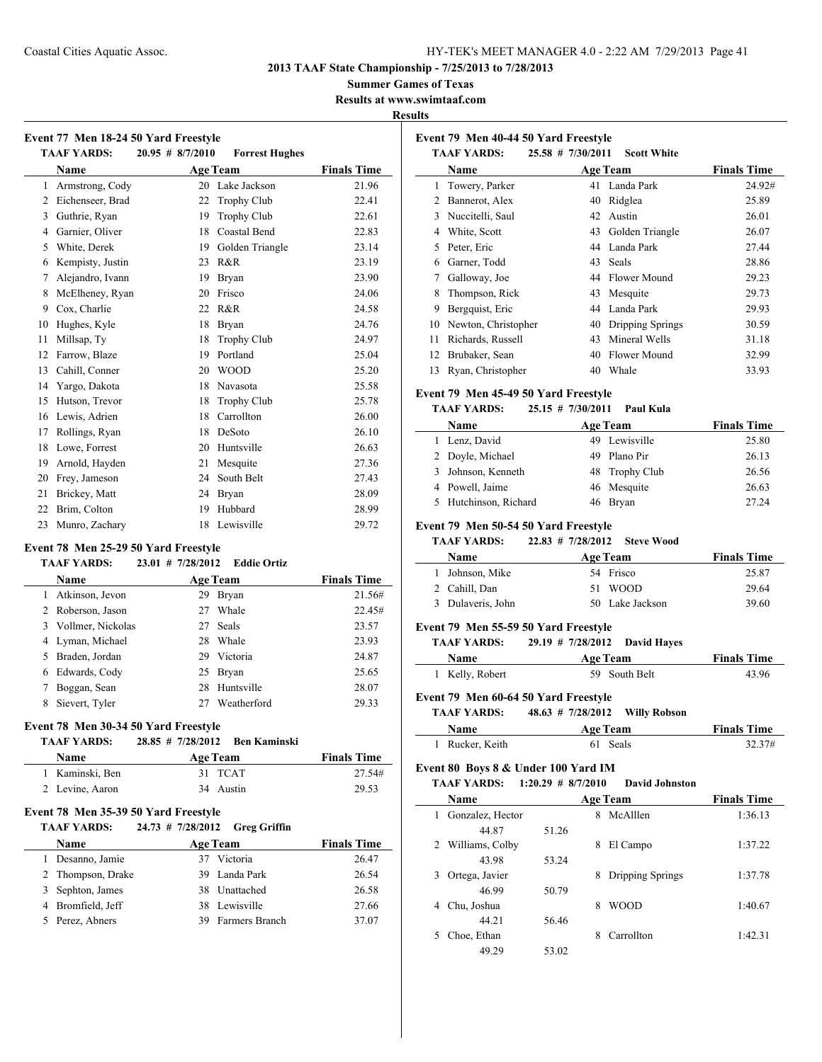## 2013 TAAF State Championship - 7/25/2013 to 7/28/2013

### Summer Games of Texas

### Results at www.swimtaaf.com

### Results

#### Event 77 Men 18-24 50 Yard Freestyle

TAAF YARDS: 20.95 # 8/7/2010 Forrest Hughes

| | Name | Age | Team | Finals Time |
|---|---|---|---|---|
| 1 | Armstrong, Cody | 20 | Lake Jackson | 21.96 |
| 2 | Eichenseer, Brad | 22 | Trophy Club | 22.41 |
| 3 | Guthrie, Ryan | 19 | Trophy Club | 22.61 |
| 4 | Garnier, Oliver | 18 | Coastal Bend | 22.83 |
| 5 | White, Derek | 19 | Golden Triangle | 23.14 |
| 6 | Kempisty, Justin | 23 | R&R | 23.19 |
| 7 | Alejandro, Ivann | 19 | Bryan | 23.90 |
| 8 | McElheney, Ryan | 20 | Frisco | 24.06 |
| 9 | Cox, Charlie | 22 | R&R | 24.58 |
| 10 | Hughes, Kyle | 18 | Bryan | 24.76 |
| 11 | Millsap, Ty | 18 | Trophy Club | 24.97 |
| 12 | Farrow, Blaze | 19 | Portland | 25.04 |
| 13 | Cahill, Conner | 20 | WOOD | 25.20 |
| 14 | Yargo, Dakota | 18 | Navasota | 25.58 |
| 15 | Hutson, Trevor | 18 | Trophy Club | 25.78 |
| 16 | Lewis, Adrien | 18 | Carrollton | 26.00 |
| 17 | Rollings, Ryan | 18 | DeSoto | 26.10 |
| 18 | Lowe, Forrest | 20 | Huntsville | 26.63 |
| 19 | Arnold, Hayden | 21 | Mesquite | 27.36 |
| 20 | Frey, Jameson | 24 | South Belt | 27.43 |
| 21 | Brickey, Matt | 24 | Bryan | 28.09 |
| 22 | Brim, Colton | 19 | Hubbard | 28.99 |
| 23 | Munro, Zachary | 18 | Lewisville | 29.72 |

#### Event 78 Men 25-29 50 Yard Freestyle

TAAF YARDS: 23.01 # 7/28/2012 Eddie Ortiz

| | Name | Age | Team | Finals Time |
|---|---|---|---|---|
| 1 | Atkinson, Jevon | 29 | Bryan | 21.56# |
| 2 | Roberson, Jason | 27 | Whale | 22.45# |
| 3 | Vollmer, Nickolas | 27 | Seals | 23.57 |
| 4 | Lyman, Michael | 28 | Whale | 23.93 |
| 5 | Braden, Jordan | 29 | Victoria | 24.87 |
| 6 | Edwards, Cody | 25 | Bryan | 25.65 |
| 7 | Boggan, Sean | 28 | Huntsville | 28.07 |
| 8 | Sievert, Tyler | 27 | Weatherford | 29.33 |

#### Event 78 Men 30-34 50 Yard Freestyle

TAAF YARDS: 28.85 # 7/28/2012 Ben Kaminski

| | Name | Age | Team | Finals Time |
|---|---|---|---|---|
| 1 | Kaminski, Ben | 31 | TCAT | 27.54# |
| 2 | Levine, Aaron | 34 | Austin | 29.53 |

#### Event 78 Men 35-39 50 Yard Freestyle

TAAF YARDS: 24.73 # 7/28/2012 Greg Griffin

| | Name | Age | Team | Finals Time |
|---|---|---|---|---|
| 1 | Desanno, Jamie | 37 | Victoria | 26.47 |
| 2 | Thompson, Drake | 39 | Landa Park | 26.54 |
| 3 | Sephton, James | 38 | Unattached | 26.58 |
| 4 | Bromfield, Jeff | 38 | Lewisville | 27.66 |
| 5 | Perez, Abners | 39 | Farmers Branch | 37.07 |

#### Event 79 Men 40-44 50 Yard Freestyle

TAAF YARDS: 25.58 # 7/30/2011 Scott White

| | Name | Age | Team | Finals Time |
|---|---|---|---|---|
| 1 | Towery, Parker | 41 | Landa Park | 24.92# |
| 2 | Bannerot, Alex | 40 | Ridglea | 25.89 |
| 3 | Nuccitelli, Saul | 42 | Austin | 26.01 |
| 4 | White, Scott | 43 | Golden Triangle | 26.07 |
| 5 | Peter, Eric | 44 | Landa Park | 27.44 |
| 6 | Garner, Todd | 43 | Seals | 28.86 |
| 7 | Galloway, Joe | 44 | Flower Mound | 29.23 |
| 8 | Thompson, Rick | 43 | Mesquite | 29.73 |
| 9 | Bergquist, Eric | 44 | Landa Park | 29.93 |
| 10 | Newton, Christopher | 40 | Dripping Springs | 30.59 |
| 11 | Richards, Russell | 43 | Mineral Wells | 31.18 |
| 12 | Brubaker, Sean | 40 | Flower Mound | 32.99 |
| 13 | Ryan, Christopher | 40 | Whale | 33.93 |

#### Event 79 Men 45-49 50 Yard Freestyle

TAAF YARDS: 25.15 # 7/30/2011 Paul Kula

| | Name | Age | Team | Finals Time |
|---|---|---|---|---|
| 1 | Lenz, David | 49 | Lewisville | 25.80 |
| 2 | Doyle, Michael | 49 | Plano Pir | 26.13 |
| 3 | Johnson, Kenneth | 48 | Trophy Club | 26.56 |
| 4 | Powell, Jaime | 46 | Mesquite | 26.63 |
| 5 | Hutchinson, Richard | 46 | Bryan | 27.24 |

#### Event 79 Men 50-54 50 Yard Freestyle

TAAF YARDS: 22.83 # 7/28/2012 Steve Wood

| | Name | Age | Team | Finals Time |
|---|---|---|---|---|
| 1 | Johnson, Mike | 54 | Frisco | 25.87 |
| 2 | Cahill, Dan | 51 | WOOD | 29.64 |
| 3 | Dulaveris, John | 50 | Lake Jackson | 39.60 |

#### Event 79 Men 55-59 50 Yard Freestyle

TAAF YARDS: 29.19 # 7/28/2012 David Hayes

| | Name | Age | Team | Finals Time |
|---|---|---|---|---|
| 1 | Kelly, Robert | 59 | South Belt | 43.96 |

#### Event 79 Men 60-64 50 Yard Freestyle

TAAF YARDS: 48.63 # 7/28/2012 Willy Robson

| | Name | Age | Team | Finals Time |
|---|---|---|---|---|
| 1 | Rucker, Keith | 61 | Seals | 32.37# |

#### Event 80 Boys 8 & Under 100 Yard IM

TAAF YARDS: 1:20.29 # 8/7/2010 David Johnston

| | Name | Age | Team | Finals Time |
|---|---|---|---|---|
| 1 | Gonzalez, Hector | 8 | McAlllen | 1:36.13 |
| | 44.87 51.26 | | | |
| 2 | Williams, Colby | 8 | El Campo | 1:37.22 |
| | 43.98 53.24 | | | |
| 3 | Ortega, Javier | 8 | Dripping Springs | 1:37.78 |
| | 46.99 50.79 | | | |
| 4 | Chu, Joshua | 8 | WOOD | 1:40.67 |
| | 44.21 56.46 | | | |
| 5 | Choe, Ethan | 8 | Carrollton | 1:42.31 |
| | 49.29 53.02 | | | |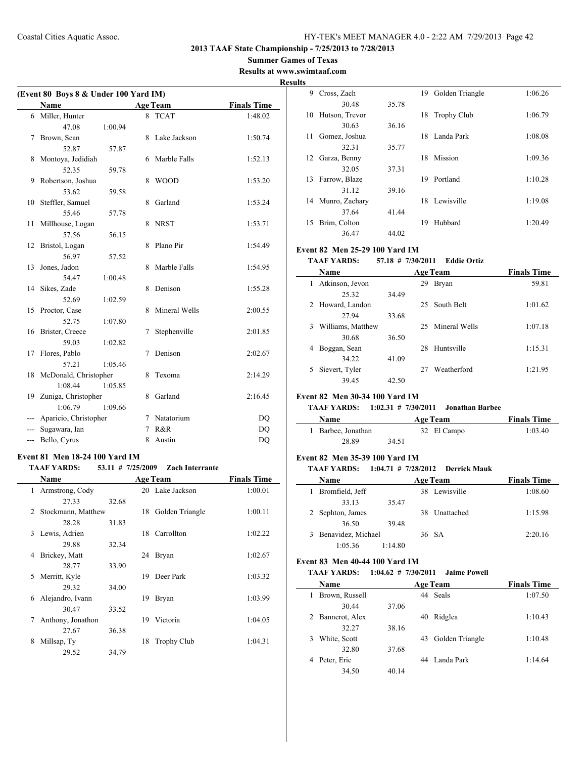**2013 TAAF State Championship - 7/25/2013 to 7/28/2013**

**Summer Games of Texas**

**Results at www.swimtaaf.com**

**Results**

### (Event 80 Boys 8 & Under 100 Yard IM)

| | Name | | Age | Team | Finals Time |
|---|---|---|---|---|---|
| 6 | Miller, Hunter | | 8 | TCAT | 1:48.02 |
| | 47.08 | 1:00.94 | | | |
| 7 | Brown, Sean | | 8 | Lake Jackson | 1:50.74 |
| | 52.87 | 57.87 | | | |
| 8 | Montoya, Jedidiah | | 6 | Marble Falls | 1:52.13 |
| | 52.35 | 59.78 | | | |
| 9 | Robertson, Joshua | | 8 | WOOD | 1:53.20 |
| | 53.62 | 59.58 | | | |
| 10 | Steffler, Samuel | | 8 | Garland | 1:53.24 |
| | 55.46 | 57.78 | | | |
| 11 | Millhouse, Logan | | 8 | NRST | 1:53.71 |
| | 57.56 | 56.15 | | | |
| 12 | Bristol, Logan | | 8 | Plano Pir | 1:54.49 |
| | 56.97 | 57.52 | | | |
| 13 | Jones, Jadon | | 8 | Marble Falls | 1:54.95 |
| | 54.47 | 1:00.48 | | | |
| 14 | Sikes, Zade | | 8 | Denison | 1:55.28 |
| | 52.69 | 1:02.59 | | | |
| 15 | Proctor, Case | | 8 | Mineral Wells | 2:00.55 |
| | 52.75 | 1:07.80 | | | |
| 16 | Brister, Creece | | 7 | Stephenville | 2:01.85 |
| | 59.03 | 1:02.82 | | | |
| 17 | Flores, Pablo | | 7 | Denison | 2:02.67 |
| | 57.21 | 1:05.46 | | | |
| 18 | McDonald, Christopher | | 8 | Texoma | 2:14.29 |
| | 1:08.44 | 1:05.85 | | | |
| 19 | Zuniga, Christopher | | 8 | Garland | 2:16.45 |
| | 1:06.79 | 1:09.66 | | | |
| --- | Aparicio, Christopher | | 7 | Natatorium | DQ |
| --- | Sugawara, Ian | | 7 | R&R | DQ |
| --- | Bello, Cyrus | | 8 | Austin | DQ |

### Event 81 Men 18-24 100 Yard IM

**TAAF YARDS:** 53.11 # 7/25/2009 **Zach Interrante**

| | Name | | Age | Team | Finals Time |
|---|---|---|---|---|---|
| 1 | Armstrong, Cody | | 20 | Lake Jackson | 1:00.01 |
| | 27.33 | 32.68 | | | |
| 2 | Stockmann, Matthew | | 18 | Golden Triangle | 1:00.11 |
| | 28.28 | 31.83 | | | |
| 3 | Lewis, Adrien | | 18 | Carrollton | 1:02.22 |
| | 29.88 | 32.34 | | | |
| 4 | Brickey, Matt | | 24 | Bryan | 1:02.67 |
| | 28.77 | 33.90 | | | |
| 5 | Merritt, Kyle | | 19 | Deer Park | 1:03.32 |
| | 29.32 | 34.00 | | | |
| 6 | Alejandro, Ivann | | 19 | Bryan | 1:03.99 |
| | 30.47 | 33.52 | | | |
| 7 | Anthony, Jonathon | | 19 | Victoria | 1:04.05 |
| | 27.67 | 36.38 | | | |
| 8 | Millsap, Ty | | 18 | Trophy Club | 1:04.31 |
| | 29.52 | 34.79 | | | |
| 9 | Cross, Zach | | 19 | Golden Triangle | 1:06.26 |
| | 30.48 | 35.78 | | | |
| 10 | Hutson, Trevor | | 18 | Trophy Club | 1:06.79 |
| | 30.63 | 36.16 | | | |
| 11 | Gomez, Joshua | | 18 | Landa Park | 1:08.08 |
| | 32.31 | 35.77 | | | |
| 12 | Garza, Benny | | 18 | Mission | 1:09.36 |
| | 32.05 | 37.31 | | | |
| 13 | Farrow, Blaze | | 19 | Portland | 1:10.28 |
| | 31.12 | 39.16 | | | |
| 14 | Munro, Zachary | | 18 | Lewisville | 1:19.08 |
| | 37.64 | 41.44 | | | |
| 15 | Brim, Colton | | 19 | Hubbard | 1:20.49 |
| | 36.47 | 44.02 | | | |

### Event 82 Men 25-29 100 Yard IM

**TAAF YARDS:** 57.18 # 7/30/2011 **Eddie Ortiz**

| | Name | | Age | Team | Finals Time |
|---|---|---|---|---|---|
| 1 | Atkinson, Jevon | | 29 | Bryan | 59.81 |
| | 25.32 | 34.49 | | | |
| 2 | Howard, Landon | | 25 | South Belt | 1:01.62 |
| | 27.94 | 33.68 | | | |
| 3 | Williams, Matthew | | 25 | Mineral Wells | 1:07.18 |
| | 30.68 | 36.50 | | | |
| 4 | Boggan, Sean | | 28 | Huntsville | 1:15.31 |
| | 34.22 | 41.09 | | | |
| 5 | Sievert, Tyler | | 27 | Weatherford | 1:21.95 |
| | 39.45 | 42.50 | | | |

### Event 82 Men 30-34 100 Yard IM

**TAAF YARDS:** 1:02.31 # 7/30/2011 **Jonathan Barbee**

| | Name | | Age | Team | Finals Time |
|---|---|---|---|---|---|
| 1 | Barbee, Jonathan | | 32 | El Campo | 1:03.40 |
| | 28.89 | 34.51 | | | |

### Event 82 Men 35-39 100 Yard IM

**TAAF YARDS:** 1:04.71 # 7/28/2012 **Derrick Mauk**

| | Name | | Age | Team | Finals Time |
|---|---|---|---|---|---|
| 1 | Bromfield, Jeff | | 38 | Lewisville | 1:08.60 |
| | 33.13 | 35.47 | | | |
| 2 | Sephton, James | | 38 | Unattached | 1:15.98 |
| | 36.50 | 39.48 | | | |
| 3 | Benavidez, Michael | | 36 | SA | 2:20.16 |
| | 1:05.36 | 1:14.80 | | | |

### Event 83 Men 40-44 100 Yard IM

**TAAF YARDS:** 1:04.62 # 7/30/2011 **Jaime Powell**

| | Name | | Age | Team | Finals Time |
|---|---|---|---|---|---|
| 1 | Brown, Russell | | 44 | Seals | 1:07.50 |
| | 30.44 | 37.06 | | | |
| 2 | Bannerot, Alex | | 40 | Ridglea | 1:10.43 |
| | 32.27 | 38.16 | | | |
| 3 | White, Scott | | 43 | Golden Triangle | 1:10.48 |
| | 32.80 | 37.68 | | | |
| 4 | Peter, Eric | | 44 | Landa Park | 1:14.64 |
| | 34.50 | 40.14 | | | |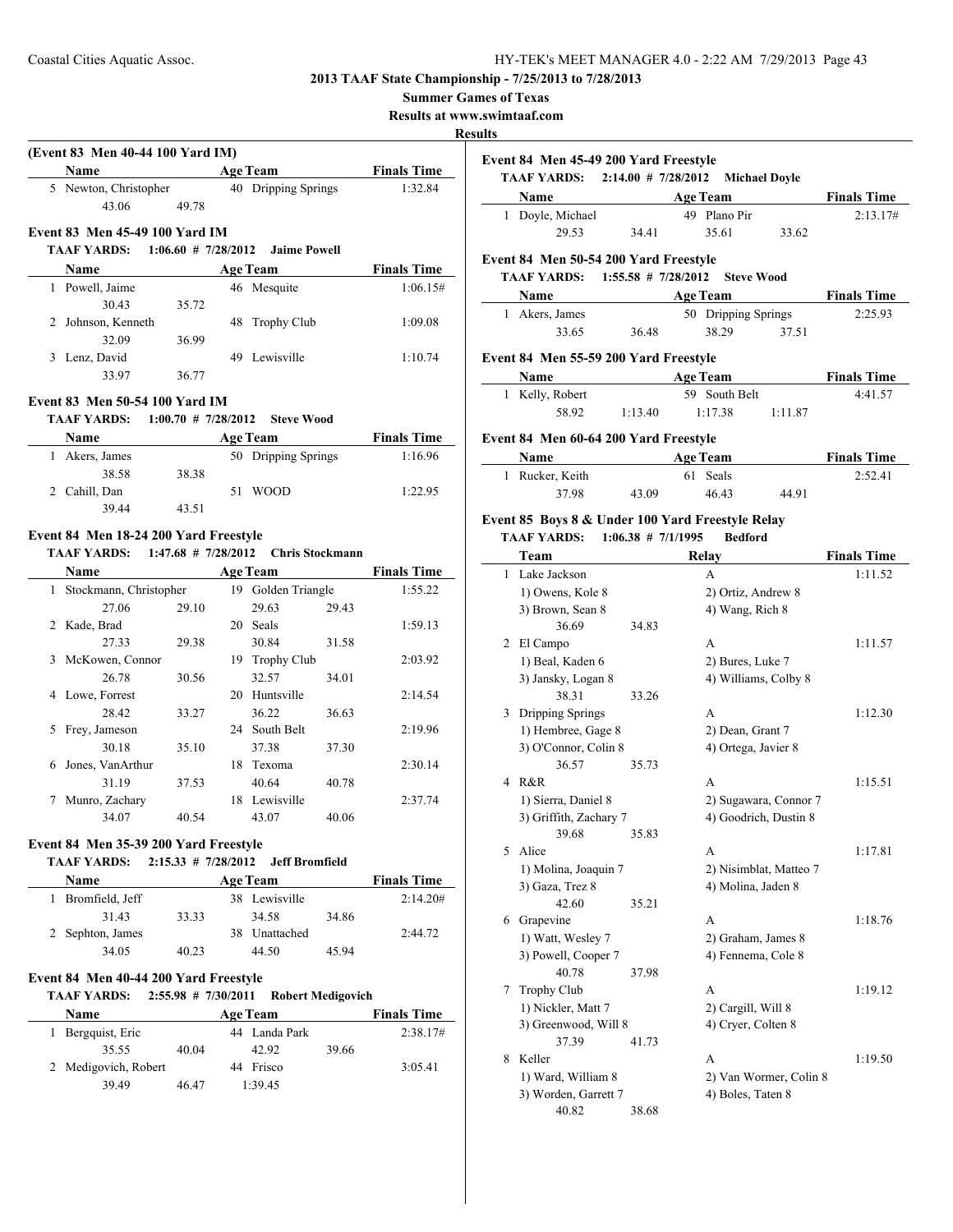**2013 TAAF State Championship - 7/25/2013 to 7/28/2013**

**Summer Games of Texas**

**Results at www.swimtaaf.com**

**Results**

### (Event 83 Men 40-44 100 Yard IM)

| | Name | Age | Team | Finals Time |
|---|---|---|---|---|
| 5 | Newton, Christopher | 40 | Dripping Springs | 1:32.84 |
| | 43.06 49.78 | | | |

### Event 83 Men 45-49 100 Yard IM

TAAF YARDS: 1:06.60 # 7/28/2012 Jaime Powell

| | Name | Age | Team | Finals Time |
|---|---|---|---|---|
| 1 | Powell, Jaime | 46 | Mesquite | 1:06.15# |
| | 30.43 35.72 | | | |
| 2 | Johnson, Kenneth | 48 | Trophy Club | 1:09.08 |
| | 32.09 36.99 | | | |
| 3 | Lenz, David | 49 | Lewisville | 1:10.74 |
| | 33.97 36.77 | | | |

### Event 83 Men 50-54 100 Yard IM

TAAF YARDS: 1:00.70 # 7/28/2012 Steve Wood

| | Name | Age | Team | Finals Time |
|---|---|---|---|---|
| 1 | Akers, James | 50 | Dripping Springs | 1:16.96 |
| | 38.58 38.38 | | | |
| 2 | Cahill, Dan | 51 | WOOD | 1:22.95 |
| | 39.44 43.51 | | | |

### Event 84 Men 18-24 200 Yard Freestyle

TAAF YARDS: 1:47.68 # 7/28/2012 Chris Stockmann

| | Name | Age | Team | Finals Time |
|---|---|---|---|---|
| 1 | Stockmann, Christopher | 19 | Golden Triangle | 1:55.22 |
| | 27.06 29.10 29.63 29.43 | | | |
| 2 | Kade, Brad | 20 | Seals | 1:59.13 |
| | 27.33 29.38 30.84 31.58 | | | |
| 3 | McKowen, Connor | 19 | Trophy Club | 2:03.92 |
| | 26.78 30.56 32.57 34.01 | | | |
| 4 | Lowe, Forrest | 20 | Huntsville | 2:14.54 |
| | 28.42 33.27 36.22 36.63 | | | |
| 5 | Frey, Jameson | 24 | South Belt | 2:19.96 |
| | 30.18 35.10 37.38 37.30 | | | |
| 6 | Jones, VanArthur | 18 | Texoma | 2:30.14 |
| | 31.19 37.53 40.64 40.78 | | | |
| 7 | Munro, Zachary | 18 | Lewisville | 2:37.74 |
| | 34.07 40.54 43.07 40.06 | | | |

### Event 84 Men 35-39 200 Yard Freestyle

TAAF YARDS: 2:15.33 # 7/28/2012 Jeff Bromfield

| | Name | Age | Team | Finals Time |
|---|---|---|---|---|
| 1 | Bromfield, Jeff | 38 | Lewisville | 2:14.20# |
| | 31.43 33.33 34.58 34.86 | | | |
| 2 | Sephton, James | 38 | Unattached | 2:44.72 |
| | 34.05 40.23 44.50 45.94 | | | |

### Event 84 Men 40-44 200 Yard Freestyle

TAAF YARDS: 2:55.98 # 7/30/2011 Robert Medigovich

| | Name | Age | Team | Finals Time |
|---|---|---|---|---|
| 1 | Bergquist, Eric | 44 | Landa Park | 2:38.17# |
| | 35.55 40.04 42.92 39.66 | | | |
| 2 | Medigovich, Robert | 44 | Frisco | 3:05.41 |
| | 39.49 46.47 1:39.45 | | | |

### Event 84 Men 45-49 200 Yard Freestyle

TAAF YARDS: 2:14.00 # 7/28/2012 Michael Doyle

| | Name | Age | Team | Finals Time |
|---|---|---|---|---|
| 1 | Doyle, Michael | 49 | Plano Pir | 2:13.17# |
| | 29.53 34.41 35.61 33.62 | | | |

### Event 84 Men 50-54 200 Yard Freestyle

TAAF YARDS: 1:55.58 # 7/28/2012 Steve Wood

| | Name | Age | Team | Finals Time |
|---|---|---|---|---|
| 1 | Akers, James | 50 | Dripping Springs | 2:25.93 |
| | 33.65 36.48 38.29 37.51 | | | |

### Event 84 Men 55-59 200 Yard Freestyle

| | Name | Age | Team | Finals Time |
|---|---|---|---|---|
| 1 | Kelly, Robert | 59 | South Belt | 4:41.57 |
| | 58.92 1:13.40 1:17.38 1:11.87 | | | |

### Event 84 Men 60-64 200 Yard Freestyle

| | Name | Age | Team | Finals Time |
|---|---|---|---|---|
| 1 | Rucker, Keith | 61 | Seals | 2:52.41 |
| | 37.98 43.09 46.43 44.91 | | | |

### Event 85 Boys 8 & Under 100 Yard Freestyle Relay

TAAF YARDS: 1:06.38 # 7/1/1995 Bedford

| | Team | Relay | Finals Time |
|---|---|---|---|
| 1 | Lake Jackson | A | 1:11.52 |
| | 1) Owens, Kole 8 | 2) Ortiz, Andrew 8 | |
| | 3) Brown, Sean 8 | 4) Wang, Rich 8 | |
| | 36.69 34.83 | | |
| 2 | El Campo | A | 1:11.57 |
| | 1) Beal, Kaden 6 | 2) Bures, Luke 7 | |
| | 3) Jansky, Logan 8 | 4) Williams, Colby 8 | |
| | 38.31 33.26 | | |
| 3 | Dripping Springs | A | 1:12.30 |
| | 1) Hembree, Gage 8 | 2) Dean, Grant 7 | |
| | 3) O'Connor, Colin 8 | 4) Ortega, Javier 8 | |
| | 36.57 35.73 | | |
| 4 | R&R | A | 1:15.51 |
| | 1) Sierra, Daniel 8 | 2) Sugawara, Connor 7 | |
| | 3) Griffith, Zachary 7 | 4) Goodrich, Dustin 8 | |
| | 39.68 35.83 | | |
| 5 | Alice | A | 1:17.81 |
| | 1) Molina, Joaquin 7 | 2) Nisimblat, Matteo 7 | |
| | 3) Gaza, Trez 8 | 4) Molina, Jaden 8 | |
| | 42.60 35.21 | | |
| 6 | Grapevine | A | 1:18.76 |
| | 1) Watt, Wesley 7 | 2) Graham, James 8 | |
| | 3) Powell, Cooper 7 | 4) Fennema, Cole 8 | |
| | 40.78 37.98 | | |
| 7 | Trophy Club | A | 1:19.12 |
| | 1) Nickler, Matt 7 | 2) Cargill, Will 8 | |
| | 3) Greenwood, Will 8 | 4) Cryer, Colten 8 | |
| | 37.39 41.73 | | |
| 8 | Keller | A | 1:19.50 |
| | 1) Ward, William 8 | 2) Van Wormer, Colin 8 | |
| | 3) Worden, Garrett 7 | 4) Boles, Taten 8 | |
| | 40.82 38.68 | | |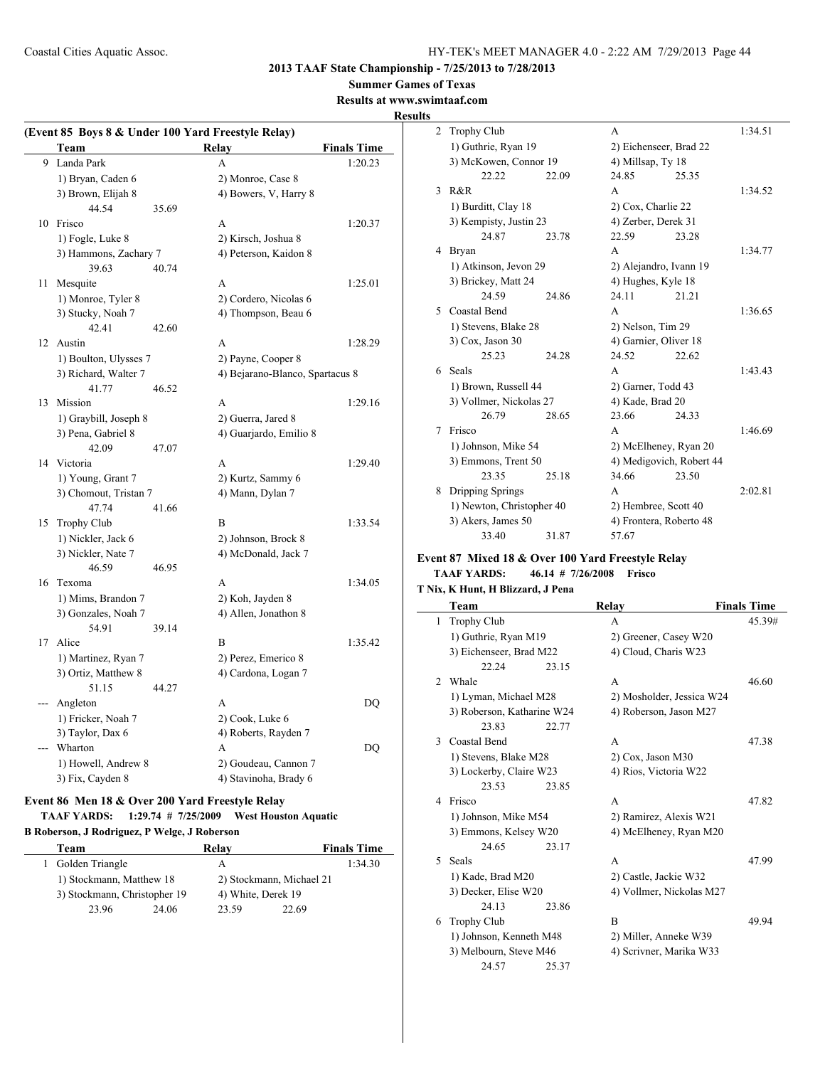## 2013 TAAF State Championship - 7/25/2013 to 7/28/2013

**Summer Games of Texas**

**Results at www.swimtaaf.com**

**Results**

### (Event 85 Boys 8 & Under 100 Yard Freestyle Relay)

| | Team | Relay | Finals Time |
|---|---|---|---|
| 9 | Landa Park | A | 1:20.23 |
| | 1) Bryan, Caden 6 | 2) Monroe, Case 8 | |
| | 3) Brown, Elijah 8 | 4) Bowers, V, Harry 8 | |
| | 44.54 35.69 | | |
| 10 | Frisco | A | 1:20.37 |
| | 1) Fogle, Luke 8 | 2) Kirsch, Joshua 8 | |
| | 3) Hammons, Zachary 7 | 4) Peterson, Kaidon 8 | |
| | 39.63 40.74 | | |
| 11 | Mesquite | A | 1:25.01 |
| | 1) Monroe, Tyler 8 | 2) Cordero, Nicolas 6 | |
| | 3) Stucky, Noah 7 | 4) Thompson, Beau 6 | |
| | 42.41 42.60 | | |
| 12 | Austin | A | 1:28.29 |
| | 1) Boulton, Ulysses 7 | 2) Payne, Cooper 8 | |
| | 3) Richard, Walter 7 | 4) Bejarano-Blanco, Spartacus 8 | |
| | 41.77 46.52 | | |
| 13 | Mission | A | 1:29.16 |
| | 1) Graybill, Joseph 8 | 2) Guerra, Jared 8 | |
| | 3) Pena, Gabriel 8 | 4) Guarjardo, Emilio 8 | |
| | 42.09 47.07 | | |
| 14 | Victoria | A | 1:29.40 |
| | 1) Young, Grant 7 | 2) Kurtz, Sammy 6 | |
| | 3) Chomout, Tristan 7 | 4) Mann, Dylan 7 | |
| | 47.74 41.66 | | |
| 15 | Trophy Club | B | 1:33.54 |
| | 1) Nickler, Jack 6 | 2) Johnson, Brock 8 | |
| | 3) Nickler, Nate 7 | 4) McDonald, Jack 7 | |
| | 46.59 46.95 | | |
| 16 | Texoma | A | 1:34.05 |
| | 1) Mims, Brandon 7 | 2) Koh, Jayden 8 | |
| | 3) Gonzales, Noah 7 | 4) Allen, Jonathon 8 | |
| | 54.91 39.14 | | |
| 17 | Alice | B | 1:35.42 |
| | 1) Martinez, Ryan 7 | 2) Perez, Emerico 8 | |
| | 3) Ortiz, Matthew 8 | 4) Cardona, Logan 7 | |
| | 51.15 44.27 | | |
| --- | Angleton | A | DQ |
| | 1) Fricker, Noah 7 | 2) Cook, Luke 6 | |
| | 3) Taylor, Dax 6 | 4) Roberts, Rayden 7 | |
| --- | Wharton | A | DQ |
| | 1) Howell, Andrew 8 | 2) Goudeau, Cannon 7 | |
| | 3) Fix, Cayden 8 | 4) Stavinoha, Brady 6 | |

### Event 86 Men 18 & Over 200 Yard Freestyle Relay

**TAAF YARDS: 1:29.74 # 7/25/2009 West Houston Aquatic**

**B Roberson, J Rodriguez, P Welge, J Roberson**

| | Team | Relay | Finals Time |
|---|---|---|---|
| 1 | Golden Triangle | A | 1:34.30 |
| | 1) Stockmann, Matthew 18 | 2) Stockmann, Michael 21 | |
| | 3) Stockmann, Christopher 19 | 4) White, Derek 19 | |
| | 23.96 24.06 | 23.59 22.69 | |
| 2 | Trophy Club | A | 1:34.51 |
| | 1) Guthrie, Ryan 19 | 2) Eichenseer, Brad 22 | |
| | 3) McKowen, Connor 19 | 4) Millsap, Ty 18 | |
| | 22.22 22.09 | 24.85 25.35 | |
| 3 | R&R | A | 1:34.52 |
| | 1) Burditt, Clay 18 | 2) Cox, Charlie 22 | |
| | 3) Kempisty, Justin 23 | 4) Zerber, Derek 31 | |
| | 24.87 23.78 | 22.59 23.28 | |
| 4 | Bryan | A | 1:34.77 |
| | 1) Atkinson, Jevon 29 | 2) Alejandro, Ivann 19 | |
| | 3) Brickey, Matt 24 | 4) Hughes, Kyle 18 | |
| | 24.59 24.86 | 24.11 21.21 | |
| 5 | Coastal Bend | A | 1:36.65 |
| | 1) Stevens, Blake 28 | 2) Nelson, Tim 29 | |
| | 3) Cox, Jason 30 | 4) Garnier, Oliver 18 | |
| | 25.23 24.28 | 24.52 22.62 | |
| 6 | Seals | A | 1:43.43 |
| | 1) Brown, Russell 44 | 2) Garner, Todd 43 | |
| | 3) Vollmer, Nickolas 27 | 4) Kade, Brad 20 | |
| | 26.79 28.65 | 23.66 24.33 | |
| 7 | Frisco | A | 1:46.69 |
| | 1) Johnson, Mike 54 | 2) McElheney, Ryan 20 | |
| | 3) Emmons, Trent 50 | 4) Medigovich, Robert 44 | |
| | 23.35 25.18 | 34.66 23.50 | |
| 8 | Dripping Springs | A | 2:02.81 |
| | 1) Newton, Christopher 40 | 2) Hembree, Scott 40 | |
| | 3) Akers, James 50 | 4) Frontera, Roberto 48 | |
| | 33.40 31.87 | 57.67 | |

### Event 87 Mixed 18 & Over 100 Yard Freestyle Relay

**TAAF YARDS: 46.14 # 7/26/2008 Frisco**

**T Nix, K Hunt, H Blizzard, J Pena**

| | Team | Relay | Finals Time |
|---|---|---|---|
| 1 | Trophy Club | A | 45.39# |
| | 1) Guthrie, Ryan M19 | 2) Greener, Casey W20 | |
| | 3) Eichenseer, Brad M22 | 4) Cloud, Charis W23 | |
| | 22.24 23.15 | | |
| 2 | Whale | A | 46.60 |
| | 1) Lyman, Michael M28 | 2) Mosholder, Jessica W24 | |
| | 3) Roberson, Katharine W24 | 4) Roberson, Jason M27 | |
| | 23.83 22.77 | | |
| 3 | Coastal Bend | A | 47.38 |
| | 1) Stevens, Blake M28 | 2) Cox, Jason M30 | |
| | 3) Lockerby, Claire W23 | 4) Rios, Victoria W22 | |
| | 23.53 23.85 | | |
| 4 | Frisco | A | 47.82 |
| | 1) Johnson, Mike M54 | 2) Ramirez, Alexis W21 | |
| | 3) Emmons, Kelsey W20 | 4) McElheney, Ryan M20 | |
| | 24.65 23.17 | | |
| 5 | Seals | A | 47.99 |
| | 1) Kade, Brad M20 | 2) Castle, Jackie W32 | |
| | 3) Decker, Elise W20 | 4) Vollmer, Nickolas M27 | |
| | 24.13 23.86 | | |
| 6 | Trophy Club | B | 49.94 |
| | 1) Johnson, Kenneth M48 | 2) Miller, Anneke W39 | |
| | 3) Melbourn, Steve M46 | 4) Scrivner, Marika W33 | |
| | 24.57 25.37 | | |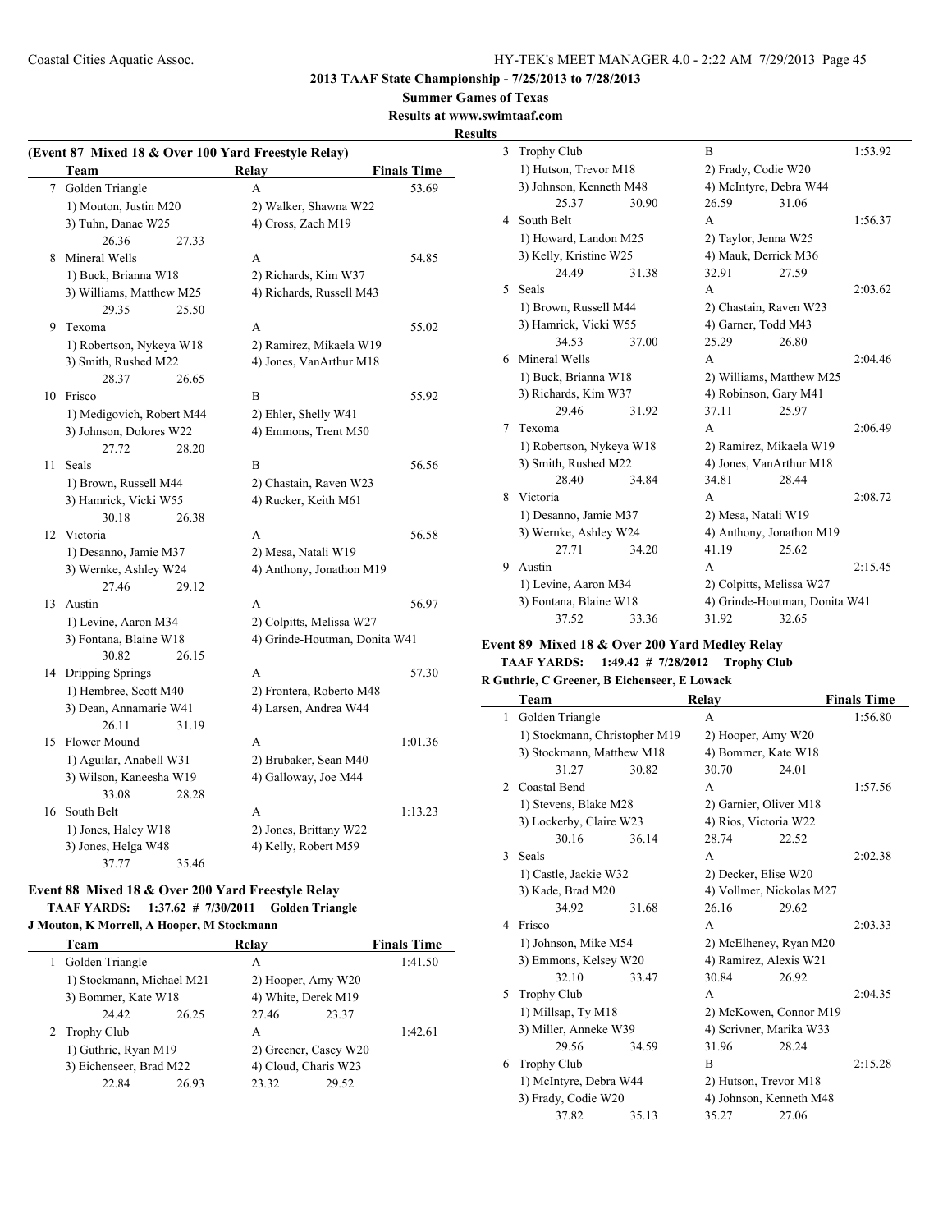**2013 TAAF State Championship - 7/25/2013 to 7/28/2013**

**Summer Games of Texas**

**Results at www.swimtaaf.com**

**Results**

### (Event 87 Mixed 18 & Over 100 Yard Freestyle Relay)

| | Team | Relay | Finals Time |
|---|---|---|---|
| 7 | Golden Triangle | A | 53.69 |
| | 1) Mouton, Justin M20 | 2) Walker, Shawna W22 | |
| | 3) Tuhn, Danae W25 | 4) Cross, Zach M19 | |
| | 26.36 27.33 | | |
| 8 | Mineral Wells | A | 54.85 |
| | 1) Buck, Brianna W18 | 2) Richards, Kim W37 | |
| | 3) Williams, Matthew M25 | 4) Richards, Russell M43 | |
| | 29.35 25.50 | | |
| 9 | Texoma | A | 55.02 |
| | 1) Robertson, Nykeya W18 | 2) Ramirez, Mikaela W19 | |
| | 3) Smith, Rushed M22 | 4) Jones, VanArthur M18 | |
| | 28.37 26.65 | | |
| 10 | Frisco | B | 55.92 |
| | 1) Medigovich, Robert M44 | 2) Ehler, Shelly W41 | |
| | 3) Johnson, Dolores W22 | 4) Emmons, Trent M50 | |
| | 27.72 28.20 | | |
| 11 | Seals | B | 56.56 |
| | 1) Brown, Russell M44 | 2) Chastain, Raven W23 | |
| | 3) Hamrick, Vicki W55 | 4) Rucker, Keith M61 | |
| | 30.18 26.38 | | |
| 12 | Victoria | A | 56.58 |
| | 1) Desanno, Jamie M37 | 2) Mesa, Natali W19 | |
| | 3) Wernke, Ashley W24 | 4) Anthony, Jonathon M19 | |
| | 27.46 29.12 | | |
| 13 | Austin | A | 56.97 |
| | 1) Levine, Aaron M34 | 2) Colpitts, Melissa W27 | |
| | 3) Fontana, Blaine W18 | 4) Grinde-Houtman, Donita W41 | |
| | 30.82 26.15 | | |
| 14 | Dripping Springs | A | 57.30 |
| | 1) Hembree, Scott M40 | 2) Frontera, Roberto M48 | |
| | 3) Dean, Annamarie W41 | 4) Larsen, Andrea W44 | |
| | 26.11 31.19 | | |
| 15 | Flower Mound | A | 1:01.36 |
| | 1) Aguilar, Anabell W31 | 2) Brubaker, Sean M40 | |
| | 3) Wilson, Kaneesha W19 | 4) Galloway, Joe M44 | |
| | 33.08 28.28 | | |
| 16 | South Belt | A | 1:13.23 |
| | 1) Jones, Haley W18 | 2) Jones, Brittany W22 | |
| | 3) Jones, Helga W48 | 4) Kelly, Robert M59 | |
| | 37.77 35.46 | | |

### Event 88 Mixed 18 & Over 200 Yard Freestyle Relay

**TAAF YARDS: 1:37.62 # 7/30/2011 Golden Triangle**

**J Mouton, K Morrell, A Hooper, M Stockmann**

| | Team | Relay | Finals Time |
|---|---|---|---|
| 1 | Golden Triangle | A | 1:41.50 |
| | 1) Stockmann, Michael M21 | 2) Hooper, Amy W20 | |
| | 3) Bommer, Kate W18 | 4) White, Derek M19 | |
| | 24.42 26.25 | 27.46 23.37 | |
| 2 | Trophy Club | A | 1:42.61 |
| | 1) Guthrie, Ryan M19 | 2) Greener, Casey W20 | |
| | 3) Eichenseer, Brad M22 | 4) Cloud, Charis W23 | |
| | 22.84 26.93 | 23.32 29.52 | |
| 3 | Trophy Club | B | 1:53.92 |
| | 1) Hutson, Trevor M18 | 2) Frady, Codie W20 | |
| | 3) Johnson, Kenneth M48 | 4) McIntyre, Debra W44 | |
| | 25.37 30.90 | 26.59 31.06 | |
| 4 | South Belt | A | 1:56.37 |
| | 1) Howard, Landon M25 | 2) Taylor, Jenna W25 | |
| | 3) Kelly, Kristine W25 | 4) Mauk, Derrick M36 | |
| | 24.49 31.38 | 32.91 27.59 | |
| 5 | Seals | A | 2:03.62 |
| | 1) Brown, Russell M44 | 2) Chastain, Raven W23 | |
| | 3) Hamrick, Vicki W55 | 4) Garner, Todd M43 | |
| | 34.53 37.00 | 25.29 26.80 | |
| 6 | Mineral Wells | A | 2:04.46 |
| | 1) Buck, Brianna W18 | 2) Williams, Matthew M25 | |
| | 3) Richards, Kim W37 | 4) Robinson, Gary M41 | |
| | 29.46 31.92 | 37.11 25.97 | |
| 7 | Texoma | A | 2:06.49 |
| | 1) Robertson, Nykeya W18 | 2) Ramirez, Mikaela W19 | |
| | 3) Smith, Rushed M22 | 4) Jones, VanArthur M18 | |
| | 28.40 34.84 | 34.81 28.44 | |
| 8 | Victoria | A | 2:08.72 |
| | 1) Desanno, Jamie M37 | 2) Mesa, Natali W19 | |
| | 3) Wernke, Ashley W24 | 4) Anthony, Jonathon M19 | |
| | 27.71 34.20 | 41.19 25.62 | |
| 9 | Austin | A | 2:15.45 |
| | 1) Levine, Aaron M34 | 2) Colpitts, Melissa W27 | |
| | 3) Fontana, Blaine W18 | 4) Grinde-Houtman, Donita W41 | |
| | 37.52 33.36 | 31.92 32.65 | |

### Event 89 Mixed 18 & Over 200 Yard Medley Relay

**TAAF YARDS: 1:49.42 # 7/28/2012 Trophy Club**

**R Guthrie, C Greener, B Eichenseer, E Lowack**

| | Team | Relay | Finals Time |
|---|---|---|---|
| 1 | Golden Triangle | A | 1:56.80 |
| | 1) Stockmann, Christopher M19 | 2) Hooper, Amy W20 | |
| | 3) Stockmann, Matthew M18 | 4) Bommer, Kate W18 | |
| | 31.27 30.82 | 30.70 24.01 | |
| 2 | Coastal Bend | A | 1:57.56 |
| | 1) Stevens, Blake M28 | 2) Garnier, Oliver M18 | |
| | 3) Lockerby, Claire W23 | 4) Rios, Victoria W22 | |
| | 30.16 36.14 | 28.74 22.52 | |
| 3 | Seals | A | 2:02.38 |
| | 1) Castle, Jackie W32 | 2) Decker, Elise W20 | |
| | 3) Kade, Brad M20 | 4) Vollmer, Nickolas M27 | |
| | 34.92 31.68 | 26.16 29.62 | |
| 4 | Frisco | A | 2:03.33 |
| | 1) Johnson, Mike M54 | 2) McElheney, Ryan M20 | |
| | 3) Emmons, Kelsey W20 | 4) Ramirez, Alexis W21 | |
| | 32.10 33.47 | 30.84 26.92 | |
| 5 | Trophy Club | A | 2:04.35 |
| | 1) Millsap, Ty M18 | 2) McKowen, Connor M19 | |
| | 3) Miller, Anneke W39 | 4) Scrivner, Marika W33 | |
| | 29.56 34.59 | 31.96 28.24 | |
| 6 | Trophy Club | B | 2:15.28 |
| | 1) McIntyre, Debra W44 | 2) Hutson, Trevor M18 | |
| | 3) Frady, Codie W20 | 4) Johnson, Kenneth M48 | |
| | 37.82 35.13 | 35.27 27.06 | |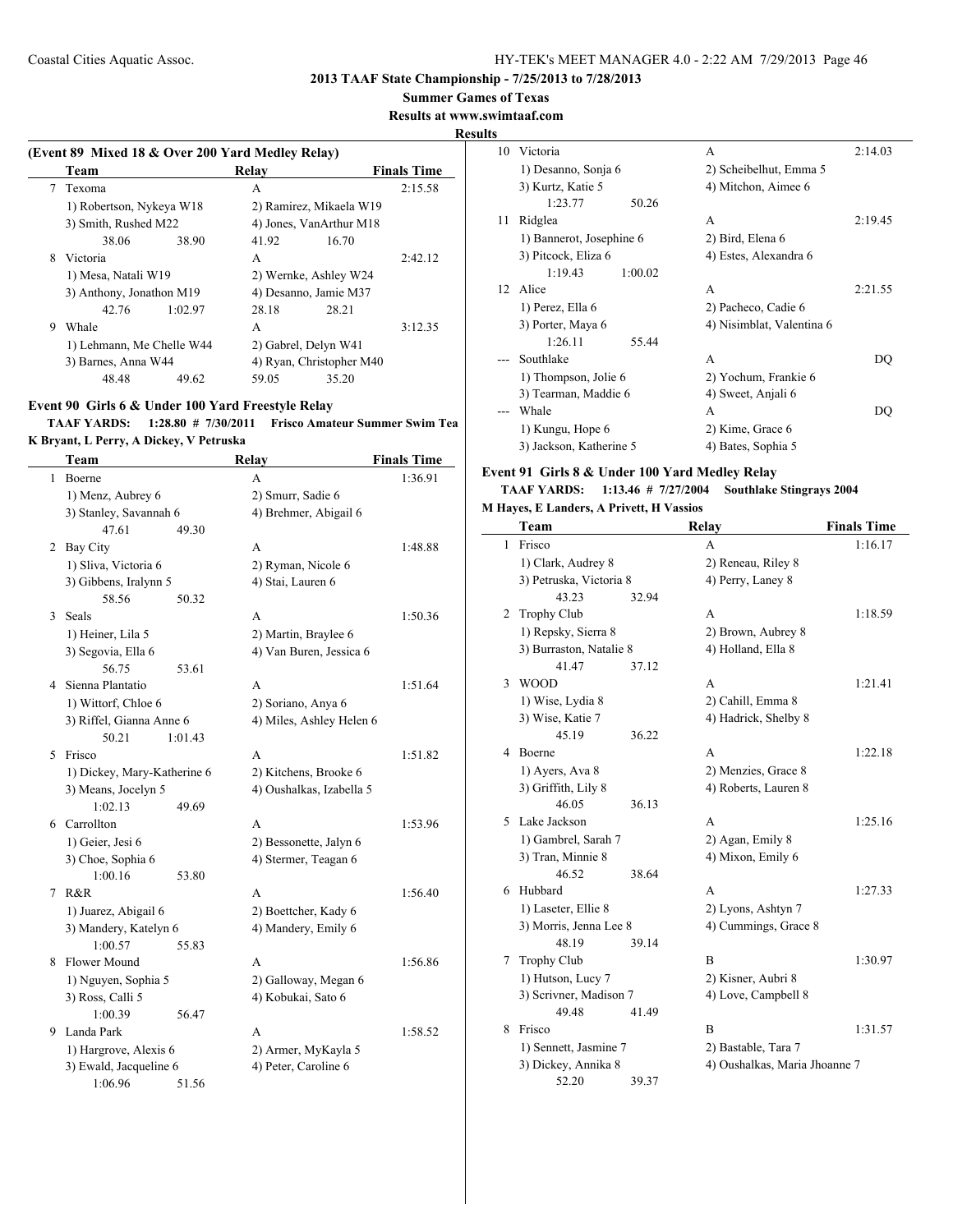**2013 TAAF State Championship - 7/25/2013 to 7/28/2013**

**Summer Games of Texas**

**Results at www.swimtaaf.com**

**Results**

### (Event 89 Mixed 18 & Over 200 Yard Medley Relay)

| | Team | Relay | Finals Time |
|---|---|---|---|
| 7 | Texoma | A | 2:15.58 |
| | 1) Robertson, Nykeya W18 | 2) Ramirez, Mikaela W19 | |
| | 3) Smith, Rushed M22 | 4) Jones, VanArthur M18 | |
| | 38.06 38.90 | 41.92 16.70 | |
| 8 | Victoria | A | 2:42.12 |
| | 1) Mesa, Natali W19 | 2) Wernke, Ashley W24 | |
| | 3) Anthony, Jonathon M19 | 4) Desanno, Jamie M37 | |
| | 42.76 1:02.97 | 28.18 28.21 | |
| 9 | Whale | A | 3:12.35 |
| | 1) Lehmann, Me Chelle W44 | 2) Gabrel, Delyn W41 | |
| | 3) Barnes, Anna W44 | 4) Ryan, Christopher M40 | |
| | 48.48 49.62 | 59.05 35.20 | |

### Event 90 Girls 6 & Under 100 Yard Freestyle Relay

**TAAF YARDS: 1:28.80 # 7/30/2011 Frisco Amateur Summer Swim Tea**
**K Bryant, L Perry, A Dickey, V Petruska**

| | Team | Relay | Finals Time |
|---|---|---|---|
| 1 | Boerne | A | 1:36.91 |
| | 1) Menz, Aubrey 6 | 2) Smurr, Sadie 6 | |
| | 3) Stanley, Savannah 6 | 4) Brehmer, Abigail 6 | |
| | 47.61 49.30 | | |
| 2 | Bay City | A | 1:48.88 |
| | 1) Sliva, Victoria 6 | 2) Ryman, Nicole 6 | |
| | 3) Gibbens, Iralynn 5 | 4) Stai, Lauren 6 | |
| | 58.56 50.32 | | |
| 3 | Seals | A | 1:50.36 |
| | 1) Heiner, Lila 5 | 2) Martin, Braylee 6 | |
| | 3) Segovia, Ella 6 | 4) Van Buren, Jessica 6 | |
| | 56.75 53.61 | | |
| 4 | Sienna Plantatio | A | 1:51.64 |
| | 1) Wittorf, Chloe 6 | 2) Soriano, Anya 6 | |
| | 3) Riffel, Gianna Anne 6 | 4) Miles, Ashley Helen 6 | |
| | 50.21 1:01.43 | | |
| 5 | Frisco | A | 1:51.82 |
| | 1) Dickey, Mary-Katherine 6 | 2) Kitchens, Brooke 6 | |
| | 3) Means, Jocelyn 5 | 4) Oushalkas, Izabella 5 | |
| | 1:02.13 49.69 | | |
| 6 | Carrollton | A | 1:53.96 |
| | 1) Geier, Jesi 6 | 2) Bessonette, Jalyn 6 | |
| | 3) Choe, Sophia 6 | 4) Stermer, Teagan 6 | |
| | 1:00.16 53.80 | | |
| 7 | R&R | A | 1:56.40 |
| | 1) Juarez, Abigail 6 | 2) Boettcher, Kady 6 | |
| | 3) Mandery, Katelyn 6 | 4) Mandery, Emily 6 | |
| | 1:00.57 55.83 | | |
| 8 | Flower Mound | A | 1:56.86 |
| | 1) Nguyen, Sophia 5 | 2) Galloway, Megan 6 | |
| | 3) Ross, Calli 5 | 4) Kobukai, Sato 6 | |
| | 1:00.39 56.47 | | |
| 9 | Landa Park | A | 1:58.52 |
| | 1) Hargrove, Alexis 6 | 2) Armer, MyKayla 5 | |
| | 3) Ewald, Jacqueline 6 | 4) Peter, Caroline 6 | |
| | 1:06.96 51.56 | | |
| 10 | Victoria | A | 2:14.03 |
| | 1) Desanno, Sonja 6 | 2) Scheibelhut, Emma 5 | |
| | 3) Kurtz, Katie 5 | 4) Mitchon, Aimee 6 | |
| | 1:23.77 50.26 | | |
| 11 | Ridglea | A | 2:19.45 |
| | 1) Bannerot, Josephine 6 | 2) Bird, Elena 6 | |
| | 3) Pitcock, Eliza 6 | 4) Estes, Alexandra 6 | |
| | 1:19.43 1:00.02 | | |
| 12 | Alice | A | 2:21.55 |
| | 1) Perez, Ella 6 | 2) Pacheco, Cadie 6 | |
| | 3) Porter, Maya 6 | 4) Nisimblat, Valentina 6 | |
| | 1:26.11 55.44 | | |
| --- | Southlake | A | DQ |
| | 1) Thompson, Jolie 6 | 2) Yochum, Frankie 6 | |
| | 3) Tearman, Maddie 6 | 4) Sweet, Anjali 6 | |
| --- | Whale | A | DQ |
| | 1) Kungu, Hope 6 | 2) Kime, Grace 6 | |
| | 3) Jackson, Katherine 5 | 4) Bates, Sophia 5 | |

### Event 91 Girls 8 & Under 100 Yard Medley Relay

**TAAF YARDS: 1:13.46 # 7/27/2004 Southlake Stingrays 2004**
**M Hayes, E Landers, A Privett, H Vassios**

| | Team | Relay | Finals Time |
|---|---|---|---|
| 1 | Frisco | A | 1:16.17 |
| | 1) Clark, Audrey 8 | 2) Reneau, Riley 8 | |
| | 3) Petruska, Victoria 8 | 4) Perry, Laney 8 | |
| | 43.23 32.94 | | |
| 2 | Trophy Club | A | 1:18.59 |
| | 1) Repsky, Sierra 8 | 2) Brown, Aubrey 8 | |
| | 3) Burraston, Natalie 8 | 4) Holland, Ella 8 | |
| | 41.47 37.12 | | |
| 3 | WOOD | A | 1:21.41 |
| | 1) Wise, Lydia 8 | 2) Cahill, Emma 8 | |
| | 3) Wise, Katie 7 | 4) Hadrick, Shelby 8 | |
| | 45.19 36.22 | | |
| 4 | Boerne | A | 1:22.18 |
| | 1) Ayers, Ava 8 | 2) Menzies, Grace 8 | |
| | 3) Griffith, Lily 8 | 4) Roberts, Lauren 8 | |
| | 46.05 36.13 | | |
| 5 | Lake Jackson | A | 1:25.16 |
| | 1) Gambrel, Sarah 7 | 2) Agan, Emily 8 | |
| | 3) Tran, Minnie 8 | 4) Mixon, Emily 6 | |
| | 46.52 38.64 | | |
| 6 | Hubbard | A | 1:27.33 |
| | 1) Laseter, Ellie 8 | 2) Lyons, Ashtyn 7 | |
| | 3) Morris, Jenna Lee 8 | 4) Cummings, Grace 8 | |
| | 48.19 39.14 | | |
| 7 | Trophy Club | B | 1:30.97 |
| | 1) Hutson, Lucy 7 | 2) Kisner, Aubri 8 | |
| | 3) Scrivner, Madison 7 | 4) Love, Campbell 8 | |
| | 49.48 41.49 | | |
| 8 | Frisco | B | 1:31.57 |
| | 1) Sennett, Jasmine 7 | 2) Bastable, Tara 7 | |
| | 3) Dickey, Annika 8 | 4) Oushalkas, Maria Jhoanne 7 | |
| | 52.20 39.37 | | |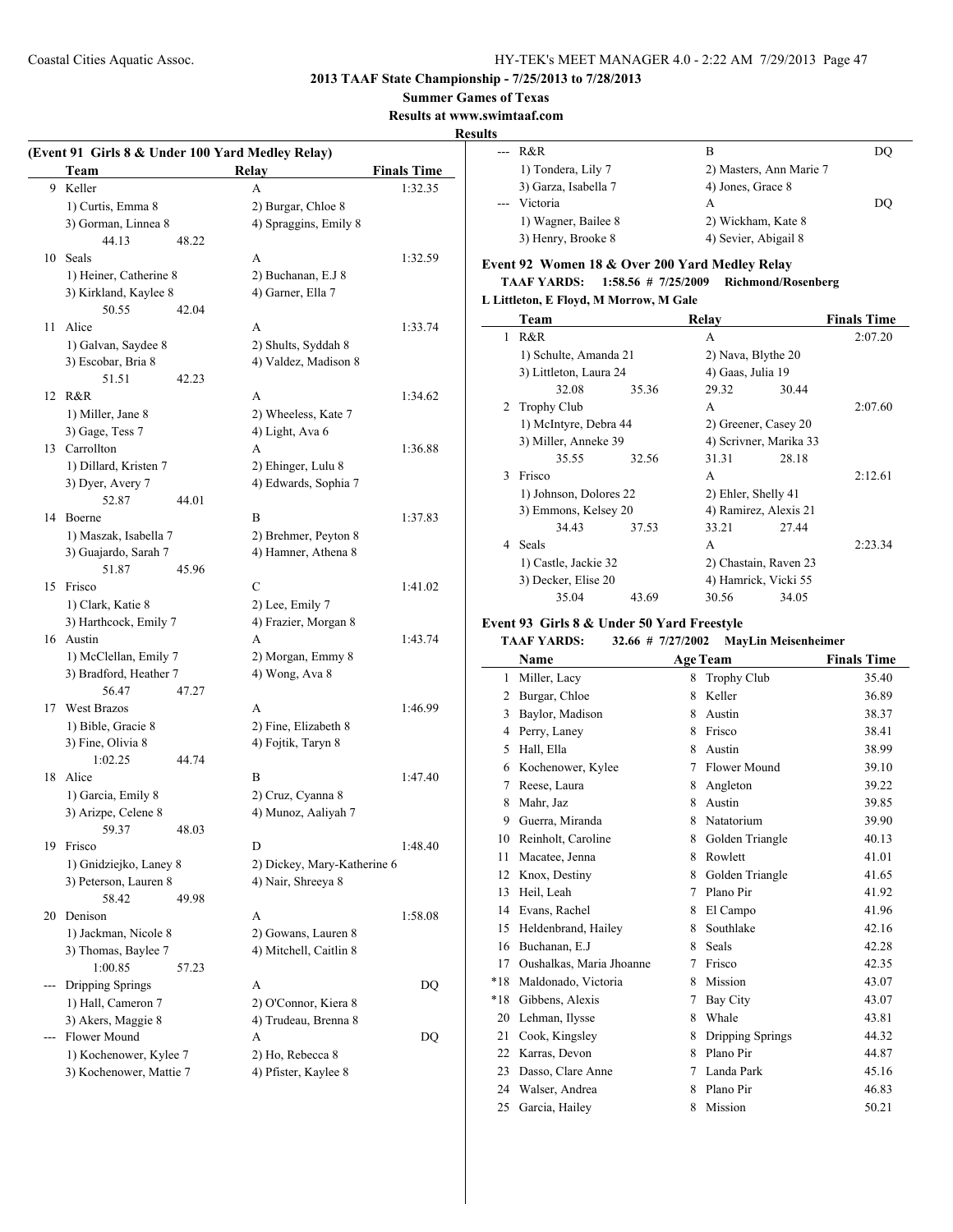**2013 TAAF State Championship - 7/25/2013 to 7/28/2013**

**Summer Games of Texas**

**Results at www.swimtaaf.com**

**Results**

### (Event 91 Girls 8 & Under 100 Yard Medley Relay)

| | Team | Relay | Finals Time |
|---|---|---|---|
| 9 | Keller | A | 1:32.35 |
| | 1) Curtis, Emma 8 | 2) Burgar, Chloe 8 | |
| | 3) Gorman, Linnea 8 | 4) Spraggins, Emily 8 | |
| | 44.13 48.22 | | |
| 10 | Seals | A | 1:32.59 |
| | 1) Heiner, Catherine 8 | 2) Buchanan, E.J 8 | |
| | 3) Kirkland, Kaylee 8 | 4) Garner, Ella 7 | |
| | 50.55 42.04 | | |
| 11 | Alice | A | 1:33.74 |
| | 1) Galvan, Saydee 8 | 2) Shults, Syddah 8 | |
| | 3) Escobar, Bria 8 | 4) Valdez, Madison 8 | |
| | 51.51 42.23 | | |
| 12 | R&R | A | 1:34.62 |
| | 1) Miller, Jane 8 | 2) Wheeless, Kate 7 | |
| | 3) Gage, Tess 7 | 4) Light, Ava 6 | |
| 13 | Carrollton | A | 1:36.88 |
| | 1) Dillard, Kristen 7 | 2) Ehinger, Lulu 8 | |
| | 3) Dyer, Avery 7 | 4) Edwards, Sophia 7 | |
| | 52.87 44.01 | | |
| 14 | Boerne | B | 1:37.83 |
| | 1) Maszak, Isabella 7 | 2) Brehmer, Peyton 8 | |
| | 3) Guajardo, Sarah 7 | 4) Hamner, Athena 8 | |
| | 51.87 45.96 | | |
| 15 | Frisco | C | 1:41.02 |
| | 1) Clark, Katie 8 | 2) Lee, Emily 7 | |
| | 3) Harthcock, Emily 7 | 4) Frazier, Morgan 8 | |
| 16 | Austin | A | 1:43.74 |
| | 1) McClellan, Emily 7 | 2) Morgan, Emmy 8 | |
| | 3) Bradford, Heather 7 | 4) Wong, Ava 8 | |
| | 56.47 47.27 | | |
| 17 | West Brazos | A | 1:46.99 |
| | 1) Bible, Gracie 8 | 2) Fine, Elizabeth 8 | |
| | 3) Fine, Olivia 8 | 4) Fojtik, Taryn 8 | |
| | 1:02.25 44.74 | | |
| 18 | Alice | B | 1:47.40 |
| | 1) Garcia, Emily 8 | 2) Cruz, Cyanna 8 | |
| | 3) Arizpe, Celene 8 | 4) Munoz, Aaliyah 7 | |
| | 59.37 48.03 | | |
| 19 | Frisco | D | 1:48.40 |
| | 1) Gnidziejko, Laney 8 | 2) Dickey, Mary-Katherine 6 | |
| | 3) Peterson, Lauren 8 | 4) Nair, Shreeya 8 | |
| | 58.42 49.98 | | |
| 20 | Denison | A | 1:58.08 |
| | 1) Jackman, Nicole 8 | 2) Gowans, Lauren 8 | |
| | 3) Thomas, Baylee 7 | 4) Mitchell, Caitlin 8 | |
| | 1:00.85 57.23 | | |
| --- | Dripping Springs | A | DQ |
| | 1) Hall, Cameron 7 | 2) O'Connor, Kiera 8 | |
| | 3) Akers, Maggie 8 | 4) Trudeau, Brenna 8 | |
| --- | Flower Mound | A | DQ |
| | 1) Kochenower, Kylee 7 | 2) Ho, Rebecca 8 | |
| | 3) Kochenower, Mattie 7 | 4) Pfister, Kaylee 8 | |
| --- | R&R | B | DQ |
| | 1) Tondera, Lily 7 | 2) Masters, Ann Marie 7 | |
| | 3) Garza, Isabella 7 | 4) Jones, Grace 8 | |
| --- | Victoria | A | DQ |
| | 1) Wagner, Bailee 8 | 2) Wickham, Kate 8 | |
| | 3) Henry, Brooke 8 | 4) Sevier, Abigail 8 | |

### Event 92 Women 18 & Over 200 Yard Medley Relay

**TAAF YARDS: 1:58.56 # 7/25/2009 Richmond/Rosenberg**

**L Littleton, E Floyd, M Morrow, M Gale**

| | Team | Relay | Finals Time |
|---|---|---|---|
| 1 | R&R | A | 2:07.20 |
| | 1) Schulte, Amanda 21 | 2) Nava, Blythe 20 | |
| | 3) Littleton, Laura 24 | 4) Gaas, Julia 19 | |
| | 32.08 35.36 | 29.32 30.44 | |
| 2 | Trophy Club | A | 2:07.60 |
| | 1) McIntyre, Debra 44 | 2) Greener, Casey 20 | |
| | 3) Miller, Anneke 39 | 4) Scrivner, Marika 33 | |
| | 35.55 32.56 | 31.31 28.18 | |
| 3 | Frisco | A | 2:12.61 |
| | 1) Johnson, Dolores 22 | 2) Ehler, Shelly 41 | |
| | 3) Emmons, Kelsey 20 | 4) Ramirez, Alexis 21 | |
| | 34.43 37.53 | 33.21 27.44 | |
| 4 | Seals | A | 2:23.34 |
| | 1) Castle, Jackie 32 | 2) Chastain, Raven 23 | |
| | 3) Decker, Elise 20 | 4) Hamrick, Vicki 55 | |
| | 35.04 43.69 | 30.56 34.05 | |

### Event 93 Girls 8 & Under 50 Yard Freestyle

**TAAF YARDS: 32.66 # 7/27/2002 MayLin Meisenheimer**

| | Name | Age | Team | Finals Time |
|---|---|---|---|---|
| 1 | Miller, Lacy | 8 | Trophy Club | 35.40 |
| 2 | Burgar, Chloe | 8 | Keller | 36.89 |
| 3 | Baylor, Madison | 8 | Austin | 38.37 |
| 4 | Perry, Laney | 8 | Frisco | 38.41 |
| 5 | Hall, Ella | 8 | Austin | 38.99 |
| 6 | Kochenower, Kylee | 7 | Flower Mound | 39.10 |
| 7 | Reese, Laura | 8 | Angleton | 39.22 |
| 8 | Mahr, Jaz | 8 | Austin | 39.85 |
| 9 | Guerra, Miranda | 8 | Natatorium | 39.90 |
| 10 | Reinholt, Caroline | 8 | Golden Triangle | 40.13 |
| 11 | Macatee, Jenna | 8 | Rowlett | 41.01 |
| 12 | Knox, Destiny | 8 | Golden Triangle | 41.65 |
| 13 | Heil, Leah | 7 | Plano Pir | 41.92 |
| 14 | Evans, Rachel | 8 | El Campo | 41.96 |
| 15 | Heldenbrand, Hailey | 8 | Southlake | 42.16 |
| 16 | Buchanan, E.J | 8 | Seals | 42.28 |
| 17 | Oushalkas, Maria Jhoanne | 7 | Frisco | 42.35 |
| *18 | Maldonado, Victoria | 8 | Mission | 43.07 |
| *18 | Gibbens, Alexis | 7 | Bay City | 43.07 |
| 20 | Lehman, Ilysse | 8 | Whale | 43.81 |
| 21 | Cook, Kingsley | 8 | Dripping Springs | 44.32 |
| 22 | Karras, Devon | 8 | Plano Pir | 44.87 |
| 23 | Dasso, Clare Anne | 7 | Landa Park | 45.16 |
| 24 | Walser, Andrea | 8 | Plano Pir | 46.83 |
| 25 | Garcia, Hailey | 8 | Mission | 50.21 |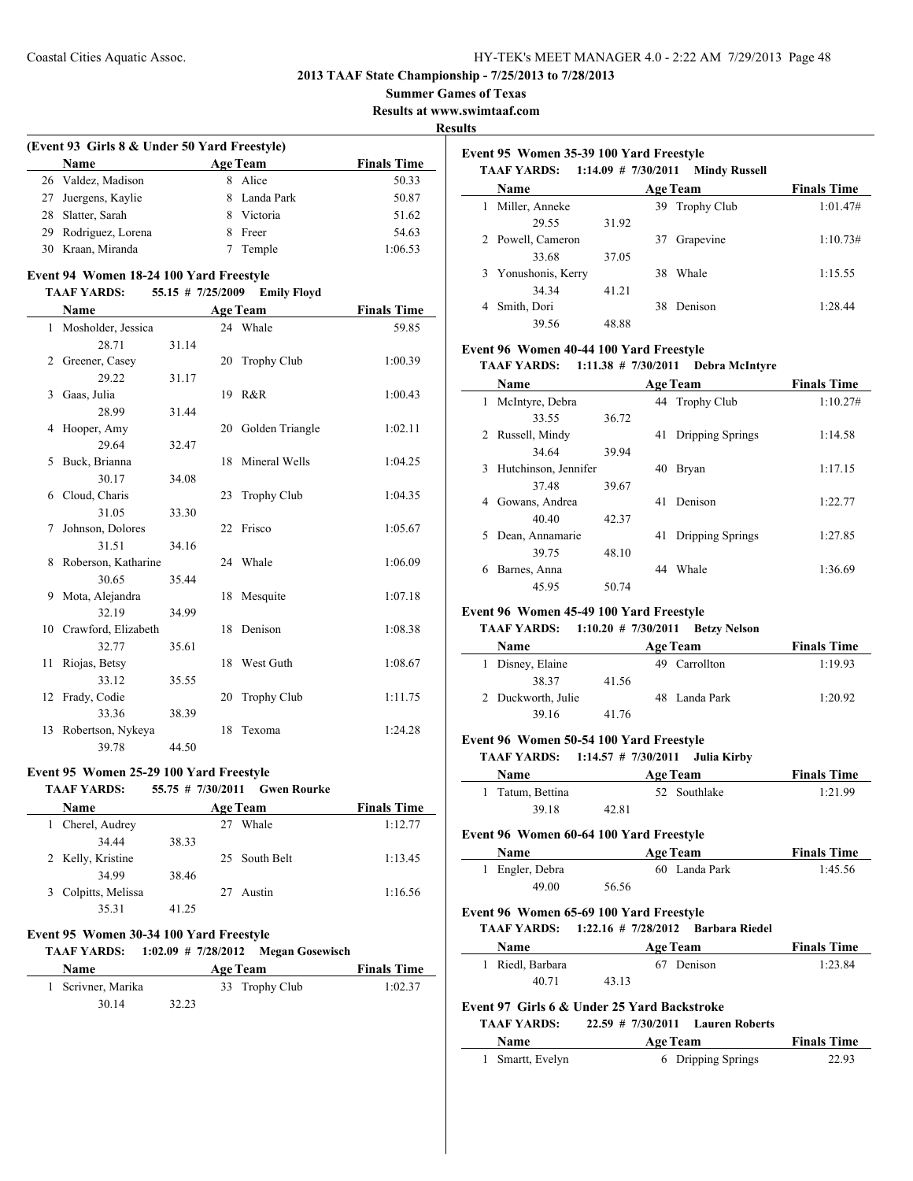## 2013 TAAF State Championship - 7/25/2013 to 7/28/2013

**Summer Games of Texas**

**Results at www.swimtaaf.com**

**Results**

### (Event 93 Girls 8 & Under 50 Yard Freestyle)

| | Name | Age | Team | Finals Time |
|---|---|---|---|---|
| 26 | Valdez, Madison | 8 | Alice | 50.33 |
| 27 | Juergens, Kaylie | 8 | Landa Park | 50.87 |
| 28 | Slatter, Sarah | 8 | Victoria | 51.62 |
| 29 | Rodriguez, Lorena | 8 | Freer | 54.63 |
| 30 | Kraan, Miranda | 7 | Temple | 1:06.53 |

### Event 94 Women 18-24 100 Yard Freestyle

**TAAF YARDS: 55.15 # 7/25/2009 Emily Floyd**

| | Name | Age | Team | Finals Time |
|---|---|---|---|---|
| 1 | Mosholder, Jessica | 24 | Whale | 59.85 |
| | 28.71 31.14 | | | |
| 2 | Greener, Casey | 20 | Trophy Club | 1:00.39 |
| | 29.22 31.17 | | | |
| 3 | Gaas, Julia | 19 | R&R | 1:00.43 |
| | 28.99 31.44 | | | |
| 4 | Hooper, Amy | 20 | Golden Triangle | 1:02.11 |
| | 29.64 32.47 | | | |
| 5 | Buck, Brianna | 18 | Mineral Wells | 1:04.25 |
| | 30.17 34.08 | | | |
| 6 | Cloud, Charis | 23 | Trophy Club | 1:04.35 |
| | 31.05 33.30 | | | |
| 7 | Johnson, Dolores | 22 | Frisco | 1:05.67 |
| | 31.51 34.16 | | | |
| 8 | Roberson, Katharine | 24 | Whale | 1:06.09 |
| | 30.65 35.44 | | | |
| 9 | Mota, Alejandra | 18 | Mesquite | 1:07.18 |
| | 32.19 34.99 | | | |
| 10 | Crawford, Elizabeth | 18 | Denison | 1:08.38 |
| | 32.77 35.61 | | | |
| 11 | Riojas, Betsy | 18 | West Guth | 1:08.67 |
| | 33.12 35.55 | | | |
| 12 | Frady, Codie | 20 | Trophy Club | 1:11.75 |
| | 33.36 38.39 | | | |
| 13 | Robertson, Nykeya | 18 | Texoma | 1:24.28 |
| | 39.78 44.50 | | | |

### Event 95 Women 25-29 100 Yard Freestyle

**TAAF YARDS: 55.75 # 7/30/2011 Gwen Rourke**

| | Name | Age | Team | Finals Time |
|---|---|---|---|---|
| 1 | Cherel, Audrey | 27 | Whale | 1:12.77 |
| | 34.44 38.33 | | | |
| 2 | Kelly, Kristine | 25 | South Belt | 1:13.45 |
| | 34.99 38.46 | | | |
| 3 | Colpitts, Melissa | 27 | Austin | 1:16.56 |
| | 35.31 41.25 | | | |

### Event 95 Women 30-34 100 Yard Freestyle

**TAAF YARDS: 1:02.09 # 7/28/2012 Megan Gosewisch**

| | Name | Age | Team | Finals Time |
|---|---|---|---|---|
| 1 | Scrivner, Marika | 33 | Trophy Club | 1:02.37 |
| | 30.14 32.23 | | | |

### Event 95 Women 35-39 100 Yard Freestyle

**TAAF YARDS: 1:14.09 # 7/30/2011 Mindy Russell**

| | Name | Age | Team | Finals Time |
|---|---|---|---|---|
| 1 | Miller, Anneke | 39 | Trophy Club | 1:01.47# |
| | 29.55 31.92 | | | |
| 2 | Powell, Cameron | 37 | Grapevine | 1:10.73# |
| | 33.68 37.05 | | | |
| 3 | Yonushonis, Kerry | 38 | Whale | 1:15.55 |
| | 34.34 41.21 | | | |
| 4 | Smith, Dori | 38 | Denison | 1:28.44 |
| | 39.56 48.88 | | | |

### Event 96 Women 40-44 100 Yard Freestyle

**TAAF YARDS: 1:11.38 # 7/30/2011 Debra McIntyre**

| | Name | Age | Team | Finals Time |
|---|---|---|---|---|
| 1 | McIntyre, Debra | 44 | Trophy Club | 1:10.27# |
| | 33.55 36.72 | | | |
| 2 | Russell, Mindy | 41 | Dripping Springs | 1:14.58 |
| | 34.64 39.94 | | | |
| 3 | Hutchinson, Jennifer | 40 | Bryan | 1:17.15 |
| | 37.48 39.67 | | | |
| 4 | Gowans, Andrea | 41 | Denison | 1:22.77 |
| | 40.40 42.37 | | | |
| 5 | Dean, Annamarie | 41 | Dripping Springs | 1:27.85 |
| | 39.75 48.10 | | | |
| 6 | Barnes, Anna | 44 | Whale | 1:36.69 |
| | 45.95 50.74 | | | |

### Event 96 Women 45-49 100 Yard Freestyle

**TAAF YARDS: 1:10.20 # 7/30/2011 Betzy Nelson**

| | Name | Age | Team | Finals Time |
|---|---|---|---|---|
| 1 | Disney, Elaine | 49 | Carrollton | 1:19.93 |
| | 38.37 41.56 | | | |
| 2 | Duckworth, Julie | 48 | Landa Park | 1:20.92 |
| | 39.16 41.76 | | | |

### Event 96 Women 50-54 100 Yard Freestyle

**TAAF YARDS: 1:14.57 # 7/30/2011 Julia Kirby**

| | Name | Age | Team | Finals Time |
|---|---|---|---|---|
| 1 | Tatum, Bettina | 52 | Southlake | 1:21.99 |
| | 39.18 42.81 | | | |

### Event 96 Women 60-64 100 Yard Freestyle

| | Name | Age | Team | Finals Time |
|---|---|---|---|---|
| 1 | Engler, Debra | 60 | Landa Park | 1:45.56 |
| | 49.00 56.56 | | | |

### Event 96 Women 65-69 100 Yard Freestyle

**TAAF YARDS: 1:22.16 # 7/28/2012 Barbara Riedel**

| | Name | Age | Team | Finals Time |
|---|---|---|---|---|
| 1 | Riedl, Barbara | 67 | Denison | 1:23.84 |
| | 40.71 43.13 | | | |

### Event 97 Girls 6 & Under 25 Yard Backstroke

**TAAF YARDS: 22.59 # 7/30/2011 Lauren Roberts**

| | Name | Age | Team | Finals Time |
|---|---|---|---|---|
| 1 | Smartt, Evelyn | 6 | Dripping Springs | 22.93 |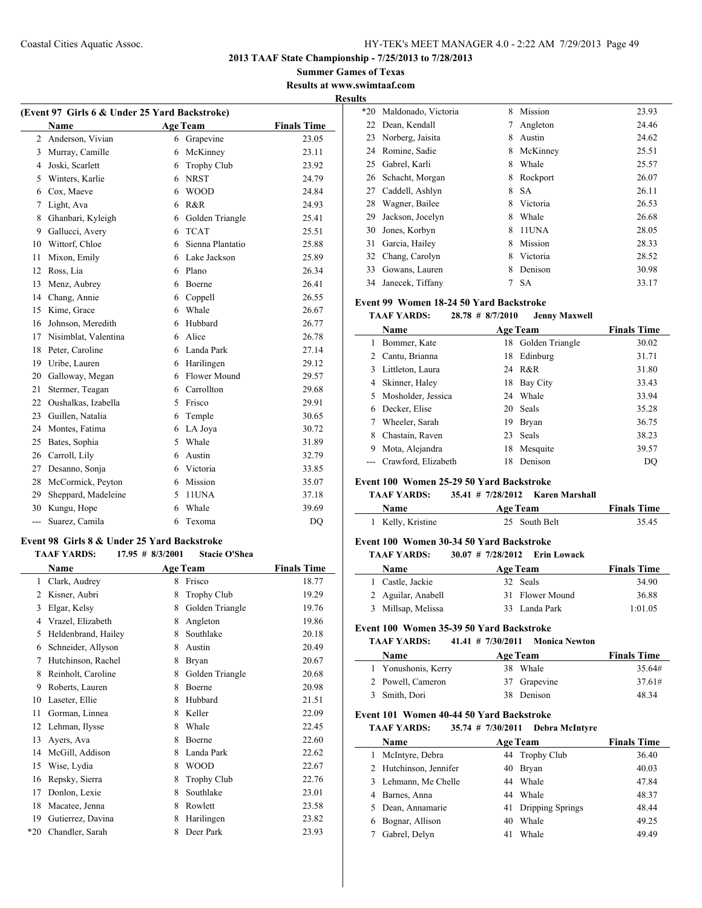# 2013 TAAF State Championship - 7/25/2013 to 7/28/2013

**Summer Games of Texas**

**Results at www.swimtaaf.com**

**Results**

### (Event 97 Girls 6 & Under 25 Yard Backstroke)

| | Name | Age | Team | Finals Time |
|---|---|---|---|---|
| 2 | Anderson, Vivian | 6 | Grapevine | 23.05 |
| 3 | Murray, Camille | 6 | McKinney | 23.11 |
| 4 | Joski, Scarlett | 6 | Trophy Club | 23.92 |
| 5 | Winters, Karlie | 6 | NRST | 24.79 |
| 6 | Cox, Maeve | 6 | WOOD | 24.84 |
| 7 | Light, Ava | 6 | R&R | 24.93 |
| 8 | Ghanbari, Kyleigh | 6 | Golden Triangle | 25.41 |
| 9 | Gallucci, Avery | 6 | TCAT | 25.51 |
| 10 | Wittorf, Chloe | 6 | Sienna Plantatio | 25.88 |
| 11 | Mixon, Emily | 6 | Lake Jackson | 25.89 |
| 12 | Ross, Lia | 6 | Plano | 26.34 |
| 13 | Menz, Aubrey | 6 | Boerne | 26.41 |
| 14 | Chang, Annie | 6 | Coppell | 26.55 |
| 15 | Kime, Grace | 6 | Whale | 26.67 |
| 16 | Johnson, Meredith | 6 | Hubbard | 26.77 |
| 17 | Nisimblat, Valentina | 6 | Alice | 26.78 |
| 18 | Peter, Caroline | 6 | Landa Park | 27.14 |
| 19 | Uribe, Lauren | 6 | Harilingen | 29.12 |
| 20 | Galloway, Megan | 6 | Flower Mound | 29.57 |
| 21 | Stermer, Teagan | 6 | Carrollton | 29.68 |
| 22 | Oushalkas, Izabella | 5 | Frisco | 29.91 |
| 23 | Guillen, Natalia | 6 | Temple | 30.65 |
| 24 | Montes, Fatima | 6 | LA Joya | 30.72 |
| 25 | Bates, Sophia | 5 | Whale | 31.89 |
| 26 | Carroll, Lily | 6 | Austin | 32.79 |
| 27 | Desanno, Sonja | 6 | Victoria | 33.85 |
| 28 | McCormick, Peyton | 6 | Mission | 35.07 |
| 29 | Sheppard, Madeleine | 5 | 11UNA | 37.18 |
| 30 | Kungu, Hope | 6 | Whale | 39.69 |
| --- | Suarez, Camila | 6 | Texoma | DQ |

### Event 98 Girls 8 & Under 25 Yard Backstroke

**TAAF YARDS: 17.95 # 8/3/2001 Stacie O'Shea**

| | Name | Age | Team | Finals Time |
|---|---|---|---|---|
| 1 | Clark, Audrey | 8 | Frisco | 18.77 |
| 2 | Kisner, Aubri | 8 | Trophy Club | 19.29 |
| 3 | Elgar, Kelsy | 8 | Golden Triangle | 19.76 |
| 4 | Vrazel, Elizabeth | 8 | Angleton | 19.86 |
| 5 | Heldenbrand, Hailey | 8 | Southlake | 20.18 |
| 6 | Schneider, Allyson | 8 | Austin | 20.49 |
| 7 | Hutchinson, Rachel | 8 | Bryan | 20.67 |
| 8 | Reinholt, Caroline | 8 | Golden Triangle | 20.68 |
| 9 | Roberts, Lauren | 8 | Boerne | 20.98 |
| 10 | Laseter, Ellie | 8 | Hubbard | 21.51 |
| 11 | Gorman, Linnea | 8 | Keller | 22.09 |
| 12 | Lehman, Ilysse | 8 | Whale | 22.45 |
| 13 | Ayers, Ava | 8 | Boerne | 22.60 |
| 14 | McGill, Addison | 8 | Landa Park | 22.62 |
| 15 | Wise, Lydia | 8 | WOOD | 22.67 |
| 16 | Repsky, Sierra | 8 | Trophy Club | 22.76 |
| 17 | Donlon, Lexie | 8 | Southlake | 23.01 |
| 18 | Macatee, Jenna | 8 | Rowlett | 23.58 |
| 19 | Gutierrez, Davina | 8 | Harilingen | 23.82 |
| *20 | Chandler, Sarah | 8 | Deer Park | 23.93 |
| *20 | Maldonado, Victoria | 8 | Mission | 23.93 |
| 22 | Dean, Kendall | 7 | Angleton | 24.46 |
| 23 | Norberg, Jaisita | 8 | Austin | 24.62 |
| 24 | Romine, Sadie | 8 | McKinney | 25.51 |
| 25 | Gabrel, Karli | 8 | Whale | 25.57 |
| 26 | Schacht, Morgan | 8 | Rockport | 26.07 |
| 27 | Caddell, Ashlyn | 8 | SA | 26.11 |
| 28 | Wagner, Bailee | 8 | Victoria | 26.53 |
| 29 | Jackson, Jocelyn | 8 | Whale | 26.68 |
| 30 | Jones, Korbyn | 8 | 11UNA | 28.05 |
| 31 | Garcia, Hailey | 8 | Mission | 28.33 |
| 32 | Chang, Carolyn | 8 | Victoria | 28.52 |
| 33 | Gowans, Lauren | 8 | Denison | 30.98 |
| 34 | Janecek, Tiffany | 7 | SA | 33.17 |

### Event 99 Women 18-24 50 Yard Backstroke

**TAAF YARDS: 28.78 # 8/7/2010 Jenny Maxwell**

| | Name | Age | Team | Finals Time |
|---|---|---|---|---|
| 1 | Bommer, Kate | 18 | Golden Triangle | 30.02 |
| 2 | Cantu, Brianna | 18 | Edinburg | 31.71 |
| 3 | Littleton, Laura | 24 | R&R | 31.80 |
| 4 | Skinner, Haley | 18 | Bay City | 33.43 |
| 5 | Mosholder, Jessica | 24 | Whale | 33.94 |
| 6 | Decker, Elise | 20 | Seals | 35.28 |
| 7 | Wheeler, Sarah | 19 | Bryan | 36.75 |
| 8 | Chastain, Raven | 23 | Seals | 38.23 |
| 9 | Mota, Alejandra | 18 | Mesquite | 39.57 |
| --- | Crawford, Elizabeth | 18 | Denison | DQ |

### Event 100 Women 25-29 50 Yard Backstroke

**TAAF YARDS: 35.41 # 7/28/2012 Karen Marshall**

| | Name | Age | Team | Finals Time |
|---|---|---|---|---|
| 1 | Kelly, Kristine | 25 | South Belt | 35.45 |

### Event 100 Women 30-34 50 Yard Backstroke

**TAAF YARDS: 30.07 # 7/28/2012 Erin Lowack**

| | Name | Age | Team | Finals Time |
|---|---|---|---|---|
| 1 | Castle, Jackie | 32 | Seals | 34.90 |
| 2 | Aguilar, Anabell | 31 | Flower Mound | 36.88 |
| 3 | Millsap, Melissa | 33 | Landa Park | 1:01.05 |

### Event 100 Women 35-39 50 Yard Backstroke

**TAAF YARDS: 41.41 # 7/30/2011 Monica Newton**

| | Name | Age | Team | Finals Time |
|---|---|---|---|---|
| 1 | Yonushonis, Kerry | 38 | Whale | 35.64# |
| 2 | Powell, Cameron | 37 | Grapevine | 37.61# |
| 3 | Smith, Dori | 38 | Denison | 48.34 |

### Event 101 Women 40-44 50 Yard Backstroke

**TAAF YARDS: 35.74 # 7/30/2011 Debra McIntyre**

| | Name | Age | Team | Finals Time |
|---|---|---|---|---|
| 1 | McIntyre, Debra | 44 | Trophy Club | 36.40 |
| 2 | Hutchinson, Jennifer | 40 | Bryan | 40.03 |
| 3 | Lehmann, Me Chelle | 44 | Whale | 47.84 |
| 4 | Barnes, Anna | 44 | Whale | 48.37 |
| 5 | Dean, Annamarie | 41 | Dripping Springs | 48.44 |
| 6 | Bognar, Allison | 40 | Whale | 49.25 |
| 7 | Gabrel, Delyn | 41 | Whale | 49.49 |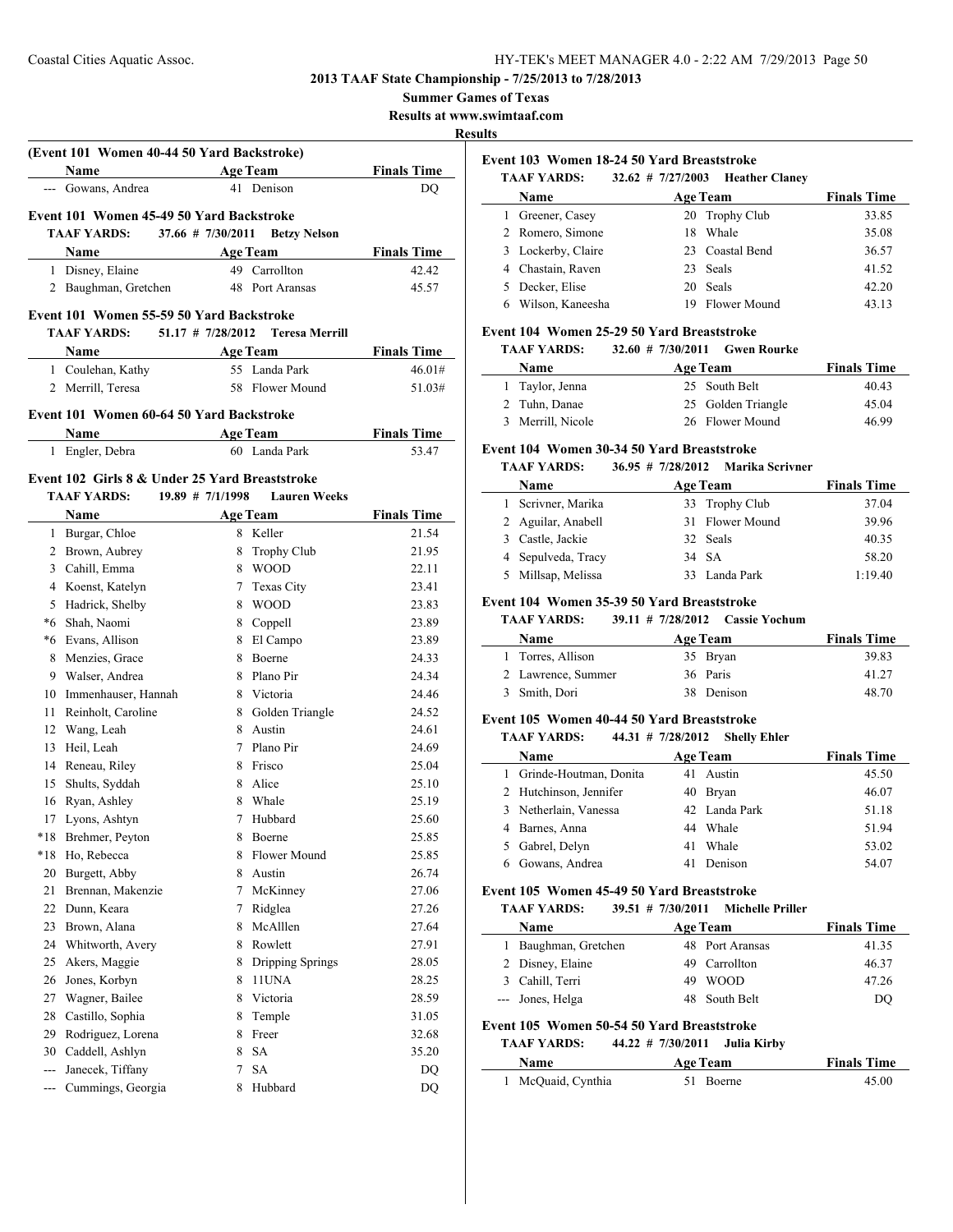**2013 TAAF State Championship - 7/25/2013 to 7/28/2013**

**Summer Games of Texas**

**Results at www.swimtaaf.com**

**Results**

### (Event 101 Women 40-44 50 Yard Backstroke)

| | Name | Age | Team | Finals Time |
|---|---|---|---|---|
| --- | Gowans, Andrea | 41 | Denison | DQ |

### Event 101 Women 45-49 50 Yard Backstroke

TAAF YARDS: 37.66 # 7/30/2011 Betzy Nelson

| | Name | Age | Team | Finals Time |
|---|---|---|---|---|
| 1 | Disney, Elaine | 49 | Carrollton | 42.42 |
| 2 | Baughman, Gretchen | 48 | Port Aransas | 45.57 |

### Event 101 Women 55-59 50 Yard Backstroke

TAAF YARDS: 51.17 # 7/28/2012 Teresa Merrill

| | Name | Age | Team | Finals Time |
|---|---|---|---|---|
| 1 | Coulehan, Kathy | 55 | Landa Park | 46.01# |
| 2 | Merrill, Teresa | 58 | Flower Mound | 51.03# |

### Event 101 Women 60-64 50 Yard Backstroke

| | Name | Age | Team | Finals Time |
|---|---|---|---|---|
| 1 | Engler, Debra | 60 | Landa Park | 53.47 |

### Event 102 Girls 8 & Under 25 Yard Breaststroke

TAAF YARDS: 19.89 # 7/1/1998 Lauren Weeks

| | Name | Age | Team | Finals Time |
|---|---|---|---|---|
| 1 | Burgar, Chloe | 8 | Keller | 21.54 |
| 2 | Brown, Aubrey | 8 | Trophy Club | 21.95 |
| 3 | Cahill, Emma | 8 | WOOD | 22.11 |
| 4 | Koenst, Katelyn | 7 | Texas City | 23.41 |
| 5 | Hadrick, Shelby | 8 | WOOD | 23.83 |
| *6 | Shah, Naomi | 8 | Coppell | 23.89 |
| *6 | Evans, Allison | 8 | El Campo | 23.89 |
| 8 | Menzies, Grace | 8 | Boerne | 24.33 |
| 9 | Walser, Andrea | 8 | Plano Pir | 24.34 |
| 10 | Immenhauser, Hannah | 8 | Victoria | 24.46 |
| 11 | Reinholt, Caroline | 8 | Golden Triangle | 24.52 |
| 12 | Wang, Leah | 8 | Austin | 24.61 |
| 13 | Heil, Leah | 7 | Plano Pir | 24.69 |
| 14 | Reneau, Riley | 8 | Frisco | 25.04 |
| 15 | Shults, Syddah | 8 | Alice | 25.10 |
| 16 | Ryan, Ashley | 8 | Whale | 25.19 |
| 17 | Lyons, Ashtyn | 7 | Hubbard | 25.60 |
| *18 | Brehmer, Peyton | 8 | Boerne | 25.85 |
| *18 | Ho, Rebecca | 8 | Flower Mound | 25.85 |
| 20 | Burgett, Abby | 8 | Austin | 26.74 |
| 21 | Brennan, Makenzie | 7 | McKinney | 27.06 |
| 22 | Dunn, Keara | 7 | Ridglea | 27.26 |
| 23 | Brown, Alana | 8 | McAlllen | 27.64 |
| 24 | Whitworth, Avery | 8 | Rowlett | 27.91 |
| 25 | Akers, Maggie | 8 | Dripping Springs | 28.05 |
| 26 | Jones, Korbyn | 8 | 11UNA | 28.25 |
| 27 | Wagner, Bailee | 8 | Victoria | 28.59 |
| 28 | Castillo, Sophia | 8 | Temple | 31.05 |
| 29 | Rodriguez, Lorena | 8 | Freer | 32.68 |
| 30 | Caddell, Ashlyn | 8 | SA | 35.20 |
| --- | Janecek, Tiffany | 7 | SA | DQ |
| --- | Cummings, Georgia | 8 | Hubbard | DQ |

### Event 103 Women 18-24 50 Yard Breaststroke

TAAF YARDS: 32.62 # 7/27/2003 Heather Claney

| | Name | Age | Team | Finals Time |
|---|---|---|---|---|
| 1 | Greener, Casey | 20 | Trophy Club | 33.85 |
| 2 | Romero, Simone | 18 | Whale | 35.08 |
| 3 | Lockerby, Claire | 23 | Coastal Bend | 36.57 |
| 4 | Chastain, Raven | 23 | Seals | 41.52 |
| 5 | Decker, Elise | 20 | Seals | 42.20 |
| 6 | Wilson, Kaneesha | 19 | Flower Mound | 43.13 |

### Event 104 Women 25-29 50 Yard Breaststroke

TAAF YARDS: 32.60 # 7/30/2011 Gwen Rourke

| | Name | Age | Team | Finals Time |
|---|---|---|---|---|
| 1 | Taylor, Jenna | 25 | South Belt | 40.43 |
| 2 | Tuhn, Danae | 25 | Golden Triangle | 45.04 |
| 3 | Merrill, Nicole | 26 | Flower Mound | 46.99 |

### Event 104 Women 30-34 50 Yard Breaststroke

TAAF YARDS: 36.95 # 7/28/2012 Marika Scrivner

| | Name | Age | Team | Finals Time |
|---|---|---|---|---|
| 1 | Scrivner, Marika | 33 | Trophy Club | 37.04 |
| 2 | Aguilar, Anabell | 31 | Flower Mound | 39.96 |
| 3 | Castle, Jackie | 32 | Seals | 40.35 |
| 4 | Sepulveda, Tracy | 34 | SA | 58.20 |
| 5 | Millsap, Melissa | 33 | Landa Park | 1:19.40 |

### Event 104 Women 35-39 50 Yard Breaststroke

TAAF YARDS: 39.11 # 7/28/2012 Cassie Yochum

| | Name | Age | Team | Finals Time |
|---|---|---|---|---|
| 1 | Torres, Allison | 35 | Bryan | 39.83 |
| 2 | Lawrence, Summer | 36 | Paris | 41.27 |
| 3 | Smith, Dori | 38 | Denison | 48.70 |

### Event 105 Women 40-44 50 Yard Breaststroke

TAAF YARDS: 44.31 # 7/28/2012 Shelly Ehler

| | Name | Age | Team | Finals Time |
|---|---|---|---|---|
| 1 | Grinde-Houtman, Donita | 41 | Austin | 45.50 |
| 2 | Hutchinson, Jennifer | 40 | Bryan | 46.07 |
| 3 | Netherlain, Vanessa | 42 | Landa Park | 51.18 |
| 4 | Barnes, Anna | 44 | Whale | 51.94 |
| 5 | Gabrel, Delyn | 41 | Whale | 53.02 |
| 6 | Gowans, Andrea | 41 | Denison | 54.07 |

### Event 105 Women 45-49 50 Yard Breaststroke

TAAF YARDS: 39.51 # 7/30/2011 Michelle Priller

| | Name | Age | Team | Finals Time |
|---|---|---|---|---|
| 1 | Baughman, Gretchen | 48 | Port Aransas | 41.35 |
| 2 | Disney, Elaine | 49 | Carrollton | 46.37 |
| 3 | Cahill, Terri | 49 | WOOD | 47.26 |
| --- | Jones, Helga | 48 | South Belt | DQ |

### Event 105 Women 50-54 50 Yard Breaststroke

TAAF YARDS: 44.22 # 7/30/2011 Julia Kirby

| | Name | Age | Team | Finals Time |
|---|---|---|---|---|
| 1 | McQuaid, Cynthia | 51 | Boerne | 45.00 |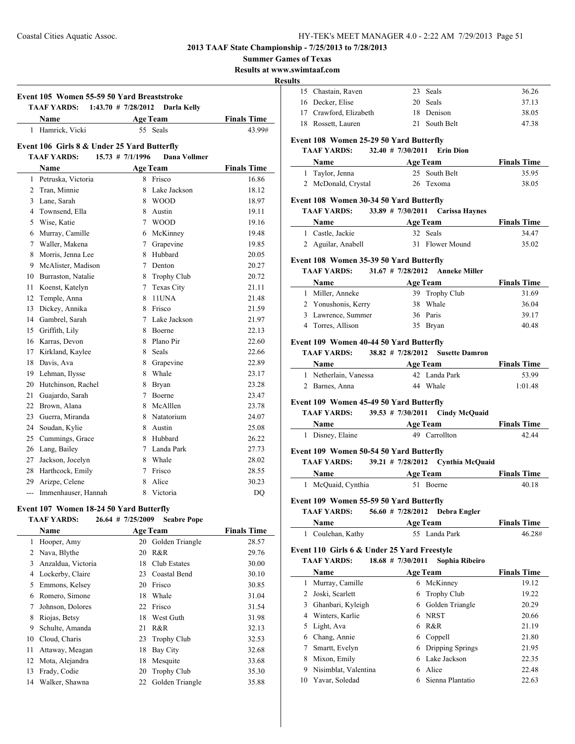## 2013 TAAF State Championship - 7/25/2013 to 7/28/2013

**Summer Games of Texas**

**Results at www.swimtaaf.com**

**Results**

### Event 105 Women 55-59 50 Yard Breaststroke

**TAAF YARDS: 1:43.70 # 7/28/2012 Darla Kelly**

| | Name | Age | Team | Finals Time |
|---|---|---|---|---|
| 1 | Hamrick, Vicki | 55 | Seals | 43.99# |

### Event 106 Girls 8 & Under 25 Yard Butterfly

**TAAF YARDS: 15.73 # 7/1/1996 Dana Vollmer**

| | Name | Age | Team | Finals Time |
|---|---|---|---|---|
| 1 | Petruska, Victoria | 8 | Frisco | 16.86 |
| 2 | Tran, Minnie | 8 | Lake Jackson | 18.12 |
| 3 | Lane, Sarah | 8 | WOOD | 18.97 |
| 4 | Townsend, Ella | 8 | Austin | 19.11 |
| 5 | Wise, Katie | 7 | WOOD | 19.16 |
| 6 | Murray, Camille | 6 | McKinney | 19.48 |
| 7 | Waller, Makena | 7 | Grapevine | 19.85 |
| 8 | Morris, Jenna Lee | 8 | Hubbard | 20.05 |
| 9 | McAlister, Madison | 7 | Denton | 20.27 |
| 10 | Burraston, Natalie | 8 | Trophy Club | 20.72 |
| 11 | Koenst, Katelyn | 7 | Texas City | 21.11 |
| 12 | Temple, Anna | 8 | 11UNA | 21.48 |
| 13 | Dickey, Annika | 8 | Frisco | 21.59 |
| 14 | Gambrel, Sarah | 7 | Lake Jackson | 21.97 |
| 15 | Griffith, Lily | 8 | Boerne | 22.13 |
| 16 | Karras, Devon | 8 | Plano Pir | 22.60 |
| 17 | Kirkland, Kaylee | 8 | Seals | 22.66 |
| 18 | Davis, Ava | 8 | Grapevine | 22.89 |
| 19 | Lehman, Ilysse | 8 | Whale | 23.17 |
| 20 | Hutchinson, Rachel | 8 | Bryan | 23.28 |
| 21 | Guajardo, Sarah | 7 | Boerne | 23.47 |
| 22 | Brown, Alana | 8 | McAlllen | 23.78 |
| 23 | Guerra, Miranda | 8 | Natatorium | 24.07 |
| 24 | Soudan, Kylie | 8 | Austin | 25.08 |
| 25 | Cummings, Grace | 8 | Hubbard | 26.22 |
| 26 | Lang, Bailey | 7 | Landa Park | 27.73 |
| 27 | Jackson, Jocelyn | 8 | Whale | 28.02 |
| 28 | Harthcock, Emily | 7 | Frisco | 28.55 |
| 29 | Arizpe, Celene | 8 | Alice | 30.23 |
| --- | Immenhauser, Hannah | 8 | Victoria | DQ |

### Event 107 Women 18-24 50 Yard Butterfly

**TAAF YARDS: 26.64 # 7/25/2009 Seabre Pope**

| | Name | Age | Team | Finals Time |
|---|---|---|---|---|
| 1 | Hooper, Amy | 20 | Golden Triangle | 28.57 |
| 2 | Nava, Blythe | 20 | R&R | 29.76 |
| 3 | Anzaldua, Victoria | 18 | Club Estates | 30.00 |
| 4 | Lockerby, Claire | 23 | Coastal Bend | 30.10 |
| 5 | Emmons, Kelsey | 20 | Frisco | 30.85 |
| 6 | Romero, Simone | 18 | Whale | 31.04 |
| 7 | Johnson, Dolores | 22 | Frisco | 31.54 |
| 8 | Riojas, Betsy | 18 | West Guth | 31.98 |
| 9 | Schulte, Amanda | 21 | R&R | 32.13 |
| 10 | Cloud, Charis | 23 | Trophy Club | 32.53 |
| 11 | Attaway, Meagan | 18 | Bay City | 32.68 |
| 12 | Mota, Alejandra | 18 | Mesquite | 33.68 |
| 13 | Frady, Codie | 20 | Trophy Club | 35.30 |
| 14 | Walker, Shawna | 22 | Golden Triangle | 35.88 |
| 15 | Chastain, Raven | 23 | Seals | 36.26 |
| 16 | Decker, Elise | 20 | Seals | 37.13 |
| 17 | Crawford, Elizabeth | 18 | Denison | 38.05 |
| 18 | Rossett, Lauren | 21 | South Belt | 47.38 |

### Event 108 Women 25-29 50 Yard Butterfly

**TAAF YARDS: 32.40 # 7/30/2011 Erin Dion**

| | Name | Age | Team | Finals Time |
|---|---|---|---|---|
| 1 | Taylor, Jenna | 25 | South Belt | 35.95 |
| 2 | McDonald, Crystal | 26 | Texoma | 38.05 |

### Event 108 Women 30-34 50 Yard Butterfly

**TAAF YARDS: 33.89 # 7/30/2011 Carissa Haynes**

| | Name | Age | Team | Finals Time |
|---|---|---|---|---|
| 1 | Castle, Jackie | 32 | Seals | 34.47 |
| 2 | Aguilar, Anabell | 31 | Flower Mound | 35.02 |

### Event 108 Women 35-39 50 Yard Butterfly

**TAAF YARDS: 31.67 # 7/28/2012 Anneke Miller**

| | Name | Age | Team | Finals Time |
|---|---|---|---|---|
| 1 | Miller, Anneke | 39 | Trophy Club | 31.69 |
| 2 | Yonushonis, Kerry | 38 | Whale | 36.04 |
| 3 | Lawrence, Summer | 36 | Paris | 39.17 |
| 4 | Torres, Allison | 35 | Bryan | 40.48 |

### Event 109 Women 40-44 50 Yard Butterfly

**TAAF YARDS: 38.82 # 7/28/2012 Susette Damron**

| | Name | Age | Team | Finals Time |
|---|---|---|---|---|
| 1 | Netherlain, Vanessa | 42 | Landa Park | 53.99 |
| 2 | Barnes, Anna | 44 | Whale | 1:01.48 |

### Event 109 Women 45-49 50 Yard Butterfly

**TAAF YARDS: 39.53 # 7/30/2011 Cindy McQuaid**

| | Name | Age | Team | Finals Time |
|---|---|---|---|---|
| 1 | Disney, Elaine | 49 | Carrollton | 42.44 |

### Event 109 Women 50-54 50 Yard Butterfly

**TAAF YARDS: 39.21 # 7/28/2012 Cynthia McQuaid**

| | Name | Age | Team | Finals Time |
|---|---|---|---|---|
| 1 | McQuaid, Cynthia | 51 | Boerne | 40.18 |

### Event 109 Women 55-59 50 Yard Butterfly

**TAAF YARDS: 56.60 # 7/28/2012 Debra Engler**

| | Name | Age | Team | Finals Time |
|---|---|---|---|---|
| 1 | Coulehan, Kathy | 55 | Landa Park | 46.28# |

### Event 110 Girls 6 & Under 25 Yard Freestyle

**TAAF YARDS: 18.68 # 7/30/2011 Sophia Ribeiro**

| | Name | Age | Team | Finals Time |
|---|---|---|---|---|
| 1 | Murray, Camille | 6 | McKinney | 19.12 |
| 2 | Joski, Scarlett | 6 | Trophy Club | 19.22 |
| 3 | Ghanbari, Kyleigh | 6 | Golden Triangle | 20.29 |
| 4 | Winters, Karlie | 6 | NRST | 20.66 |
| 5 | Light, Ava | 6 | R&R | 21.19 |
| 6 | Chang, Annie | 6 | Coppell | 21.80 |
| 7 | Smartt, Evelyn | 6 | Dripping Springs | 21.95 |
| 8 | Mixon, Emily | 6 | Lake Jackson | 22.35 |
| 9 | Nisimblat, Valentina | 6 | Alice | 22.48 |
| 10 | Yavar, Soledad | 6 | Sienna Plantatio | 22.63 |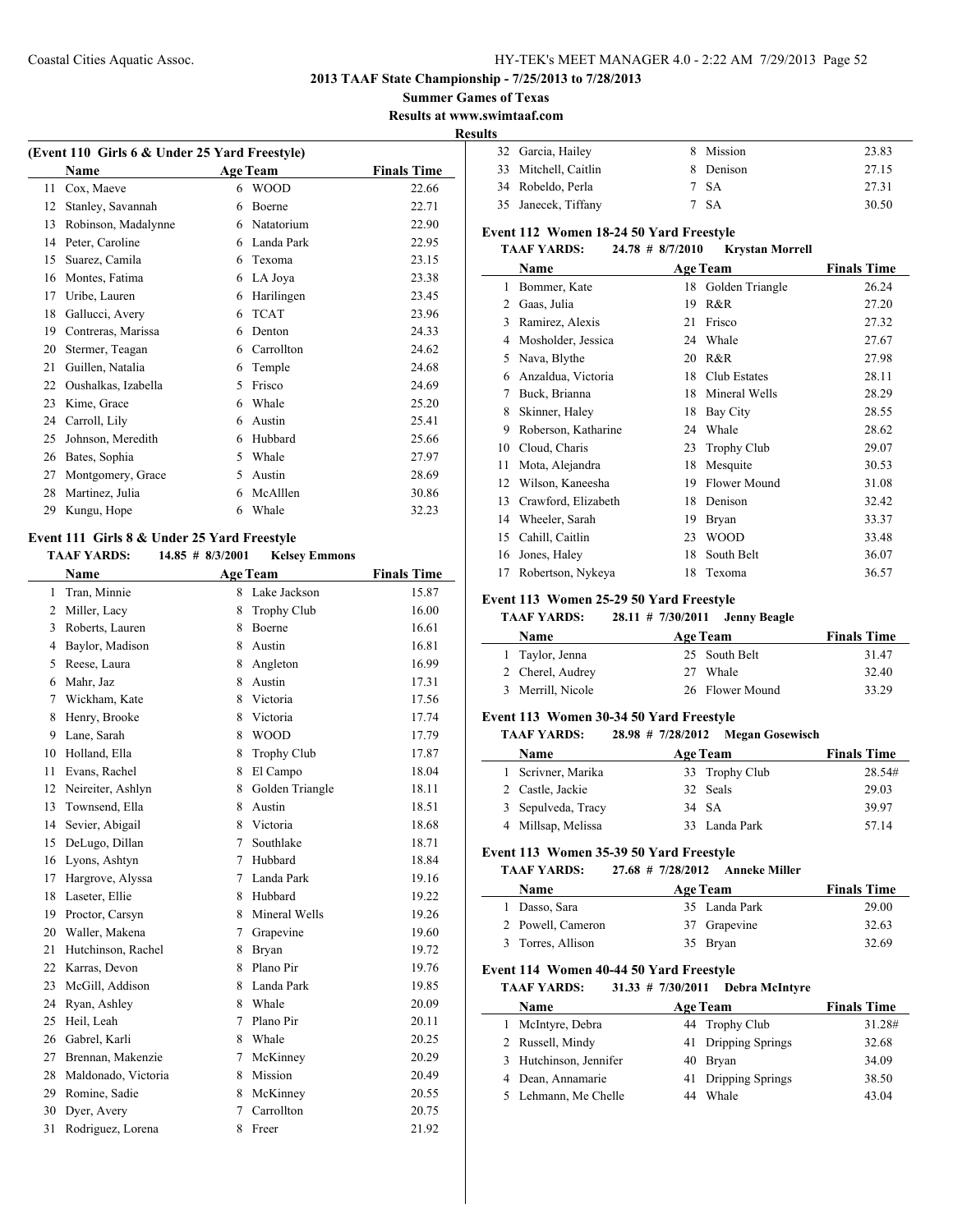# 2013 TAAF State Championship - 7/25/2013 to 7/28/2013

## Summer Games of Texas

### Results at www.swimtaaf.com

### Results

#### (Event 110 Girls 6 & Under 25 Yard Freestyle)

| | Name | Age | Team | Finals Time |
|---|---|---|---|---|
| 11 | Cox, Maeve | 6 | WOOD | 22.66 |
| 12 | Stanley, Savannah | 6 | Boerne | 22.71 |
| 13 | Robinson, Madalynne | 6 | Natatorium | 22.90 |
| 14 | Peter, Caroline | 6 | Landa Park | 22.95 |
| 15 | Suarez, Camila | 6 | Texoma | 23.15 |
| 16 | Montes, Fatima | 6 | LA Joya | 23.38 |
| 17 | Uribe, Lauren | 6 | Harilingen | 23.45 |
| 18 | Gallucci, Avery | 6 | TCAT | 23.96 |
| 19 | Contreras, Marissa | 6 | Denton | 24.33 |
| 20 | Stermer, Teagan | 6 | Carrollton | 24.62 |
| 21 | Guillen, Natalia | 6 | Temple | 24.68 |
| 22 | Oushalkas, Izabella | 5 | Frisco | 24.69 |
| 23 | Kime, Grace | 6 | Whale | 25.20 |
| 24 | Carroll, Lily | 6 | Austin | 25.41 |
| 25 | Johnson, Meredith | 6 | Hubbard | 25.66 |
| 26 | Bates, Sophia | 5 | Whale | 27.97 |
| 27 | Montgomery, Grace | 5 | Austin | 28.69 |
| 28 | Martinez, Julia | 6 | McAlllen | 30.86 |
| 29 | Kungu, Hope | 6 | Whale | 32.23 |

#### Event 111 Girls 8 & Under 25 Yard Freestyle

**TAAF YARDS: 14.85 # 8/3/2001 Kelsey Emmons**

| | Name | Age | Team | Finals Time |
|---|---|---|---|---|
| 1 | Tran, Minnie | 8 | Lake Jackson | 15.87 |
| 2 | Miller, Lacy | 8 | Trophy Club | 16.00 |
| 3 | Roberts, Lauren | 8 | Boerne | 16.61 |
| 4 | Baylor, Madison | 8 | Austin | 16.81 |
| 5 | Reese, Laura | 8 | Angleton | 16.99 |
| 6 | Mahr, Jaz | 8 | Austin | 17.31 |
| 7 | Wickham, Kate | 8 | Victoria | 17.56 |
| 8 | Henry, Brooke | 8 | Victoria | 17.74 |
| 9 | Lane, Sarah | 8 | WOOD | 17.79 |
| 10 | Holland, Ella | 8 | Trophy Club | 17.87 |
| 11 | Evans, Rachel | 8 | El Campo | 18.04 |
| 12 | Neireiter, Ashlyn | 8 | Golden Triangle | 18.11 |
| 13 | Townsend, Ella | 8 | Austin | 18.51 |
| 14 | Sevier, Abigail | 8 | Victoria | 18.68 |
| 15 | DeLugo, Dillan | 7 | Southlake | 18.71 |
| 16 | Lyons, Ashtyn | 7 | Hubbard | 18.84 |
| 17 | Hargrove, Alyssa | 7 | Landa Park | 19.16 |
| 18 | Laseter, Ellie | 8 | Hubbard | 19.22 |
| 19 | Proctor, Carsyn | 8 | Mineral Wells | 19.26 |
| 20 | Waller, Makena | 7 | Grapevine | 19.60 |
| 21 | Hutchinson, Rachel | 8 | Bryan | 19.72 |
| 22 | Karras, Devon | 8 | Plano Pir | 19.76 |
| 23 | McGill, Addison | 8 | Landa Park | 19.85 |
| 24 | Ryan, Ashley | 8 | Whale | 20.09 |
| 25 | Heil, Leah | 7 | Plano Pir | 20.11 |
| 26 | Gabrel, Karli | 8 | Whale | 20.25 |
| 27 | Brennan, Makenzie | 7 | McKinney | 20.29 |
| 28 | Maldonado, Victoria | 8 | Mission | 20.49 |
| 29 | Romine, Sadie | 8 | McKinney | 20.55 |
| 30 | Dyer, Avery | 7 | Carrollton | 20.75 |
| 31 | Rodriguez, Lorena | 8 | Freer | 21.92 |
| 32 | Garcia, Hailey | 8 | Mission | 23.83 |
| 33 | Mitchell, Caitlin | 8 | Denison | 27.15 |
| 34 | Robeldo, Perla | 7 | SA | 27.31 |
| 35 | Janecek, Tiffany | 7 | SA | 30.50 |

#### Event 112 Women 18-24 50 Yard Freestyle

**TAAF YARDS: 24.78 # 8/7/2010 Krystan Morrell**

| | Name | Age | Team | Finals Time |
|---|---|---|---|---|
| 1 | Bommer, Kate | 18 | Golden Triangle | 26.24 |
| 2 | Gaas, Julia | 19 | R&R | 27.20 |
| 3 | Ramirez, Alexis | 21 | Frisco | 27.32 |
| 4 | Mosholder, Jessica | 24 | Whale | 27.67 |
| 5 | Nava, Blythe | 20 | R&R | 27.98 |
| 6 | Anzaldua, Victoria | 18 | Club Estates | 28.11 |
| 7 | Buck, Brianna | 18 | Mineral Wells | 28.29 |
| 8 | Skinner, Haley | 18 | Bay City | 28.55 |
| 9 | Roberson, Katharine | 24 | Whale | 28.62 |
| 10 | Cloud, Charis | 23 | Trophy Club | 29.07 |
| 11 | Mota, Alejandra | 18 | Mesquite | 30.53 |
| 12 | Wilson, Kaneesha | 19 | Flower Mound | 31.08 |
| 13 | Crawford, Elizabeth | 18 | Denison | 32.42 |
| 14 | Wheeler, Sarah | 19 | Bryan | 33.37 |
| 15 | Cahill, Caitlin | 23 | WOOD | 33.48 |
| 16 | Jones, Haley | 18 | South Belt | 36.07 |
| 17 | Robertson, Nykeya | 18 | Texoma | 36.57 |

#### Event 113 Women 25-29 50 Yard Freestyle

**TAAF YARDS: 28.11 # 7/30/2011 Jenny Beagle**

| | Name | Age | Team | Finals Time |
|---|---|---|---|---|
| 1 | Taylor, Jenna | 25 | South Belt | 31.47 |
| 2 | Cherel, Audrey | 27 | Whale | 32.40 |
| 3 | Merrill, Nicole | 26 | Flower Mound | 33.29 |

#### Event 113 Women 30-34 50 Yard Freestyle

**TAAF YARDS: 28.98 # 7/28/2012 Megan Gosewisch**

| | Name | Age | Team | Finals Time |
|---|---|---|---|---|
| 1 | Scrivner, Marika | 33 | Trophy Club | 28.54# |
| 2 | Castle, Jackie | 32 | Seals | 29.03 |
| 3 | Sepulveda, Tracy | 34 | SA | 39.97 |
| 4 | Millsap, Melissa | 33 | Landa Park | 57.14 |

#### Event 113 Women 35-39 50 Yard Freestyle

**TAAF YARDS: 27.68 # 7/28/2012 Anneke Miller**

| | Name | Age | Team | Finals Time |
|---|---|---|---|---|
| 1 | Dasso, Sara | 35 | Landa Park | 29.00 |
| 2 | Powell, Cameron | 37 | Grapevine | 32.63 |
| 3 | Torres, Allison | 35 | Bryan | 32.69 |

#### Event 114 Women 40-44 50 Yard Freestyle

**TAAF YARDS: 31.33 # 7/30/2011 Debra McIntyre**

| | Name | Age | Team | Finals Time |
|---|---|---|---|---|
| 1 | McIntyre, Debra | 44 | Trophy Club | 31.28# |
| 2 | Russell, Mindy | 41 | Dripping Springs | 32.68 |
| 3 | Hutchinson, Jennifer | 40 | Bryan | 34.09 |
| 4 | Dean, Annamarie | 41 | Dripping Springs | 38.50 |
| 5 | Lehmann, Me Chelle | 44 | Whale | 43.04 |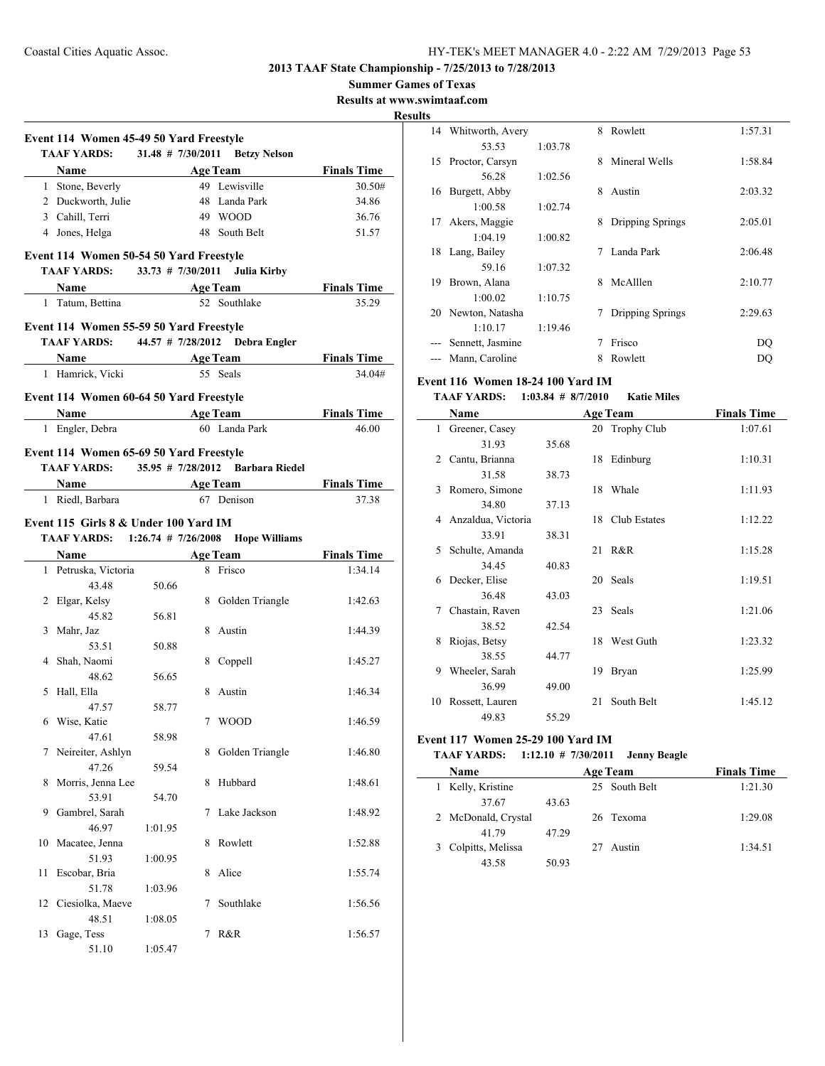**2013 TAAF State Championship - 7/25/2013 to 7/28/2013**

**Summer Games of Texas**

**Results at www.swimtaaf.com**

**Results**

### Event 114 Women 45-49 50 Yard Freestyle

TAAF YARDS: 31.48 # 7/30/2011 Betzy Nelson

| | Name | Age | Team | Finals Time |
|---|---|---|---|---|
| 1 | Stone, Beverly | 49 | Lewisville | 30.50# |
| 2 | Duckworth, Julie | 48 | Landa Park | 34.86 |
| 3 | Cahill, Terri | 49 | WOOD | 36.76 |
| 4 | Jones, Helga | 48 | South Belt | 51.57 |

### Event 114 Women 50-54 50 Yard Freestyle

TAAF YARDS: 33.73 # 7/30/2011 Julia Kirby

| | Name | Age | Team | Finals Time |
|---|---|---|---|---|
| 1 | Tatum, Bettina | 52 | Southlake | 35.29 |

### Event 114 Women 55-59 50 Yard Freestyle

TAAF YARDS: 44.57 # 7/28/2012 Debra Engler

| | Name | Age | Team | Finals Time |
|---|---|---|---|---|
| 1 | Hamrick, Vicki | 55 | Seals | 34.04# |

### Event 114 Women 60-64 50 Yard Freestyle

| | Name | Age | Team | Finals Time |
|---|---|---|---|---|
| 1 | Engler, Debra | 60 | Landa Park | 46.00 |

### Event 114 Women 65-69 50 Yard Freestyle

TAAF YARDS: 35.95 # 7/28/2012 Barbara Riedel

| | Name | Age | Team | Finals Time |
|---|---|---|---|---|
| 1 | Riedl, Barbara | 67 | Denison | 37.38 |

### Event 115 Girls 8 & Under 100 Yard IM

TAAF YARDS: 1:26.74 # 7/26/2008 Hope Williams

| | Name | Age | Team | Finals Time |
|---|---|---|---|---|
| 1 | Petruska, Victoria | 8 | Frisco | 1:34.14 |
| | 43.48 50.66 | | | |
| 2 | Elgar, Kelsy | 8 | Golden Triangle | 1:42.63 |
| | 45.82 56.81 | | | |
| 3 | Mahr, Jaz | 8 | Austin | 1:44.39 |
| | 53.51 50.88 | | | |
| 4 | Shah, Naomi | 8 | Coppell | 1:45.27 |
| | 48.62 56.65 | | | |
| 5 | Hall, Ella | 8 | Austin | 1:46.34 |
| | 47.57 58.77 | | | |
| 6 | Wise, Katie | 7 | WOOD | 1:46.59 |
| | 47.61 58.98 | | | |
| 7 | Neireiter, Ashlyn | 8 | Golden Triangle | 1:46.80 |
| | 47.26 59.54 | | | |
| 8 | Morris, Jenna Lee | 8 | Hubbard | 1:48.61 |
| | 53.91 54.70 | | | |
| 9 | Gambrel, Sarah | 7 | Lake Jackson | 1:48.92 |
| | 46.97 1:01.95 | | | |
| 10 | Macatee, Jenna | 8 | Rowlett | 1:52.88 |
| | 51.93 1:00.95 | | | |
| 11 | Escobar, Bria | 8 | Alice | 1:55.74 |
| | 51.78 1:03.96 | | | |
| 12 | Ciesiolka, Maeve | 7 | Southlake | 1:56.56 |
| | 48.51 1:08.05 | | | |
| 13 | Gage, Tess | 7 | R&R | 1:56.57 |
| | 51.10 1:05.47 | | | |
| 14 | Whitworth, Avery | 8 | Rowlett | 1:57.31 |
| | 53.53 1:03.78 | | | |
| 15 | Proctor, Carsyn | 8 | Mineral Wells | 1:58.84 |
| | 56.28 1:02.56 | | | |
| 16 | Burgett, Abby | 8 | Austin | 2:03.32 |
| | 1:00.58 1:02.74 | | | |
| 17 | Akers, Maggie | 8 | Dripping Springs | 2:05.01 |
| | 1:04.19 1:00.82 | | | |
| 18 | Lang, Bailey | 7 | Landa Park | 2:06.48 |
| | 59.16 1:07.32 | | | |
| 19 | Brown, Alana | 8 | McAlllen | 2:10.77 |
| | 1:00.02 1:10.75 | | | |
| 20 | Newton, Natasha | 7 | Dripping Springs | 2:29.63 |
| | 1:10.17 1:19.46 | | | |
| --- | Sennett, Jasmine | 7 | Frisco | DQ |
| --- | Mann, Caroline | 8 | Rowlett | DQ |

### Event 116 Women 18-24 100 Yard IM

TAAF YARDS: 1:03.84 # 8/7/2010 Katie Miles

| | Name | Age | Team | Finals Time |
|---|---|---|---|---|
| 1 | Greener, Casey | 20 | Trophy Club | 1:07.61 |
| | 31.93 35.68 | | | |
| 2 | Cantu, Brianna | 18 | Edinburg | 1:10.31 |
| | 31.58 38.73 | | | |
| 3 | Romero, Simone | 18 | Whale | 1:11.93 |
| | 34.80 37.13 | | | |
| 4 | Anzaldua, Victoria | 18 | Club Estates | 1:12.22 |
| | 33.91 38.31 | | | |
| 5 | Schulte, Amanda | 21 | R&R | 1:15.28 |
| | 34.45 40.83 | | | |
| 6 | Decker, Elise | 20 | Seals | 1:19.51 |
| | 36.48 43.03 | | | |
| 7 | Chastain, Raven | 23 | Seals | 1:21.06 |
| | 38.52 42.54 | | | |
| 8 | Riojas, Betsy | 18 | West Guth | 1:23.32 |
| | 38.55 44.77 | | | |
| 9 | Wheeler, Sarah | 19 | Bryan | 1:25.99 |
| | 36.99 49.00 | | | |
| 10 | Rossett, Lauren | 21 | South Belt | 1:45.12 |
| | 49.83 55.29 | | | |

### Event 117 Women 25-29 100 Yard IM

TAAF YARDS: 1:12.10 # 7/30/2011 Jenny Beagle

| | Name | Age | Team | Finals Time |
|---|---|---|---|---|
| 1 | Kelly, Kristine | 25 | South Belt | 1:21.30 |
| | 37.67 43.63 | | | |
| 2 | McDonald, Crystal | 26 | Texoma | 1:29.08 |
| | 41.79 47.29 | | | |
| 3 | Colpitts, Melissa | 27 | Austin | 1:34.51 |
| | 43.58 50.93 | | | |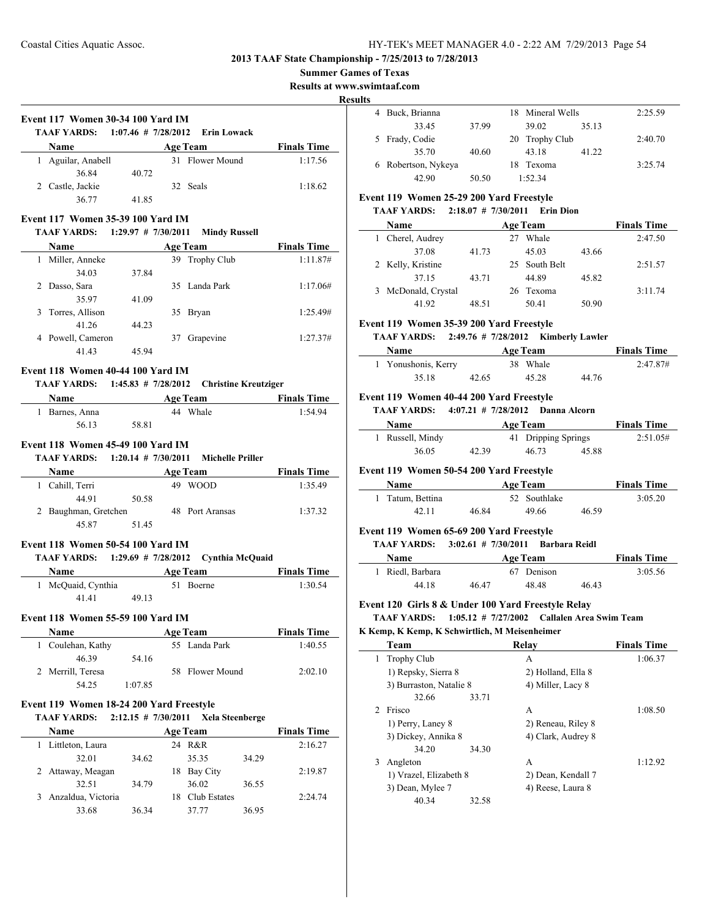**2013 TAAF State Championship - 7/25/2013 to 7/28/2013**

**Summer Games of Texas**

**Results at www.swimtaaf.com**

**Results**

### Event 117 Women 30-34 100 Yard IM

**TAAF YARDS: 1:07.46 # 7/28/2012 Erin Lowack**

| | Name | Age | Team | Finals Time |
|---|---|---|---|---|
| 1 | Aguilar, Anabell | 31 | Flower Mound | 1:17.56 |
| | 36.84 40.72 | | | |
| 2 | Castle, Jackie | 32 | Seals | 1:18.62 |
| | 36.77 41.85 | | | |

### Event 117 Women 35-39 100 Yard IM

**TAAF YARDS: 1:29.97 # 7/30/2011 Mindy Russell**

| | Name | Age | Team | Finals Time |
|---|---|---|---|---|
| 1 | Miller, Anneke | 39 | Trophy Club | 1:11.87# |
| | 34.03 37.84 | | | |
| 2 | Dasso, Sara | 35 | Landa Park | 1:17.06# |
| | 35.97 41.09 | | | |
| 3 | Torres, Allison | 35 | Bryan | 1:25.49# |
| | 41.26 44.23 | | | |
| 4 | Powell, Cameron | 37 | Grapevine | 1:27.37# |
| | 41.43 45.94 | | | |

### Event 118 Women 40-44 100 Yard IM

**TAAF YARDS: 1:45.83 # 7/28/2012 Christine Kreutziger**

| | Name | Age | Team | Finals Time |
|---|---|---|---|---|
| 1 | Barnes, Anna | 44 | Whale | 1:54.94 |
| | 56.13 58.81 | | | |

### Event 118 Women 45-49 100 Yard IM

**TAAF YARDS: 1:20.14 # 7/30/2011 Michelle Priller**

| | Name | Age | Team | Finals Time |
|---|---|---|---|---|
| 1 | Cahill, Terri | 49 | WOOD | 1:35.49 |
| | 44.91 50.58 | | | |
| 2 | Baughman, Gretchen | 48 | Port Aransas | 1:37.32 |
| | 45.87 51.45 | | | |

### Event 118 Women 50-54 100 Yard IM

**TAAF YARDS: 1:29.69 # 7/28/2012 Cynthia McQuaid**

| | Name | Age | Team | Finals Time |
|---|---|---|---|---|
| 1 | McQuaid, Cynthia | 51 | Boerne | 1:30.54 |
| | 41.41 49.13 | | | |

### Event 118 Women 55-59 100 Yard IM

| | Name | Age | Team | Finals Time |
|---|---|---|---|---|
| 1 | Coulehan, Kathy | 55 | Landa Park | 1:40.55 |
| | 46.39 54.16 | | | |
| 2 | Merrill, Teresa | 58 | Flower Mound | 2:02.10 |
| | 54.25 1:07.85 | | | |

### Event 119 Women 18-24 200 Yard Freestyle

**TAAF YARDS: 2:12.15 # 7/30/2011 Xela Steenberge**

| | Name | Age | Team | Finals Time |
|---|---|---|---|---|
| 1 | Littleton, Laura | 24 | R&R | 2:16.27 |
| | 32.01 34.62 35.35 34.29 | | | |
| 2 | Attaway, Meagan | 18 | Bay City | 2:19.87 |
| | 32.51 34.79 36.02 36.55 | | | |
| 3 | Anzaldua, Victoria | 18 | Club Estates | 2:24.74 |
| | 33.68 36.34 37.77 36.95 | | | |
| 4 | Buck, Brianna | 18 | Mineral Wells | 2:25.59 |
| | 33.45 37.99 39.02 35.13 | | | |
| 5 | Frady, Codie | 20 | Trophy Club | 2:40.70 |
| | 35.70 40.60 43.18 41.22 | | | |
| 6 | Robertson, Nykeya | 18 | Texoma | 3:25.74 |
| | 42.90 50.50 1:52.34 | | | |

### Event 119 Women 25-29 200 Yard Freestyle

**TAAF YARDS: 2:18.07 # 7/30/2011 Erin Dion**

| | Name | Age | Team | Finals Time |
|---|---|---|---|---|
| 1 | Cherel, Audrey | 27 | Whale | 2:47.50 |
| | 37.08 41.73 45.03 43.66 | | | |
| 2 | Kelly, Kristine | 25 | South Belt | 2:51.57 |
| | 37.15 43.71 44.89 45.82 | | | |
| 3 | McDonald, Crystal | 26 | Texoma | 3:11.74 |
| | 41.92 48.51 50.41 50.90 | | | |

### Event 119 Women 35-39 200 Yard Freestyle

**TAAF YARDS: 2:49.76 # 7/28/2012 Kimberly Lawler**

| | Name | Age | Team | Finals Time |
|---|---|---|---|---|
| 1 | Yonushonis, Kerry | 38 | Whale | 2:47.87# |
| | 35.18 42.65 45.28 44.76 | | | |

### Event 119 Women 40-44 200 Yard Freestyle

**TAAF YARDS: 4:07.21 # 7/28/2012 Danna Alcorn**

| | Name | Age | Team | Finals Time |
|---|---|---|---|---|
| 1 | Russell, Mindy | 41 | Dripping Springs | 2:51.05# |
| | 36.05 42.39 46.73 45.88 | | | |

### Event 119 Women 50-54 200 Yard Freestyle

| | Name | Age | Team | Finals Time |
|---|---|---|---|---|
| 1 | Tatum, Bettina | 52 | Southlake | 3:05.20 |
| | 42.11 46.84 49.66 46.59 | | | |

### Event 119 Women 65-69 200 Yard Freestyle

**TAAF YARDS: 3:02.61 # 7/30/2011 Barbara Reidl**

| | Name | Age | Team | Finals Time |
|---|---|---|---|---|
| 1 | Riedl, Barbara | 67 | Denison | 3:05.56 |
| | 44.18 46.47 48.48 46.43 | | | |

### Event 120 Girls 8 & Under 100 Yard Freestyle Relay

**TAAF YARDS: 1:05.12 # 7/27/2002 Callalen Area Swim Team**

**K Kemp, K Kemp, K Schwirtlich, M Meisenheimer**

| | Team | Relay | Finals Time |
|---|---|---|---|
| 1 | Trophy Club | A | 1:06.37 |
| | 1) Repsky, Sierra 8 | 2) Holland, Ella 8 | |
| | 3) Burraston, Natalie 8 | 4) Miller, Lacy 8 | |
| | 32.66 33.71 | | |
| 2 | Frisco | A | 1:08.50 |
| | 1) Perry, Laney 8 | 2) Reneau, Riley 8 | |
| | 3) Dickey, Annika 8 | 4) Clark, Audrey 8 | |
| | 34.20 34.30 | | |
| 3 | Angleton | A | 1:12.92 |
| | 1) Vrazel, Elizabeth 8 | 2) Dean, Kendall 7 | |
| | 3) Dean, Mylee 7 | 4) Reese, Laura 8 | |
| | 40.34 32.58 | | |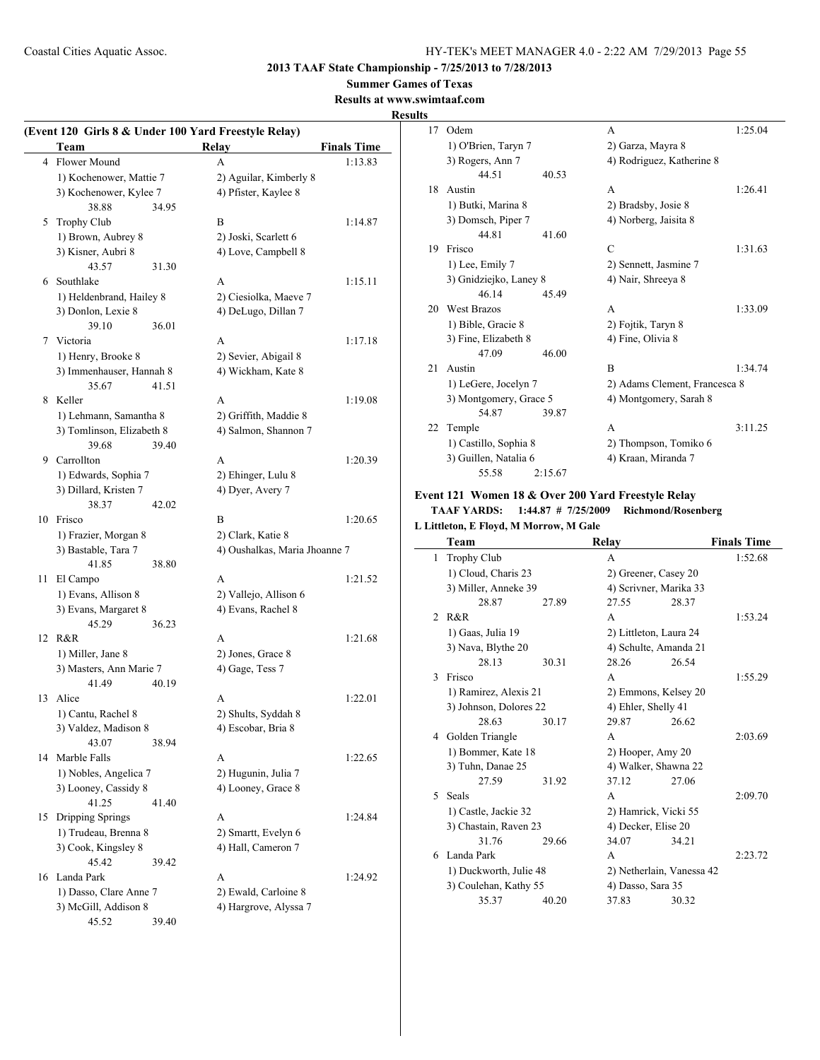**2013 TAAF State Championship - 7/25/2013 to 7/28/2013**

**Summer Games of Texas**

**Results at www.swimtaaf.com**

**Results**

### (Event 120 Girls 8 & Under 100 Yard Freestyle Relay)

| | Team | Relay | Finals Time |
|---|---|---|---|
| 4 | Flower Mound | A | 1:13.83 |
| | 1) Kochenower, Mattie 7 | 2) Aguilar, Kimberly 8 | |
| | 3) Kochenower, Kylee 7 | 4) Pfister, Kaylee 8 | |
| | 38.88 34.95 | | |
| 5 | Trophy Club | B | 1:14.87 |
| | 1) Brown, Aubrey 8 | 2) Joski, Scarlett 6 | |
| | 3) Kisner, Aubri 8 | 4) Love, Campbell 8 | |
| | 43.57 31.30 | | |
| 6 | Southlake | A | 1:15.11 |
| | 1) Heldenbrand, Hailey 8 | 2) Ciesiolka, Maeve 7 | |
| | 3) Donlon, Lexie 8 | 4) DeLugo, Dillan 7 | |
| | 39.10 36.01 | | |
| 7 | Victoria | A | 1:17.18 |
| | 1) Henry, Brooke 8 | 2) Sevier, Abigail 8 | |
| | 3) Immenhauser, Hannah 8 | 4) Wickham, Kate 8 | |
| | 35.67 41.51 | | |
| 8 | Keller | A | 1:19.08 |
| | 1) Lehmann, Samantha 8 | 2) Griffith, Maddie 8 | |
| | 3) Tomlinson, Elizabeth 8 | 4) Salmon, Shannon 7 | |
| | 39.68 39.40 | | |
| 9 | Carrollton | A | 1:20.39 |
| | 1) Edwards, Sophia 7 | 2) Ehinger, Lulu 8 | |
| | 3) Dillard, Kristen 7 | 4) Dyer, Avery 7 | |
| | 38.37 42.02 | | |
| 10 | Frisco | B | 1:20.65 |
| | 1) Frazier, Morgan 8 | 2) Clark, Katie 8 | |
| | 3) Bastable, Tara 7 | 4) Oushalkas, Maria Jhoanne 7 | |
| | 41.85 38.80 | | |
| 11 | El Campo | A | 1:21.52 |
| | 1) Evans, Allison 8 | 2) Vallejo, Allison 6 | |
| | 3) Evans, Margaret 8 | 4) Evans, Rachel 8 | |
| | 45.29 36.23 | | |
| 12 | R&R | A | 1:21.68 |
| | 1) Miller, Jane 8 | 2) Jones, Grace 8 | |
| | 3) Masters, Ann Marie 7 | 4) Gage, Tess 7 | |
| | 41.49 40.19 | | |
| 13 | Alice | A | 1:22.01 |
| | 1) Cantu, Rachel 8 | 2) Shults, Syddah 8 | |
| | 3) Valdez, Madison 8 | 4) Escobar, Bria 8 | |
| | 43.07 38.94 | | |
| 14 | Marble Falls | A | 1:22.65 |
| | 1) Nobles, Angelica 7 | 2) Hugunin, Julia 7 | |
| | 3) Looney, Cassidy 8 | 4) Looney, Grace 8 | |
| | 41.25 41.40 | | |
| 15 | Dripping Springs | A | 1:24.84 |
| | 1) Trudeau, Brenna 8 | 2) Smartt, Evelyn 6 | |
| | 3) Cook, Kingsley 8 | 4) Hall, Cameron 7 | |
| | 45.42 39.42 | | |
| 16 | Landa Park | A | 1:24.92 |
| | 1) Dasso, Clare Anne 7 | 2) Ewald, Carloine 8 | |
| | 3) McGill, Addison 8 | 4) Hargrove, Alyssa 7 | |
| | 45.52 39.40 | | |
| 17 | Odem | A | 1:25.04 |
| | 1) O'Brien, Taryn 7 | 2) Garza, Mayra 8 | |
| | 3) Rogers, Ann 7 | 4) Rodriguez, Katherine 8 | |
| | 44.51 40.53 | | |
| 18 | Austin | A | 1:26.41 |
| | 1) Butki, Marina 8 | 2) Bradsby, Josie 8 | |
| | 3) Domsch, Piper 7 | 4) Norberg, Jaisita 8 | |
| | 44.81 41.60 | | |
| 19 | Frisco | C | 1:31.63 |
| | 1) Lee, Emily 7 | 2) Sennett, Jasmine 7 | |
| | 3) Gnidziejko, Laney 8 | 4) Nair, Shreeya 8 | |
| | 46.14 45.49 | | |
| 20 | West Brazos | A | 1:33.09 |
| | 1) Bible, Gracie 8 | 2) Fojtik, Taryn 8 | |
| | 3) Fine, Elizabeth 8 | 4) Fine, Olivia 8 | |
| | 47.09 46.00 | | |
| 21 | Austin | B | 1:34.74 |
| | 1) LeGere, Jocelyn 7 | 2) Adams Clement, Francesca 8 | |
| | 3) Montgomery, Grace 5 | 4) Montgomery, Sarah 8 | |
| | 54.87 39.87 | | |
| 22 | Temple | A | 3:11.25 |
| | 1) Castillo, Sophia 8 | 2) Thompson, Tomiko 6 | |
| | 3) Guillen, Natalia 6 | 4) Kraan, Miranda 7 | |
| | 55.58 2:15.67 | | |

### Event 121 Women 18 & Over 200 Yard Freestyle Relay

**TAAF YARDS: 1:44.87 # 7/25/2009 Richmond/Rosenberg**

**L Littleton, E Floyd, M Morrow, M Gale**

| | Team | Relay | Finals Time |
|---|---|---|---|
| 1 | Trophy Club | A | 1:52.68 |
| | 1) Cloud, Charis 23 | 2) Greener, Casey 20 | |
| | 3) Miller, Anneke 39 | 4) Scrivner, Marika 33 | |
| | 28.87 27.89 | 27.55 28.37 | |
| 2 | R&R | A | 1:53.24 |
| | 1) Gaas, Julia 19 | 2) Littleton, Laura 24 | |
| | 3) Nava, Blythe 20 | 4) Schulte, Amanda 21 | |
| | 28.13 30.31 | 28.26 26.54 | |
| 3 | Frisco | A | 1:55.29 |
| | 1) Ramirez, Alexis 21 | 2) Emmons, Kelsey 20 | |
| | 3) Johnson, Dolores 22 | 4) Ehler, Shelly 41 | |
| | 28.63 30.17 | 29.87 26.62 | |
| 4 | Golden Triangle | A | 2:03.69 |
| | 1) Bommer, Kate 18 | 2) Hooper, Amy 20 | |
| | 3) Tuhn, Danae 25 | 4) Walker, Shawna 22 | |
| | 27.59 31.92 | 37.12 27.06 | |
| 5 | Seals | A | 2:09.70 |
| | 1) Castle, Jackie 32 | 2) Hamrick, Vicki 55 | |
| | 3) Chastain, Raven 23 | 4) Decker, Elise 20 | |
| | 31.76 29.66 | 34.07 34.21 | |
| 6 | Landa Park | A | 2:23.72 |
| | 1) Duckworth, Julie 48 | 2) Netherlain, Vanessa 42 | |
| | 3) Coulehan, Kathy 55 | 4) Dasso, Sara 35 | |
| | 35.37 40.20 | 37.83 30.32 | |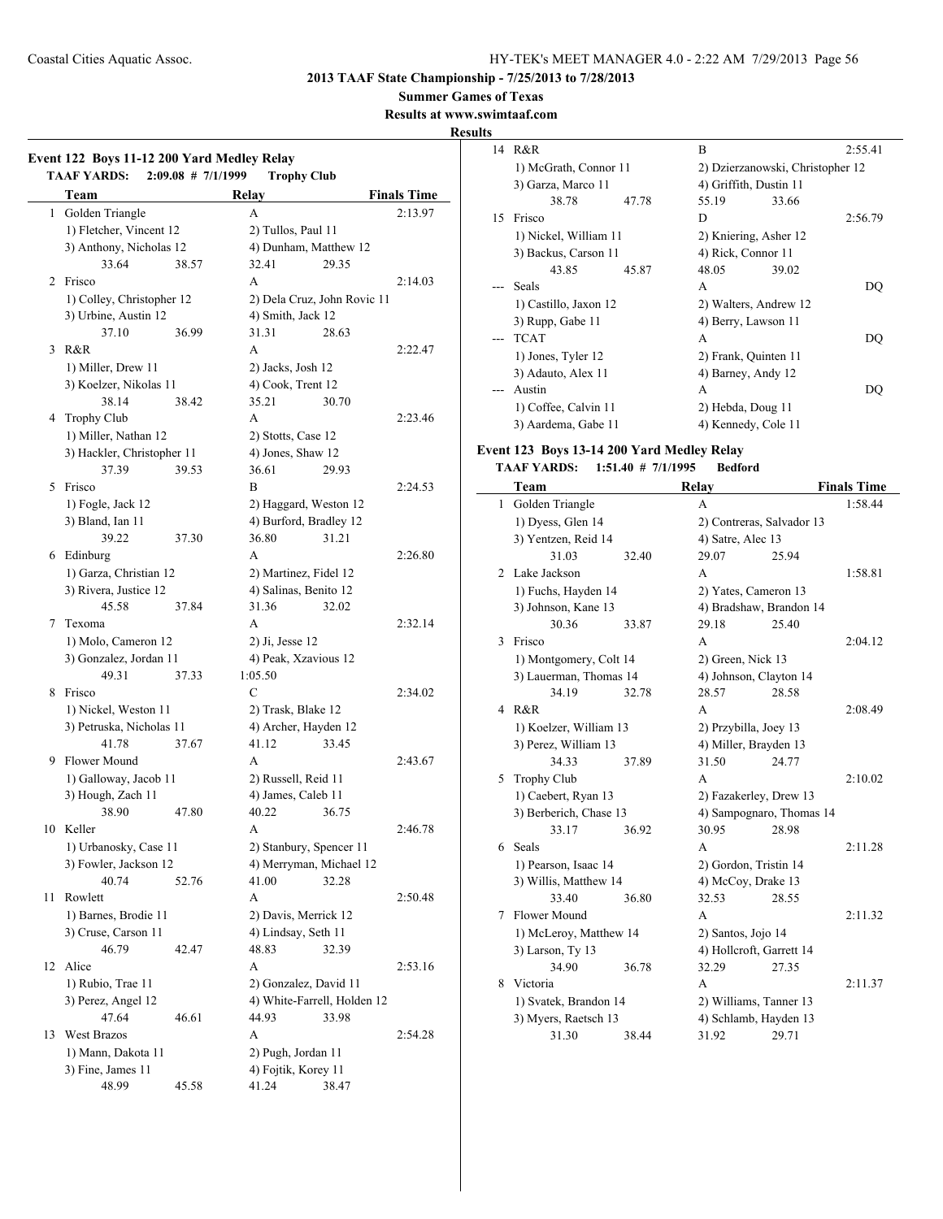**2013 TAAF State Championship - 7/25/2013 to 7/28/2013**

**Summer Games of Texas**

**Results at www.swimtaaf.com**

**Results**

### Event 122 Boys 11-12 200 Yard Medley Relay

**TAAF YARDS: 2:09.08 # 7/1/1999 Trophy Club**

| | Team | Relay | Finals Time |
|---|---|---|---|
| 1 | Golden Triangle | A | 2:13.97 |
| | 1) Fletcher, Vincent 12 | 2) Tullos, Paul 11 | |
| | 3) Anthony, Nicholas 12 | 4) Dunham, Matthew 12 | |
| | 33.64 38.57 | 32.41 29.35 | |
| 2 | Frisco | A | 2:14.03 |
| | 1) Colley, Christopher 12 | 2) Dela Cruz, John Rovic 11 | |
| | 3) Urbine, Austin 12 | 4) Smith, Jack 12 | |
| | 37.10 36.99 | 31.31 28.63 | |
| 3 | R&R | A | 2:22.47 |
| | 1) Miller, Drew 11 | 2) Jacks, Josh 12 | |
| | 3) Koelzer, Nikolas 11 | 4) Cook, Trent 12 | |
| | 38.14 38.42 | 35.21 30.70 | |
| 4 | Trophy Club | A | 2:23.46 |
| | 1) Miller, Nathan 12 | 2) Stotts, Case 12 | |
| | 3) Hackler, Christopher 11 | 4) Jones, Shaw 12 | |
| | 37.39 39.53 | 36.61 29.93 | |
| 5 | Frisco | B | 2:24.53 |
| | 1) Fogle, Jack 12 | 2) Haggard, Weston 12 | |
| | 3) Bland, Ian 11 | 4) Burford, Bradley 12 | |
| | 39.22 37.30 | 36.80 31.21 | |
| 6 | Edinburg | A | 2:26.80 |
| | 1) Garza, Christian 12 | 2) Martinez, Fidel 12 | |
| | 3) Rivera, Justice 12 | 4) Salinas, Benito 12 | |
| | 45.58 37.84 | 31.36 32.02 | |
| 7 | Texoma | A | 2:32.14 |
| | 1) Molo, Cameron 12 | 2) Ji, Jesse 12 | |
| | 3) Gonzalez, Jordan 11 | 4) Peak, Xzavious 12 | |
| | 49.31 37.33 | 1:05.50 | |
| 8 | Frisco | C | 2:34.02 |
| | 1) Nickel, Weston 11 | 2) Trask, Blake 12 | |
| | 3) Petruska, Nicholas 11 | 4) Archer, Hayden 12 | |
| | 41.78 37.67 | 41.12 33.45 | |
| 9 | Flower Mound | A | 2:43.67 |
| | 1) Galloway, Jacob 11 | 2) Russell, Reid 11 | |
| | 3) Hough, Zach 11 | 4) James, Caleb 11 | |
| | 38.90 47.80 | 40.22 36.75 | |
| 10 | Keller | A | 2:46.78 |
| | 1) Urbanosky, Case 11 | 2) Stanbury, Spencer 11 | |
| | 3) Fowler, Jackson 12 | 4) Merryman, Michael 12 | |
| | 40.74 52.76 | 41.00 32.28 | |
| 11 | Rowlett | A | 2:50.48 |
| | 1) Barnes, Brodie 11 | 2) Davis, Merrick 12 | |
| | 3) Cruse, Carson 11 | 4) Lindsay, Seth 11 | |
| | 46.79 42.47 | 48.83 32.39 | |
| 12 | Alice | A | 2:53.16 |
| | 1) Rubio, Trae 11 | 2) Gonzalez, David 11 | |
| | 3) Perez, Angel 12 | 4) White-Farrell, Holden 12 | |
| | 47.64 46.61 | 44.93 33.98 | |
| 13 | West Brazos | A | 2:54.28 |
| | 1) Mann, Dakota 11 | 2) Pugh, Jordan 11 | |
| | 3) Fine, James 11 | 4) Fojtik, Korey 11 | |
| | 48.99 45.58 | 41.24 38.47 | |
| 14 | R&R | B | 2:55.41 |
| | 1) McGrath, Connor 11 | 2) Dzierzanowski, Christopher 12 | |
| | 3) Garza, Marco 11 | 4) Griffith, Dustin 11 | |
| | 38.78 47.78 | 55.19 33.66 | |
| 15 | Frisco | D | 2:56.79 |
| | 1) Nickel, William 11 | 2) Kniering, Asher 12 | |
| | 3) Backus, Carson 11 | 4) Rick, Connor 11 | |
| | 43.85 45.87 | 48.05 39.02 | |
| --- | Seals | A | DQ |
| | 1) Castillo, Jaxon 12 | 2) Walters, Andrew 12 | |
| | 3) Rupp, Gabe 11 | 4) Berry, Lawson 11 | |
| --- | TCAT | A | DQ |
| | 1) Jones, Tyler 12 | 2) Frank, Quinten 11 | |
| | 3) Adauto, Alex 11 | 4) Barney, Andy 12 | |
| --- | Austin | A | DQ |
| | 1) Coffee, Calvin 11 | 2) Hebda, Doug 11 | |
| | 3) Aardema, Gabe 11 | 4) Kennedy, Cole 11 | |

### Event 123 Boys 13-14 200 Yard Medley Relay

**TAAF YARDS: 1:51.40 # 7/1/1995 Bedford**

| | Team | Relay | Finals Time |
|---|---|---|---|
| 1 | Golden Triangle | A | 1:58.44 |
| | 1) Dyess, Glen 14 | 2) Contreras, Salvador 13 | |
| | 3) Yentzen, Reid 14 | 4) Satre, Alec 13 | |
| | 31.03 32.40 | 29.07 25.94 | |
| 2 | Lake Jackson | A | 1:58.81 |
| | 1) Fuchs, Hayden 14 | 2) Yates, Cameron 13 | |
| | 3) Johnson, Kane 13 | 4) Bradshaw, Brandon 14 | |
| | 30.36 33.87 | 29.18 25.40 | |
| 3 | Frisco | A | 2:04.12 |
| | 1) Montgomery, Colt 14 | 2) Green, Nick 13 | |
| | 3) Lauerman, Thomas 14 | 4) Johnson, Clayton 14 | |
| | 34.19 32.78 | 28.57 28.58 | |
| 4 | R&R | A | 2:08.49 |
| | 1) Koelzer, William 13 | 2) Przybilla, Joey 13 | |
| | 3) Perez, William 13 | 4) Miller, Brayden 13 | |
| | 34.33 37.89 | 31.50 24.77 | |
| 5 | Trophy Club | A | 2:10.02 |
| | 1) Caebert, Ryan 13 | 2) Fazakerley, Drew 13 | |
| | 3) Berberich, Chase 13 | 4) Sampognaro, Thomas 14 | |
| | 33.17 36.92 | 30.95 28.98 | |
| 6 | Seals | A | 2:11.28 |
| | 1) Pearson, Isaac 14 | 2) Gordon, Tristin 14 | |
| | 3) Willis, Matthew 14 | 4) McCoy, Drake 13 | |
| | 33.40 36.80 | 32.53 28.55 | |
| 7 | Flower Mound | A | 2:11.32 |
| | 1) McLeroy, Matthew 14 | 2) Santos, Jojo 14 | |
| | 3) Larson, Ty 13 | 4) Hollcroft, Garrett 14 | |
| | 34.90 36.78 | 32.29 27.35 | |
| 8 | Victoria | A | 2:11.37 |
| | 1) Svatek, Brandon 14 | 2) Williams, Tanner 13 | |
| | 3) Myers, Raetsch 13 | 4) Schlamb, Hayden 13 | |
| | 31.30 38.44 | 31.92 29.71 | |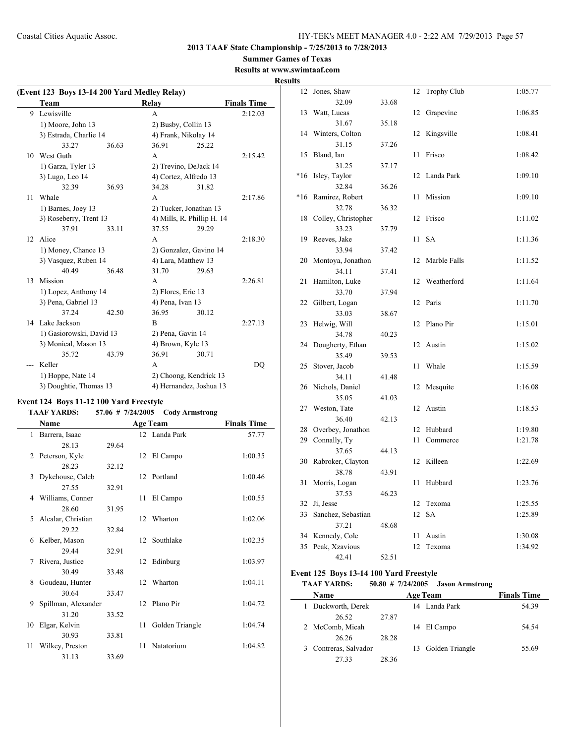**2013 TAAF State Championship - 7/25/2013 to 7/28/2013**

**Summer Games of Texas**

**Results at www.swimtaaf.com**

**Results**

### (Event 123 Boys 13-14 200 Yard Medley Relay)

| | Team | Relay | Finals Time |
|---|---|---|---|
| 9 | Lewisville | A | 2:12.03 |
| | 1) Moore, John 13 | 2) Busby, Collin 13 | |
| | 3) Estrada, Charlie 14 | 4) Frank, Nikolay 14 | |
| | 33.27 36.63 | 36.91 25.22 | |
| 10 | West Guth | A | 2:15.42 |
| | 1) Garza, Tyler 13 | 2) Trevino, DeJack 14 | |
| | 3) Lugo, Leo 14 | 4) Cortez, Alfredo 13 | |
| | 32.39 36.93 | 34.28 31.82 | |
| 11 | Whale | A | 2:17.86 |
| | 1) Barnes, Joey 13 | 2) Tucker, Jonathan 13 | |
| | 3) Roseberry, Trent 13 | 4) Mills, R. Phillip H. 14 | |
| | 37.91 33.11 | 37.55 29.29 | |
| 12 | Alice | A | 2:18.30 |
| | 1) Money, Chance 13 | 2) Gonzalez, Gavino 14 | |
| | 3) Vasquez, Ruben 14 | 4) Lara, Matthew 13 | |
| | 40.49 36.48 | 31.70 29.63 | |
| 13 | Mission | A | 2:26.81 |
| | 1) Lopez, Anthony 14 | 2) Flores, Eric 13 | |
| | 3) Pena, Gabriel 13 | 4) Pena, Ivan 13 | |
| | 37.24 42.50 | 36.95 30.12 | |
| 14 | Lake Jackson | B | 2:27.13 |
| | 1) Gasiorowski, David 13 | 2) Pena, Gavin 14 | |
| | 3) Monical, Mason 13 | 4) Brown, Kyle 13 | |
| | 35.72 43.79 | 36.91 30.71 | |
| --- | Keller | A | DQ |
| | 1) Hoppe, Nate 14 | 2) Choong, Kendrick 13 | |
| | 3) Doughtie, Thomas 13 | 4) Hernandez, Joshua 13 | |

### Event 124 Boys 11-12 100 Yard Freestyle

**TAAF YARDS: 57.06 # 7/24/2005 Cody Armstrong**

| | Name | Age | Team | Finals Time |
|---|---|---|---|---|
| 1 | Barrera, Isaac | 12 | Landa Park | 57.77 |
| | 28.13 29.64 | | | |
| 2 | Peterson, Kyle | 12 | El Campo | 1:00.35 |
| | 28.23 32.12 | | | |
| 3 | Dykehouse, Caleb | 12 | Portland | 1:00.46 |
| | 27.55 32.91 | | | |
| 4 | Williams, Conner | 11 | El Campo | 1:00.55 |
| | 28.60 31.95 | | | |
| 5 | Alcalar, Christian | 12 | Wharton | 1:02.06 |
| | 29.22 32.84 | | | |
| 6 | Kelber, Mason | 12 | Southlake | 1:02.35 |
| | 29.44 32.91 | | | |
| 7 | Rivera, Justice | 12 | Edinburg | 1:03.97 |
| | 30.49 33.48 | | | |
| 8 | Goudeau, Hunter | 12 | Wharton | 1:04.11 |
| | 30.64 33.47 | | | |
| 9 | Spillman, Alexander | 12 | Plano Pir | 1:04.72 |
| | 31.20 33.52 | | | |
| 10 | Elgar, Kelvin | 11 | Golden Triangle | 1:04.74 |
| | 30.93 33.81 | | | |
| 11 | Wilkey, Preston | 11 | Natatorium | 1:04.82 |
| | 31.13 33.69 | | | |
| 12 | Jones, Shaw | 12 | Trophy Club | 1:05.77 |
| | 32.09 33.68 | | | |
| 13 | Watt, Lucas | 12 | Grapevine | 1:06.85 |
| | 31.67 35.18 | | | |
| 14 | Winters, Colton | 12 | Kingsville | 1:08.41 |
| | 31.15 37.26 | | | |
| 15 | Bland, Ian | 11 | Frisco | 1:08.42 |
| | 31.25 37.17 | | | |
| *16 | Isley, Taylor | 12 | Landa Park | 1:09.10 |
| | 32.84 36.26 | | | |
| *16 | Ramirez, Robert | 11 | Mission | 1:09.10 |
| | 32.78 36.32 | | | |
| 18 | Colley, Christopher | 12 | Frisco | 1:11.02 |
| | 33.23 37.79 | | | |
| 19 | Reeves, Jake | 11 | SA | 1:11.36 |
| | 33.94 37.42 | | | |
| 20 | Montoya, Jonathon | 12 | Marble Falls | 1:11.52 |
| | 34.11 37.41 | | | |
| 21 | Hamilton, Luke | 12 | Weatherford | 1:11.64 |
| | 33.70 37.94 | | | |
| 22 | Gilbert, Logan | 12 | Paris | 1:11.70 |
| | 33.03 38.67 | | | |
| 23 | Helwig, Will | 12 | Plano Pir | 1:15.01 |
| | 34.78 40.23 | | | |
| 24 | Dougherty, Ethan | 12 | Austin | 1:15.02 |
| | 35.49 39.53 | | | |
| 25 | Stover, Jacob | 11 | Whale | 1:15.59 |
| | 34.11 41.48 | | | |
| 26 | Nichols, Daniel | 12 | Mesquite | 1:16.08 |
| | 35.05 41.03 | | | |
| 27 | Weston, Tate | 12 | Austin | 1:18.53 |
| | 36.40 42.13 | | | |
| 28 | Overbey, Jonathon | 12 | Hubbard | 1:19.80 |
| 29 | Connally, Ty | 11 | Commerce | 1:21.78 |
| | 37.65 44.13 | | | |
| 30 | Rabroker, Clayton | 12 | Killeen | 1:22.69 |
| | 38.78 43.91 | | | |
| 31 | Morris, Logan | 11 | Hubbard | 1:23.76 |
| | 37.53 46.23 | | | |
| 32 | Ji, Jesse | 12 | Texoma | 1:25.55 |
| 33 | Sanchez, Sebastian | 12 | SA | 1:25.89 |
| | 37.21 48.68 | | | |
| 34 | Kennedy, Cole | 11 | Austin | 1:30.08 |
| 35 | Peak, Xzavious | 12 | Texoma | 1:34.92 |
| | 42.41 52.51 | | | |

### Event 125 Boys 13-14 100 Yard Freestyle

**TAAF YARDS: 50.80 # 7/24/2005 Jason Armstrong**

| | Name | Age | Team | Finals Time |
|---|---|---|---|---|
| 1 | Duckworth, Derek | 14 | Landa Park | 54.39 |
| | 26.52 27.87 | | | |
| 2 | McComb, Micah | 14 | El Campo | 54.54 |
| | 26.26 28.28 | | | |
| 3 | Contreras, Salvador | 13 | Golden Triangle | 55.69 |
| | 27.33 28.36 | | | |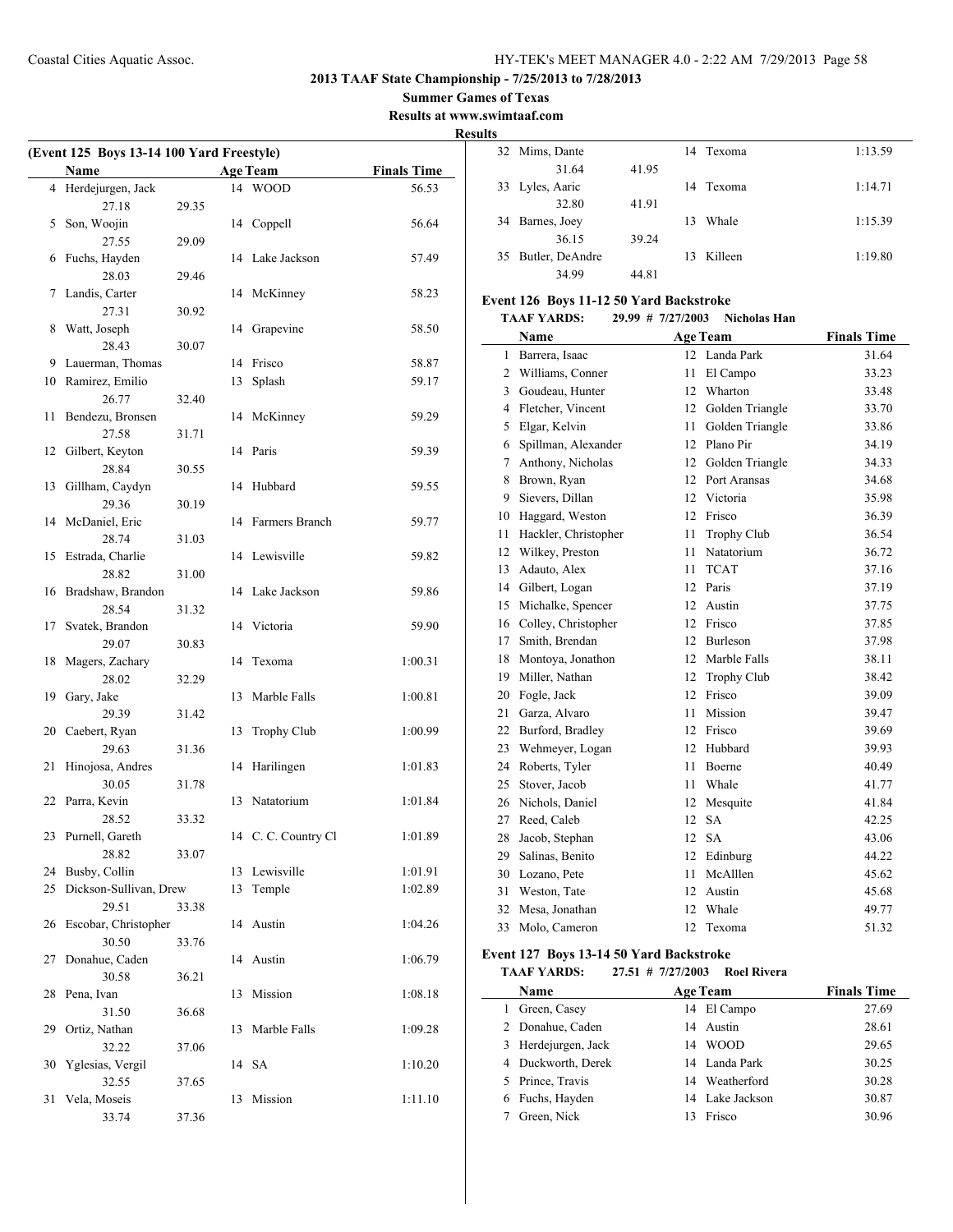## 2013 TAAF State Championship - 7/25/2013 to 7/28/2013

**Summer Games of Texas**

**Results at www.swimtaaf.com**

**Results**

### (Event 125 Boys 13-14 100 Yard Freestyle)

| | Name | | Age | Team | Finals Time |
|---|---|---|---|---|---|
| 4 | Herdejurgen, Jack | | 14 | WOOD | 56.53 |
| | 27.18 | 29.35 | | | |
| 5 | Son, Woojin | | 14 | Coppell | 56.64 |
| | 27.55 | 29.09 | | | |
| 6 | Fuchs, Hayden | | 14 | Lake Jackson | 57.49 |
| | 28.03 | 29.46 | | | |
| 7 | Landis, Carter | | 14 | McKinney | 58.23 |
| | 27.31 | 30.92 | | | |
| 8 | Watt, Joseph | | 14 | Grapevine | 58.50 |
| | 28.43 | 30.07 | | | |
| 9 | Lauerman, Thomas | | 14 | Frisco | 58.87 |
| 10 | Ramirez, Emilio | | 13 | Splash | 59.17 |
| | 26.77 | 32.40 | | | |
| 11 | Bendezu, Bronsen | | 14 | McKinney | 59.29 |
| | 27.58 | 31.71 | | | |
| 12 | Gilbert, Keyton | | 14 | Paris | 59.39 |
| | 28.84 | 30.55 | | | |
| 13 | Gillham, Caydyn | | 14 | Hubbard | 59.55 |
| | 29.36 | 30.19 | | | |
| 14 | McDaniel, Eric | | 14 | Farmers Branch | 59.77 |
| | 28.74 | 31.03 | | | |
| 15 | Estrada, Charlie | | 14 | Lewisville | 59.82 |
| | 28.82 | 31.00 | | | |
| 16 | Bradshaw, Brandon | | 14 | Lake Jackson | 59.86 |
| | 28.54 | 31.32 | | | |
| 17 | Svatek, Brandon | | 14 | Victoria | 59.90 |
| | 29.07 | 30.83 | | | |
| 18 | Magers, Zachary | | 14 | Texoma | 1:00.31 |
| | 28.02 | 32.29 | | | |
| 19 | Gary, Jake | | 13 | Marble Falls | 1:00.81 |
| | 29.39 | 31.42 | | | |
| 20 | Caebert, Ryan | | 13 | Trophy Club | 1:00.99 |
| | 29.63 | 31.36 | | | |
| 21 | Hinojosa, Andres | | 14 | Harilingen | 1:01.83 |
| | 30.05 | 31.78 | | | |
| 22 | Parra, Kevin | | 13 | Natatorium | 1:01.84 |
| | 28.52 | 33.32 | | | |
| 23 | Purnell, Gareth | | 14 | C. C. Country Cl | 1:01.89 |
| | 28.82 | 33.07 | | | |
| 24 | Busby, Collin | | 13 | Lewisville | 1:01.91 |
| 25 | Dickson-Sullivan, Drew | | 13 | Temple | 1:02.89 |
| | 29.51 | 33.38 | | | |
| 26 | Escobar, Christopher | | 14 | Austin | 1:04.26 |
| | 30.50 | 33.76 | | | |
| 27 | Donahue, Caden | | 14 | Austin | 1:06.79 |
| | 30.58 | 36.21 | | | |
| 28 | Pena, Ivan | | 13 | Mission | 1:08.18 |
| | 31.50 | 36.68 | | | |
| 29 | Ortiz, Nathan | | 13 | Marble Falls | 1:09.28 |
| | 32.22 | 37.06 | | | |
| 30 | Yglesias, Vergil | | 14 | SA | 1:10.20 |
| | 32.55 | 37.65 | | | |
| 31 | Vela, Moseis | | 13 | Mission | 1:11.10 |
| | 33.74 | 37.36 | | | |
| 32 | Mims, Dante | | 14 | Texoma | 1:13.59 |
| | 31.64 | 41.95 | | | |
| 33 | Lyles, Aaric | | 14 | Texoma | 1:14.71 |
| | 32.80 | 41.91 | | | |
| 34 | Barnes, Joey | | 13 | Whale | 1:15.39 |
| | 36.15 | 39.24 | | | |
| 35 | Butler, DeAndre | | 13 | Killeen | 1:19.80 |
| | 34.99 | 44.81 | | | |

### Event 126 Boys 11-12 50 Yard Backstroke

**TAAF YARDS: 29.99 # 7/27/2003 Nicholas Han**

| | Name | Age | Team | Finals Time |
|---|---|---|---|---|
| 1 | Barrera, Isaac | 12 | Landa Park | 31.64 |
| 2 | Williams, Conner | 11 | El Campo | 33.23 |
| 3 | Goudeau, Hunter | 12 | Wharton | 33.48 |
| 4 | Fletcher, Vincent | 12 | Golden Triangle | 33.70 |
| 5 | Elgar, Kelvin | 11 | Golden Triangle | 33.86 |
| 6 | Spillman, Alexander | 12 | Plano Pir | 34.19 |
| 7 | Anthony, Nicholas | 12 | Golden Triangle | 34.33 |
| 8 | Brown, Ryan | 12 | Port Aransas | 34.68 |
| 9 | Sievers, Dillan | 12 | Victoria | 35.98 |
| 10 | Haggard, Weston | 12 | Frisco | 36.39 |
| 11 | Hackler, Christopher | 11 | Trophy Club | 36.54 |
| 12 | Wilkey, Preston | 11 | Natatorium | 36.72 |
| 13 | Adauto, Alex | 11 | TCAT | 37.16 |
| 14 | Gilbert, Logan | 12 | Paris | 37.19 |
| 15 | Michalke, Spencer | 12 | Austin | 37.75 |
| 16 | Colley, Christopher | 12 | Frisco | 37.85 |
| 17 | Smith, Brendan | 12 | Burleson | 37.98 |
| 18 | Montoya, Jonathon | 12 | Marble Falls | 38.11 |
| 19 | Miller, Nathan | 12 | Trophy Club | 38.42 |
| 20 | Fogle, Jack | 12 | Frisco | 39.09 |
| 21 | Garza, Alvaro | 11 | Mission | 39.47 |
| 22 | Burford, Bradley | 12 | Frisco | 39.69 |
| 23 | Wehmeyer, Logan | 12 | Hubbard | 39.93 |
| 24 | Roberts, Tyler | 11 | Boerne | 40.49 |
| 25 | Stover, Jacob | 11 | Whale | 41.77 |
| 26 | Nichols, Daniel | 12 | Mesquite | 41.84 |
| 27 | Reed, Caleb | 12 | SA | 42.25 |
| 28 | Jacob, Stephan | 12 | SA | 43.06 |
| 29 | Salinas, Benito | 12 | Edinburg | 44.22 |
| 30 | Lozano, Pete | 11 | McAlllen | 45.62 |
| 31 | Weston, Tate | 12 | Austin | 45.68 |
| 32 | Mesa, Jonathan | 12 | Whale | 49.77 |
| 33 | Molo, Cameron | 12 | Texoma | 51.32 |

### Event 127 Boys 13-14 50 Yard Backstroke

**TAAF YARDS: 27.51 # 7/27/2003 Roel Rivera**

| | Name | Age | Team | Finals Time |
|---|---|---|---|---|
| 1 | Green, Casey | 14 | El Campo | 27.69 |
| 2 | Donahue, Caden | 14 | Austin | 28.61 |
| 3 | Herdejurgen, Jack | 14 | WOOD | 29.65 |
| 4 | Duckworth, Derek | 14 | Landa Park | 30.25 |
| 5 | Prince, Travis | 14 | Weatherford | 30.28 |
| 6 | Fuchs, Hayden | 14 | Lake Jackson | 30.87 |
| 7 | Green, Nick | 13 | Frisco | 30.96 |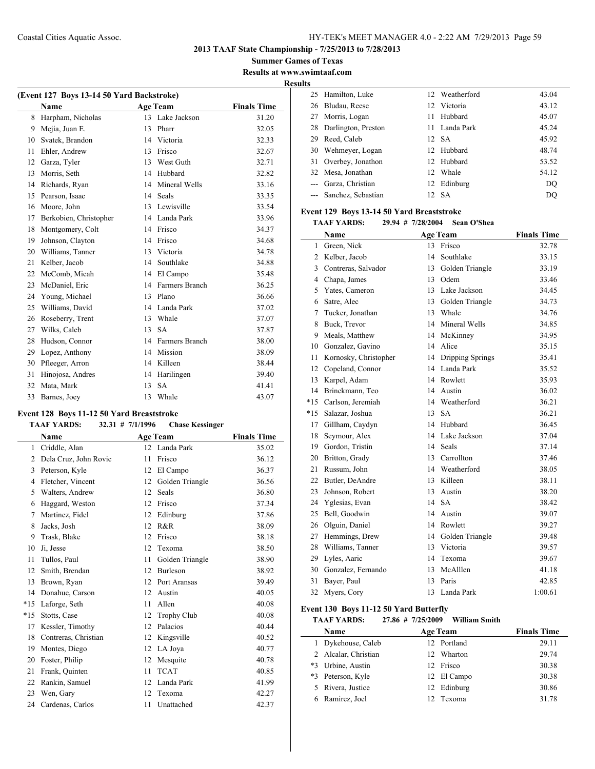**2013 TAAF State Championship - 7/25/2013 to 7/28/2013**

**Summer Games of Texas**

**Results at www.swimtaaf.com**

**Results**

### (Event 127 Boys 13-14 50 Yard Backstroke)

| | Name | Age | Team | Finals Time |
|---|---|---|---|---|
| 8 | Harpham, Nicholas | 13 | Lake Jackson | 31.20 |
| 9 | Mejia, Juan E. | 13 | Pharr | 32.05 |
| 10 | Svatek, Brandon | 14 | Victoria | 32.33 |
| 11 | Ehler, Andrew | 13 | Frisco | 32.67 |
| 12 | Garza, Tyler | 13 | West Guth | 32.71 |
| 13 | Morris, Seth | 14 | Hubbard | 32.82 |
| 14 | Richards, Ryan | 14 | Mineral Wells | 33.16 |
| 15 | Pearson, Isaac | 14 | Seals | 33.35 |
| 16 | Moore, John | 13 | Lewisville | 33.54 |
| 17 | Berkobien, Christopher | 14 | Landa Park | 33.96 |
| 18 | Montgomery, Colt | 14 | Frisco | 34.37 |
| 19 | Johnson, Clayton | 14 | Frisco | 34.68 |
| 20 | Williams, Tanner | 13 | Victoria | 34.78 |
| 21 | Kelber, Jacob | 14 | Southlake | 34.88 |
| 22 | McComb, Micah | 14 | El Campo | 35.48 |
| 23 | McDaniel, Eric | 14 | Farmers Branch | 36.25 |
| 24 | Young, Michael | 13 | Plano | 36.66 |
| 25 | Williams, David | 14 | Landa Park | 37.02 |
| 26 | Roseberry, Trent | 13 | Whale | 37.07 |
| 27 | Wilks, Caleb | 13 | SA | 37.87 |
| 28 | Hudson, Connor | 14 | Farmers Branch | 38.00 |
| 29 | Lopez, Anthony | 14 | Mission | 38.09 |
| 30 | Pfleeger, Arron | 14 | Killeen | 38.44 |
| 31 | Hinojosa, Andres | 14 | Harilingen | 39.40 |
| 32 | Mata, Mark | 13 | SA | 41.41 |
| 33 | Barnes, Joey | 13 | Whale | 43.07 |

### Event 128 Boys 11-12 50 Yard Breaststroke

**TAAF YARDS: 32.31 # 7/1/1996 Chase Kessinger**

| | Name | Age | Team | Finals Time |
|---|---|---|---|---|
| 1 | Criddle, Alan | 12 | Landa Park | 35.02 |
| 2 | Dela Cruz, John Rovic | 11 | Frisco | 36.12 |
| 3 | Peterson, Kyle | 12 | El Campo | 36.37 |
| 4 | Fletcher, Vincent | 12 | Golden Triangle | 36.56 |
| 5 | Walters, Andrew | 12 | Seals | 36.80 |
| 6 | Haggard, Weston | 12 | Frisco | 37.34 |
| 7 | Martinez, Fidel | 12 | Edinburg | 37.86 |
| 8 | Jacks, Josh | 12 | R&R | 38.09 |
| 9 | Trask, Blake | 12 | Frisco | 38.18 |
| 10 | Ji, Jesse | 12 | Texoma | 38.50 |
| 11 | Tullos, Paul | 11 | Golden Triangle | 38.90 |
| 12 | Smith, Brendan | 12 | Burleson | 38.92 |
| 13 | Brown, Ryan | 12 | Port Aransas | 39.49 |
| 14 | Donahue, Carson | 12 | Austin | 40.05 |
| *15 | Laforge, Seth | 11 | Allen | 40.08 |
| *15 | Stotts, Case | 12 | Trophy Club | 40.08 |
| 17 | Kessler, Timothy | 12 | Palacios | 40.44 |
| 18 | Contreras, Christian | 12 | Kingsville | 40.52 |
| 19 | Montes, Diego | 12 | LA Joya | 40.77 |
| 20 | Foster, Philip | 12 | Mesquite | 40.78 |
| 21 | Frank, Quinten | 11 | TCAT | 40.85 |
| 22 | Rankin, Samuel | 12 | Landa Park | 41.99 |
| 23 | Wen, Gary | 12 | Texoma | 42.27 |
| 24 | Cardenas, Carlos | 11 | Unattached | 42.37 |
| 25 | Hamilton, Luke | 12 | Weatherford | 43.04 |
| 26 | Bludau, Reese | 12 | Victoria | 43.12 |
| 27 | Morris, Logan | 11 | Hubbard | 45.07 |
| 28 | Darlington, Preston | 11 | Landa Park | 45.24 |
| 29 | Reed, Caleb | 12 | SA | 45.92 |
| 30 | Wehmeyer, Logan | 12 | Hubbard | 48.74 |
| 31 | Overbey, Jonathon | 12 | Hubbard | 53.52 |
| 32 | Mesa, Jonathan | 12 | Whale | 54.12 |
| --- | Garza, Christian | 12 | Edinburg | DQ |
| --- | Sanchez, Sebastian | 12 | SA | DQ |

### Event 129 Boys 13-14 50 Yard Breaststroke

**TAAF YARDS: 29.94 # 7/28/2004 Sean O'Shea**

| | Name | Age | Team | Finals Time |
|---|---|---|---|---|
| 1 | Green, Nick | 13 | Frisco | 32.78 |
| 2 | Kelber, Jacob | 14 | Southlake | 33.15 |
| 3 | Contreras, Salvador | 13 | Golden Triangle | 33.19 |
| 4 | Chapa, James | 13 | Odem | 33.46 |
| 5 | Yates, Cameron | 13 | Lake Jackson | 34.45 |
| 6 | Satre, Alec | 13 | Golden Triangle | 34.73 |
| 7 | Tucker, Jonathan | 13 | Whale | 34.76 |
| 8 | Buck, Trevor | 14 | Mineral Wells | 34.85 |
| 9 | Meals, Matthew | 14 | McKinney | 34.95 |
| 10 | Gonzalez, Gavino | 14 | Alice | 35.15 |
| 11 | Kornosky, Christopher | 14 | Dripping Springs | 35.41 |
| 12 | Copeland, Connor | 14 | Landa Park | 35.52 |
| 13 | Karpel, Adam | 14 | Rowlett | 35.93 |
| 14 | Brinckmann, Teo | 14 | Austin | 36.02 |
| *15 | Carlson, Jeremiah | 14 | Weatherford | 36.21 |
| *15 | Salazar, Joshua | 13 | SA | 36.21 |
| 17 | Gillham, Caydyn | 14 | Hubbard | 36.45 |
| 18 | Seymour, Alex | 14 | Lake Jackson | 37.04 |
| 19 | Gordon, Tristin | 14 | Seals | 37.14 |
| 20 | Britton, Grady | 13 | Carrollton | 37.46 |
| 21 | Russum, John | 14 | Weatherford | 38.05 |
| 22 | Butler, DeAndre | 13 | Killeen | 38.11 |
| 23 | Johnson, Robert | 13 | Austin | 38.20 |
| 24 | Yglesias, Evan | 14 | SA | 38.42 |
| 25 | Bell, Goodwin | 14 | Austin | 39.07 |
| 26 | Olguin, Daniel | 14 | Rowlett | 39.27 |
| 27 | Hemmings, Drew | 14 | Golden Triangle | 39.48 |
| 28 | Williams, Tanner | 13 | Victoria | 39.57 |
| 29 | Lyles, Aaric | 14 | Texoma | 39.67 |
| 30 | Gonzalez, Fernando | 13 | McAlllen | 41.18 |
| 31 | Bayer, Paul | 13 | Paris | 42.85 |
| 32 | Myers, Cory | 13 | Landa Park | 1:00.61 |

### Event 130 Boys 11-12 50 Yard Butterfly

**TAAF YARDS: 27.86 # 7/25/2009 William Smith**

| | Name | Age | Team | Finals Time |
|---|---|---|---|---|
| 1 | Dykehouse, Caleb | 12 | Portland | 29.11 |
| 2 | Alcalar, Christian | 12 | Wharton | 29.74 |
| *3 | Urbine, Austin | 12 | Frisco | 30.38 |
| *3 | Peterson, Kyle | 12 | El Campo | 30.38 |
| 5 | Rivera, Justice | 12 | Edinburg | 30.86 |
| 6 | Ramirez, Joel | 12 | Texoma | 31.78 |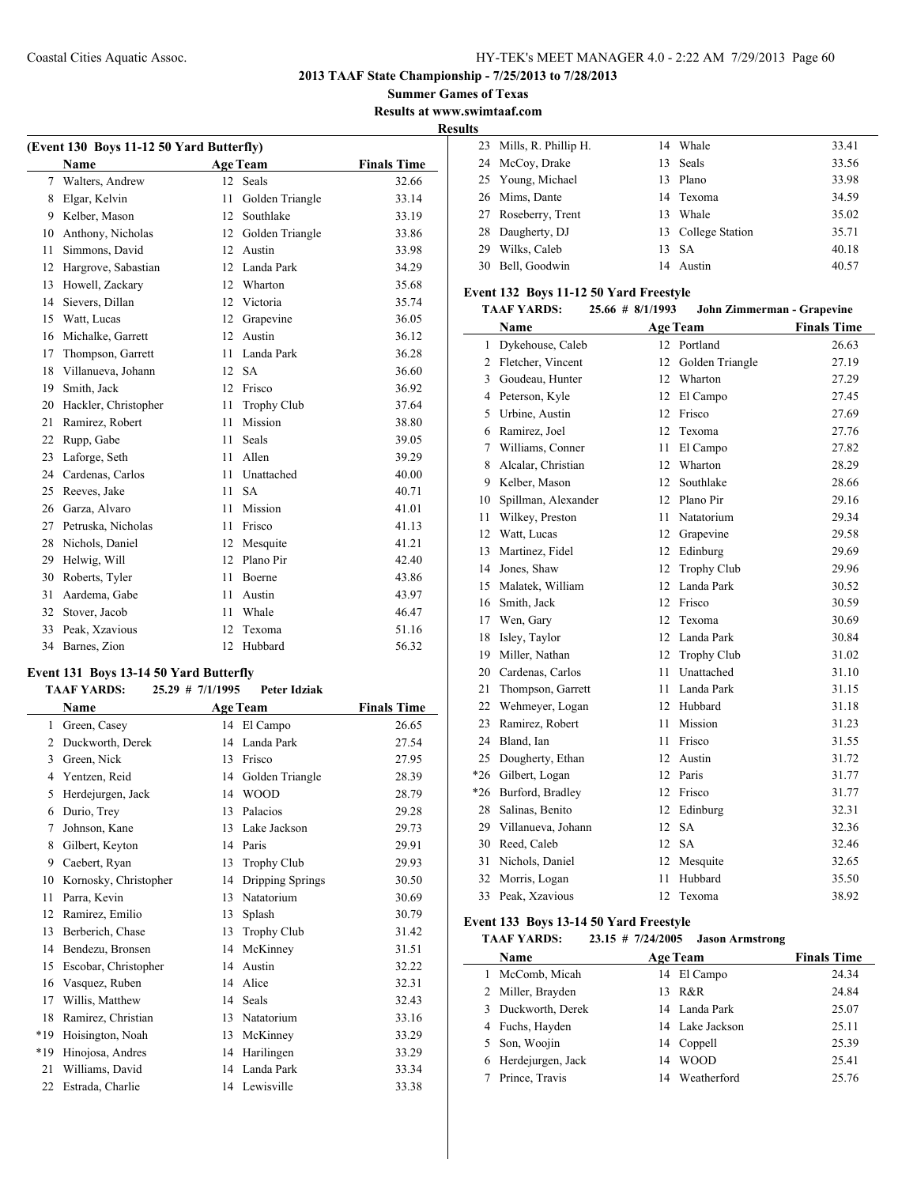**2013 TAAF State Championship - 7/25/2013 to 7/28/2013**

**Summer Games of Texas**

**Results at www.swimtaaf.com**

**Results**

### (Event 130 Boys 11-12 50 Yard Butterfly)

| | Name | Age | Team | Finals Time |
|---|---|---|---|---|
| 7 | Walters, Andrew | 12 | Seals | 32.66 |
| 8 | Elgar, Kelvin | 11 | Golden Triangle | 33.14 |
| 9 | Kelber, Mason | 12 | Southlake | 33.19 |
| 10 | Anthony, Nicholas | 12 | Golden Triangle | 33.86 |
| 11 | Simmons, David | 12 | Austin | 33.98 |
| 12 | Hargrove, Sebastian | 12 | Landa Park | 34.29 |
| 13 | Howell, Zackary | 12 | Wharton | 35.68 |
| 14 | Sievers, Dillan | 12 | Victoria | 35.74 |
| 15 | Watt, Lucas | 12 | Grapevine | 36.05 |
| 16 | Michalke, Garrett | 12 | Austin | 36.12 |
| 17 | Thompson, Garrett | 11 | Landa Park | 36.28 |
| 18 | Villanueva, Johann | 12 | SA | 36.60 |
| 19 | Smith, Jack | 12 | Frisco | 36.92 |
| 20 | Hackler, Christopher | 11 | Trophy Club | 37.64 |
| 21 | Ramirez, Robert | 11 | Mission | 38.80 |
| 22 | Rupp, Gabe | 11 | Seals | 39.05 |
| 23 | Laforge, Seth | 11 | Allen | 39.29 |
| 24 | Cardenas, Carlos | 11 | Unattached | 40.00 |
| 25 | Reeves, Jake | 11 | SA | 40.71 |
| 26 | Garza, Alvaro | 11 | Mission | 41.01 |
| 27 | Petruska, Nicholas | 11 | Frisco | 41.13 |
| 28 | Nichols, Daniel | 12 | Mesquite | 41.21 |
| 29 | Helwig, Will | 12 | Plano Pir | 42.40 |
| 30 | Roberts, Tyler | 11 | Boerne | 43.86 |
| 31 | Aardema, Gabe | 11 | Austin | 43.97 |
| 32 | Stover, Jacob | 11 | Whale | 46.47 |
| 33 | Peak, Xzavious | 12 | Texoma | 51.16 |
| 34 | Barnes, Zion | 12 | Hubbard | 56.32 |

### Event 131 Boys 13-14 50 Yard Butterfly

**TAAF YARDS: 25.29 # 7/1/1995 Peter Idziak**

| | Name | Age | Team | Finals Time |
|---|---|---|---|---|
| 1 | Green, Casey | 14 | El Campo | 26.65 |
| 2 | Duckworth, Derek | 14 | Landa Park | 27.54 |
| 3 | Green, Nick | 13 | Frisco | 27.95 |
| 4 | Yentzen, Reid | 14 | Golden Triangle | 28.39 |
| 5 | Herdejurgen, Jack | 14 | WOOD | 28.79 |
| 6 | Durio, Trey | 13 | Palacios | 29.28 |
| 7 | Johnson, Kane | 13 | Lake Jackson | 29.73 |
| 8 | Gilbert, Keyton | 14 | Paris | 29.91 |
| 9 | Caebert, Ryan | 13 | Trophy Club | 29.93 |
| 10 | Kornosky, Christopher | 14 | Dripping Springs | 30.50 |
| 11 | Parra, Kevin | 13 | Natatorium | 30.69 |
| 12 | Ramirez, Emilio | 13 | Splash | 30.79 |
| 13 | Berberich, Chase | 13 | Trophy Club | 31.42 |
| 14 | Bendezu, Bronsen | 14 | McKinney | 31.51 |
| 15 | Escobar, Christopher | 14 | Austin | 32.22 |
| 16 | Vasquez, Ruben | 14 | Alice | 32.31 |
| 17 | Willis, Matthew | 14 | Seals | 32.43 |
| 18 | Ramirez, Christian | 13 | Natatorium | 33.16 |
| *19 | Hoisington, Noah | 13 | McKinney | 33.29 |
| *19 | Hinojosa, Andres | 14 | Harilingen | 33.29 |
| 21 | Williams, David | 14 | Landa Park | 33.34 |
| 22 | Estrada, Charlie | 14 | Lewisville | 33.38 |
| 23 | Mills, R. Phillip H. | 14 | Whale | 33.41 |
| 24 | McCoy, Drake | 13 | Seals | 33.56 |
| 25 | Young, Michael | 13 | Plano | 33.98 |
| 26 | Mims, Dante | 14 | Texoma | 34.59 |
| 27 | Roseberry, Trent | 13 | Whale | 35.02 |
| 28 | Daugherty, DJ | 13 | College Station | 35.71 |
| 29 | Wilks, Caleb | 13 | SA | 40.18 |
| 30 | Bell, Goodwin | 14 | Austin | 40.57 |

### Event 132 Boys 11-12 50 Yard Freestyle

**TAAF YARDS: 25.66 # 8/1/1993 John Zimmerman - Grapevine**

| | Name | Age | Team | Finals Time |
|---|---|---|---|---|
| 1 | Dykehouse, Caleb | 12 | Portland | 26.63 |
| 2 | Fletcher, Vincent | 12 | Golden Triangle | 27.19 |
| 3 | Goudeau, Hunter | 12 | Wharton | 27.29 |
| 4 | Peterson, Kyle | 12 | El Campo | 27.45 |
| 5 | Urbine, Austin | 12 | Frisco | 27.69 |
| 6 | Ramirez, Joel | 12 | Texoma | 27.76 |
| 7 | Williams, Conner | 11 | El Campo | 27.82 |
| 8 | Alcalar, Christian | 12 | Wharton | 28.29 |
| 9 | Kelber, Mason | 12 | Southlake | 28.66 |
| 10 | Spillman, Alexander | 12 | Plano Pir | 29.16 |
| 11 | Wilkey, Preston | 11 | Natatorium | 29.34 |
| 12 | Watt, Lucas | 12 | Grapevine | 29.58 |
| 13 | Martinez, Fidel | 12 | Edinburg | 29.69 |
| 14 | Jones, Shaw | 12 | Trophy Club | 29.96 |
| 15 | Malatek, William | 12 | Landa Park | 30.52 |
| 16 | Smith, Jack | 12 | Frisco | 30.59 |
| 17 | Wen, Gary | 12 | Texoma | 30.69 |
| 18 | Isley, Taylor | 12 | Landa Park | 30.84 |
| 19 | Miller, Nathan | 12 | Trophy Club | 31.02 |
| 20 | Cardenas, Carlos | 11 | Unattached | 31.10 |
| 21 | Thompson, Garrett | 11 | Landa Park | 31.15 |
| 22 | Wehmeyer, Logan | 12 | Hubbard | 31.18 |
| 23 | Ramirez, Robert | 11 | Mission | 31.23 |
| 24 | Bland, Ian | 11 | Frisco | 31.55 |
| 25 | Dougherty, Ethan | 12 | Austin | 31.72 |
| *26 | Gilbert, Logan | 12 | Paris | 31.77 |
| *26 | Burford, Bradley | 12 | Frisco | 31.77 |
| 28 | Salinas, Benito | 12 | Edinburg | 32.31 |
| 29 | Villanueva, Johann | 12 | SA | 32.36 |
| 30 | Reed, Caleb | 12 | SA | 32.46 |
| 31 | Nichols, Daniel | 12 | Mesquite | 32.65 |
| 32 | Morris, Logan | 11 | Hubbard | 35.50 |
| 33 | Peak, Xzavious | 12 | Texoma | 38.92 |

### Event 133 Boys 13-14 50 Yard Freestyle

**TAAF YARDS: 23.15 # 7/24/2005 Jason Armstrong**

| | Name | Age | Team | Finals Time |
|---|---|---|---|---|
| 1 | McComb, Micah | 14 | El Campo | 24.34 |
| 2 | Miller, Brayden | 13 | R&R | 24.84 |
| 3 | Duckworth, Derek | 14 | Landa Park | 25.07 |
| 4 | Fuchs, Hayden | 14 | Lake Jackson | 25.11 |
| 5 | Son, Woojin | 14 | Coppell | 25.39 |
| 6 | Herdejurgen, Jack | 14 | WOOD | 25.41 |
| 7 | Prince, Travis | 14 | Weatherford | 25.76 |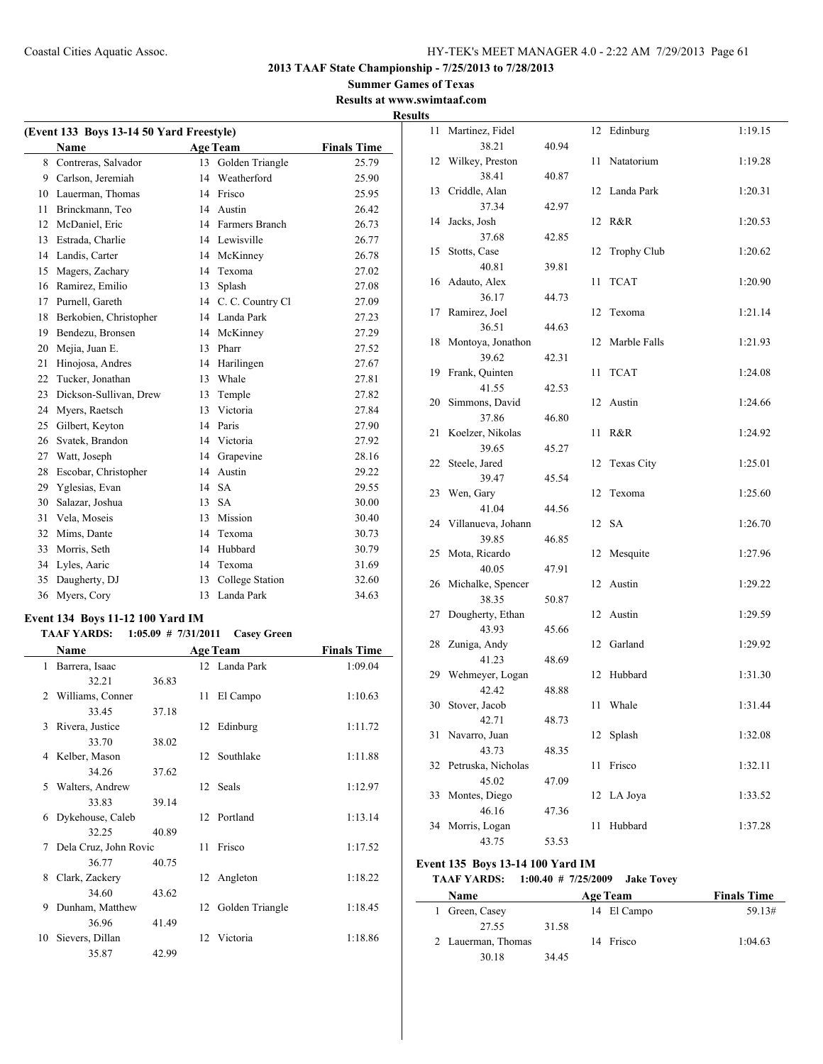**2013 TAAF State Championship - 7/25/2013 to 7/28/2013**

**Summer Games of Texas**

**Results at www.swimtaaf.com**

**Results**

### (Event 133 Boys 13-14 50 Yard Freestyle)

| | Name | Age | Team | Finals Time |
|---|---|---|---|---|
| 8 | Contreras, Salvador | 13 | Golden Triangle | 25.79 |
| 9 | Carlson, Jeremiah | 14 | Weatherford | 25.90 |
| 10 | Lauerman, Thomas | 14 | Frisco | 25.95 |
| 11 | Brinckmann, Teo | 14 | Austin | 26.42 |
| 12 | McDaniel, Eric | 14 | Farmers Branch | 26.73 |
| 13 | Estrada, Charlie | 14 | Lewisville | 26.77 |
| 14 | Landis, Carter | 14 | McKinney | 26.78 |
| 15 | Magers, Zachary | 14 | Texoma | 27.02 |
| 16 | Ramirez, Emilio | 13 | Splash | 27.08 |
| 17 | Purnell, Gareth | 14 | C. C. Country Cl | 27.09 |
| 18 | Berkobien, Christopher | 14 | Landa Park | 27.23 |
| 19 | Bendezu, Bronsen | 14 | McKinney | 27.29 |
| 20 | Mejia, Juan E. | 13 | Pharr | 27.52 |
| 21 | Hinojosa, Andres | 14 | Harilingen | 27.67 |
| 22 | Tucker, Jonathan | 13 | Whale | 27.81 |
| 23 | Dickson-Sullivan, Drew | 13 | Temple | 27.82 |
| 24 | Myers, Raetsch | 13 | Victoria | 27.84 |
| 25 | Gilbert, Keyton | 14 | Paris | 27.90 |
| 26 | Svatek, Brandon | 14 | Victoria | 27.92 |
| 27 | Watt, Joseph | 14 | Grapevine | 28.16 |
| 28 | Escobar, Christopher | 14 | Austin | 29.22 |
| 29 | Yglesias, Evan | 14 | SA | 29.55 |
| 30 | Salazar, Joshua | 13 | SA | 30.00 |
| 31 | Vela, Moseis | 13 | Mission | 30.40 |
| 32 | Mims, Dante | 14 | Texoma | 30.73 |
| 33 | Morris, Seth | 14 | Hubbard | 30.79 |
| 34 | Lyles, Aaric | 14 | Texoma | 31.69 |
| 35 | Daugherty, DJ | 13 | College Station | 32.60 |
| 36 | Myers, Cory | 13 | Landa Park | 34.63 |

### Event 134 Boys 11-12 100 Yard IM

**TAAF YARDS: 1:05.09 # 7/31/2011 Casey Green**

| | Name | Splits | Age | Team | Finals Time |
|---|---|---|---|---|---|
| 1 | Barrera, Isaac | 32.21 36.83 | 12 | Landa Park | 1:09.04 |
| 2 | Williams, Conner | 33.45 37.18 | 11 | El Campo | 1:10.63 |
| 3 | Rivera, Justice | 33.70 38.02 | 12 | Edinburg | 1:11.72 |
| 4 | Kelber, Mason | 34.26 37.62 | 12 | Southlake | 1:11.88 |
| 5 | Walters, Andrew | 33.83 39.14 | 12 | Seals | 1:12.97 |
| 6 | Dykehouse, Caleb | 32.25 40.89 | 12 | Portland | 1:13.14 |
| 7 | Dela Cruz, John Rovic | 36.77 40.75 | 11 | Frisco | 1:17.52 |
| 8 | Clark, Zackery | 34.60 43.62 | 12 | Angleton | 1:18.22 |
| 9 | Dunham, Matthew | 36.96 41.49 | 12 | Golden Triangle | 1:18.45 |
| 10 | Sievers, Dillan | 35.87 42.99 | 12 | Victoria | 1:18.86 |
| 11 | Martinez, Fidel | 38.21 40.94 | 12 | Edinburg | 1:19.15 |
| 12 | Wilkey, Preston | 38.41 40.87 | 11 | Natatorium | 1:19.28 |
| 13 | Criddle, Alan | 37.34 42.97 | 12 | Landa Park | 1:20.31 |
| 14 | Jacks, Josh | 37.68 42.85 | 12 | R&R | 1:20.53 |
| 15 | Stotts, Case | 40.81 39.81 | 12 | Trophy Club | 1:20.62 |
| 16 | Adauto, Alex | 36.17 44.73 | 11 | TCAT | 1:20.90 |
| 17 | Ramirez, Joel | 36.51 44.63 | 12 | Texoma | 1:21.14 |
| 18 | Montoya, Jonathon | 39.62 42.31 | 12 | Marble Falls | 1:21.93 |
| 19 | Frank, Quinten | 41.55 42.53 | 11 | TCAT | 1:24.08 |
| 20 | Simmons, David | 37.86 46.80 | 12 | Austin | 1:24.66 |
| 21 | Koelzer, Nikolas | 39.65 45.27 | 11 | R&R | 1:24.92 |
| 22 | Steele, Jared | 39.47 45.54 | 12 | Texas City | 1:25.01 |
| 23 | Wen, Gary | 41.04 44.56 | 12 | Texoma | 1:25.60 |
| 24 | Villanueva, Johann | 39.85 46.85 | 12 | SA | 1:26.70 |
| 25 | Mota, Ricardo | 40.05 47.91 | 12 | Mesquite | 1:27.96 |
| 26 | Michalke, Spencer | 38.35 50.87 | 12 | Austin | 1:29.22 |
| 27 | Dougherty, Ethan | 43.93 45.66 | 12 | Austin | 1:29.59 |
| 28 | Zuniga, Andy | 41.23 48.69 | 12 | Garland | 1:29.92 |
| 29 | Wehmeyer, Logan | 42.42 48.88 | 12 | Hubbard | 1:31.30 |
| 30 | Stover, Jacob | 42.71 48.73 | 11 | Whale | 1:31.44 |
| 31 | Navarro, Juan | 43.73 48.35 | 12 | Splash | 1:32.08 |
| 32 | Petruska, Nicholas | 45.02 47.09 | 11 | Frisco | 1:32.11 |
| 33 | Montes, Diego | 46.16 47.36 | 12 | LA Joya | 1:33.52 |
| 34 | Morris, Logan | 43.75 53.53 | 11 | Hubbard | 1:37.28 |

### Event 135 Boys 13-14 100 Yard IM

**TAAF YARDS: 1:00.40 # 7/25/2009 Jake Tovey**

| | Name | Splits | Age | Team | Finals Time |
|---|---|---|---|---|---|
| 1 | Green, Casey | 27.55 31.58 | 14 | El Campo | 59.13# |
| 2 | Lauerman, Thomas | 30.18 34.45 | 14 | Frisco | 1:04.63 |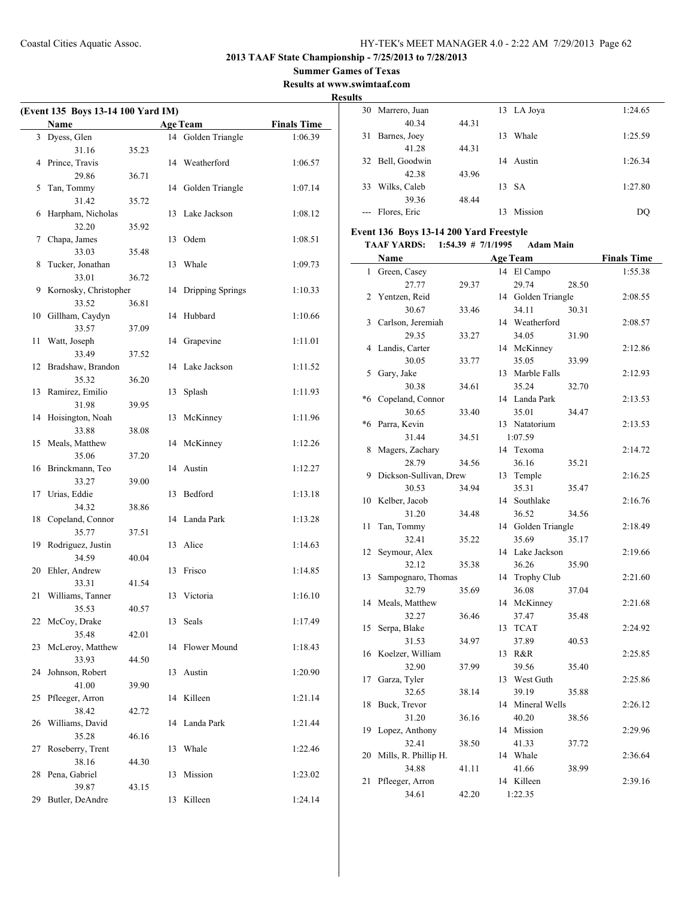**2013 TAAF State Championship - 7/25/2013 to 7/28/2013**

**Summer Games of Texas**

**Results at www.swimtaaf.com**

**Results**

### (Event 135 Boys 13-14 100 Yard IM)

| | Name | Age | Team | Finals Time |
|---|---|---|---|---|
| 3 | Dyess, Glen | 14 | Golden Triangle | 1:06.39 |
| | 31.16 35.23 | | | |
| 4 | Prince, Travis | 14 | Weatherford | 1:06.57 |
| | 29.86 36.71 | | | |
| 5 | Tan, Tommy | 14 | Golden Triangle | 1:07.14 |
| | 31.42 35.72 | | | |
| 6 | Harpham, Nicholas | 13 | Lake Jackson | 1:08.12 |
| | 32.20 35.92 | | | |
| 7 | Chapa, James | 13 | Odem | 1:08.51 |
| | 33.03 35.48 | | | |
| 8 | Tucker, Jonathan | 13 | Whale | 1:09.73 |
| | 33.01 36.72 | | | |
| 9 | Kornosky, Christopher | 14 | Dripping Springs | 1:10.33 |
| | 33.52 36.81 | | | |
| 10 | Gillham, Caydyn | 14 | Hubbard | 1:10.66 |
| | 33.57 37.09 | | | |
| 11 | Watt, Joseph | 14 | Grapevine | 1:11.01 |
| | 33.49 37.52 | | | |
| 12 | Bradshaw, Brandon | 14 | Lake Jackson | 1:11.52 |
| | 35.32 36.20 | | | |
| 13 | Ramirez, Emilio | 13 | Splash | 1:11.93 |
| | 31.98 39.95 | | | |
| 14 | Hoisington, Noah | 13 | McKinney | 1:11.96 |
| | 33.88 38.08 | | | |
| 15 | Meals, Matthew | 14 | McKinney | 1:12.26 |
| | 35.06 37.20 | | | |
| 16 | Brinckmann, Teo | 14 | Austin | 1:12.27 |
| | 33.27 39.00 | | | |
| 17 | Urias, Eddie | 13 | Bedford | 1:13.18 |
| | 34.32 38.86 | | | |
| 18 | Copeland, Connor | 14 | Landa Park | 1:13.28 |
| | 35.77 37.51 | | | |
| 19 | Rodriguez, Justin | 13 | Alice | 1:14.63 |
| | 34.59 40.04 | | | |
| 20 | Ehler, Andrew | 13 | Frisco | 1:14.85 |
| | 33.31 41.54 | | | |
| 21 | Williams, Tanner | 13 | Victoria | 1:16.10 |
| | 35.53 40.57 | | | |
| 22 | McCoy, Drake | 13 | Seals | 1:17.49 |
| | 35.48 42.01 | | | |
| 23 | McLeroy, Matthew | 14 | Flower Mound | 1:18.43 |
| | 33.93 44.50 | | | |
| 24 | Johnson, Robert | 13 | Austin | 1:20.90 |
| | 41.00 39.90 | | | |
| 25 | Pfleeger, Arron | 14 | Killeen | 1:21.14 |
| | 38.42 42.72 | | | |
| 26 | Williams, David | 14 | Landa Park | 1:21.44 |
| | 35.28 46.16 | | | |
| 27 | Roseberry, Trent | 13 | Whale | 1:22.46 |
| | 38.16 44.30 | | | |
| 28 | Pena, Gabriel | 13 | Mission | 1:23.02 |
| | 39.87 43.15 | | | |
| 29 | Butler, DeAndre | 13 | Killeen | 1:24.14 |
| 30 | Marrero, Juan | 13 | LA Joya | 1:24.65 |
| | 40.34 44.31 | | | |
| 31 | Barnes, Joey | 13 | Whale | 1:25.59 |
| | 41.28 44.31 | | | |
| 32 | Bell, Goodwin | 14 | Austin | 1:26.34 |
| | 42.38 43.96 | | | |
| 33 | Wilks, Caleb | 13 | SA | 1:27.80 |
| | 39.36 48.44 | | | |
| --- | Flores, Eric | 13 | Mission | DQ |

### Event 136 Boys 13-14 200 Yard Freestyle

**TAAF YARDS: 1:54.39 # 7/1/1995 Adam Main**

| | Name | Age | Team | Finals Time |
|---|---|---|---|---|
| 1 | Green, Casey | 14 | El Campo | 1:55.38 |
| | 27.77 29.37 29.74 28.50 | | | |
| 2 | Yentzen, Reid | 14 | Golden Triangle | 2:08.55 |
| | 30.67 33.46 34.11 30.31 | | | |
| 3 | Carlson, Jeremiah | 14 | Weatherford | 2:08.57 |
| | 29.35 33.27 34.05 31.90 | | | |
| 4 | Landis, Carter | 14 | McKinney | 2:12.86 |
| | 30.05 33.77 35.05 33.99 | | | |
| 5 | Gary, Jake | 13 | Marble Falls | 2:12.93 |
| | 30.38 34.61 35.24 32.70 | | | |
| *6 | Copeland, Connor | 14 | Landa Park | 2:13.53 |
| | 30.65 33.40 35.01 34.47 | | | |
| *6 | Parra, Kevin | 13 | Natatorium | 2:13.53 |
| | 31.44 34.51 1:07.59 | | | |
| 8 | Magers, Zachary | 14 | Texoma | 2:14.72 |
| | 28.79 34.56 36.16 35.21 | | | |
| 9 | Dickson-Sullivan, Drew | 13 | Temple | 2:16.25 |
| | 30.53 34.94 35.31 35.47 | | | |
| 10 | Kelber, Jacob | 14 | Southlake | 2:16.76 |
| | 31.20 34.48 36.52 34.56 | | | |
| 11 | Tan, Tommy | 14 | Golden Triangle | 2:18.49 |
| | 32.41 35.22 35.69 35.17 | | | |
| 12 | Seymour, Alex | 14 | Lake Jackson | 2:19.66 |
| | 32.12 35.38 36.26 35.90 | | | |
| 13 | Sampognaro, Thomas | 14 | Trophy Club | 2:21.60 |
| | 32.79 35.69 36.08 37.04 | | | |
| 14 | Meals, Matthew | 14 | McKinney | 2:21.68 |
| | 32.27 36.46 37.47 35.48 | | | |
| 15 | Serpa, Blake | 13 | TCAT | 2:24.92 |
| | 31.53 34.97 37.89 40.53 | | | |
| 16 | Koelzer, William | 13 | R&R | 2:25.85 |
| | 32.90 37.99 39.56 35.40 | | | |
| 17 | Garza, Tyler | 13 | West Guth | 2:25.86 |
| | 32.65 38.14 39.19 35.88 | | | |
| 18 | Buck, Trevor | 14 | Mineral Wells | 2:26.12 |
| | 31.20 36.16 40.20 38.56 | | | |
| 19 | Lopez, Anthony | 14 | Mission | 2:29.96 |
| | 32.41 38.50 41.33 37.72 | | | |
| 20 | Mills, R. Phillip H. | 14 | Whale | 2:36.64 |
| | 34.88 41.11 41.66 38.99 | | | |
| 21 | Pfleeger, Arron | 14 | Killeen | 2:39.16 |
| | 34.61 42.20 1:22.35 | | | |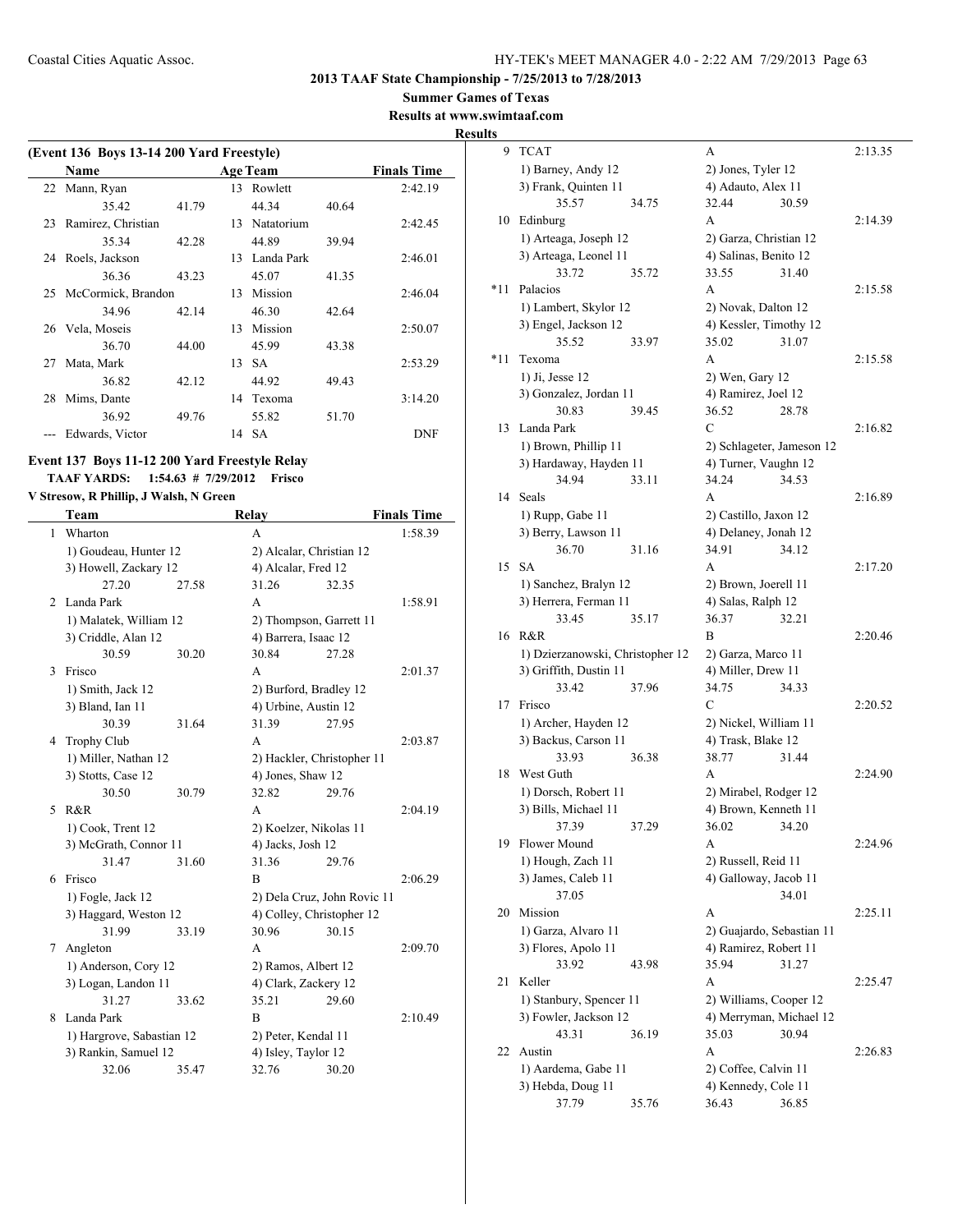## 2013 TAAF State Championship - 7/25/2013 to 7/28/2013

**Summer Games of Texas**

**Results at www.swimtaaf.com**

**Results**

### (Event 136 Boys 13-14 200 Yard Freestyle)

| | Name | Age | Team | Finals Time |
|---|---|---|---|---|
| 22 | Mann, Ryan | 13 | Rowlett | 2:42.19 |
| | 35.42 41.79 44.34 40.64 | | | |
| 23 | Ramirez, Christian | 13 | Natatorium | 2:42.45 |
| | 35.34 42.28 44.89 39.94 | | | |
| 24 | Roels, Jackson | 13 | Landa Park | 2:46.01 |
| | 36.36 43.23 45.07 41.35 | | | |
| 25 | McCormick, Brandon | 13 | Mission | 2:46.04 |
| | 34.96 42.14 46.30 42.64 | | | |
| 26 | Vela, Moseis | 13 | Mission | 2:50.07 |
| | 36.70 44.00 45.99 43.38 | | | |
| 27 | Mata, Mark | 13 | SA | 2:53.29 |
| | 36.82 42.12 44.92 49.43 | | | |
| 28 | Mims, Dante | 14 | Texoma | 3:14.20 |
| | 36.92 49.76 55.82 51.70 | | | |
| --- | Edwards, Victor | 14 | SA | DNF |

### Event 137 Boys 11-12 200 Yard Freestyle Relay

**TAAF YARDS: 1:54.63 # 7/29/2012 Frisco**

**V Stresow, R Phillip, J Walsh, N Green**

| | Team | Relay | Finals Time |
|---|---|---|---|
| 1 | Wharton | A | 1:58.39 |
| | 1) Goudeau, Hunter 12; 2) Alcalar, Christian 12; 3) Howell, Zackary 12; 4) Alcalar, Fred 12 | | |
| | 27.20 27.58 31.26 32.35 | | |
| 2 | Landa Park | A | 1:58.91 |
| | 1) Malatek, William 12; 2) Thompson, Garrett 11; 3) Criddle, Alan 12; 4) Barrera, Isaac 12 | | |
| | 30.59 30.20 30.84 27.28 | | |
| 3 | Frisco | A | 2:01.37 |
| | 1) Smith, Jack 12; 2) Burford, Bradley 12; 3) Bland, Ian 11; 4) Urbine, Austin 12 | | |
| | 30.39 31.64 31.39 27.95 | | |
| 4 | Trophy Club | A | 2:03.87 |
| | 1) Miller, Nathan 12; 2) Hackler, Christopher 11; 3) Stotts, Case 12; 4) Jones, Shaw 12 | | |
| | 30.50 30.79 32.82 29.76 | | |
| 5 | R&R | A | 2:04.19 |
| | 1) Cook, Trent 12; 2) Koelzer, Nikolas 11; 3) McGrath, Connor 11; 4) Jacks, Josh 12 | | |
| | 31.47 31.60 31.36 29.76 | | |
| 6 | Frisco | B | 2:06.29 |
| | 1) Fogle, Jack 12; 2) Dela Cruz, John Rovic 11; 3) Haggard, Weston 12; 4) Colley, Christopher 12 | | |
| | 31.99 33.19 30.96 30.15 | | |
| 7 | Angleton | A | 2:09.70 |
| | 1) Anderson, Cory 12; 2) Ramos, Albert 12; 3) Logan, Landon 11; 4) Clark, Zackery 12 | | |
| | 31.27 33.62 35.21 29.60 | | |
| 8 | Landa Park | B | 2:10.49 |
| | 1) Hargrove, Sebastian 12; 2) Peter, Kendal 11; 3) Rankin, Samuel 12; 4) Isley, Taylor 12 | | |
| | 32.06 35.47 32.76 30.20 | | |
| 9 | TCAT | A | 2:13.35 |
| | 1) Barney, Andy 12; 2) Jones, Tyler 12; 3) Frank, Quinten 11; 4) Adauto, Alex 11 | | |
| | 35.57 34.75 32.44 30.59 | | |
| 10 | Edinburg | A | 2:14.39 |
| | 1) Arteaga, Joseph 12; 2) Garza, Christian 12; 3) Arteaga, Leonel 11; 4) Salinas, Benito 12 | | |
| | 33.72 35.72 33.55 31.40 | | |
| *11 | Palacios | A | 2:15.58 |
| | 1) Lambert, Skylor 12; 2) Novak, Dalton 12; 3) Engel, Jackson 12; 4) Kessler, Timothy 12 | | |
| | 35.52 33.97 35.02 31.07 | | |
| *11 | Texoma | A | 2:15.58 |
| | 1) Ji, Jesse 12; 2) Wen, Gary 12; 3) Gonzalez, Jordan 11; 4) Ramirez, Joel 12 | | |
| | 30.83 39.45 36.52 28.78 | | |
| 13 | Landa Park | C | 2:16.82 |
| | 1) Brown, Phillip 11; 2) Schlageter, Jameson 12; 3) Hardaway, Hayden 11; 4) Turner, Vaughn 12 | | |
| | 34.94 33.11 34.24 34.53 | | |
| 14 | Seals | A | 2:16.89 |
| | 1) Rupp, Gabe 11; 2) Castillo, Jaxon 12; 3) Berry, Lawson 11; 4) Delaney, Jonah 12 | | |
| | 36.70 31.16 34.91 34.12 | | |
| 15 | SA | A | 2:17.20 |
| | 1) Sanchez, Bralyn 12; 2) Brown, Joerell 11; 3) Herrera, Ferman 11; 4) Salas, Ralph 12 | | |
| | 33.45 35.17 36.37 32.21 | | |
| 16 | R&R | B | 2:20.46 |
| | 1) Dzierzanowski, Christopher 12; 2) Garza, Marco 11; 3) Griffith, Dustin 11; 4) Miller, Drew 11 | | |
| | 33.42 37.96 34.75 34.33 | | |
| 17 | Frisco | C | 2:20.52 |
| | 1) Archer, Hayden 12; 2) Nickel, William 11; 3) Backus, Carson 11; 4) Trask, Blake 12 | | |
| | 33.93 36.38 38.77 31.44 | | |
| 18 | West Guth | A | 2:24.90 |
| | 1) Dorsch, Robert 11; 2) Mirabel, Rodger 12; 3) Bills, Michael 11; 4) Brown, Kenneth 11 | | |
| | 37.39 37.29 36.02 34.20 | | |
| 19 | Flower Mound | A | 2:24.96 |
| | 1) Hough, Zach 11; 2) Russell, Reid 11; 3) James, Caleb 11; 4) Galloway, Jacob 11 | | |
| | 37.05 34.01 | | |
| 20 | Mission | A | 2:25.11 |
| | 1) Garza, Alvaro 11; 2) Guajardo, Sebastian 11; 3) Flores, Apolo 11; 4) Ramirez, Robert 11 | | |
| | 33.92 43.98 35.94 31.27 | | |
| 21 | Keller | A | 2:25.47 |
| | 1) Stanbury, Spencer 11; 2) Williams, Cooper 12; 3) Fowler, Jackson 12; 4) Merryman, Michael 12 | | |
| | 43.31 36.19 35.03 30.94 | | |
| 22 | Austin | A | 2:26.83 |
| | 1) Aardema, Gabe 11; 2) Coffee, Calvin 11; 3) Hebda, Doug 11; 4) Kennedy, Cole 11 | | |
| | 37.79 35.76 36.43 36.85 | | |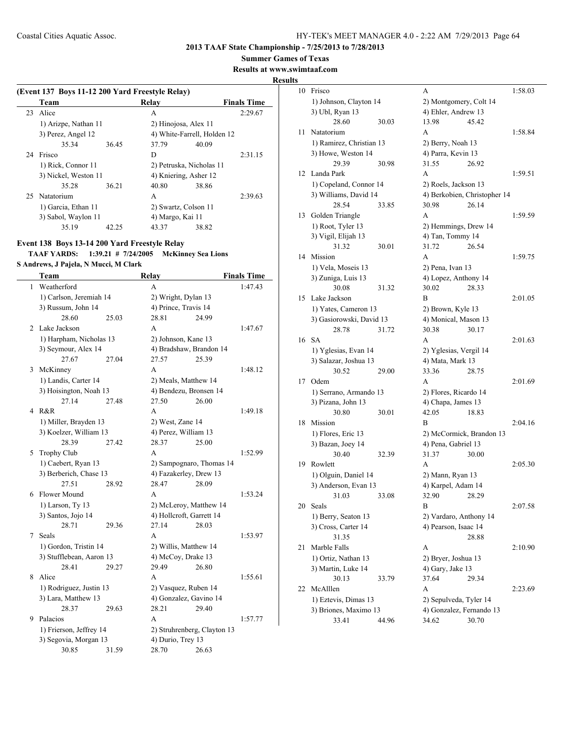**2013 TAAF State Championship - 7/25/2013 to 7/28/2013**

**Summer Games of Texas**

**Results at www.swimtaaf.com**

**Results**

### (Event 137 Boys 11-12 200 Yard Freestyle Relay)

| | Team | Relay | Finals Time |
|---|---|---|---|
| 23 | Alice | A | 2:29.67 |
| | 1) Arizpe, Nathan 11 | 2) Hinojosa, Alex 11 | |
| | 3) Perez, Angel 12 | 4) White-Farrell, Holden 12 | |
| | 35.34 36.45 | 37.79 40.09 | |
| 24 | Frisco | D | 2:31.15 |
| | 1) Rick, Connor 11 | 2) Petruska, Nicholas 11 | |
| | 3) Nickel, Weston 11 | 4) Kniering, Asher 12 | |
| | 35.28 36.21 | 40.80 38.86 | |
| 25 | Natatorium | A | 2:39.63 |
| | 1) Garcia, Ethan 11 | 2) Swartz, Colson 11 | |
| | 3) Sabol, Waylon 11 | 4) Margo, Kai 11 | |
| | 35.19 42.25 | 43.37 38.82 | |

### Event 138 Boys 13-14 200 Yard Freestyle Relay

**TAAF YARDS: 1:39.21 # 7/24/2005 McKinney Sea Lions**

**S Andrews, J Pajela, N Mucci, M Clark**

| | Team | Relay | Finals Time |
|---|---|---|---|
| 1 | Weatherford | A | 1:47.43 |
| | 1) Carlson, Jeremiah 14 | 2) Wright, Dylan 13 | |
| | 3) Russum, John 14 | 4) Prince, Travis 14 | |
| | 28.60 25.03 | 28.81 24.99 | |
| 2 | Lake Jackson | A | 1:47.67 |
| | 1) Harpham, Nicholas 13 | 2) Johnson, Kane 13 | |
| | 3) Seymour, Alex 14 | 4) Bradshaw, Brandon 14 | |
| | 27.67 27.04 | 27.57 25.39 | |
| 3 | McKinney | A | 1:48.12 |
| | 1) Landis, Carter 14 | 2) Meals, Matthew 14 | |
| | 3) Hoisington, Noah 13 | 4) Bendezu, Bronsen 14 | |
| | 27.14 27.48 | 27.50 26.00 | |
| 4 | R&R | A | 1:49.18 |
| | 1) Miller, Brayden 13 | 2) West, Zane 14 | |
| | 3) Koelzer, William 13 | 4) Perez, William 13 | |
| | 28.39 27.42 | 28.37 25.00 | |
| 5 | Trophy Club | A | 1:52.99 |
| | 1) Caebert, Ryan 13 | 2) Sampognaro, Thomas 14 | |
| | 3) Berberich, Chase 13 | 4) Fazakerley, Drew 13 | |
| | 27.51 28.92 | 28.47 28.09 | |
| 6 | Flower Mound | A | 1:53.24 |
| | 1) Larson, Ty 13 | 2) McLeroy, Matthew 14 | |
| | 3) Santos, Jojo 14 | 4) Hollcroft, Garrett 14 | |
| | 28.71 29.36 | 27.14 28.03 | |
| 7 | Seals | A | 1:53.97 |
| | 1) Gordon, Tristin 14 | 2) Willis, Matthew 14 | |
| | 3) Stufflebean, Aaron 13 | 4) McCoy, Drake 13 | |
| | 28.41 29.27 | 29.49 26.80 | |
| 8 | Alice | A | 1:55.61 |
| | 1) Rodriguez, Justin 13 | 2) Vasquez, Ruben 14 | |
| | 3) Lara, Matthew 13 | 4) Gonzalez, Gavino 14 | |
| | 28.37 29.63 | 28.21 29.40 | |
| 9 | Palacios | A | 1:57.77 |
| | 1) Frierson, Jeffrey 14 | 2) Struhrenberg, Clayton 13 | |
| | 3) Segovia, Morgan 13 | 4) Durio, Trey 13 | |
| | 30.85 31.59 | 28.70 26.63 | |
| 10 | Frisco | A | 1:58.03 |
| | 1) Johnson, Clayton 14 | 2) Montgomery, Colt 14 | |
| | 3) Ubl, Ryan 13 | 4) Ehler, Andrew 13 | |
| | 28.60 30.03 | 13.98 45.42 | |
| 11 | Natatorium | A | 1:58.84 |
| | 1) Ramirez, Christian 13 | 2) Berry, Noah 13 | |
| | 3) Howe, Weston 14 | 4) Parra, Kevin 13 | |
| | 29.39 30.98 | 31.55 26.92 | |
| 12 | Landa Park | A | 1:59.51 |
| | 1) Copeland, Connor 14 | 2) Roels, Jackson 13 | |
| | 3) Williams, David 14 | 4) Berkobien, Christopher 14 | |
| | 28.54 33.85 | 30.98 26.14 | |
| 13 | Golden Triangle | A | 1:59.59 |
| | 1) Root, Tyler 13 | 2) Hemmings, Drew 14 | |
| | 3) Vigil, Elijah 13 | 4) Tan, Tommy 14 | |
| | 31.32 30.01 | 31.72 26.54 | |
| 14 | Mission | A | 1:59.75 |
| | 1) Vela, Moseis 13 | 2) Pena, Ivan 13 | |
| | 3) Zuniga, Luis 13 | 4) Lopez, Anthony 14 | |
| | 30.08 31.32 | 30.02 28.33 | |
| 15 | Lake Jackson | B | 2:01.05 |
| | 1) Yates, Cameron 13 | 2) Brown, Kyle 13 | |
| | 3) Gasiorowski, David 13 | 4) Monical, Mason 13 | |
| | 28.78 31.72 | 30.38 30.17 | |
| 16 | SA | A | 2:01.63 |
| | 1) Yglesias, Evan 14 | 2) Yglesias, Vergil 14 | |
| | 3) Salazar, Joshua 13 | 4) Mata, Mark 13 | |
| | 30.52 29.00 | 33.36 28.75 | |
| 17 | Odem | A | 2:01.69 |
| | 1) Serrano, Armando 13 | 2) Flores, Ricardo 14 | |
| | 3) Pizana, John 13 | 4) Chapa, James 13 | |
| | 30.80 30.01 | 42.05 18.83 | |
| 18 | Mission | B | 2:04.16 |
| | 1) Flores, Eric 13 | 2) McCormick, Brandon 13 | |
| | 3) Bazan, Joey 14 | 4) Pena, Gabriel 13 | |
| | 30.40 32.39 | 31.37 30.00 | |
| 19 | Rowlett | A | 2:05.30 |
| | 1) Olguin, Daniel 14 | 2) Mann, Ryan 13 | |
| | 3) Anderson, Evan 13 | 4) Karpel, Adam 14 | |
| | 31.03 33.08 | 32.90 28.29 | |
| 20 | Seals | B | 2:07.58 |
| | 1) Berry, Seaton 13 | 2) Vardaro, Anthony 14 | |
| | 3) Cross, Carter 14 | 4) Pearson, Isaac 14 | |
| | 31.35 | 28.88 | |
| 21 | Marble Falls | A | 2:10.90 |
| | 1) Ortiz, Nathan 13 | 2) Bryer, Joshua 13 | |
| | 3) Martin, Luke 14 | 4) Gary, Jake 13 | |
| | 30.13 33.79 | 37.64 29.34 | |
| 22 | McAlllen | A | 2:23.69 |
| | 1) Eztevis, Dimas 13 | 2) Sepulveda, Tyler 14 | |
| | 3) Briones, Maximo 13 | 4) Gonzalez, Fernando 13 | |
| | 33.41 44.96 | 34.62 30.70 | |